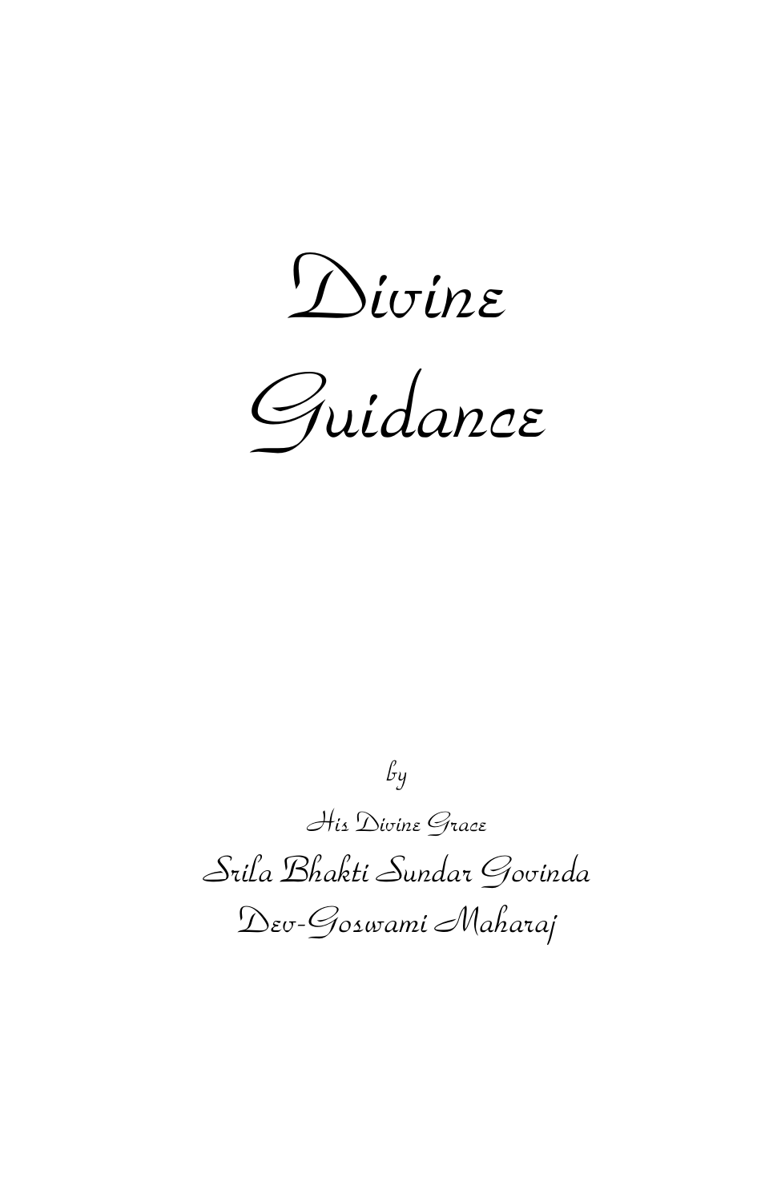# Divine Guidance

by

His Divine Grace

Srila Bhakti Sundar Govinda Dev-Goswami Maharaj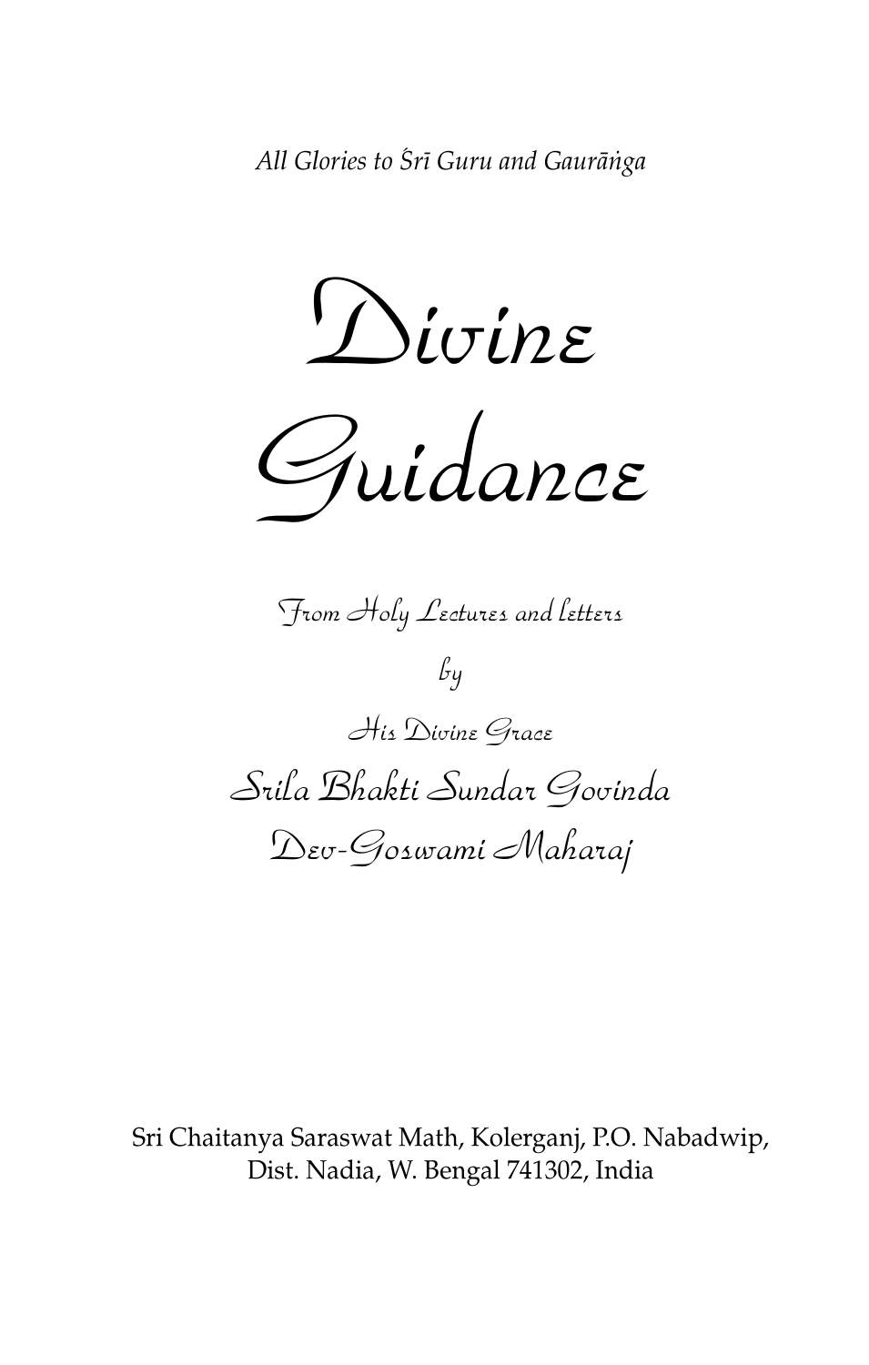*All Glories to Śrī Guru and Gaurāṅga*

# Divine Guidance

From Holy Lectures and letters

by

His Divine Grace

## Srila Bhakti Sundar Govinda Dev-Goswami Maharaj

Sri Chaitanya Saraswat Math, Kolerganj, P.O. Nabadwip,
Dist. Nadia, W. Bengal 741302, India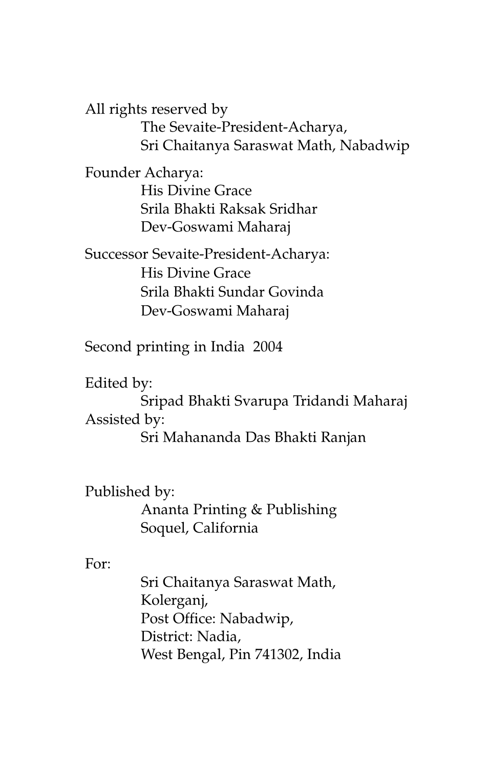All rights reserved by

The Sevaite-President-Acharya,
Sri Chaitanya Saraswat Math, Nabadwip

Founder Acharya:

His Divine Grace
Srila Bhakti Raksak Sridhar
Dev-Goswami Maharaj

Successor Sevaite-President-Acharya:

His Divine Grace
Srila Bhakti Sundar Govinda
Dev-Goswami Maharaj

Second printing in India 2004

Edited by:

Sripad Bhakti Svarupa Tridandi Maharaj

Assisted by:

Sri Mahananda Das Bhakti Ranjan

Published by:

Ananta Printing & Publishing
Soquel, California

For:

Sri Chaitanya Saraswat Math,
Kolerganj,
Post Office: Nabadwip,
District: Nadia,
West Bengal, Pin 741302, India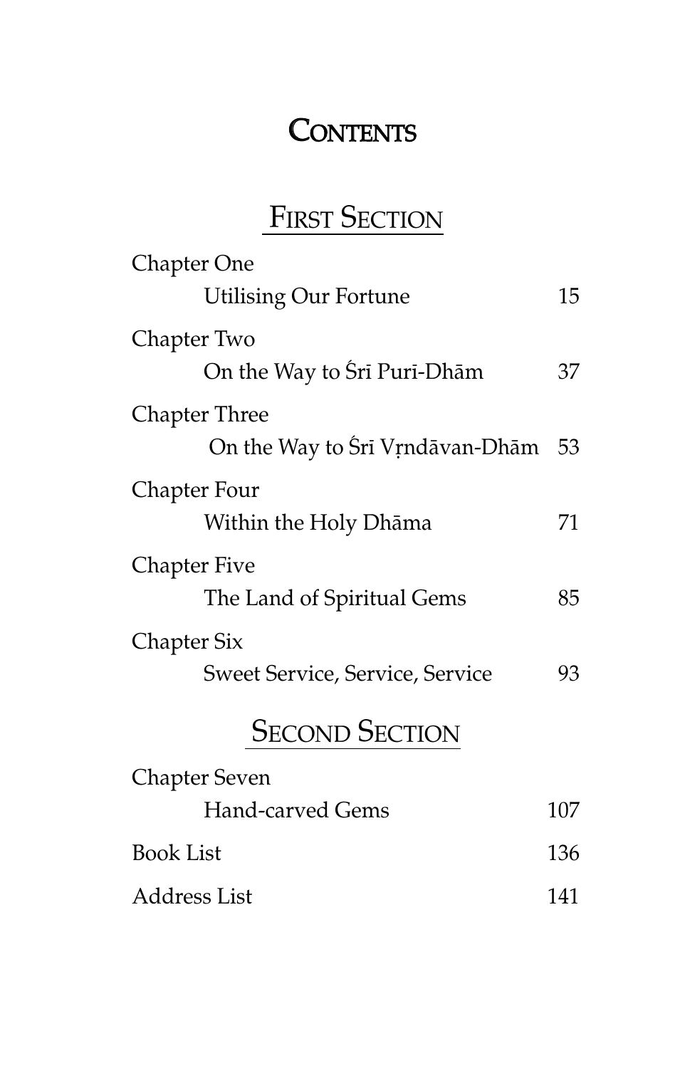# CONTENTS

## FIRST SECTION

| | |
|---|---|
| Chapter One<br>Utilising Our Fortune | 15 |
| Chapter Two<br>On the Way to Śrī Purī-Dhām | 37 |
| Chapter Three<br>On the Way to Śrī Vṛndāvan-Dhām | 53 |
| Chapter Four<br>Within the Holy Dhāma | 71 |
| Chapter Five<br>The Land of Spiritual Gems | 85 |
| Chapter Six<br>Sweet Service, Service, Service | 93 |

## SECOND SECTION

| | |
|---|---|
| Chapter Seven<br>Hand-carved Gems | 107 |
| Book List | 136 |
| Address List | 141 |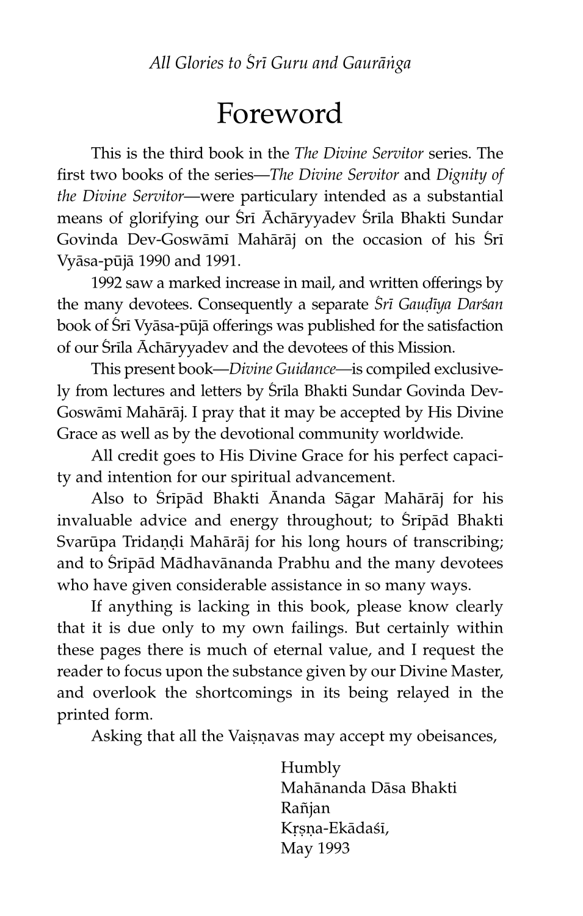*All Glories to Śrī Guru and Gaurāṅga*

# Foreword

This is the third book in the *The Divine Servitor* series. The first two books of the series—*The Divine Servitor* and *Dignity of the Divine Servitor*—were particulary intended as a substantial means of glorifying our Śrī Āchāryyadev Śrīla Bhakti Sundar Govinda Dev-Goswāmī Mahārāj on the occasion of his Śrī Vyāsa-pūjā 1990 and 1991.

1992 saw a marked increase in mail, and written offerings by the many devotees. Consequently a separate *Śrī Gauḍīya Darśan* book of Śrī Vyāsa-pūjā offerings was published for the satisfaction of our Śrīla Āchāryyadev and the devotees of this Mission.

This present book—*Divine Guidance*—is compiled exclusively from lectures and letters by Śrīla Bhakti Sundar Govinda Dev-Goswāmī Mahārāj. I pray that it may be accepted by His Divine Grace as well as by the devotional community worldwide.

All credit goes to His Divine Grace for his perfect capacity and intention for our spiritual advancement.

Also to Śrīpād Bhakti Ānanda Sāgar Mahārāj for his invaluable advice and energy throughout; to Śrīpād Bhakti Svarūpa Tridaṇḍi Mahārāj for his long hours of transcribing; and to Śrīpād Mādhavānanda Prabhu and the many devotees who have given considerable assistance in so many ways.

If anything is lacking in this book, please know clearly that it is due only to my own failings. But certainly within these pages there is much of eternal value, and I request the reader to focus upon the substance given by our Divine Master, and overlook the shortcomings in its being relayed in the printed form.

Asking that all the Vaiṣṇavas may accept my obeisances,

Humbly
Mahānanda Dāsa Bhakti Rañjan
Kṛṣṇa-Ekādaśī,
May 1993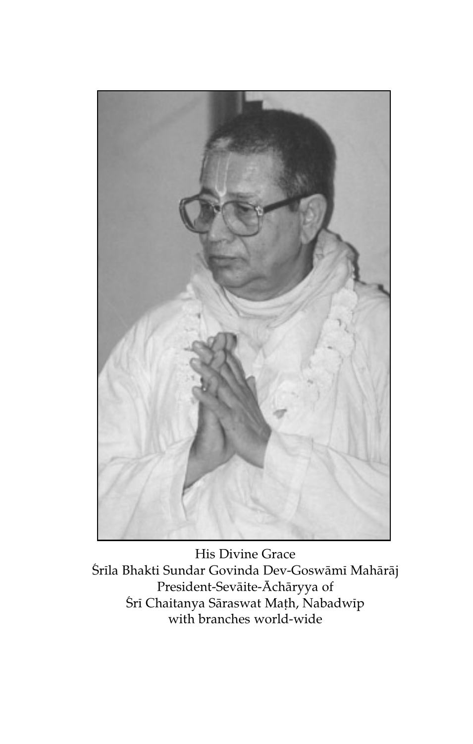His Divine Grace
Śrīla Bhakti Sundar Govinda Dev-Goswāmī Mahārāj
President-Sevāite-Āchāryya of
Śrī Chaitanya Sāraswat Maṭh, Nabadwīp
with branches world-wide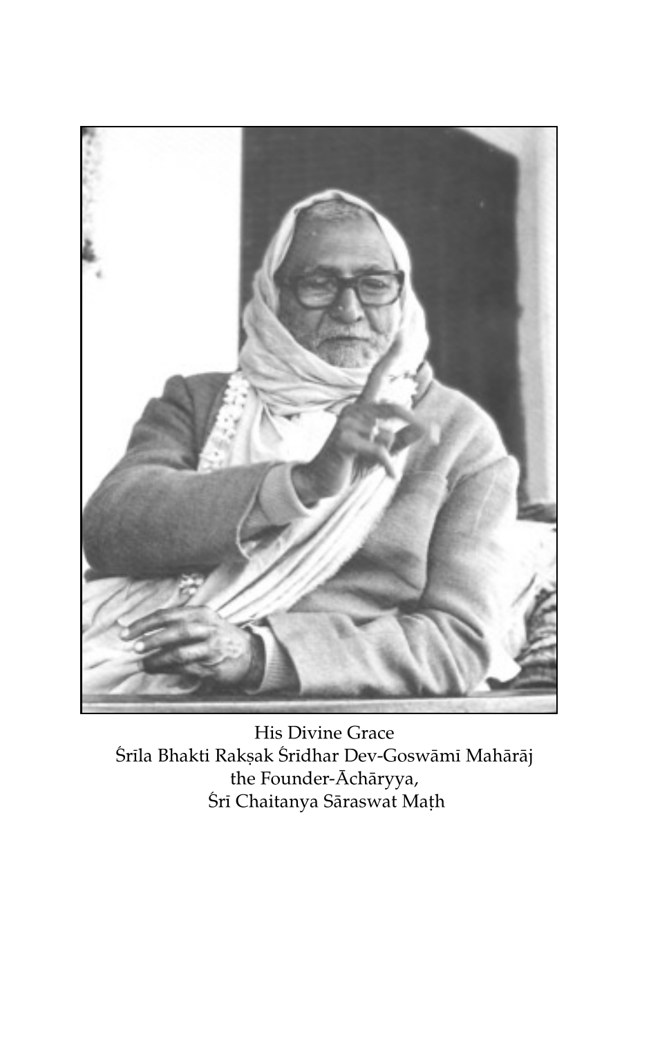His Divine Grace  
Śrīla Bhakti Rakṣak Śrīdhar Dev-Goswāmī Mahārāj  
the Founder-Āchāryya,  
Śrī Chaitanya Sāraswat Maṭh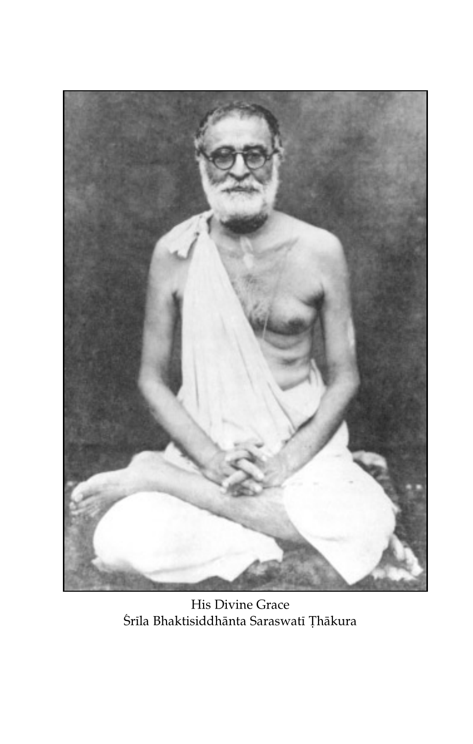His Divine Grace
Śrīla Bhaktisiddhānta Saraswatī Ṭhākura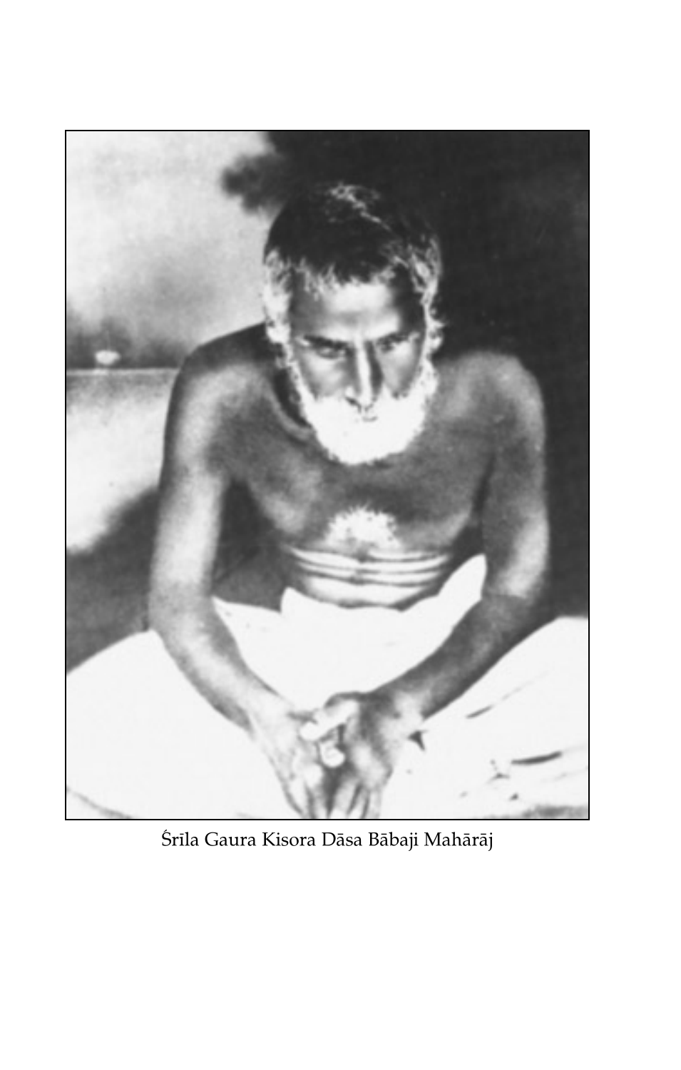Śrīla Gaura Kisora Dāsa Bābaji Mahārāj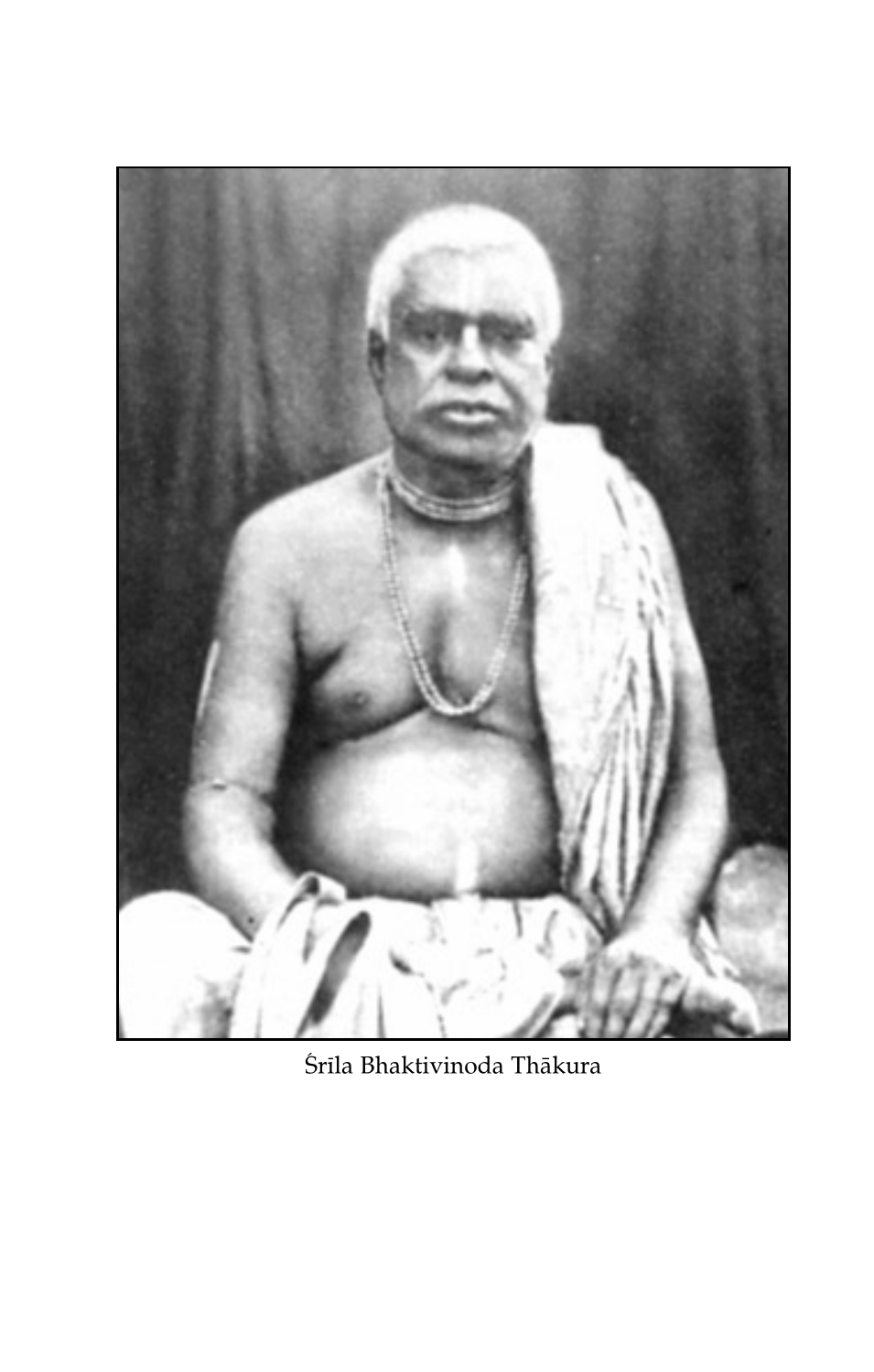Śrīla Bhaktivinoda Thākura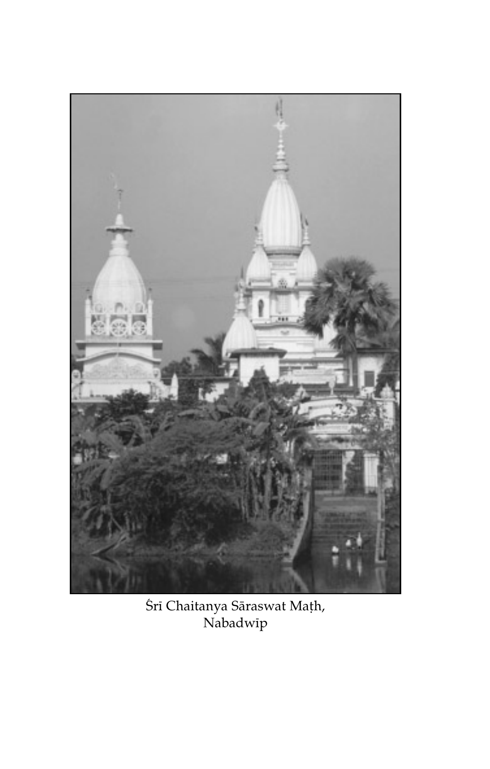Śrī Chaitanya Sāraswat Maṭh,
Nabadwīp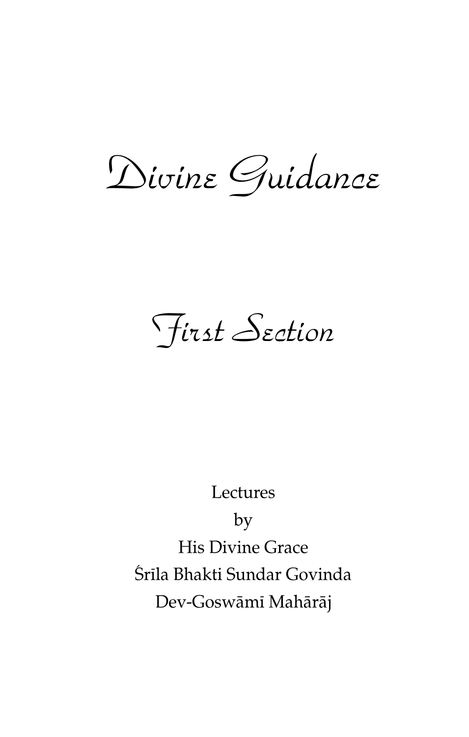# Divine Guidance

## First Section

Lectures

by

His Divine Grace

Śrīla Bhakti Sundar Govinda

Dev-Goswāmī Mahārāj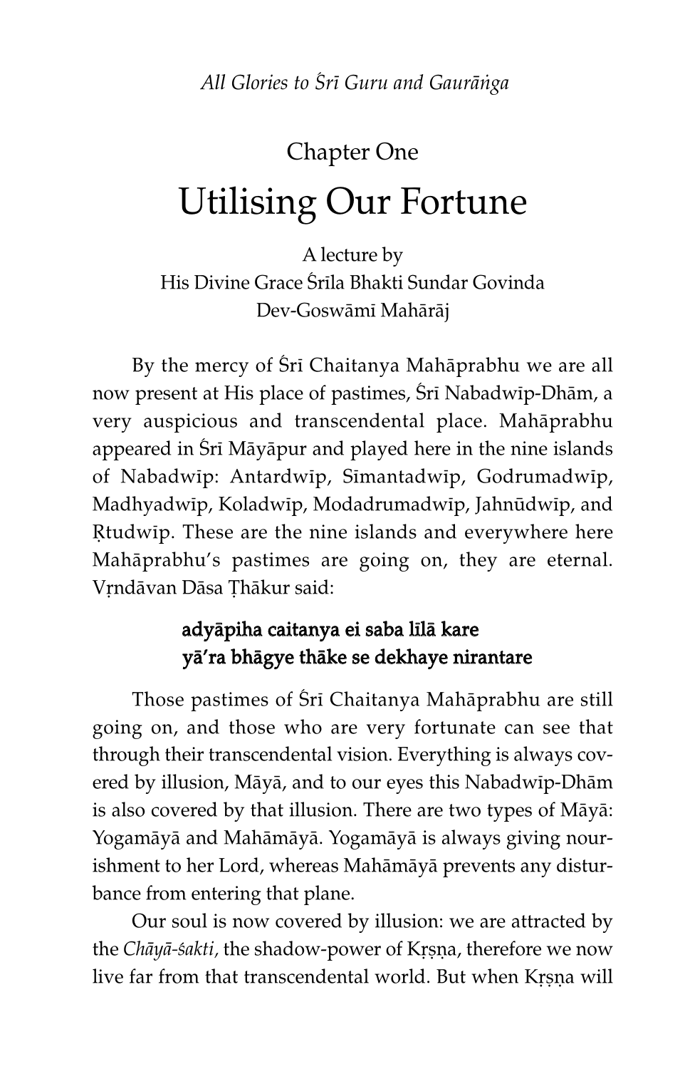*All Glories to Śrī Guru and Gaurāṅga*

Chapter One

# Utilising Our Fortune

A lecture by
His Divine Grace Śrīla Bhakti Sundar Govinda Dev-Goswāmī Mahārāj

By the mercy of Śrī Chaitanya Mahāprabhu we are all now present at His place of pastimes, Śrī Nabadwīp-Dhām, a very auspicious and transcendental place. Mahāprabhu appeared in Śrī Māyāpur and played here in the nine islands of Nabadwīp: Antardwīp, Sīmantadwīp, Godrumadwīp, Madhyadwīp, Koladwīp, Modadrumadwīp, Jahnūdwīp, and Ṛtudwīp. These are the nine islands and everywhere here Mahāprabhu's pastimes are going on, they are eternal. Vṛndāvan Dāsa Ṭhākur said:

**adyāpiha caitanya ei saba līlā kare**
**yā'ra bhāgye thāke se dekhaye nirantare**

Those pastimes of Śrī Chaitanya Mahāprabhu are still going on, and those who are very fortunate can see that through their transcendental vision. Everything is always covered by illusion, Māyā, and to our eyes this Nabadwīp-Dhām is also covered by that illusion. There are two types of Māyā: Yogamāyā and Mahāmāyā. Yogamāyā is always giving nourishment to her Lord, whereas Mahāmāyā prevents any disturbance from entering that plane.

Our soul is now covered by illusion: we are attracted by the *Chāyā-śakti*, the shadow-power of Kṛṣṇa, therefore we now live far from that transcendental world. But when Kṛṣṇa will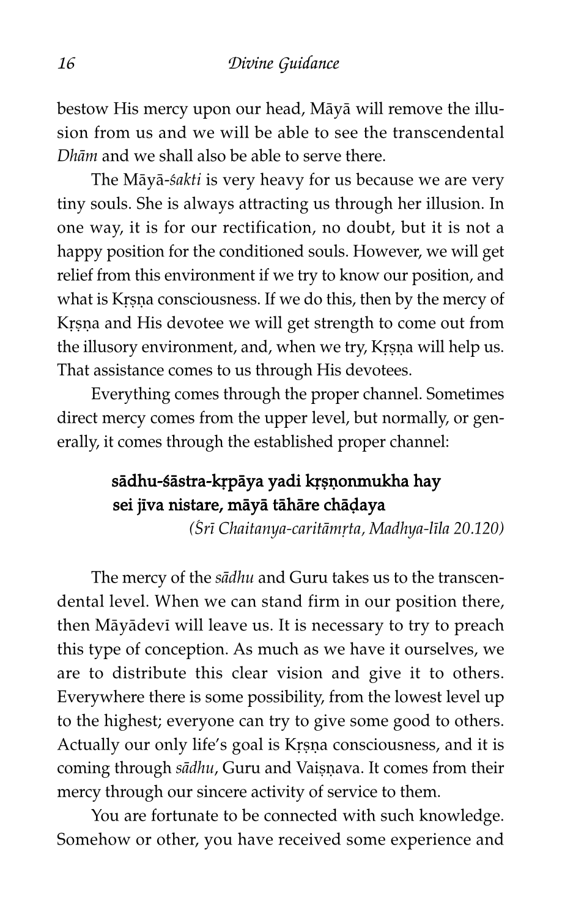bestow His mercy upon our head, Māyā will remove the illusion from us and we will be able to see the transcendental *Dhām* and we shall also be able to serve there.

The Māyā-*śakti* is very heavy for us because we are very tiny souls. She is always attracting us through her illusion. In one way, it is for our rectification, no doubt, but it is not a happy position for the conditioned souls. However, we will get relief from this environment if we try to know our position, and what is Kṛṣṇa consciousness. If we do this, then by the mercy of Kṛṣṇa and His devotee we will get strength to come out from the illusory environment, and, when we try, Kṛṣṇa will help us. That assistance comes to us through His devotees.

Everything comes through the proper channel. Sometimes direct mercy comes from the upper level, but normally, or generally, it comes through the established proper channel:

> **sādhu-śāstra-kṛpāya yadi kṛṣṇonmukha hay**
> **sei jīva nistare, māyā tāhāre chāḍaya**
>
> *(Śrī Chaitanya-caritāmṛta, Madhya-līla 20.120)*

The mercy of the *sādhu* and Guru takes us to the transcendental level. When we can stand firm in our position there, then Māyādevī will leave us. It is necessary to try to preach this type of conception. As much as we have it ourselves, we are to distribute this clear vision and give it to others. Everywhere there is some possibility, from the lowest level up to the highest; everyone can try to give some good to others. Actually our only life's goal is Kṛṣṇa consciousness, and it is coming through *sādhu*, Guru and Vaiṣṇava. It comes from their mercy through our sincere activity of service to them.

You are fortunate to be connected with such knowledge. Somehow or other, you have received some experience and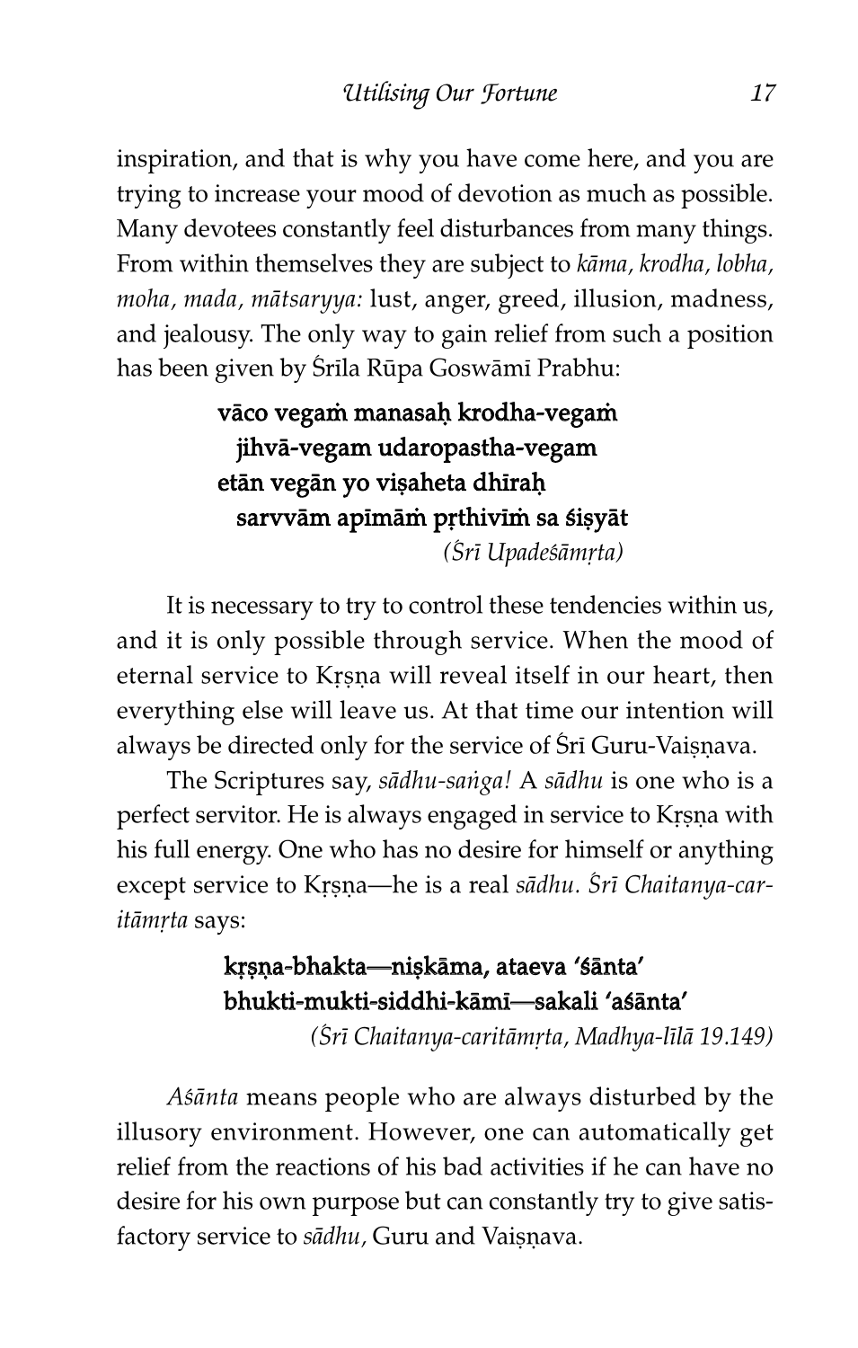inspiration, and that is why you have come here, and you are trying to increase your mood of devotion as much as possible. Many devotees constantly feel disturbances from many things. From within themselves they are subject to *kāma, krodha, lobha, moha, mada, mātsaryya:* lust, anger, greed, illusion, madness, and jealousy. The only way to gain relief from such a position has been given by Śrīla Rūpa Goswāmī Prabhu:

> **vāco vegaṁ manasaḥ krodha-vegaṁ**
> **jihvā-vegam udaropastha-vegam**
> **etān vegān yo viṣaheta dhīraḥ**
> **sarvvām apīmāṁ pṛthivīṁ sa śiṣyāt**
> *(Śrī Upadeśāmṛta)*

It is necessary to try to control these tendencies within us, and it is only possible through service. When the mood of eternal service to Kṛṣṇa will reveal itself in our heart, then everything else will leave us. At that time our intention will always be directed only for the service of Śrī Guru-Vaiṣṇava.

The Scriptures say, *sādhu-saṅga!* A *sādhu* is one who is a perfect servitor. He is always engaged in service to Kṛṣṇa with his full energy. One who has no desire for himself or anything except service to Kṛṣṇa—he is a real *sādhu. Śrī Chaitanya-caritāmṛta* says:

> **kṛṣṇa-bhakta—niṣkāma, ataeva 'śānta'**
> **bhukti-mukti-siddhi-kāmī—sakali 'aśānta'**
> *(Śrī Chaitanya-caritāmṛta, Madhya-līlā 19.149)*

*Aśānta* means people who are always disturbed by the illusory environment. However, one can automatically get relief from the reactions of his bad activities if he can have no desire for his own purpose but can constantly try to give satisfactory service to *sādhu,* Guru and Vaiṣṇava.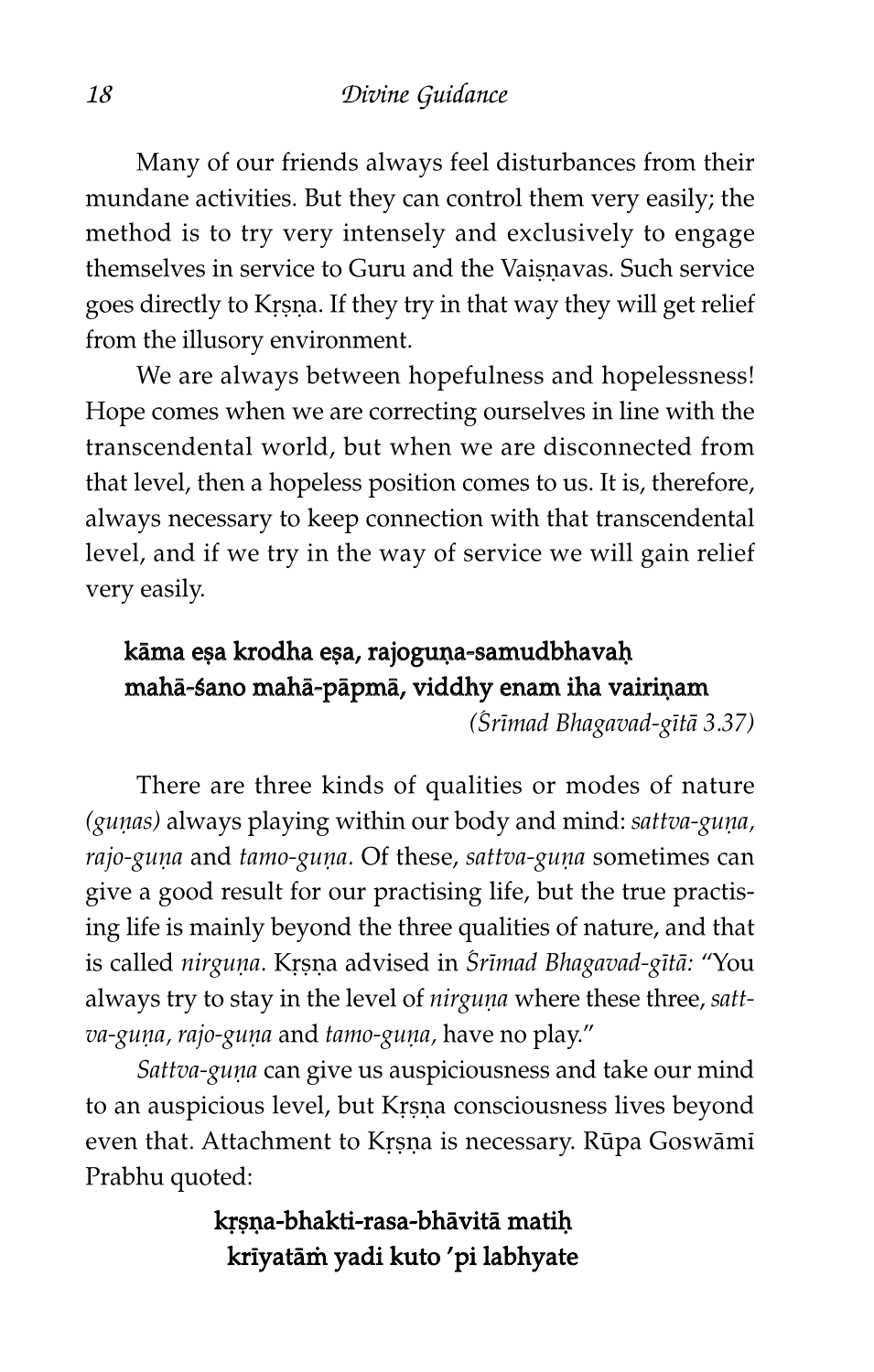Many of our friends always feel disturbances from their mundane activities. But they can control them very easily; the method is to try very intensely and exclusively to engage themselves in service to Guru and the Vaiṣṇavas. Such service goes directly to Kṛṣṇa. If they try in that way they will get relief from the illusory environment.

We are always between hopefulness and hopelessness! Hope comes when we are correcting ourselves in line with the transcendental world, but when we are disconnected from that level, then a hopeless position comes to us. It is, therefore, always necessary to keep connection with that transcendental level, and if we try in the way of service we will gain relief very easily.

**kāma eṣa krodha eṣa, rajoguṇa-samudbhavaḥ**
**mahā-śano mahā-pāpmā, viddhy enam iha vairiṇam**

*(Śrīmad Bhagavad-gītā 3.37)*

There are three kinds of qualities or modes of nature *(guṇas)* always playing within our body and mind: *sattva-guṇa*, *rajo-guṇa* and *tamo-guṇa*. Of these, *sattva-guṇa* sometimes can give a good result for our practising life, but the true practising life is mainly beyond the three qualities of nature, and that is called *nirguṇa*. Kṛṣṇa advised in *Śrīmad Bhagavad-gītā:* "You always try to stay in the level of *nirguṇa* where these three, *sattva-guṇa*, *rajo-guṇa* and *tamo-guṇa*, have no play."

*Sattva-guṇa* can give us auspiciousness and take our mind to an auspicious level, but Kṛṣṇa consciousness lives beyond even that. Attachment to Kṛṣṇa is necessary. Rūpa Goswāmī Prabhu quoted:

**kṛṣṇa-bhakti-rasa-bhāvitā matiḥ**
**krīyatāṁ yadi kuto 'pi labhyate**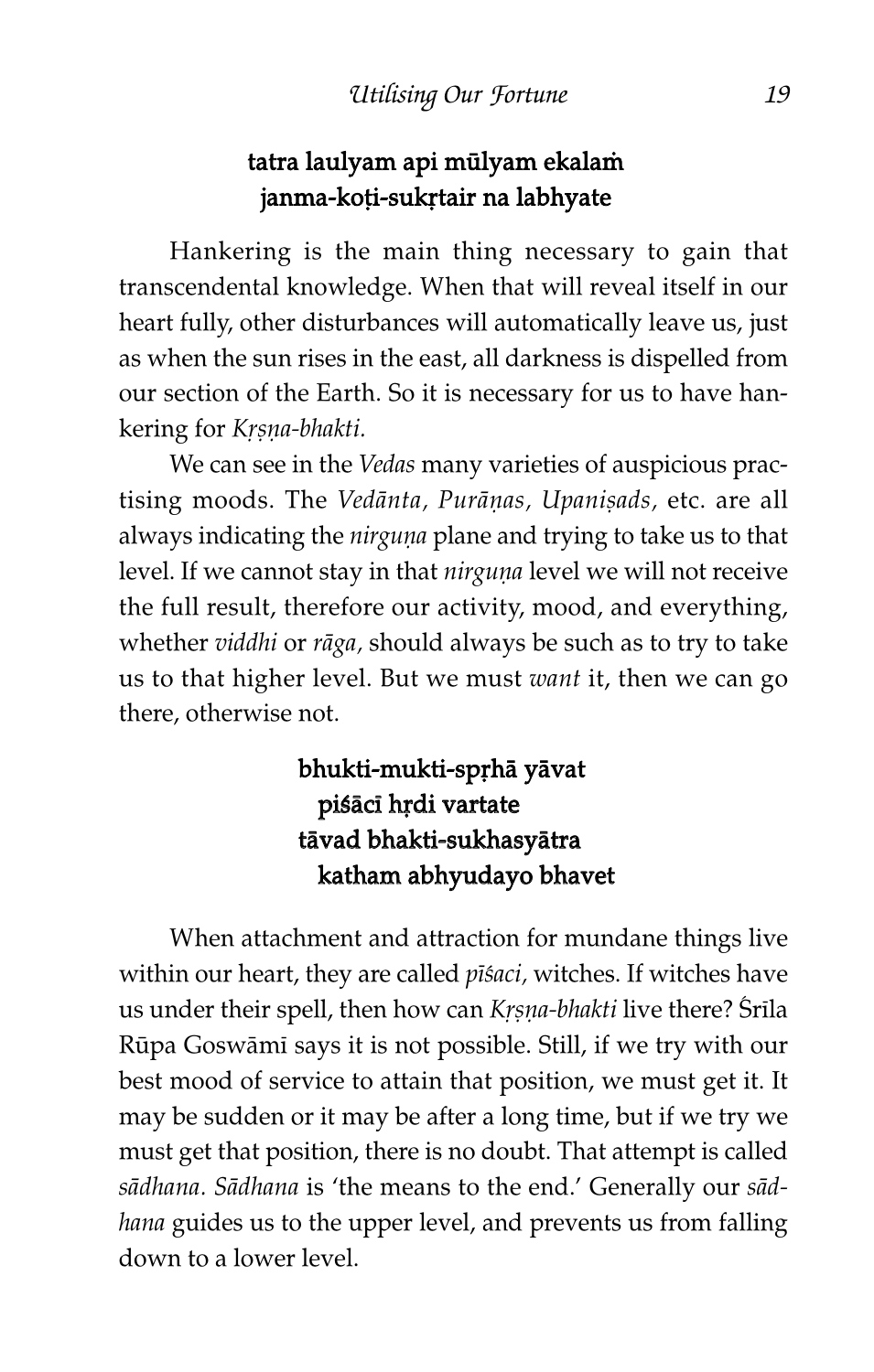**tatra laulyam api mūlyam ekalaṁ**
**janma-koṭi-sukṛtair na labhyate**

Hankering is the main thing necessary to gain that transcendental knowledge. When that will reveal itself in our heart fully, other disturbances will automatically leave us, just as when the sun rises in the east, all darkness is dispelled from our section of the Earth. So it is necessary for us to have hankering for *Kṛṣṇa-bhakti.*

We can see in the *Vedas* many varieties of auspicious practising moods. The *Vedānta, Purāṇas, Upaniṣads,* etc. are all always indicating the *nirguṇa* plane and trying to take us to that level. If we cannot stay in that *nirguṇa* level we will not receive the full result, therefore our activity, mood, and everything, whether *viddhi* or *rāga,* should always be such as to try to take us to that higher level. But we must *want* it, then we can go there, otherwise not.

**bhukti-mukti-spṛhā yāvat**
**piśācī hṛdi vartate**
**tāvad bhakti-sukhasyātra**
**katham abhyudayo bhavet**

When attachment and attraction for mundane things live within our heart, they are called *pīśaci,* witches. If witches have us under their spell, then how can *Kṛṣṇa-bhakti* live there? Śrīla Rūpa Goswāmī says it is not possible. Still, if we try with our best mood of service to attain that position, we must get it. It may be sudden or it may be after a long time, but if we try we must get that position, there is no doubt. That attempt is called *sādhana. Sādhana* is 'the means to the end.' Generally our *sādhana* guides us to the upper level, and prevents us from falling down to a lower level.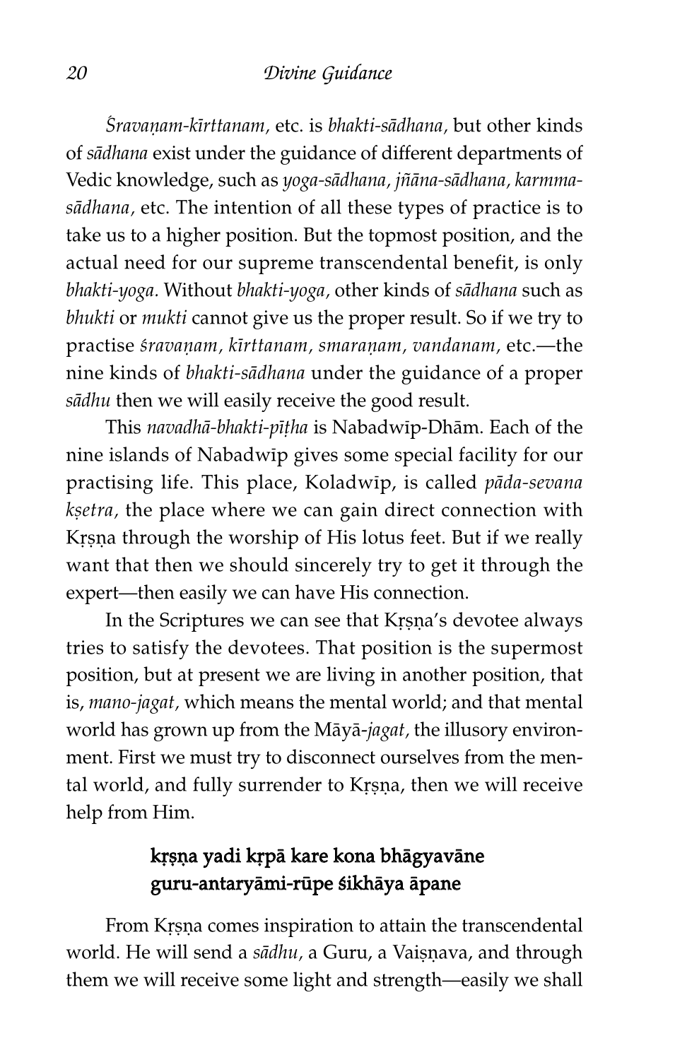*Śravaṇam-kīrttanam*, etc. is *bhakti-sādhana*, but other kinds of *sādhana* exist under the guidance of different departments of Vedic knowledge, such as *yoga-sādhana*, *jñāna-sādhana*, *karmma-sādhana*, etc. The intention of all these types of practice is to take us to a higher position. But the topmost position, and the actual need for our supreme transcendental benefit, is only *bhakti-yoga*. Without *bhakti-yoga*, other kinds of *sādhana* such as *bhukti* or *mukti* cannot give us the proper result. So if we try to practise *śravaṇam*, *kīrttanam*, *smaraṇam*, *vandanam*, etc.—the nine kinds of *bhakti-sādhana* under the guidance of a proper *sādhu* then we will easily receive the good result.

This *navadhā-bhakti-pīṭha* is Nabadwīp-Dhām. Each of the nine islands of Nabadwīp gives some special facility for our practising life. This place, Koladwīp, is called *pāda-sevana kṣetra*, the place where we can gain direct connection with Kṛṣṇa through the worship of His lotus feet. But if we really want that then we should sincerely try to get it through the expert—then easily we can have His connection.

In the Scriptures we can see that Kṛṣṇa's devotee always tries to satisfy the devotees. That position is the supermost position, but at present we are living in another position, that is, *mano-jagat*, which means the mental world; and that mental world has grown up from the Māyā-*jagat*, the illusory environment. First we must try to disconnect ourselves from the mental world, and fully surrender to Kṛṣṇa, then we will receive help from Him.

**kṛṣṇa yadi kṛpā kare kona bhāgyavāne**
**guru-antaryāmi-rūpe śikhāya āpane**

From Kṛṣṇa comes inspiration to attain the transcendental world. He will send a *sādhu*, a Guru, a Vaiṣṇava, and through them we will receive some light and strength—easily we shall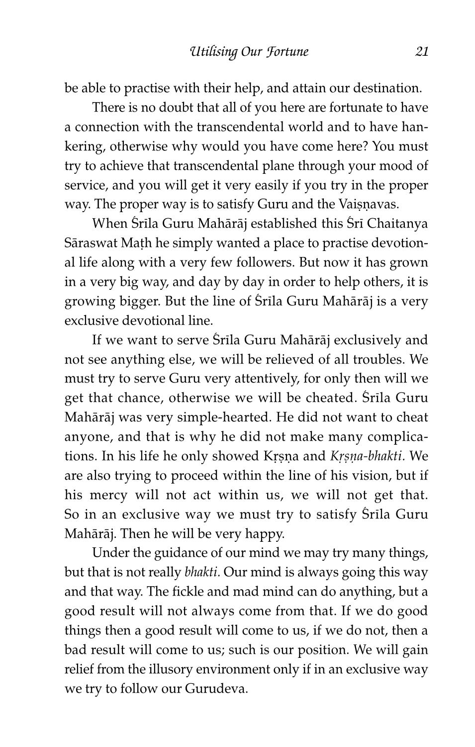be able to practise with their help, and attain our destination.

There is no doubt that all of you here are fortunate to have a connection with the transcendental world and to have hankering, otherwise why would you have come here? You must try to achieve that transcendental plane through your mood of service, and you will get it very easily if you try in the proper way. The proper way is to satisfy Guru and the Vaiṣṇavas.

When Śrīla Guru Mahārāj established this Śrī Chaitanya Sāraswat Maṭh he simply wanted a place to practise devotional life along with a very few followers. But now it has grown in a very big way, and day by day in order to help others, it is growing bigger. But the line of Śrīla Guru Mahārāj is a very exclusive devotional line.

If we want to serve Śrīla Guru Mahārāj exclusively and not see anything else, we will be relieved of all troubles. We must try to serve Guru very attentively, for only then will we get that chance, otherwise we will be cheated. Śrīla Guru Mahārāj was very simple-hearted. He did not want to cheat anyone, and that is why he did not make many complications. In his life he only showed Kṛṣṇa and *Kṛṣṇa-bhakti*. We are also trying to proceed within the line of his vision, but if his mercy will not act within us, we will not get that. So in an exclusive way we must try to satisfy Śrīla Guru Mahārāj. Then he will be very happy.

Under the guidance of our mind we may try many things, but that is not really *bhakti*. Our mind is always going this way and that way. The fickle and mad mind can do anything, but a good result will not always come from that. If we do good things then a good result will come to us, if we do not, then a bad result will come to us; such is our position. We will gain relief from the illusory environment only if in an exclusive way we try to follow our Gurudeva.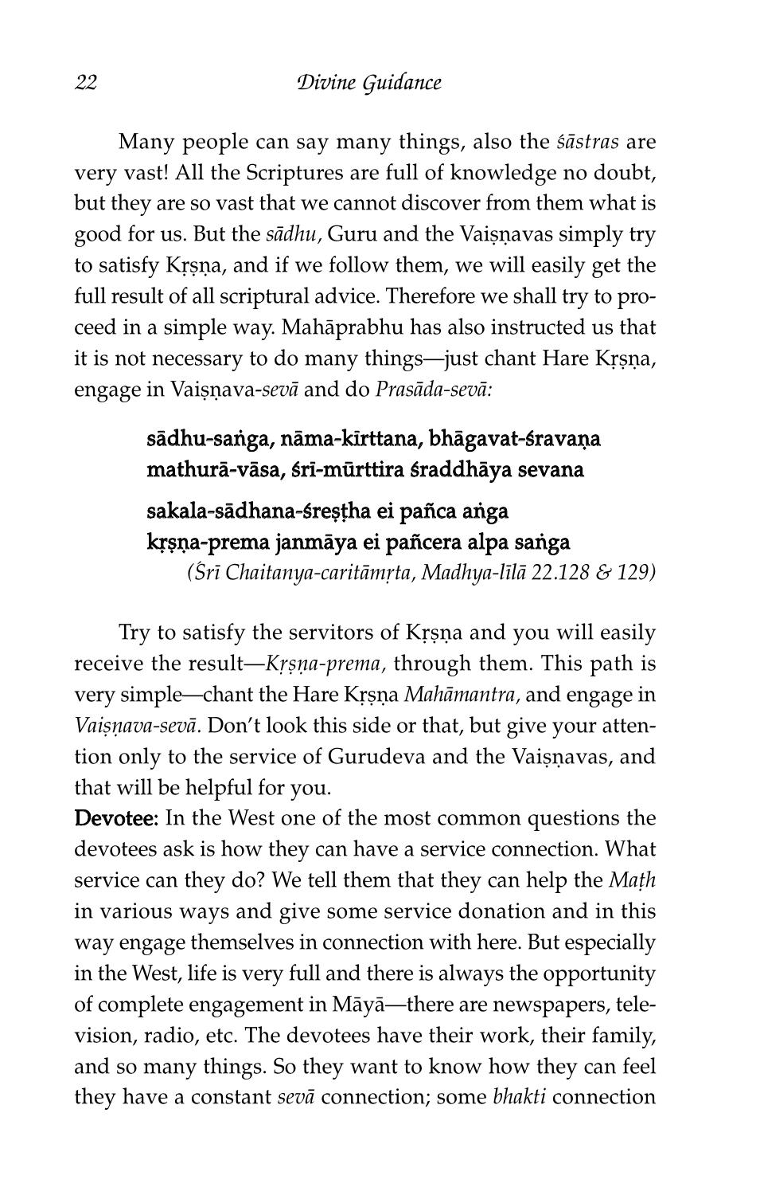Many people can say many things, also the *śāstras* are very vast! All the Scriptures are full of knowledge no doubt, but they are so vast that we cannot discover from them what is good for us. But the *sādhu,* Guru and the Vaiṣṇavas simply try to satisfy Kṛṣṇa, and if we follow them, we will easily get the full result of all scriptural advice. Therefore we shall try to proceed in a simple way. Mahāprabhu has also instructed us that it is not necessary to do many things—just chant Hare Kṛṣṇa, engage in Vaiṣṇava-*sevā* and do *Prasāda-sevā:*

> **sādhu-saṅga, nāma-kīrttana, bhāgavat-śravaṇa**
> **mathurā-vāsa, śrī-mūrttira śraddhāya sevana**
>
> **sakala-sādhana-śreṣṭha ei pañca aṅga**
> **kṛṣṇa-prema janmāya ei pañcera alpa saṅga**
>
> *(Śrī Chaitanya-caritāmṛta, Madhya-līlā 22.128 & 129)*

Try to satisfy the servitors of Kṛṣṇa and you will easily receive the result—*Kṛṣṇa-prema,* through them. This path is very simple—chant the Hare Kṛṣṇa *Mahāmantra,* and engage in *Vaiṣṇava-sevā*. Don't look this side or that, but give your attention only to the service of Gurudeva and the Vaiṣṇavas, and that will be helpful for you.

**Devotee:** In the West one of the most common questions the devotees ask is how they can have a service connection. What service can they do? We tell them that they can help the *Maṭh* in various ways and give some service donation and in this way engage themselves in connection with here. But especially in the West, life is very full and there is always the opportunity of complete engagement in Māyā—there are newspapers, television, radio, etc. The devotees have their work, their family, and so many things. So they want to know how they can feel they have a constant *sevā* connection; some *bhakti* connection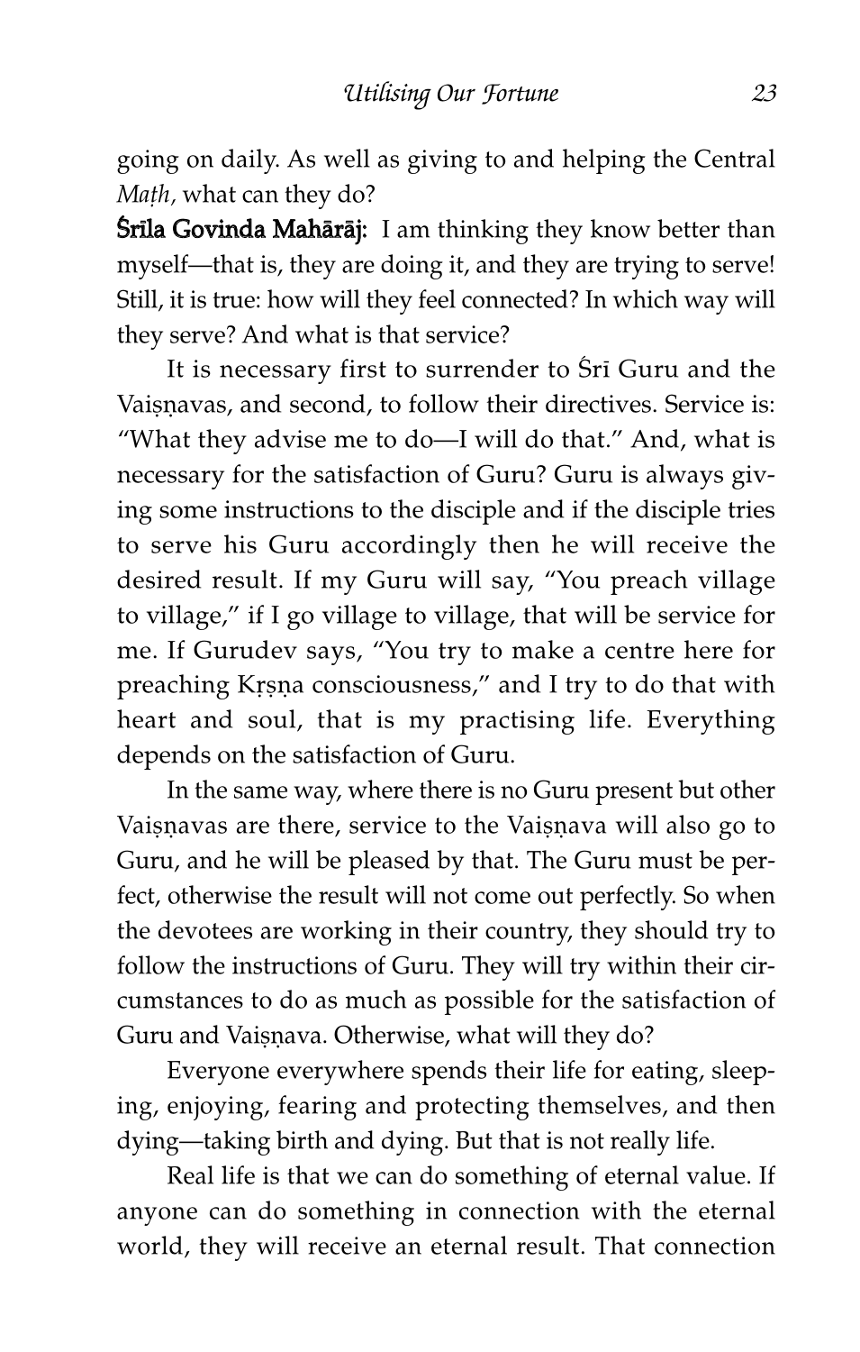going on daily. As well as giving to and helping the Central *Maṭh*, what can they do?

**Śrīla Govinda Mahārāj:** I am thinking they know better than myself—that is, they are doing it, and they are trying to serve! Still, it is true: how will they feel connected? In which way will they serve? And what is that service?

It is necessary first to surrender to Śrī Guru and the Vaiṣṇavas, and second, to follow their directives. Service is: "What they advise me to do—I will do that." And, what is necessary for the satisfaction of Guru? Guru is always giving some instructions to the disciple and if the disciple tries to serve his Guru accordingly then he will receive the desired result. If my Guru will say, "You preach village to village," if I go village to village, that will be service for me. If Gurudev says, "You try to make a centre here for preaching Kṛṣṇa consciousness," and I try to do that with heart and soul, that is my practising life. Everything depends on the satisfaction of Guru.

In the same way, where there is no Guru present but other Vaiṣṇavas are there, service to the Vaiṣṇava will also go to Guru, and he will be pleased by that. The Guru must be perfect, otherwise the result will not come out perfectly. So when the devotees are working in their country, they should try to follow the instructions of Guru. They will try within their circumstances to do as much as possible for the satisfaction of Guru and Vaiṣṇava. Otherwise, what will they do?

Everyone everywhere spends their life for eating, sleeping, enjoying, fearing and protecting themselves, and then dying—taking birth and dying. But that is not really life.

Real life is that we can do something of eternal value. If anyone can do something in connection with the eternal world, they will receive an eternal result. That connection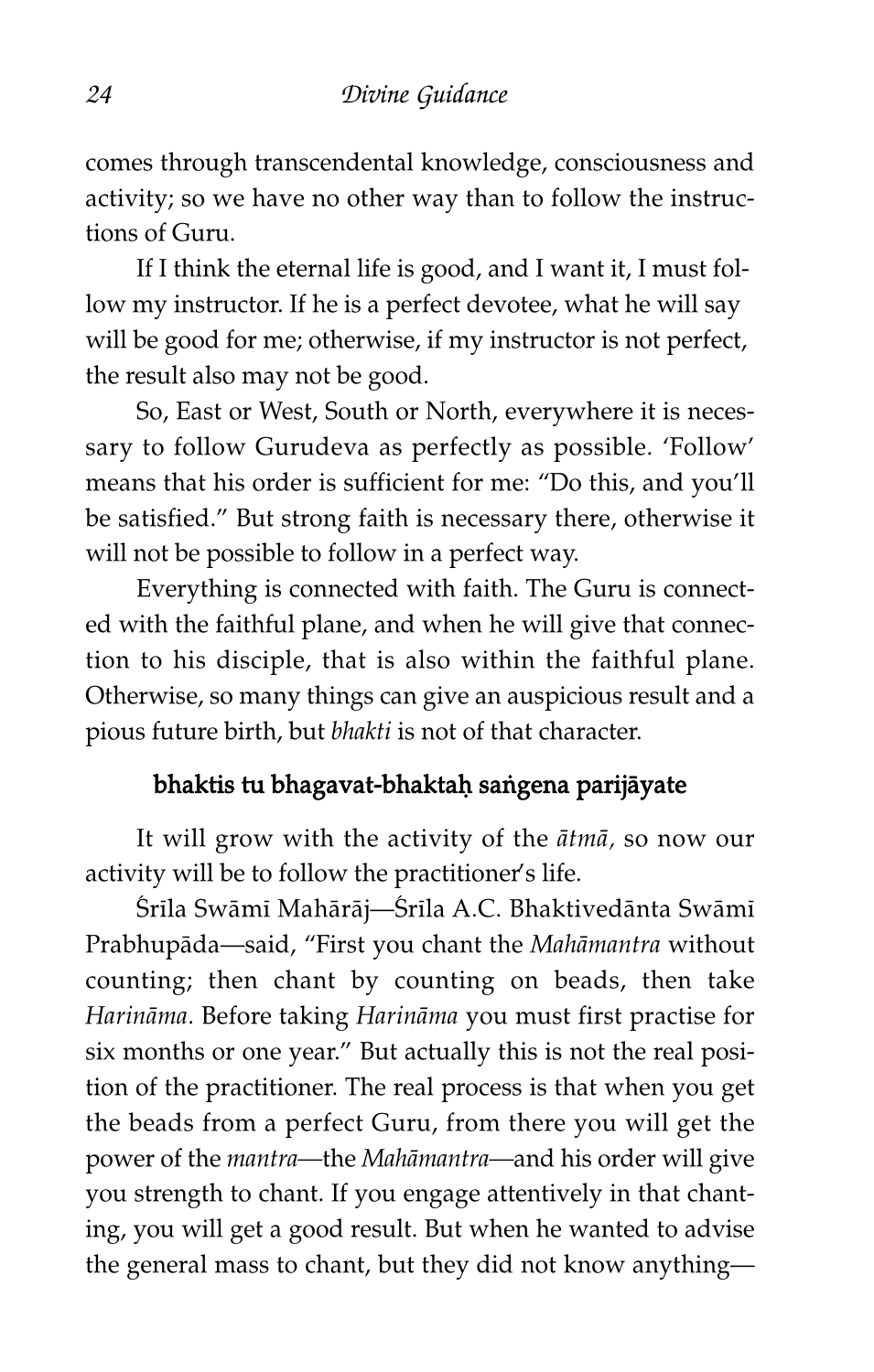comes through transcendental knowledge, consciousness and activity; so we have no other way than to follow the instructions of Guru.

If I think the eternal life is good, and I want it, I must follow my instructor. If he is a perfect devotee, what he will say will be good for me; otherwise, if my instructor is not perfect, the result also may not be good.

So, East or West, South or North, everywhere it is necessary to follow Gurudeva as perfectly as possible. 'Follow' means that his order is sufficient for me: "Do this, and you'll be satisfied." But strong faith is necessary there, otherwise it will not be possible to follow in a perfect way.

Everything is connected with faith. The Guru is connected with the faithful plane, and when he will give that connection to his disciple, that is also within the faithful plane. Otherwise, so many things can give an auspicious result and a pious future birth, but *bhakti* is not of that character.

**bhaktis tu bhagavat-bhaktaḥ saṅgena parijāyate**

It will grow with the activity of the *ātmā*, so now our activity will be to follow the practitioner's life.

Śrīla Swāmī Mahārāj—Śrīla A.C. Bhaktivedānta Swāmī Prabhupāda—said, "First you chant the *Mahāmantra* without counting; then chant by counting on beads, then take *Harināma.* Before taking *Harināma* you must first practise for six months or one year." But actually this is not the real position of the practitioner. The real process is that when you get the beads from a perfect Guru, from there you will get the power of the *mantra*—the *Mahāmantra*—and his order will give you strength to chant. If you engage attentively in that chanting, you will get a good result. But when he wanted to advise the general mass to chant, but they did not know anything—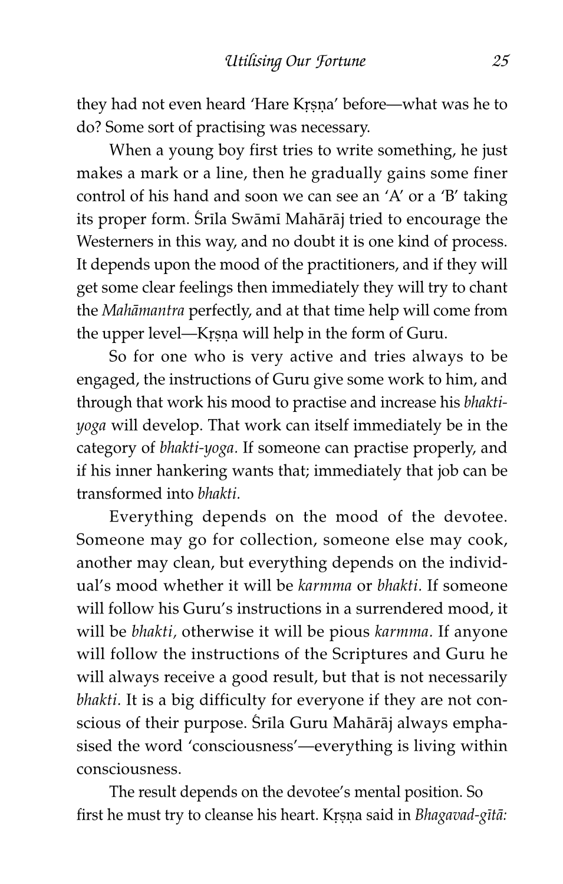they had not even heard 'Hare Kṛṣṇa' before—what was he to do? Some sort of practising was necessary.

When a young boy first tries to write something, he just makes a mark or a line, then he gradually gains some finer control of his hand and soon we can see an 'A' or a 'B' taking its proper form. Śrīla Swāmī Mahārāj tried to encourage the Westerners in this way, and no doubt it is one kind of process. It depends upon the mood of the practitioners, and if they will get some clear feelings then immediately they will try to chant the *Mahāmantra* perfectly, and at that time help will come from the upper level—Kṛṣṇa will help in the form of Guru.

So for one who is very active and tries always to be engaged, the instructions of Guru give some work to him, and through that work his mood to practise and increase his *bhakti-yoga* will develop. That work can itself immediately be in the category of *bhakti-yoga*. If someone can practise properly, and if his inner hankering wants that; immediately that job can be transformed into *bhakti*.

Everything depends on the mood of the devotee. Someone may go for collection, someone else may cook, another may clean, but everything depends on the individual's mood whether it will be *karmma* or *bhakti*. If someone will follow his Guru's instructions in a surrendered mood, it will be *bhakti*, otherwise it will be pious *karmma*. If anyone will follow the instructions of the Scriptures and Guru he will always receive a good result, but that is not necessarily *bhakti*. It is a big difficulty for everyone if they are not conscious of their purpose. Śrīla Guru Mahārāj always emphasised the word 'consciousness'—everything is living within consciousness.

The result depends on the devotee's mental position. So first he must try to cleanse his heart. Kṛṣṇa said in *Bhagavad-gītā:*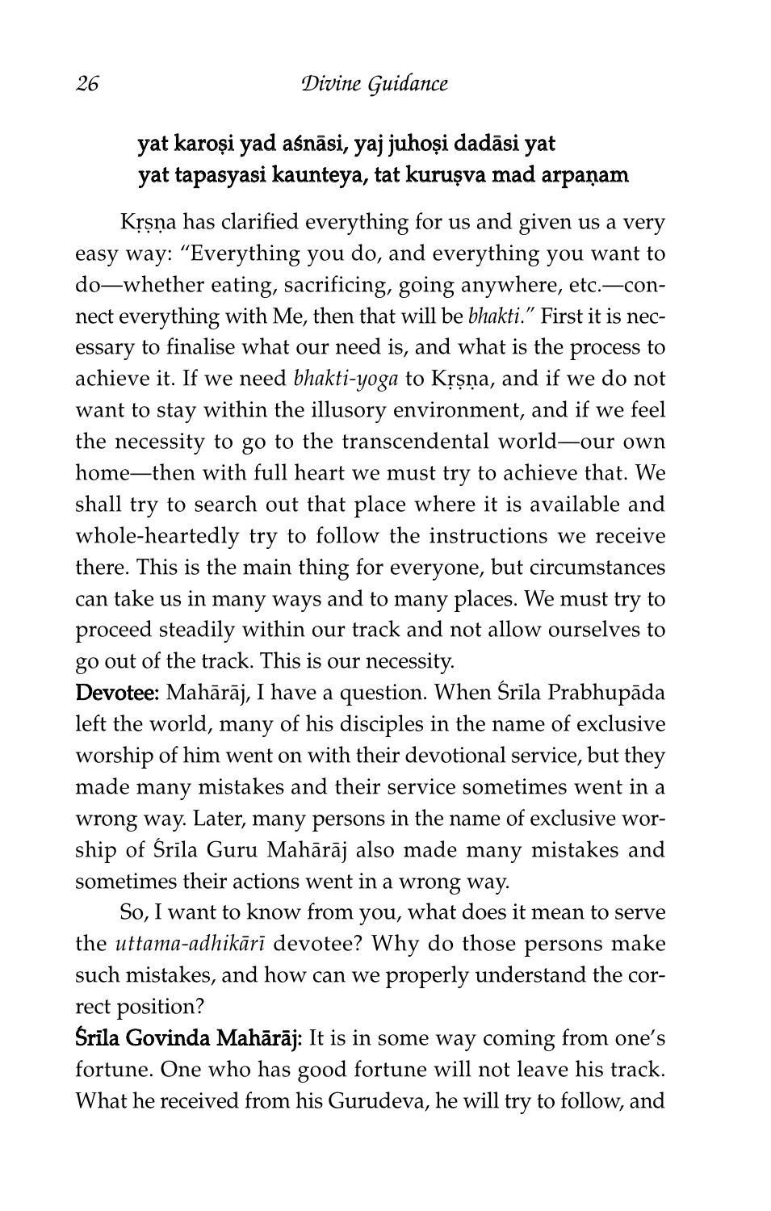**yat karoṣi yad aśnāsi, yaj juhoṣi dadāsi yat**
**yat tapasyasi kaunteya, tat kuruṣva mad arpaṇam**

Kṛṣṇa has clarified everything for us and given us a very easy way: "Everything you do, and everything you want to do—whether eating, sacrificing, going anywhere, etc.—connect everything with Me, then that will be *bhakti.*" First it is necessary to finalise what our need is, and what is the process to achieve it. If we need *bhakti-yoga* to Kṛṣṇa, and if we do not want to stay within the illusory environment, and if we feel the necessity to go to the transcendental world—our own home—then with full heart we must try to achieve that. We shall try to search out that place where it is available and whole-heartedly try to follow the instructions we receive there. This is the main thing for everyone, but circumstances can take us in many ways and to many places. We must try to proceed steadily within our track and not allow ourselves to go out of the track. This is our necessity.

**Devotee:** Mahārāj, I have a question. When Śrīla Prabhupāda left the world, many of his disciples in the name of exclusive worship of him went on with their devotional service, but they made many mistakes and their service sometimes went in a wrong way. Later, many persons in the name of exclusive worship of Śrīla Guru Mahārāj also made many mistakes and sometimes their actions went in a wrong way.

So, I want to know from you, what does it mean to serve the *uttama-adhikārī* devotee? Why do those persons make such mistakes, and how can we properly understand the correct position?

**Śrīla Govinda Mahārāj:** It is in some way coming from one's fortune. One who has good fortune will not leave his track. What he received from his Gurudeva, he will try to follow, and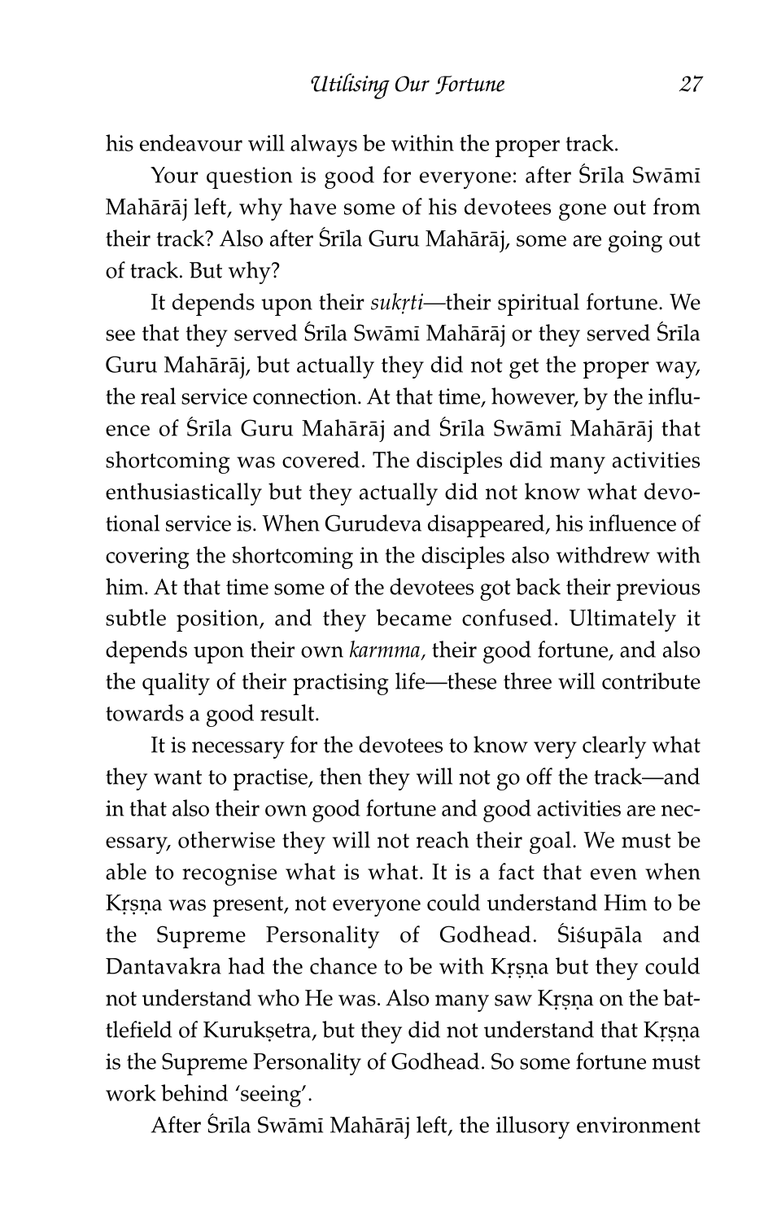his endeavour will always be within the proper track.

Your question is good for everyone: after Śrīla Swāmī Mahārāj left, why have some of his devotees gone out from their track? Also after Śrīla Guru Mahārāj, some are going out of track. But why?

It depends upon their *sukṛti*—their spiritual fortune. We see that they served Śrīla Swāmī Mahārāj or they served Śrīla Guru Mahārāj, but actually they did not get the proper way, the real service connection. At that time, however, by the influence of Śrīla Guru Mahārāj and Śrīla Swāmī Mahārāj that shortcoming was covered. The disciples did many activities enthusiastically but they actually did not know what devotional service is. When Gurudeva disappeared, his influence of covering the shortcoming in the disciples also withdrew with him. At that time some of the devotees got back their previous subtle position, and they became confused. Ultimately it depends upon their own *karmma*, their good fortune, and also the quality of their practising life—these three will contribute towards a good result.

It is necessary for the devotees to know very clearly what they want to practise, then they will not go off the track—and in that also their own good fortune and good activities are necessary, otherwise they will not reach their goal. We must be able to recognise what is what. It is a fact that even when Kṛṣṇa was present, not everyone could understand Him to be the Supreme Personality of Godhead. Śiśupāla and Dantavakra had the chance to be with Kṛṣṇa but they could not understand who He was. Also many saw Kṛṣṇa on the battlefield of Kurukṣetra, but they did not understand that Kṛṣṇa is the Supreme Personality of Godhead. So some fortune must work behind 'seeing'.

After Śrīla Swāmī Mahārāj left, the illusory environment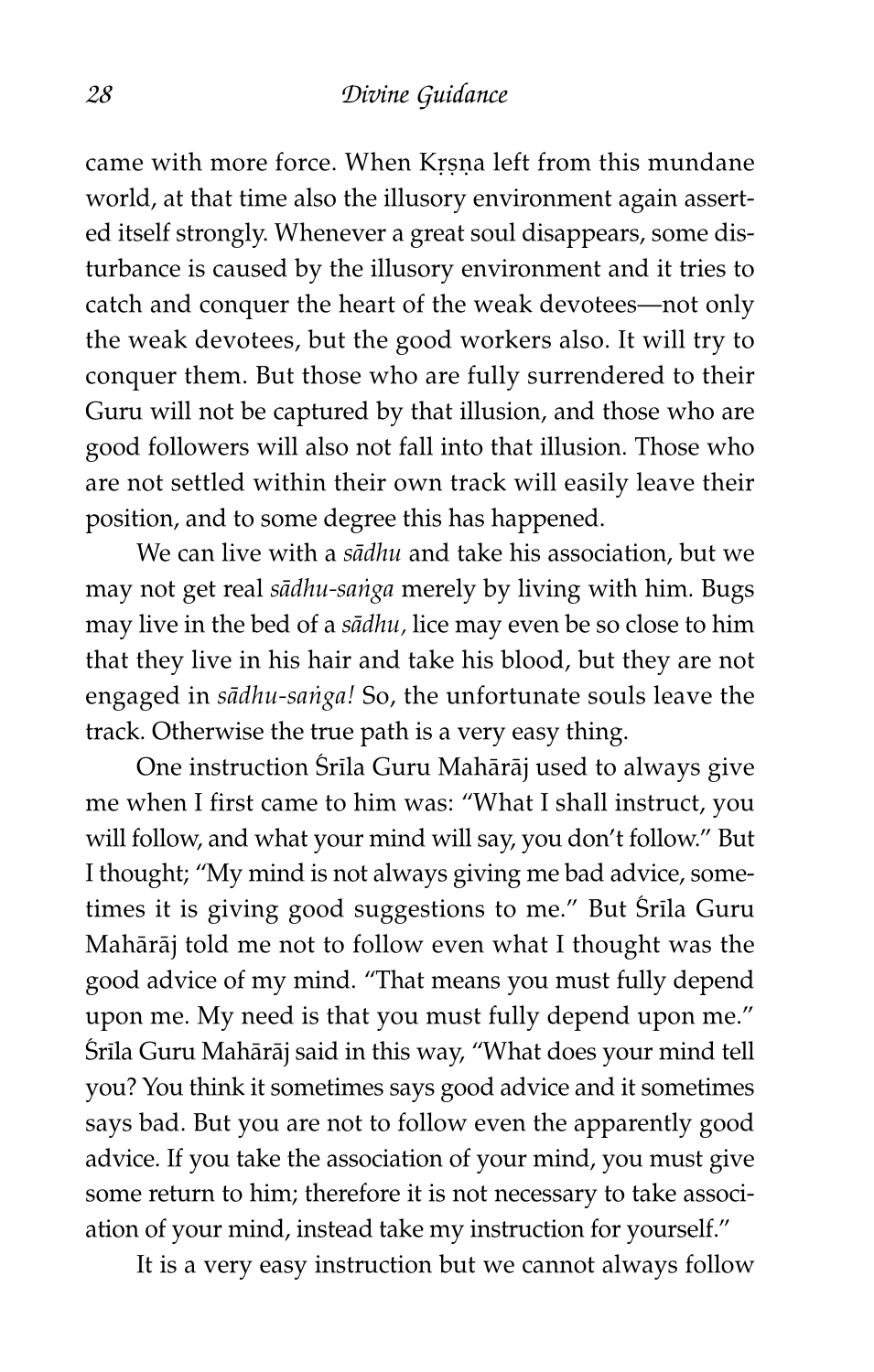came with more force. When Kṛṣṇa left from this mundane world, at that time also the illusory environment again asserted itself strongly. Whenever a great soul disappears, some disturbance is caused by the illusory environment and it tries to catch and conquer the heart of the weak devotees—not only the weak devotees, but the good workers also. It will try to conquer them. But those who are fully surrendered to their Guru will not be captured by that illusion, and those who are good followers will also not fall into that illusion. Those who are not settled within their own track will easily leave their position, and to some degree this has happened.

We can live with a *sādhu* and take his association, but we may not get real *sādhu-saṅga* merely by living with him. Bugs may live in the bed of a *sādhu,* lice may even be so close to him that they live in his hair and take his blood, but they are not engaged in *sādhu-saṅga!* So, the unfortunate souls leave the track. Otherwise the true path is a very easy thing.

One instruction Śrīla Guru Mahārāj used to always give me when I first came to him was: "What I shall instruct, you will follow, and what your mind will say, you don't follow." But I thought; "My mind is not always giving me bad advice, sometimes it is giving good suggestions to me." But Śrīla Guru Mahārāj told me not to follow even what I thought was the good advice of my mind. "That means you must fully depend upon me. My need is that you must fully depend upon me." Śrīla Guru Mahārāj said in this way, "What does your mind tell you? You think it sometimes says good advice and it sometimes says bad. But you are not to follow even the apparently good advice. If you take the association of your mind, you must give some return to him; therefore it is not necessary to take association of your mind, instead take my instruction for yourself."

It is a very easy instruction but we cannot always follow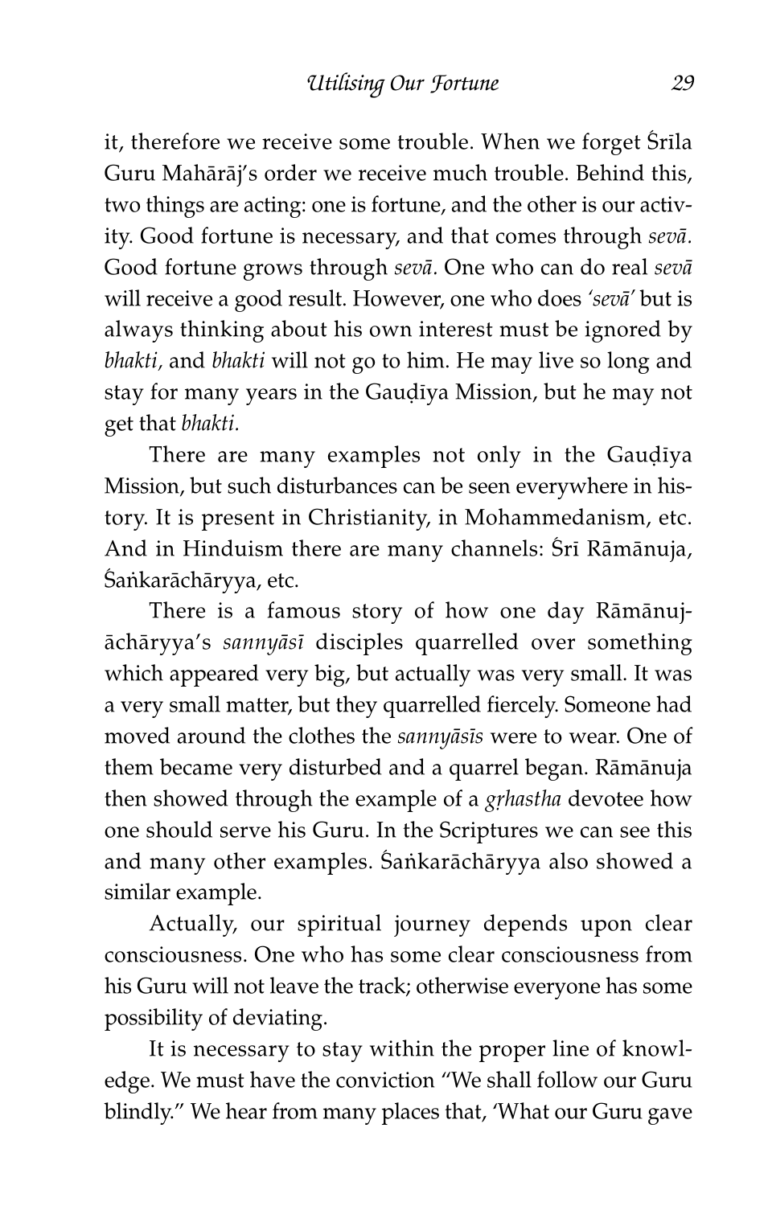it, therefore we receive some trouble. When we forget Śrīla Guru Mahārāj's order we receive much trouble. Behind this, two things are acting: one is fortune, and the other is our activity. Good fortune is necessary, and that comes through *sevā*. Good fortune grows through *sevā*. One who can do real *sevā* will receive a good result. However, one who does *'sevā'* but is always thinking about his own interest must be ignored by *bhakti*, and *bhakti* will not go to him. He may live so long and stay for many years in the Gauḍīya Mission, but he may not get that *bhakti*.

There are many examples not only in the Gauḍīya Mission, but such disturbances can be seen everywhere in history. It is present in Christianity, in Mohammedanism, etc. And in Hinduism there are many channels: Śrī Rāmānuja, Śaṅkarāchāryya, etc.

There is a famous story of how one day Rāmānujāchāryya's *sannyāsī* disciples quarrelled over something which appeared very big, but actually was very small. It was a very small matter, but they quarrelled fiercely. Someone had moved around the clothes the *sannyāsīs* were to wear. One of them became very disturbed and a quarrel began. Rāmānuja then showed through the example of a *gṛhastha* devotee how one should serve his Guru. In the Scriptures we can see this and many other examples. Śaṅkarāchāryya also showed a similar example.

Actually, our spiritual journey depends upon clear consciousness. One who has some clear consciousness from his Guru will not leave the track; otherwise everyone has some possibility of deviating.

It is necessary to stay within the proper line of knowledge. We must have the conviction "We shall follow our Guru blindly." We hear from many places that, 'What our Guru gave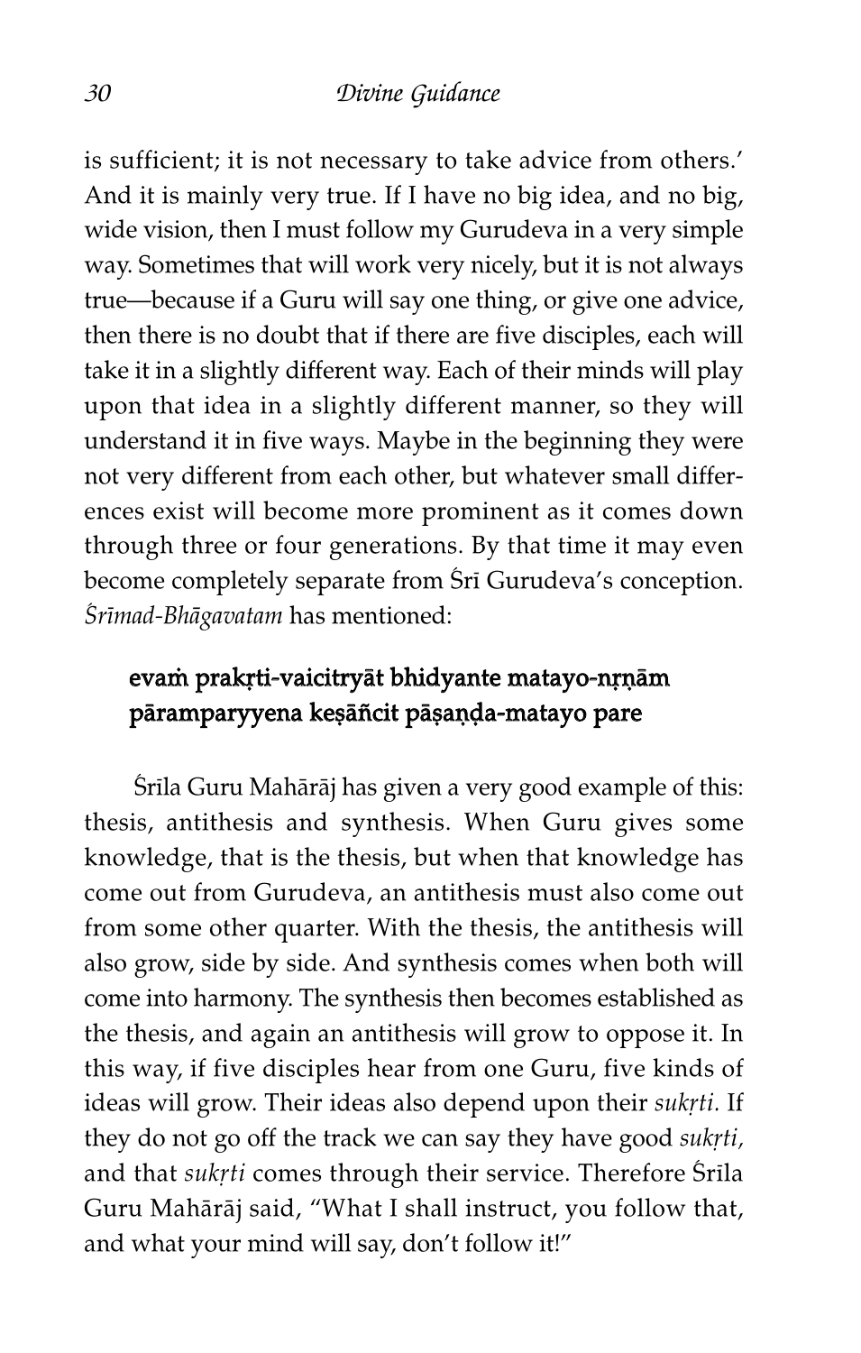is sufficient; it is not necessary to take advice from others.' And it is mainly very true. If I have no big idea, and no big, wide vision, then I must follow my Gurudeva in a very simple way. Sometimes that will work very nicely, but it is not always true—because if a Guru will say one thing, or give one advice, then there is no doubt that if there are five disciples, each will take it in a slightly different way. Each of their minds will play upon that idea in a slightly different manner, so they will understand it in five ways. Maybe in the beginning they were not very different from each other, but whatever small differences exist will become more prominent as it comes down through three or four generations. By that time it may even become completely separate from Śrī Gurudeva's conception. *Śrīmad-Bhāgavatam* has mentioned:

> **evaṁ prakṛti-vaicitryāt bhidyante matayo-nṛṇām**
> **pāramparyyena keṣāñcit pāṣaṇḍa-matayo pare**

Śrīla Guru Mahārāj has given a very good example of this: thesis, antithesis and synthesis. When Guru gives some knowledge, that is the thesis, but when that knowledge has come out from Gurudeva, an antithesis must also come out from some other quarter. With the thesis, the antithesis will also grow, side by side. And synthesis comes when both will come into harmony. The synthesis then becomes established as the thesis, and again an antithesis will grow to oppose it. In this way, if five disciples hear from one Guru, five kinds of ideas will grow. Their ideas also depend upon their *sukṛti.* If they do not go off the track we can say they have good *sukṛti,* and that *sukṛti* comes through their service. Therefore Śrīla Guru Mahārāj said, "What I shall instruct, you follow that, and what your mind will say, don't follow it!"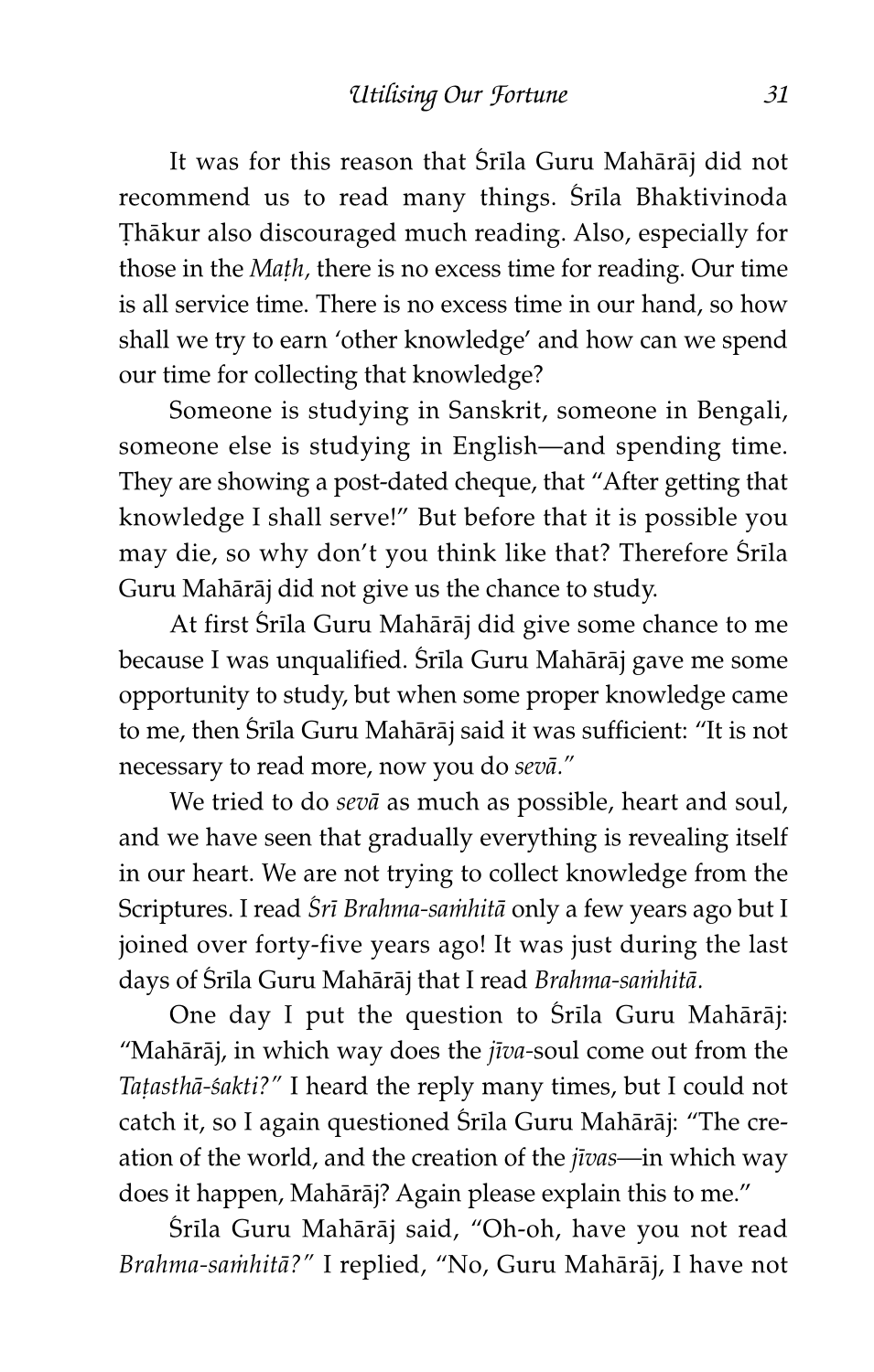It was for this reason that Śrīla Guru Mahārāj did not recommend us to read many things. Śrīla Bhaktivinoda Ṭhākur also discouraged much reading. Also, especially for those in the *Maṭh,* there is no excess time for reading. Our time is all service time. There is no excess time in our hand, so how shall we try to earn 'other knowledge' and how can we spend our time for collecting that knowledge?

Someone is studying in Sanskrit, someone in Bengali, someone else is studying in English—and spending time. They are showing a post-dated cheque, that "After getting that knowledge I shall serve!" But before that it is possible you may die, so why don't you think like that? Therefore Śrīla Guru Mahārāj did not give us the chance to study.

At first Śrīla Guru Mahārāj did give some chance to me because I was unqualified. Śrīla Guru Mahārāj gave me some opportunity to study, but when some proper knowledge came to me, then Śrīla Guru Mahārāj said it was sufficient: "It is not necessary to read more, now you do *sevā.*"

We tried to do *sevā* as much as possible, heart and soul, and we have seen that gradually everything is revealing itself in our heart. We are not trying to collect knowledge from the Scriptures. I read *Śrī Brahma-saṁhitā* only a few years ago but I joined over forty-five years ago! It was just during the last days of Śrīla Guru Mahārāj that I read *Brahma-saṁhitā.*

One day I put the question to Śrīla Guru Mahārāj: "Mahārāj, in which way does the *jīva*-soul come out from the *Taṭasthā-śakti?*" I heard the reply many times, but I could not catch it, so I again questioned Śrīla Guru Mahārāj: "The creation of the world, and the creation of the *jīvas*—in which way does it happen, Mahārāj? Again please explain this to me."

Śrīla Guru Mahārāj said, "Oh-oh, have you not read *Brahma-saṁhitā?*" I replied, "No, Guru Mahārāj, I have not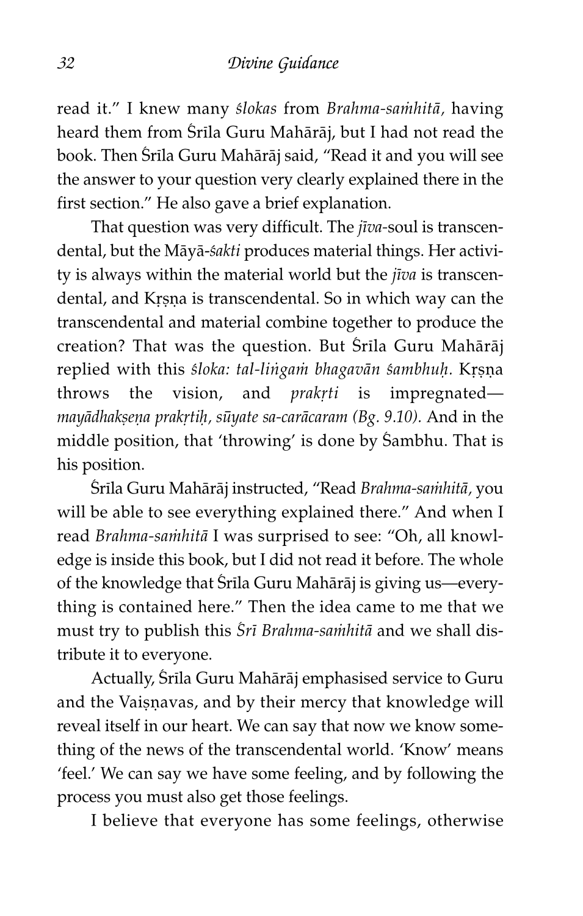read it." I knew many *ślokas* from *Brahma-saṁhitā,* having heard them from Śrīla Guru Mahārāj, but I had not read the book. Then Śrīla Guru Mahārāj said, "Read it and you will see the answer to your question very clearly explained there in the first section." He also gave a brief explanation.

That question was very difficult. The *jīva*-soul is transcendental, but the Māyā-*śakti* produces material things. Her activity is always within the material world but the *jīva* is transcendental, and Kṛṣṇa is transcendental. So in which way can the transcendental and material combine together to produce the creation? That was the question. But Śrīla Guru Mahārāj replied with this *śloka: tal-liṅgaṁ bhagavān śambhuḥ.* Kṛṣṇa throws the vision, and *prakṛti* is impregnated—*mayādhakṣeṇa prakṛtiḥ, sūyate sa-carācaram (Bg. 9.10).* And in the middle position, that 'throwing' is done by Śambhu. That is his position.

Śrīla Guru Mahārāj instructed, "Read *Brahma-saṁhitā,* you will be able to see everything explained there." And when I read *Brahma-saṁhitā* I was surprised to see: "Oh, all knowledge is inside this book, but I did not read it before. The whole of the knowledge that Śrīla Guru Mahārāj is giving us—everything is contained here." Then the idea came to me that we must try to publish this *Śrī Brahma-saṁhitā* and we shall distribute it to everyone.

Actually, Śrīla Guru Mahārāj emphasised service to Guru and the Vaiṣṇavas, and by their mercy that knowledge will reveal itself in our heart. We can say that now we know something of the news of the transcendental world. 'Know' means 'feel.' We can say we have some feeling, and by following the process you must also get those feelings.

I believe that everyone has some feelings, otherwise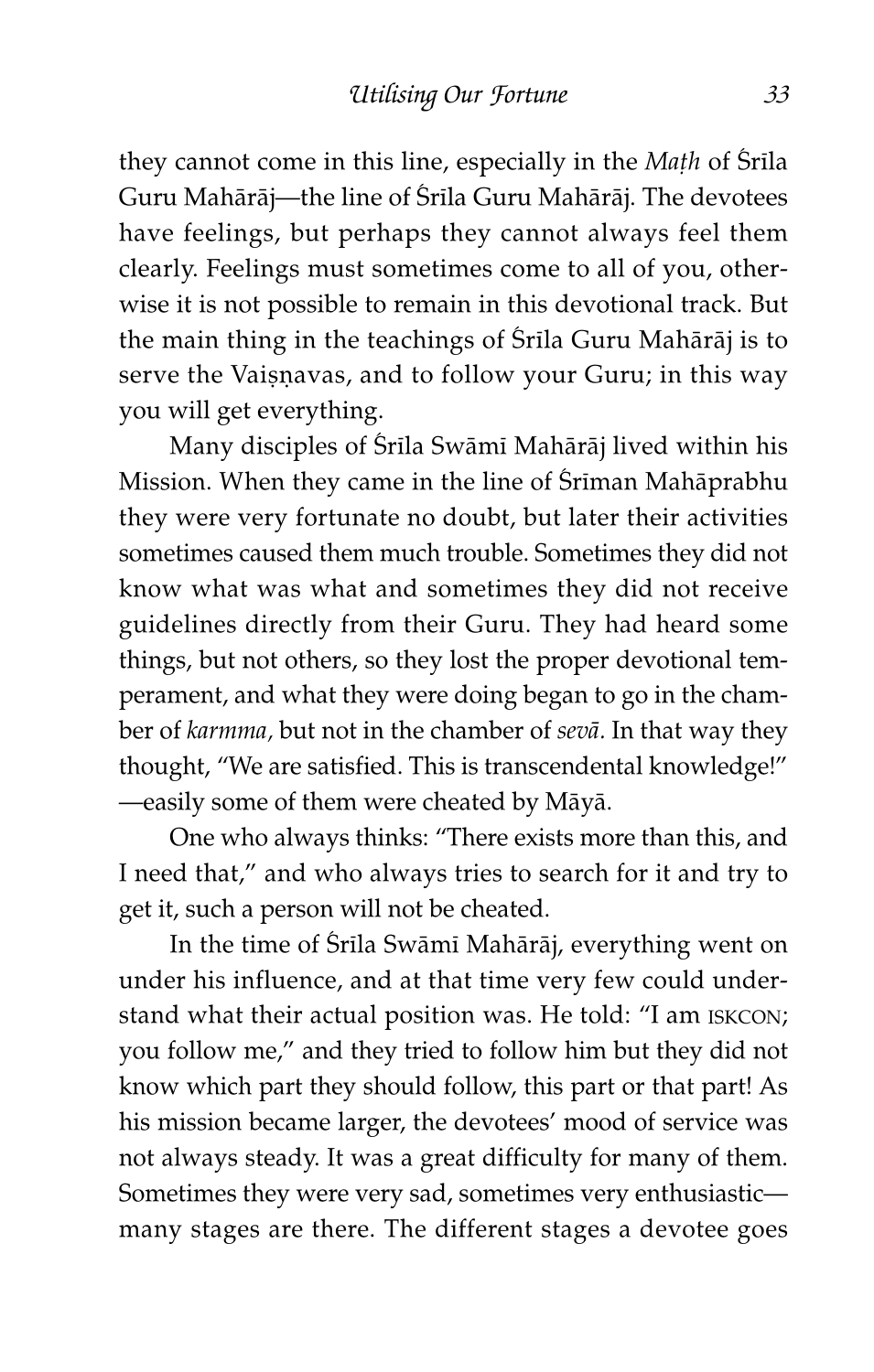they cannot come in this line, especially in the *Maṭh* of Śrīla Guru Mahārāj—the line of Śrīla Guru Mahārāj. The devotees have feelings, but perhaps they cannot always feel them clearly. Feelings must sometimes come to all of you, otherwise it is not possible to remain in this devotional track. But the main thing in the teachings of Śrīla Guru Mahārāj is to serve the Vaiṣṇavas, and to follow your Guru; in this way you will get everything.

Many disciples of Śrīla Swāmī Mahārāj lived within his Mission. When they came in the line of Śrīman Mahāprabhu they were very fortunate no doubt, but later their activities sometimes caused them much trouble. Sometimes they did not know what was what and sometimes they did not receive guidelines directly from their Guru. They had heard some things, but not others, so they lost the proper devotional temperament, and what they were doing began to go in the chamber of *karmma,* but not in the chamber of *sevā*. In that way they thought, "We are satisfied. This is transcendental knowledge!" —easily some of them were cheated by Māyā.

One who always thinks: "There exists more than this, and I need that," and who always tries to search for it and try to get it, such a person will not be cheated.

In the time of Śrīla Swāmī Mahārāj, everything went on under his influence, and at that time very few could understand what their actual position was. He told: "I am ISKCON; you follow me," and they tried to follow him but they did not know which part they should follow, this part or that part! As his mission became larger, the devotees' mood of service was not always steady. It was a great difficulty for many of them. Sometimes they were very sad, sometimes very enthusiastic—many stages are there. The different stages a devotee goes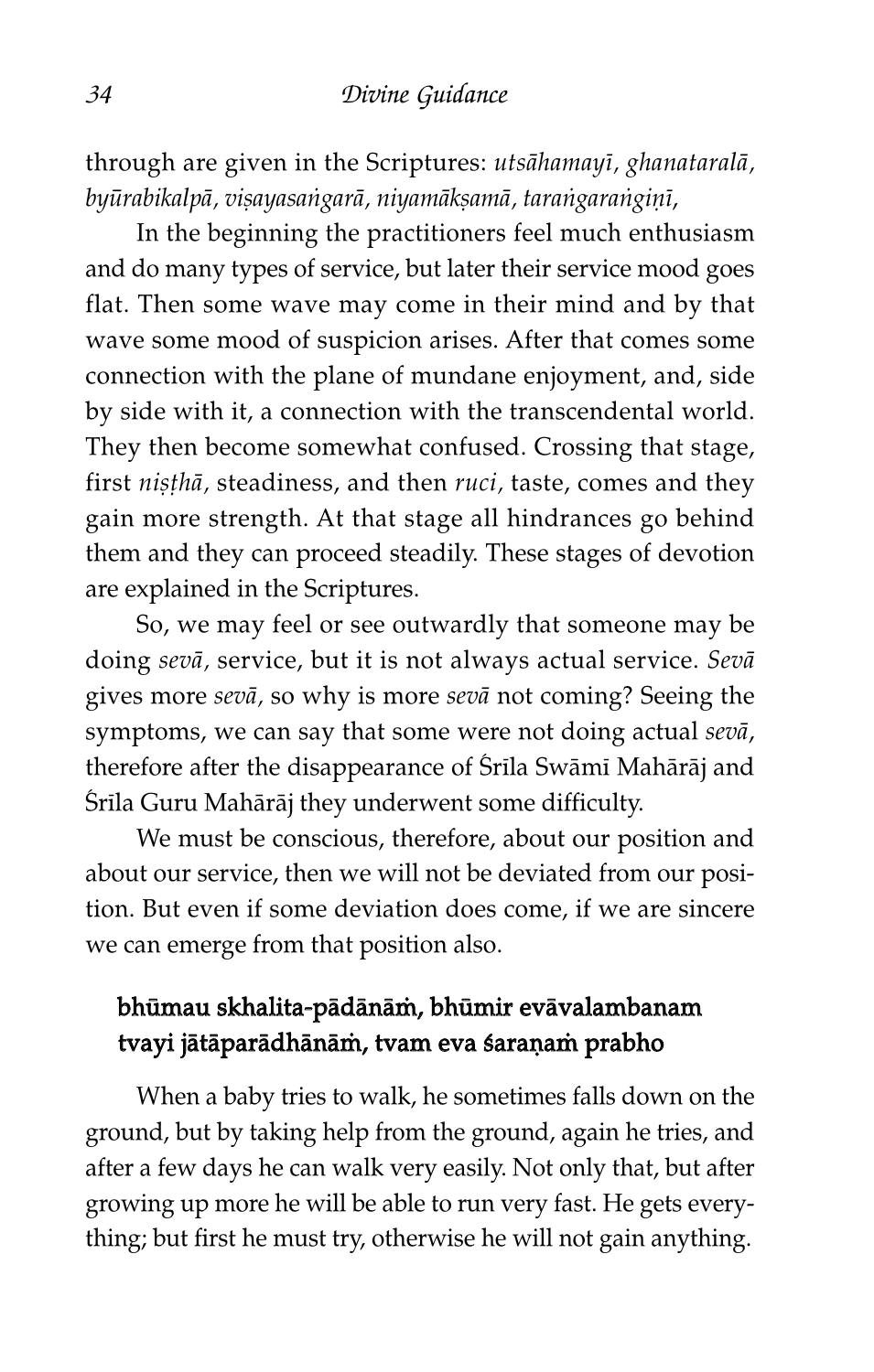through are given in the Scriptures: *utsāhamayī, ghanataralā, byūrabikalpā, viṣayasaṅgarā, niyamākṣamā, taraṅgaraṅgiṇī,*

In the beginning the practitioners feel much enthusiasm and do many types of service, but later their service mood goes flat. Then some wave may come in their mind and by that wave some mood of suspicion arises. After that comes some connection with the plane of mundane enjoyment, and, side by side with it, a connection with the transcendental world. They then become somewhat confused. Crossing that stage, first *niṣṭhā*, steadiness, and then *ruci*, taste, comes and they gain more strength. At that stage all hindrances go behind them and they can proceed steadily. These stages of devotion are explained in the Scriptures.

So, we may feel or see outwardly that someone may be doing *sevā*, service, but it is not always actual service. *Sevā* gives more *sevā*, so why is more *sevā* not coming? Seeing the symptoms, we can say that some were not doing actual *sevā*, therefore after the disappearance of Śrīla Swāmī Mahārāj and Śrīla Guru Mahārāj they underwent some difficulty.

We must be conscious, therefore, about our position and about our service, then we will not be deviated from our position. But even if some deviation does come, if we are sincere we can emerge from that position also.

> **bhūmau skhalita-pādānāṁ, bhūmir evāvalambanam**
> **tvayi jātāparādhānāṁ, tvam eva śaraṇaṁ prabho**

When a baby tries to walk, he sometimes falls down on the ground, but by taking help from the ground, again he tries, and after a few days he can walk very easily. Not only that, but after growing up more he will be able to run very fast. He gets everything; but first he must try, otherwise he will not gain anything.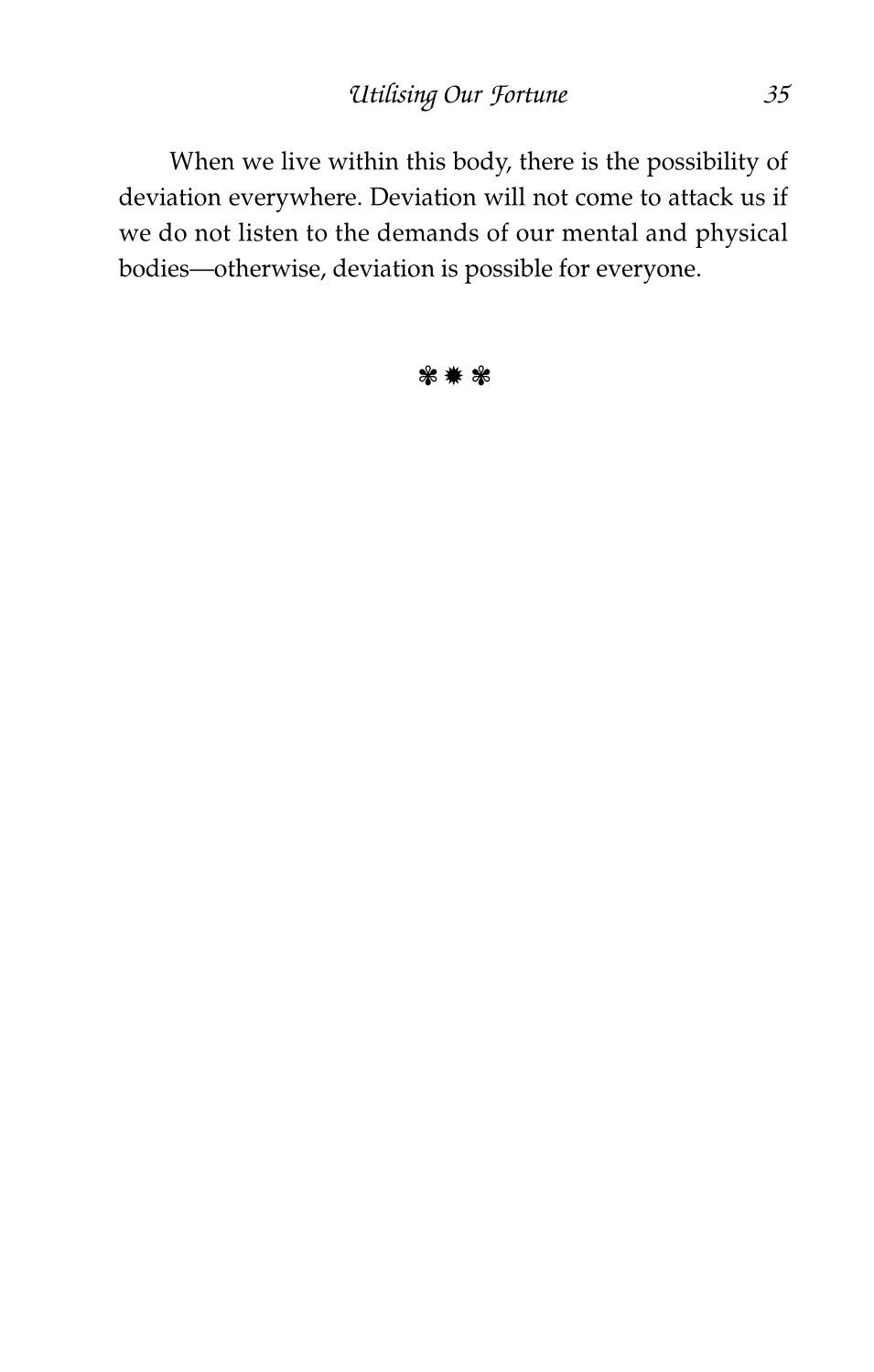When we live within this body, there is the possibility of deviation everywhere. Deviation will not come to attack us if we do not listen to the demands of our mental and physical bodies—otherwise, deviation is possible for everyone.

❃ ✹ ❃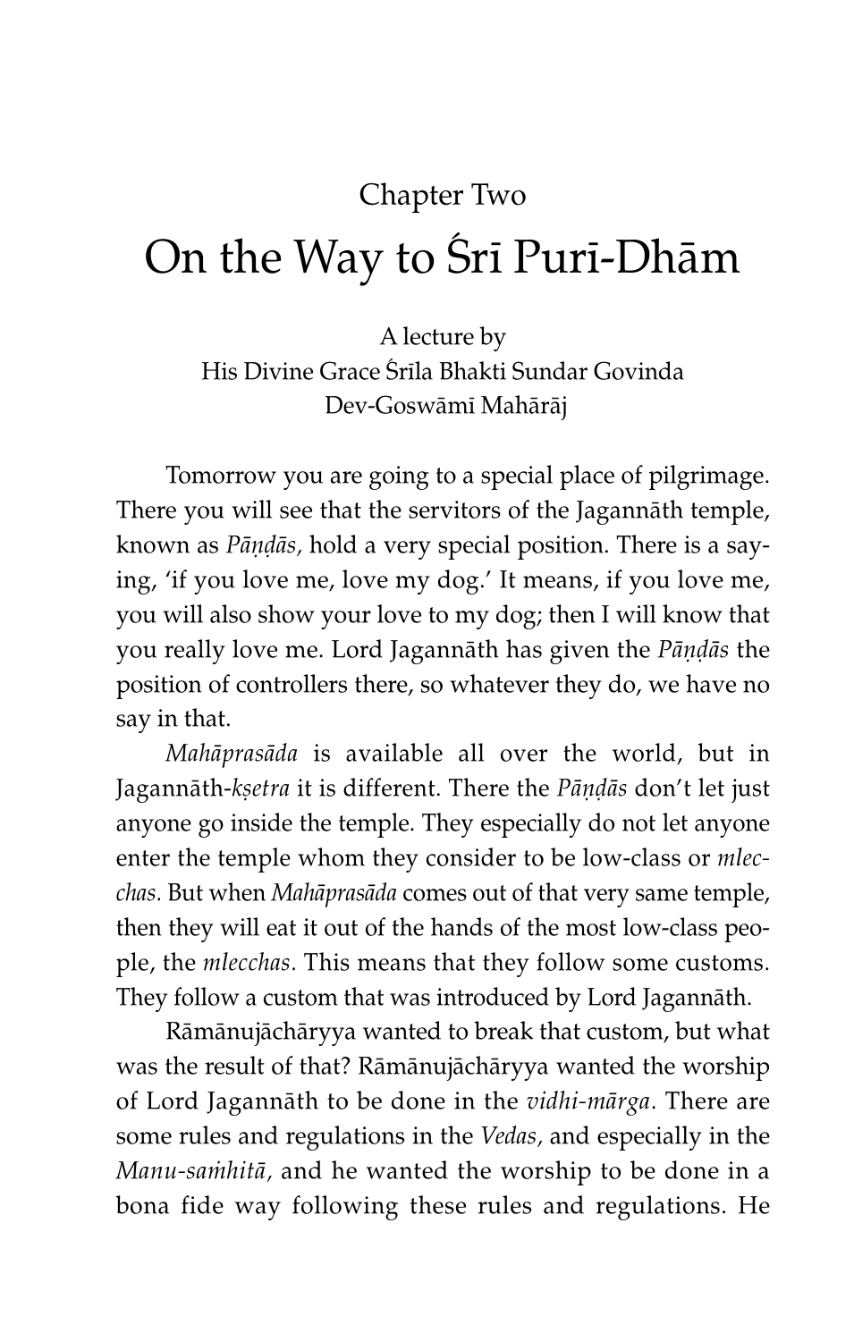Chapter Two

# On the Way to Śrī Purī-Dhām

A lecture by
His Divine Grace Śrīla Bhakti Sundar Govinda Dev-Goswāmī Mahārāj

Tomorrow you are going to a special place of pilgrimage. There you will see that the servitors of the Jagannāth temple, known as *Pāṇḍās,* hold a very special position. There is a saying, 'if you love me, love my dog.' It means, if you love me, you will also show your love to my dog; then I will know that you really love me. Lord Jagannāth has given the *Pāṇḍās* the position of controllers there, so whatever they do, we have no say in that.

*Mahāprasāda* is available all over the world, but in Jagannāth-*kṣetra* it is different. There the *Pāṇḍās* don't let just anyone go inside the temple. They especially do not let anyone enter the temple whom they consider to be low-class or *mlecchas.* But when *Mahāprasāda* comes out of that very same temple, then they will eat it out of the hands of the most low-class people, the *mlecchas.* This means that they follow some customs. They follow a custom that was introduced by Lord Jagannāth.

Rāmānujāchāryya wanted to break that custom, but what was the result of that? Rāmānujāchāryya wanted the worship of Lord Jagannāth to be done in the *vidhi-mārga.* There are some rules and regulations in the *Vedas,* and especially in the *Manu-saṁhitā,* and he wanted the worship to be done in a bona fide way following these rules and regulations. He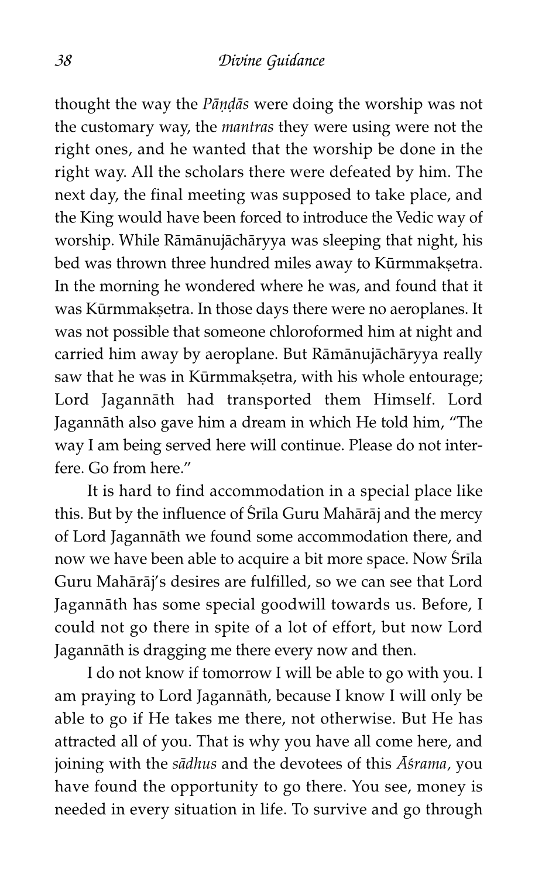thought the way the *Pāṇḍās* were doing the worship was not the customary way, the *mantras* they were using were not the right ones, and he wanted that the worship be done in the right way. All the scholars there were defeated by him. The next day, the final meeting was supposed to take place, and the King would have been forced to introduce the Vedic way of worship. While Rāmānujāchāryya was sleeping that night, his bed was thrown three hundred miles away to Kūrmmakṣetra. In the morning he wondered where he was, and found that it was Kūrmmakṣetra. In those days there were no aeroplanes. It was not possible that someone chloroformed him at night and carried him away by aeroplane. But Rāmānujāchāryya really saw that he was in Kūrmmakṣetra, with his whole entourage; Lord Jagannāth had transported them Himself. Lord Jagannāth also gave him a dream in which He told him, "The way I am being served here will continue. Please do not interfere. Go from here."

It is hard to find accommodation in a special place like this. But by the influence of Śrīla Guru Mahārāj and the mercy of Lord Jagannāth we found some accommodation there, and now we have been able to acquire a bit more space. Now Śrīla Guru Mahārāj's desires are fulfilled, so we can see that Lord Jagannāth has some special goodwill towards us. Before, I could not go there in spite of a lot of effort, but now Lord Jagannāth is dragging me there every now and then.

I do not know if tomorrow I will be able to go with you. I am praying to Lord Jagannāth, because I know I will only be able to go if He takes me there, not otherwise. But He has attracted all of you. That is why you have all come here, and joining with the *sādhus* and the devotees of this *Āśrama*, you have found the opportunity to go there. You see, money is needed in every situation in life. To survive and go through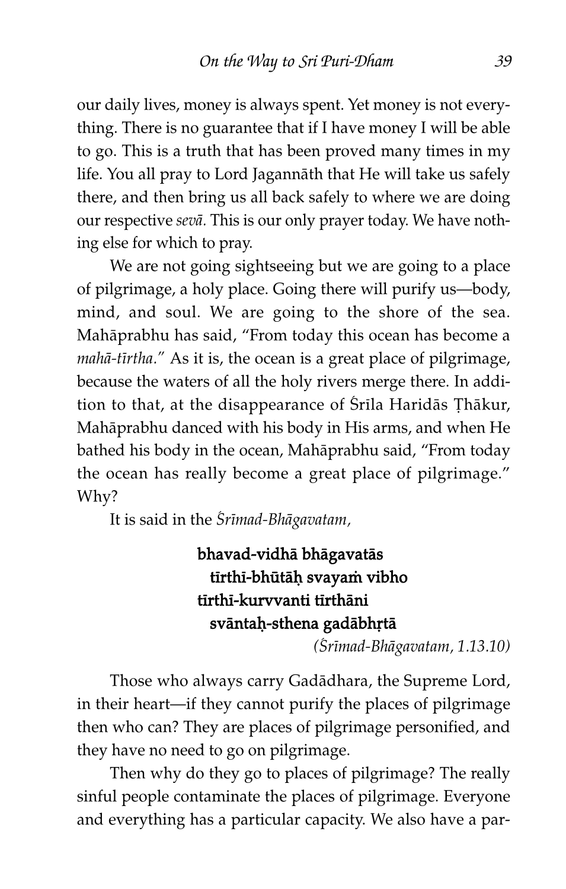our daily lives, money is always spent. Yet money is not everything. There is no guarantee that if I have money I will be able to go. This is a truth that has been proved many times in my life. You all pray to Lord Jagannāth that He will take us safely there, and then bring us all back safely to where we are doing our respective *sevā.* This is our only prayer today. We have nothing else for which to pray.

We are not going sightseeing but we are going to a place of pilgrimage, a holy place. Going there will purify us—body, mind, and soul. We are going to the shore of the sea. Mahāprabhu has said, "From today this ocean has become a *mahā-tīrtha.*" As it is, the ocean is a great place of pilgrimage, because the waters of all the holy rivers merge there. In addition to that, at the disappearance of Śrīla Haridās Ṭhākur, Mahāprabhu danced with his body in His arms, and when He bathed his body in the ocean, Mahāprabhu said, "From today the ocean has really become a great place of pilgrimage." Why?

It is said in the *Śrīmad-Bhāgavatam*,

**bhavad-vidhā bhāgavatās**
**tīrthī-bhūtāḥ svayaṁ vibho**
**tīrthī-kurvvanti tīrthāni**
**svāntaḥ-sthena gadābhṛtā**

*(Śrīmad-Bhāgavatam, 1.13.10)*

Those who always carry Gadādhara, the Supreme Lord, in their heart—if they cannot purify the places of pilgrimage then who can? They are places of pilgrimage personified, and they have no need to go on pilgrimage.

Then why do they go to places of pilgrimage? The really sinful people contaminate the places of pilgrimage. Everyone and everything has a particular capacity. We also have a par-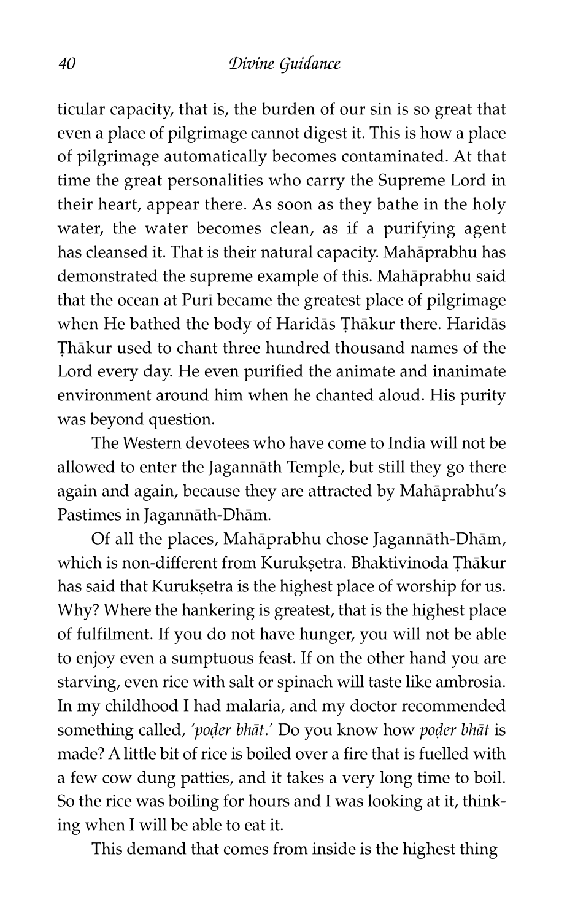ticular capacity, that is, the burden of our sin is so great that even a place of pilgrimage cannot digest it. This is how a place of pilgrimage automatically becomes contaminated. At that time the great personalities who carry the Supreme Lord in their heart, appear there. As soon as they bathe in the holy water, the water becomes clean, as if a purifying agent has cleansed it. That is their natural capacity. Mahāprabhu has demonstrated the supreme example of this. Mahāprabhu said that the ocean at Purī became the greatest place of pilgrimage when He bathed the body of Haridās Ṭhākur there. Haridās Ṭhākur used to chant three hundred thousand names of the Lord every day. He even purified the animate and inanimate environment around him when he chanted aloud. His purity was beyond question.

The Western devotees who have come to India will not be allowed to enter the Jagannāth Temple, but still they go there again and again, because they are attracted by Mahāprabhu's Pastimes in Jagannāth-Dhām.

Of all the places, Mahāprabhu chose Jagannāth-Dhām, which is non-different from Kurukṣetra. Bhaktivinoda Ṭhākur has said that Kurukṣetra is the highest place of worship for us. Why? Where the hankering is greatest, that is the highest place of fulfilment. If you do not have hunger, you will not be able to enjoy even a sumptuous feast. If on the other hand you are starving, even rice with salt or spinach will taste like ambrosia. In my childhood I had malaria, and my doctor recommended something called, *'poḍer bhāt.'* Do you know how *poḍer bhāt* is made? A little bit of rice is boiled over a fire that is fuelled with a few cow dung patties, and it takes a very long time to boil. So the rice was boiling for hours and I was looking at it, thinking when I will be able to eat it.

This demand that comes from inside is the highest thing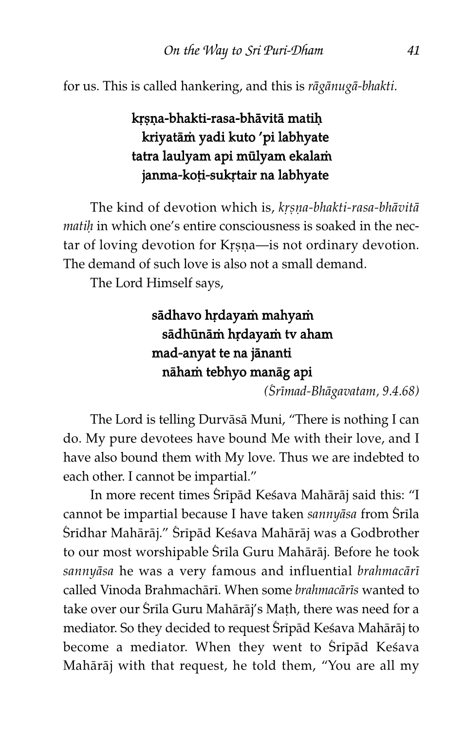for us. This is called hankering, and this is *rāgānugā-bhakti.*

> **kṛṣṇa-bhakti-rasa-bhāvitā matiḥ**
> **kriyatāṁ yadi kuto 'pi labhyate**
> **tatra laulyam api mūlyam ekalaṁ**
> **janma-koṭi-sukṛtair na labhyate**

The kind of devotion which is, *kṛṣṇa-bhakti-rasa-bhāvitā matiḥ* in which one's entire consciousness is soaked in the nectar of loving devotion for Kṛṣṇa—is not ordinary devotion. The demand of such love is also not a small demand.

The Lord Himself says,

> **sādhavo hṛdayaṁ mahyaṁ**
> **sādhūnāṁ hṛdayaṁ tv aham**
> **mad-anyat te na jānanti**
> **nāhaṁ tebhyo manāg api**
>
> *(Śrīmad-Bhāgavatam, 9.4.68)*

The Lord is telling Durvāsā Muni, "There is nothing I can do. My pure devotees have bound Me with their love, and I have also bound them with My love. Thus we are indebted to each other. I cannot be impartial."

In more recent times Śrīpād Keśava Mahārāj said this: "I cannot be impartial because I have taken *sannyāsa* from Śrīla Śrīdhar Mahārāj." Śrīpād Keśava Mahārāj was a Godbrother to our most worshipable Śrīla Guru Mahārāj. Before he took *sannyāsa* he was a very famous and influential *brahmacārī* called Vinoda Brahmachārī. When some *brahmacārīs* wanted to take over our Śrīla Guru Mahārāj's Maṭh, there was need for a mediator. So they decided to request Śrīpād Keśava Mahārāj to become a mediator. When they went to Śrīpād Keśava Mahārāj with that request, he told them, "You are all my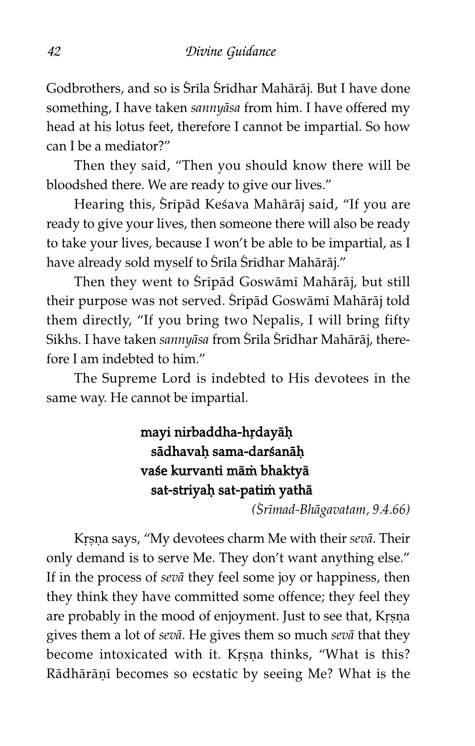Godbrothers, and so is Śrīla Śrīdhar Mahārāj. But I have done something, I have taken *sannyāsa* from him. I have offered my head at his lotus feet, therefore I cannot be impartial. So how can I be a mediator?"

Then they said, "Then you should know there will be bloodshed there. We are ready to give our lives."

Hearing this, Śrīpād Keśava Mahārāj said, "If you are ready to give your lives, then someone there will also be ready to take your lives, because I won't be able to be impartial, as I have already sold myself to Śrīla Śrīdhar Mahārāj."

Then they went to Śrīpād Goswāmī Mahārāj, but still their purpose was not served. Śrīpād Goswāmī Mahārāj told them directly, "If you bring two Nepalis, I will bring fifty Sikhs. I have taken *sannyāsa* from Śrīla Śrīdhar Mahārāj, therefore I am indebted to him."

The Supreme Lord is indebted to His devotees in the same way. He cannot be impartial.

**mayi nirbaddha-hṛdayāḥ**
**sādhavaḥ sama-darśanāḥ**
**vaśe kurvanti māṁ bhaktyā**
**sat-striyaḥ sat-patiṁ yathā**

*(Śrīmad-Bhāgavatam, 9.4.66)*

Kṛṣṇa says, "My devotees charm Me with their *sevā*. Their only demand is to serve Me. They don't want anything else." If in the process of *sevā* they feel some joy or happiness, then they think they have committed some offence; they feel they are probably in the mood of enjoyment. Just to see that, Kṛṣṇa gives them a lot of *sevā*. He gives them so much *sevā* that they become intoxicated with it. Kṛṣṇa thinks, "What is this? Rādhārāṇī becomes so ecstatic by seeing Me? What is the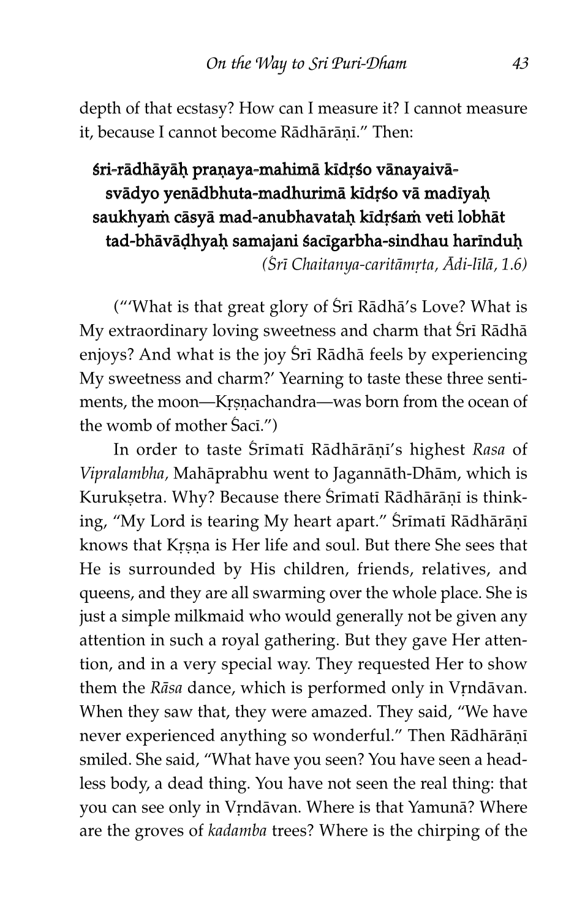depth of that ecstasy? How can I measure it? I cannot measure it, because I cannot become Rādhārāṇī." Then:

> **śri-rādhāyāḥ praṇaya-mahimā kīdṛśo vānayaivā-**
> **svādyo yenādbhuta-madhurimā kīdṛśo vā madīyaḥ**
> **saukhyaṁ cāsyā mad-anubhavataḥ kīdṛśaṁ veti lobhāt**
> **tad-bhāvāḍhyaḥ samajani śacīgarbha-sindhau harīnduḥ**
>
> *(Śrī Chaitanya-caritāmṛta, Ādi-līlā, 1.6)*

("'What is that great glory of Śrī Rādhā's Love? What is My extraordinary loving sweetness and charm that Śrī Rādhā enjoys? And what is the joy Śrī Rādhā feels by experiencing My sweetness and charm?' Yearning to taste these three sentiments, the moon—Kṛṣṇachandra—was born from the ocean of the womb of mother Śacī.")

In order to taste Śrīmatī Rādhārāṇī's highest *Rasa* of *Vipralambha,* Mahāprabhu went to Jagannāth-Dhām, which is Kurukṣetra. Why? Because there Śrīmatī Rādhārāṇī is thinking, "My Lord is tearing My heart apart." Śrīmatī Rādhārāṇī knows that Kṛṣṇa is Her life and soul. But there She sees that He is surrounded by His children, friends, relatives, and queens, and they are all swarming over the whole place. She is just a simple milkmaid who would generally not be given any attention in such a royal gathering. But they gave Her attention, and in a very special way. They requested Her to show them the *Rāsa* dance, which is performed only in Vṛndāvan. When they saw that, they were amazed. They said, "We have never experienced anything so wonderful." Then Rādhārāṇī smiled. She said, "What have you seen? You have seen a headless body, a dead thing. You have not seen the real thing: that you can see only in Vṛndāvan. Where is that Yamunā? Where are the groves of *kadamba* trees? Where is the chirping of the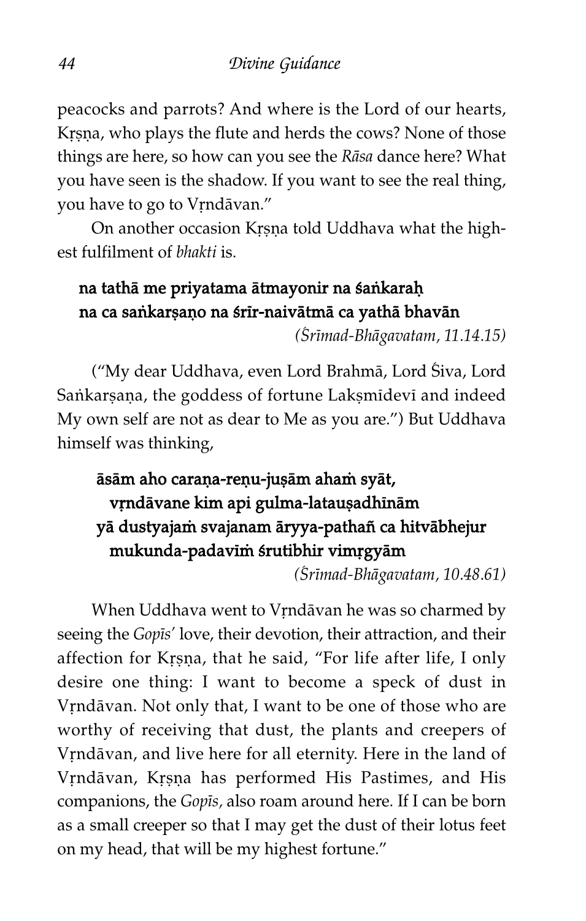peacocks and parrots? And where is the Lord of our hearts, Kṛṣṇa, who plays the flute and herds the cows? None of those things are here, so how can you see the *Rāsa* dance here? What you have seen is the shadow. If you want to see the real thing, you have to go to Vṛndāvan."

On another occasion Kṛṣṇa told Uddhava what the highest fulfilment of *bhakti* is.

> **na tathā me priyatama ātmayonir na śaṅkaraḥ**
> **na ca saṅkarṣaṇo na śrīr-naivātmā ca yathā bhavān**
>
> *(Śrīmad-Bhāgavatam, 11.14.15)*

("My dear Uddhava, even Lord Brahmā, Lord Śiva, Lord Saṅkarṣaṇa, the goddess of fortune Lakṣmīdevī and indeed My own self are not as dear to Me as you are.") But Uddhava himself was thinking,

> **āsām aho caraṇa-reṇu-juṣām ahaṁ syāt,**
> **vṛndāvane kim api gulma-latauṣadhīnām**
> **yā dustyajaṁ svajanam āryya-pathañ ca hitvābhejur**
> **mukunda-padavīṁ śrutibhir vimṛgyām**
>
> *(Śrīmad-Bhāgavatam, 10.48.61)*

When Uddhava went to Vṛndāvan he was so charmed by seeing the *Gopīs'* love, their devotion, their attraction, and their affection for Kṛṣṇa, that he said, "For life after life, I only desire one thing: I want to become a speck of dust in Vṛndāvan. Not only that, I want to be one of those who are worthy of receiving that dust, the plants and creepers of Vṛndāvan, and live here for all eternity. Here in the land of Vṛndāvan, Kṛṣṇa has performed His Pastimes, and His companions, the *Gopīs,* also roam around here. If I can be born as a small creeper so that I may get the dust of their lotus feet on my head, that will be my highest fortune."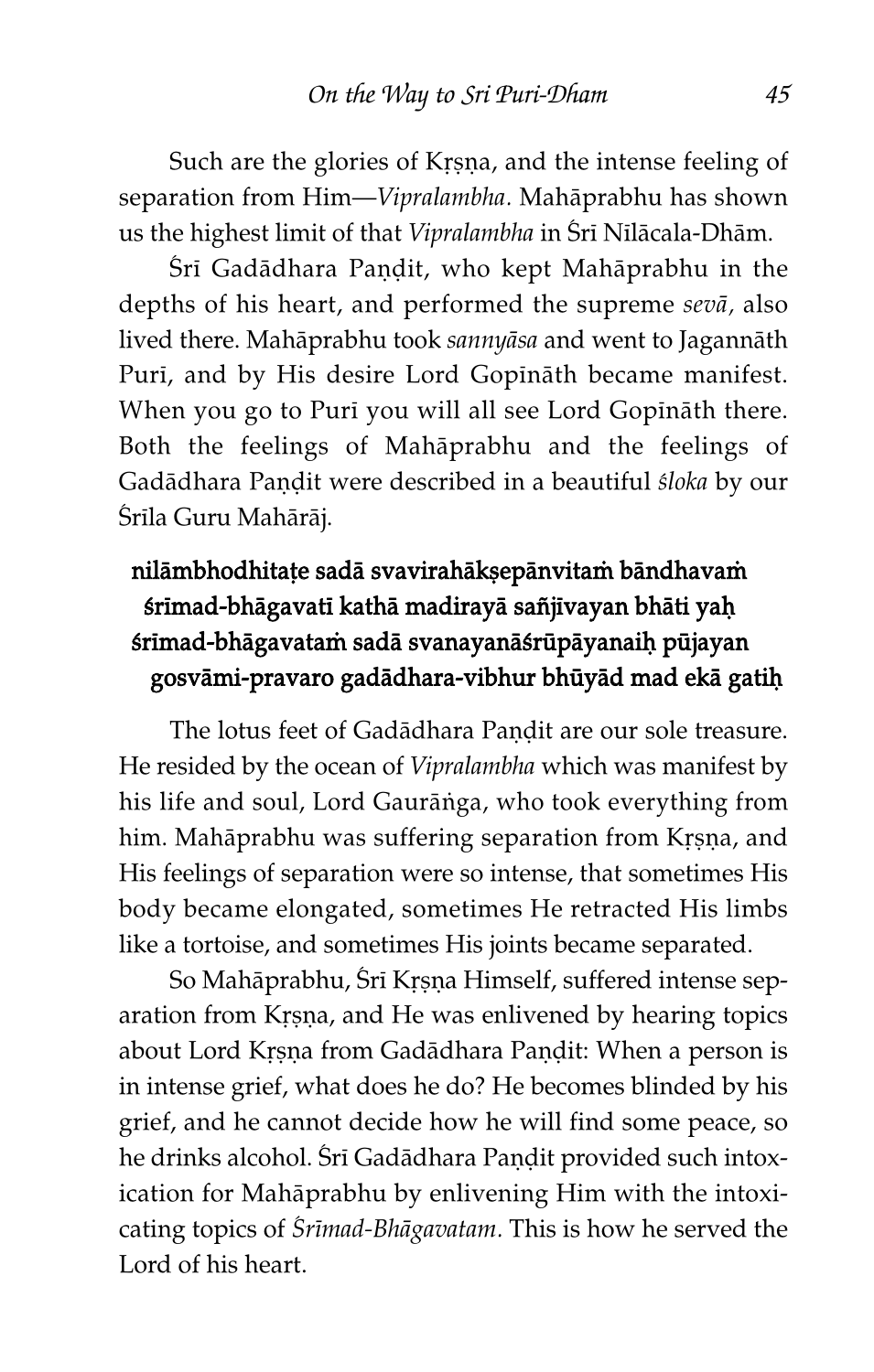Such are the glories of Kṛṣṇa, and the intense feeling of separation from Him—*Vipralambha*. Mahāprabhu has shown us the highest limit of that *Vipralambha* in Śrī Nīlācala-Dhām.

Śrī Gadādhara Paṇḍit, who kept Mahāprabhu in the depths of his heart, and performed the supreme *sevā*, also lived there. Mahāprabhu took *sannyāsa* and went to Jagannāth Purī, and by His desire Lord Gopīnāth became manifest. When you go to Purī you will all see Lord Gopīnāth there. Both the feelings of Mahāprabhu and the feelings of Gadādhara Paṇḍit were described in a beautiful *śloka* by our Śrīla Guru Mahārāj.

**nilāmbhodhitaṭe sadā svavirahākṣepānvitaṁ bāndhavaṁ**
**śrīmad-bhāgavatī kathā madirayā sañjīvayan bhāti yaḥ**
**śrīmad-bhāgavataṁ sadā svanayanāśrūpāyanaiḥ pūjayan**
**gosvāmi-pravaro gadādhara-vibhur bhūyād mad ekā gatiḥ**

The lotus feet of Gadādhara Paṇḍit are our sole treasure. He resided by the ocean of *Vipralambha* which was manifest by his life and soul, Lord Gaurāṅga, who took everything from him. Mahāprabhu was suffering separation from Kṛṣṇa, and His feelings of separation were so intense, that sometimes His body became elongated, sometimes He retracted His limbs like a tortoise, and sometimes His joints became separated.

So Mahāprabhu, Śrī Kṛṣṇa Himself, suffered intense separation from Kṛṣṇa, and He was enlivened by hearing topics about Lord Kṛṣṇa from Gadādhara Paṇḍit: When a person is in intense grief, what does he do? He becomes blinded by his grief, and he cannot decide how he will find some peace, so he drinks alcohol. Śrī Gadādhara Paṇḍit provided such intoxication for Mahāprabhu by enlivening Him with the intoxicating topics of *Śrīmad-Bhāgavatam*. This is how he served the Lord of his heart.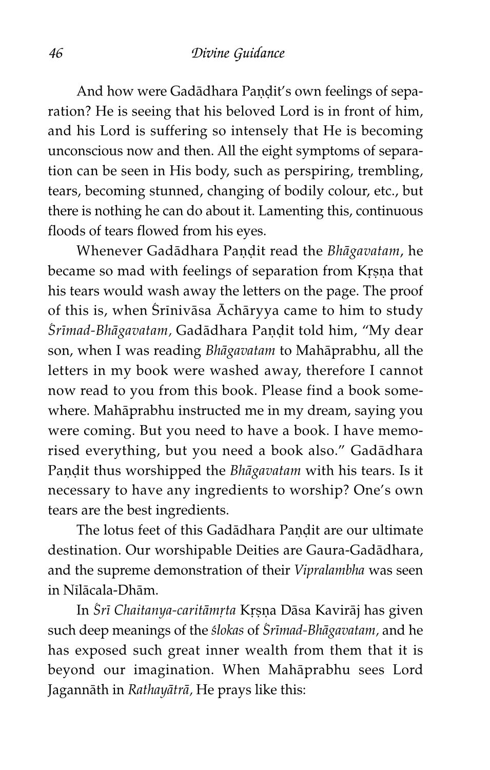And how were Gadādhara Paṇḍit's own feelings of separation? He is seeing that his beloved Lord is in front of him, and his Lord is suffering so intensely that He is becoming unconscious now and then. All the eight symptoms of separation can be seen in His body, such as perspiring, trembling, tears, becoming stunned, changing of bodily colour, etc., but there is nothing he can do about it. Lamenting this, continuous floods of tears flowed from his eyes.

Whenever Gadādhara Paṇḍit read the *Bhāgavatam*, he became so mad with feelings of separation from Kṛṣṇa that his tears would wash away the letters on the page. The proof of this is, when Śrīnivāsa Āchāryya came to him to study *Śrīmad-Bhāgavatam*, Gadādhara Paṇḍit told him, "My dear son, when I was reading *Bhāgavatam* to Mahāprabhu, all the letters in my book were washed away, therefore I cannot now read to you from this book. Please find a book somewhere. Mahāprabhu instructed me in my dream, saying you were coming. But you need to have a book. I have memorised everything, but you need a book also." Gadādhara Paṇḍit thus worshipped the *Bhāgavatam* with his tears. Is it necessary to have any ingredients to worship? One's own tears are the best ingredients.

The lotus feet of this Gadādhara Paṇḍit are our ultimate destination. Our worshipable Deities are Gaura-Gadādhara, and the supreme demonstration of their *Vipralambha* was seen in Nīlācala-Dhām.

In *Śrī Chaitanya-caritāmṛta* Kṛṣṇa Dāsa Kavirāj has given such deep meanings of the *ślokas* of *Śrīmad-Bhāgavatam*, and he has exposed such great inner wealth from them that it is beyond our imagination. When Mahāprabhu sees Lord Jagannāth in *Rathayātrā*, He prays like this: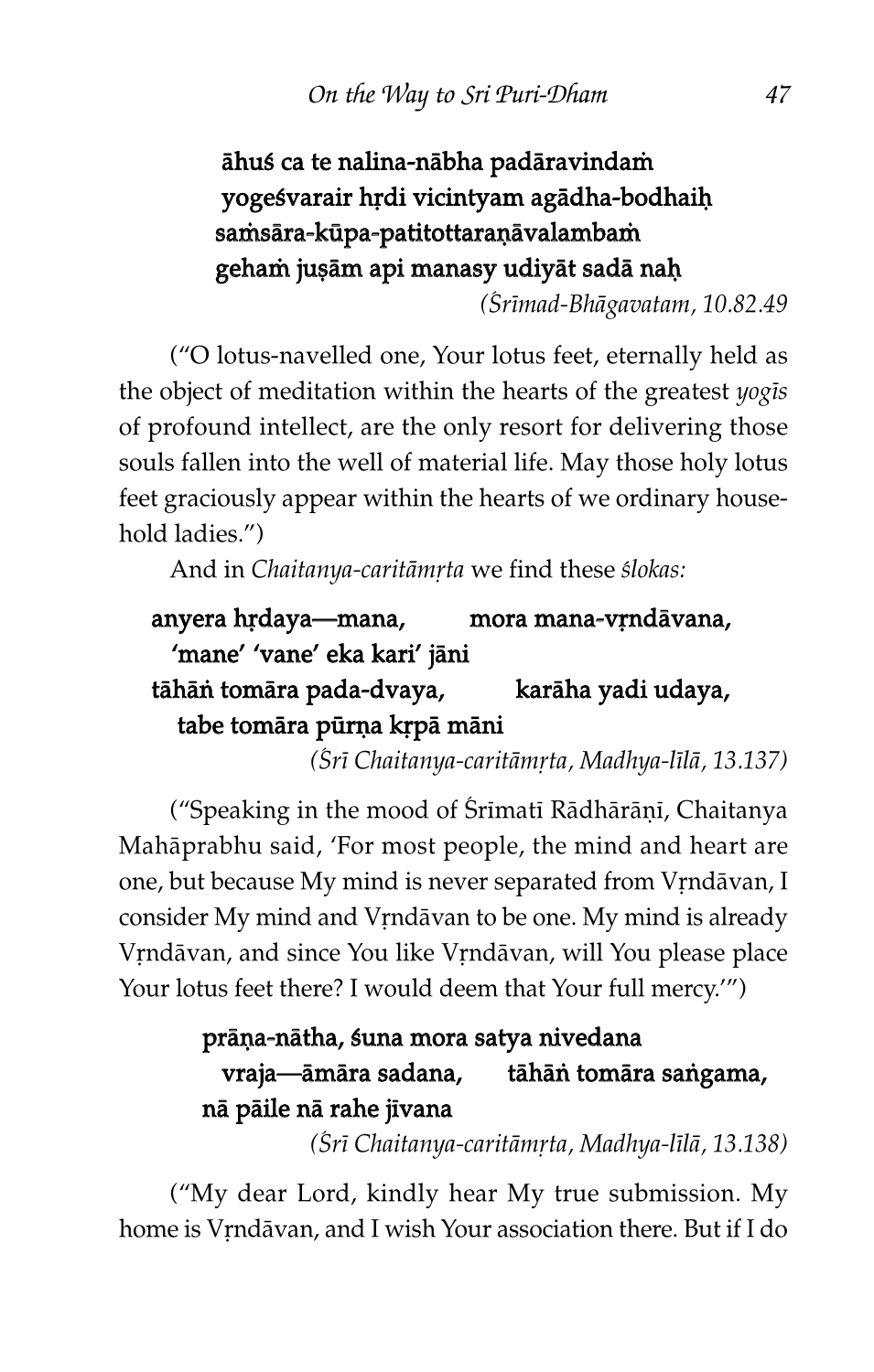**āhuś ca te nalina-nābha padāravindaṁ**
**yogeśvarair hṛdi vicintyam agādha-bodhaiḥ**
**saṁsāra-kūpa-patitottaraṇāvalambaṁ**
**gehaṁ juṣām api manasy udiyāt sadā naḥ**

*(Śrīmad-Bhāgavatam, 10.82.49*

("O lotus-navelled one, Your lotus feet, eternally held as the object of meditation within the hearts of the greatest *yogīs* of profound intellect, are the only resort for delivering those souls fallen into the well of material life. May those holy lotus feet graciously appear within the hearts of we ordinary household ladies.")

And in *Chaitanya-caritāmṛta* we find these *ślokas:*

**anyera hṛdaya—mana, mora mana-vṛndāvana,**
**'mane' 'vane' eka kari' jāni**
**tāhāṅ tomāra pada-dvaya, karāha yadi udaya,**
**tabe tomāra pūrṇa kṛpā māni**

*(Śrī Chaitanya-caritāmṛta, Madhya-līlā, 13.137)*

("Speaking in the mood of Śrīmatī Rādhārāṇī, Chaitanya Mahāprabhu said, 'For most people, the mind and heart are one, but because My mind is never separated from Vṛndāvan, I consider My mind and Vṛndāvan to be one. My mind is already Vṛndāvan, and since You like Vṛndāvan, will You please place Your lotus feet there? I would deem that Your full mercy.'")

**prāṇa-nātha, śuna mora satya nivedana**
**vraja—āmāra sadana, tāhāṅ tomāra saṅgama,**
**nā pāile nā rahe jīvana**

*(Śrī Chaitanya-caritāmṛta, Madhya-līlā, 13.138)*

("My dear Lord, kindly hear My true submission. My home is Vṛndāvan, and I wish Your association there. But if I do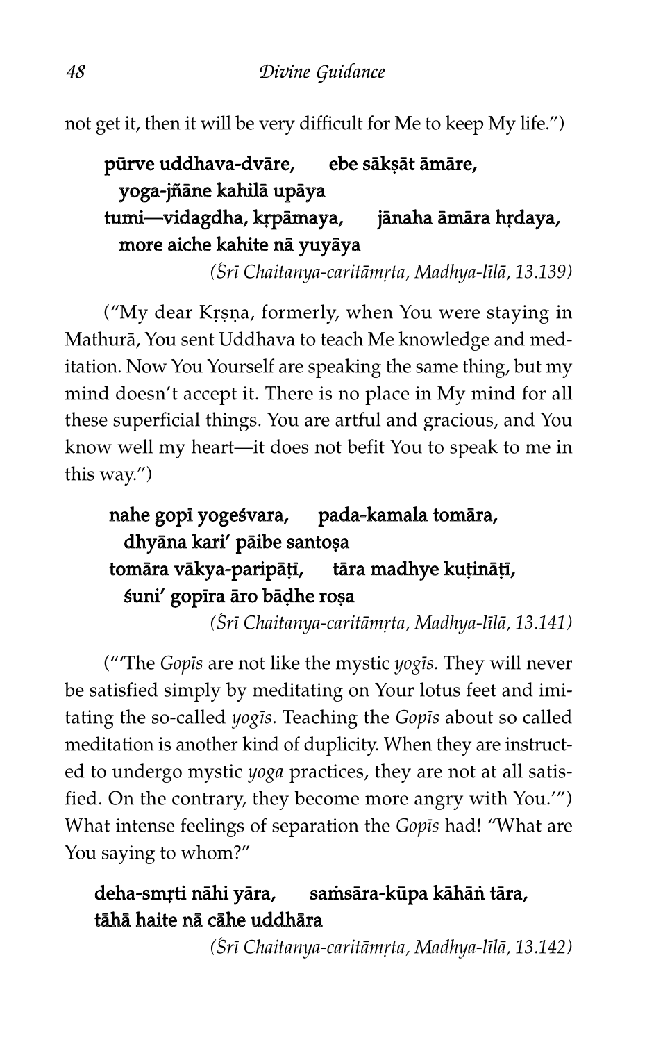not get it, then it will be very difficult for Me to keep My life.")

> **pūrve uddhava-dvāre, ebe sākṣāt āmāre,**
> **yoga-jñāne kahilā upāya**
> **tumi—vidagdha, kṛpāmaya, jānaha āmāra hṛdaya,**
> **more aiche kahite nā yuyāya**
>
> *(Śrī Chaitanya-caritāmṛta, Madhya-līlā, 13.139)*

("My dear Kṛṣṇa, formerly, when You were staying in Mathurā, You sent Uddhava to teach Me knowledge and meditation. Now You Yourself are speaking the same thing, but my mind doesn't accept it. There is no place in My mind for all these superficial things. You are artful and gracious, and You know well my heart—it does not befit You to speak to me in this way.")

> **nahe gopī yogeśvara, pada-kamala tomāra,**
> **dhyāna kari' pāibe santoṣa**
> **tomāra vākya-paripāṭī, tāra madhye kuṭināṭī,**
> **śuni' gopīra āro bāḍhe roṣa**
>
> *(Śrī Chaitanya-caritāmṛta, Madhya-līlā, 13.141)*

("'The *Gopīs* are not like the mystic *yogīs*. They will never be satisfied simply by meditating on Your lotus feet and imitating the so-called *yogīs*. Teaching the *Gopīs* about so called meditation is another kind of duplicity. When they are instructed to undergo mystic *yoga* practices, they are not at all satisfied. On the contrary, they become more angry with You.'") What intense feelings of separation the *Gopīs* had! "What are You saying to whom?"

> **deha-smṛti nāhi yāra, saṁsāra-kūpa kāhāṅ tāra,**
> **tāhā haite nā cāhe uddhāra**
>
> *(Śrī Chaitanya-caritāmṛta, Madhya-līlā, 13.142)*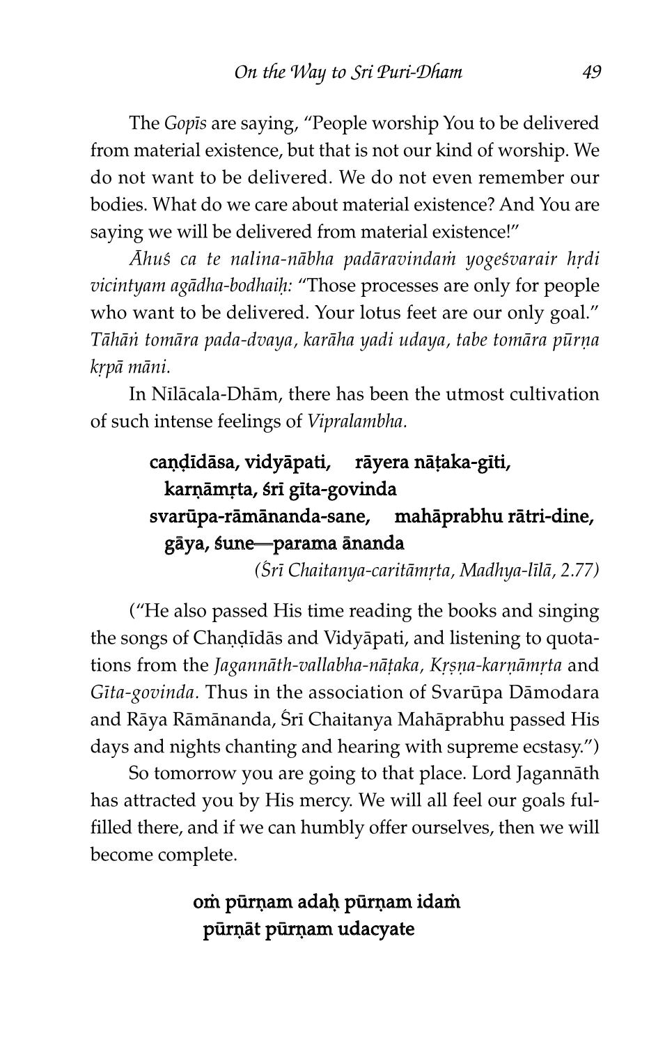The *Gopīs* are saying, "People worship You to be delivered from material existence, but that is not our kind of worship. We do not want to be delivered. We do not even remember our bodies. What do we care about material existence? And You are saying we will be delivered from material existence!"

*Āhuś ca te nalina-nābha padāravindaṁ yogeśvarair hṛdi vicintyam agādha-bodhaiḥ:* "Those processes are only for people who want to be delivered. Your lotus feet are our only goal." *Tāhāṅ tomāra pada-dvaya, karāha yadi udaya, tabe tomāra pūrṇa kṛpā māni.*

In Nīlācala-Dhām, there has been the utmost cultivation of such intense feelings of *Vipralambha.*

> **caṇḍīdāsa, vidyāpati, rāyera nāṭaka-gīti,**
> **karṇāmṛta, śrī gīta-govinda**
> **svarūpa-rāmānanda-sane, mahāprabhu rātri-dine,**
> **gāya, śune—parama ānanda**
>
> *(Śrī Chaitanya-caritāmṛta, Madhya-līlā, 2.77)*

("He also passed His time reading the books and singing the songs of Chaṇḍīdās and Vidyāpati, and listening to quotations from the *Jagannāth-vallabha-nāṭaka, Kṛṣṇa-karṇāmṛta* and *Gīta-govinda.* Thus in the association of Svarūpa Dāmodara and Rāya Rāmānanda, Śrī Chaitanya Mahāprabhu passed His days and nights chanting and hearing with supreme ecstasy.")

So tomorrow you are going to that place. Lord Jagannāth has attracted you by His mercy. We will all feel our goals fulfilled there, and if we can humbly offer ourselves, then we will become complete.

> **oṁ pūrṇam adaḥ pūrṇam idaṁ**
> **pūrṇāt pūrṇam udacyate**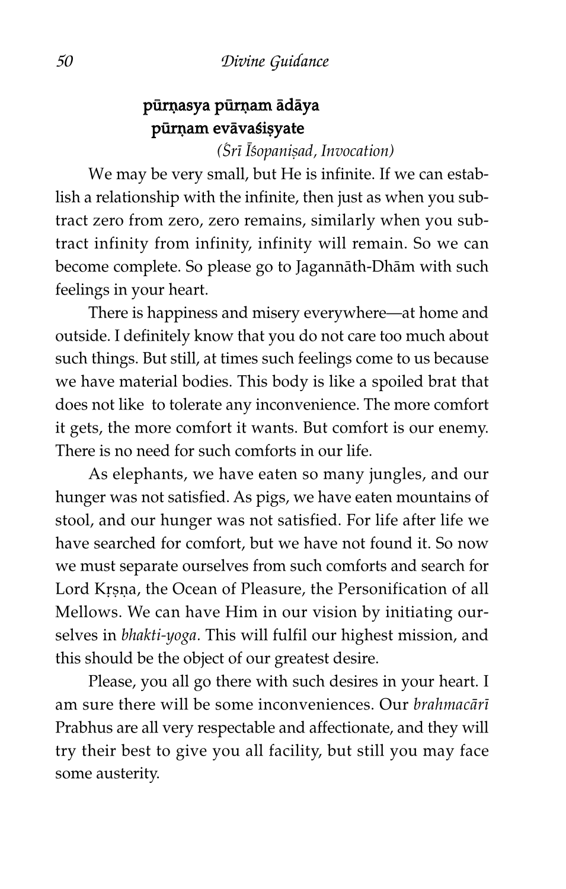**pūrṇasya pūrṇam ādāya**
**pūrṇam evāvaśiṣyate**

*(Śrī Īśopaniṣad, Invocation)*

We may be very small, but He is infinite. If we can establish a relationship with the infinite, then just as when you subtract zero from zero, zero remains, similarly when you subtract infinity from infinity, infinity will remain. So we can become complete. So please go to Jagannāth-Dhām with such feelings in your heart.

There is happiness and misery everywhere—at home and outside. I definitely know that you do not care too much about such things. But still, at times such feelings come to us because we have material bodies. This body is like a spoiled brat that does not like to tolerate any inconvenience. The more comfort it gets, the more comfort it wants. But comfort is our enemy. There is no need for such comforts in our life.

As elephants, we have eaten so many jungles, and our hunger was not satisfied. As pigs, we have eaten mountains of stool, and our hunger was not satisfied. For life after life we have searched for comfort, but we have not found it. So now we must separate ourselves from such comforts and search for Lord Kṛṣṇa, the Ocean of Pleasure, the Personification of all Mellows. We can have Him in our vision by initiating ourselves in *bhakti-yoga*. This will fulfil our highest mission, and this should be the object of our greatest desire.

Please, you all go there with such desires in your heart. I am sure there will be some inconveniences. Our *brahmacārī* Prabhus are all very respectable and affectionate, and they will try their best to give you all facility, but still you may face some austerity.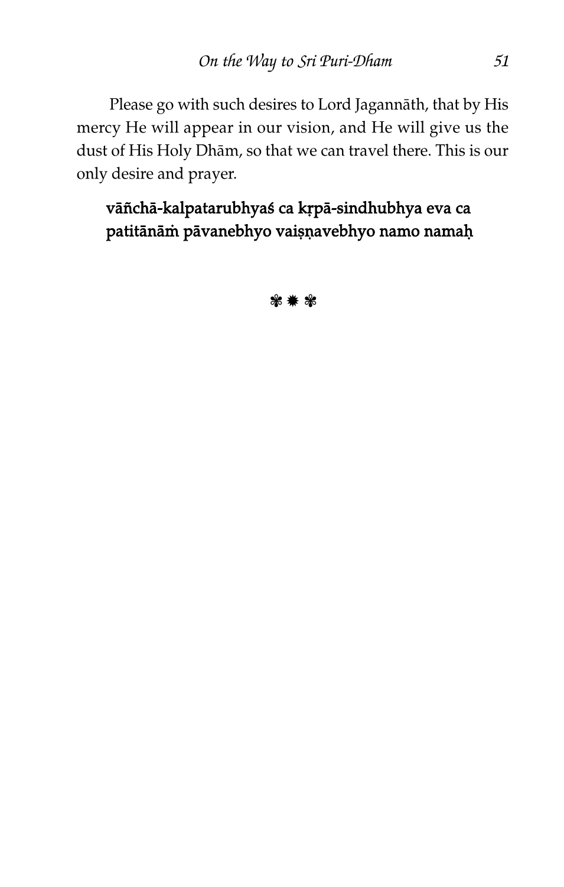Please go with such desires to Lord Jagannāth, that by His mercy He will appear in our vision, and He will give us the dust of His Holy Dhām, so that we can travel there. This is our only desire and prayer.

**vāñchā-kalpatarubhyaś ca kṛpā-sindhubhya eva ca**
**patitānāṁ pāvanebhyo vaiṣṇavebhyo namo namaḥ**

❃ ✹ ❃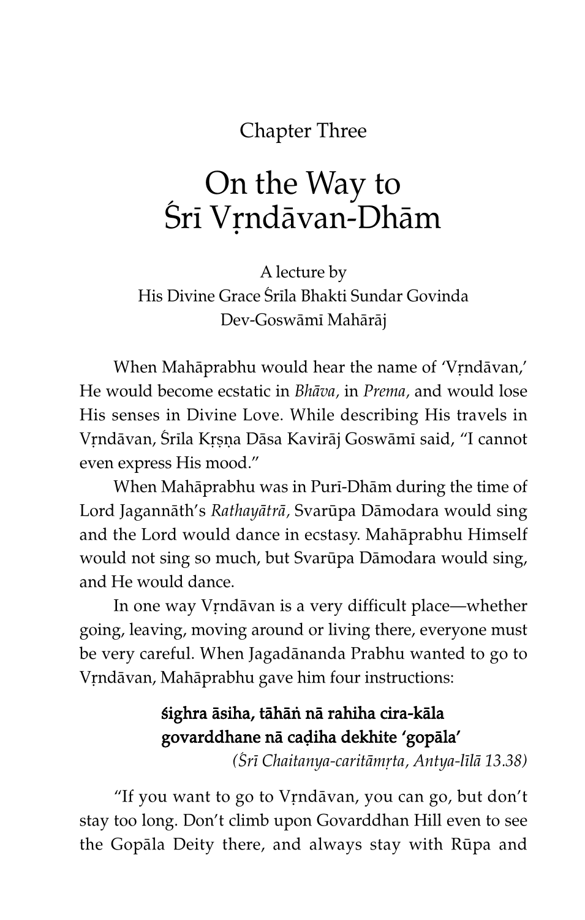Chapter Three

# On the Way to Śrī Vṛndāvan-Dhām

A lecture by
His Divine Grace Śrīla Bhakti Sundar Govinda
Dev-Goswāmī Mahārāj

When Mahāprabhu would hear the name of 'Vṛndāvan,' He would become ecstatic in *Bhāva*, in *Prema*, and would lose His senses in Divine Love. While describing His travels in Vṛndāvan, Śrīla Kṛṣṇa Dāsa Kavirāj Goswāmī said, "I cannot even express His mood."

When Mahāprabhu was in Purī-Dhām during the time of Lord Jagannāth's *Rathayātrā*, Svarūpa Dāmodara would sing and the Lord would dance in ecstasy. Mahāprabhu Himself would not sing so much, but Svarūpa Dāmodara would sing, and He would dance.

In one way Vṛndāvan is a very difficult place—whether going, leaving, moving around or living there, everyone must be very careful. When Jagadānanda Prabhu wanted to go to Vṛndāvan, Mahāprabhu gave him four instructions:

**śighra āsiha, tāhāṅ nā rahiha cira-kāla**
**govarddhane nā caḍiha dekhite 'gopāla'**
*(Śrī Chaitanya-caritāmṛta, Antya-līlā 13.38)*

"If you want to go to Vṛndāvan, you can go, but don't stay too long. Don't climb upon Govarddhan Hill even to see the Gopāla Deity there, and always stay with Rūpa and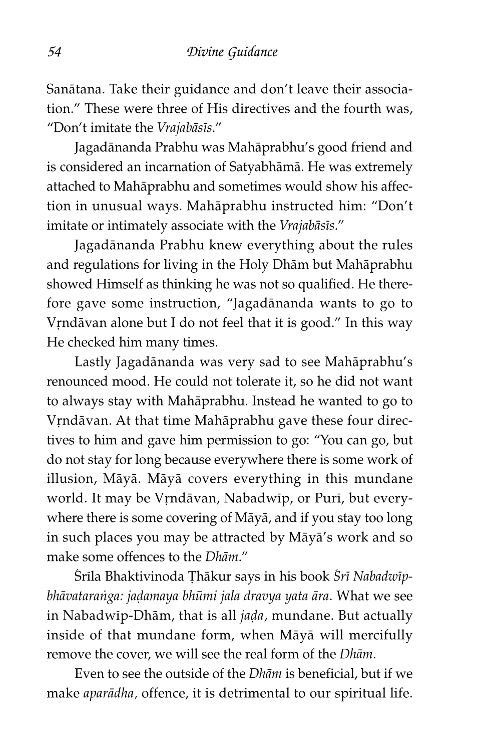Sanātana. Take their guidance and don't leave their association." These were three of His directives and the fourth was, "Don't imitate the *Vrajabāsīs*."

Jagadānanda Prabhu was Mahāprabhu's good friend and is considered an incarnation of Satyabhāmā. He was extremely attached to Mahāprabhu and sometimes would show his affection in unusual ways. Mahāprabhu instructed him: "Don't imitate or intimately associate with the *Vrajabāsīs*."

Jagadānanda Prabhu knew everything about the rules and regulations for living in the Holy Dhām but Mahāprabhu showed Himself as thinking he was not so qualified. He therefore gave some instruction, "Jagadānanda wants to go to Vṛndāvan alone but I do not feel that it is good." In this way He checked him many times.

Lastly Jagadānanda was very sad to see Mahāprabhu's renounced mood. He could not tolerate it, so he did not want to always stay with Mahāprabhu. Instead he wanted to go to Vṛndāvan. At that time Mahāprabhu gave these four directives to him and gave him permission to go: "You can go, but do not stay for long because everywhere there is some work of illusion, Māyā. Māyā covers everything in this mundane world. It may be Vṛndāvan, Nabadwīp, or Purī, but everywhere there is some covering of Māyā, and if you stay too long in such places you may be attracted by Māyā's work and so make some offences to the *Dhām*."

Śrīla Bhaktivinoda Ṭhākur says in his book *Śrī Nabadwīp-bhāvataraṅga: jaḍamaya bhūmi jala dravya yata āra*. What we see in Nabadwīp-Dhām, that is all *jaḍa*, mundane. But actually inside of that mundane form, when Māyā will mercifully remove the cover, we will see the real form of the *Dhām*.

Even to see the outside of the *Dhām* is beneficial, but if we make *aparādha*, offence, it is detrimental to our spiritual life.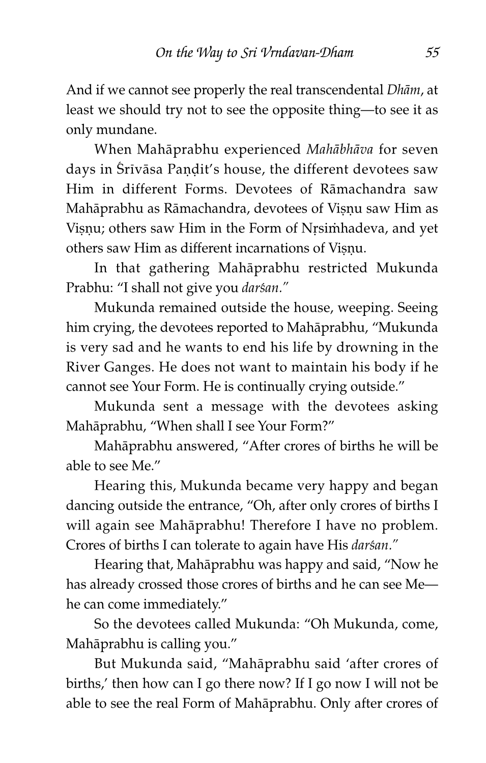And if we cannot see properly the real transcendental *Dhām*, at least we should try not to see the opposite thing—to see it as only mundane.

When Mahāprabhu experienced *Mahābhāva* for seven days in Śrīvāsa Paṇḍit's house, the different devotees saw Him in different Forms. Devotees of Rāmachandra saw Mahāprabhu as Rāmachandra, devotees of Viṣṇu saw Him as Viṣṇu; others saw Him in the Form of Nṛsiṁhadeva, and yet others saw Him as different incarnations of Viṣṇu.

In that gathering Mahāprabhu restricted Mukunda Prabhu: "I shall not give you *darśan.*"

Mukunda remained outside the house, weeping. Seeing him crying, the devotees reported to Mahāprabhu, "Mukunda is very sad and he wants to end his life by drowning in the River Ganges. He does not want to maintain his body if he cannot see Your Form. He is continually crying outside."

Mukunda sent a message with the devotees asking Mahāprabhu, "When shall I see Your Form?"

Mahāprabhu answered, "After crores of births he will be able to see Me."

Hearing this, Mukunda became very happy and began dancing outside the entrance, "Oh, after only crores of births I will again see Mahāprabhu! Therefore I have no problem. Crores of births I can tolerate to again have His *darśan.*"

Hearing that, Mahāprabhu was happy and said, "Now he has already crossed those crores of births and he can see Me—he can come immediately."

So the devotees called Mukunda: "Oh Mukunda, come, Mahāprabhu is calling you."

But Mukunda said, "Mahāprabhu said 'after crores of births,' then how can I go there now? If I go now I will not be able to see the real Form of Mahāprabhu. Only after crores of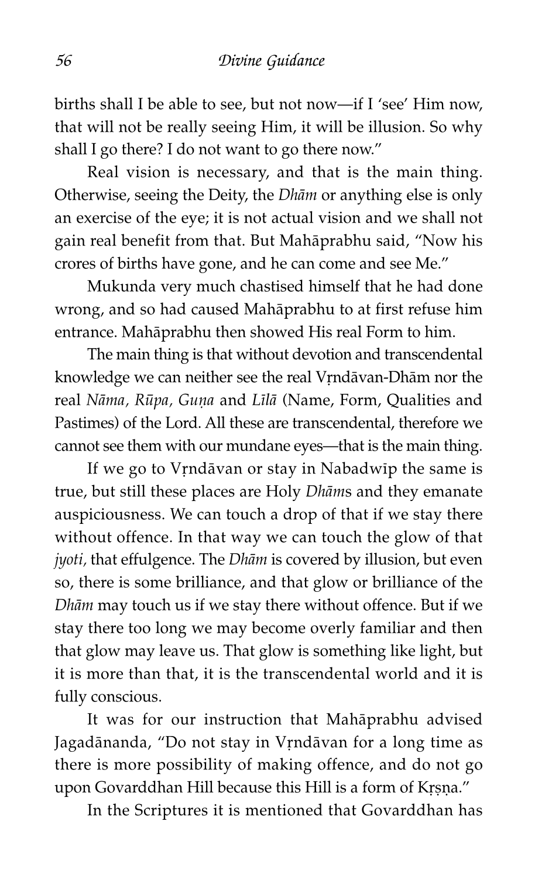births shall I be able to see, but not now—if I 'see' Him now, that will not be really seeing Him, it will be illusion. So why shall I go there? I do not want to go there now."

Real vision is necessary, and that is the main thing. Otherwise, seeing the Deity, the *Dhām* or anything else is only an exercise of the eye; it is not actual vision and we shall not gain real benefit from that. But Mahāprabhu said, "Now his crores of births have gone, and he can come and see Me."

Mukunda very much chastised himself that he had done wrong, and so had caused Mahāprabhu to at first refuse him entrance. Mahāprabhu then showed His real Form to him.

The main thing is that without devotion and transcendental knowledge we can neither see the real Vṛndāvan-Dhām nor the real *Nāma, Rūpa, Guṇa* and *Līlā* (Name, Form, Qualities and Pastimes) of the Lord. All these are transcendental, therefore we cannot see them with our mundane eyes—that is the main thing.

If we go to Vṛndāvan or stay in Nabadwīp the same is true, but still these places are Holy *Dhām*s and they emanate auspiciousness. We can touch a drop of that if we stay there without offence. In that way we can touch the glow of that *jyoti,* that effulgence. The *Dhām* is covered by illusion, but even so, there is some brilliance, and that glow or brilliance of the *Dhām* may touch us if we stay there without offence. But if we stay there too long we may become overly familiar and then that glow may leave us. That glow is something like light, but it is more than that, it is the transcendental world and it is fully conscious.

It was for our instruction that Mahāprabhu advised Jagadānanda, "Do not stay in Vṛndāvan for a long time as there is more possibility of making offence, and do not go upon Govarddhan Hill because this Hill is a form of Kṛṣṇa."

In the Scriptures it is mentioned that Govarddhan has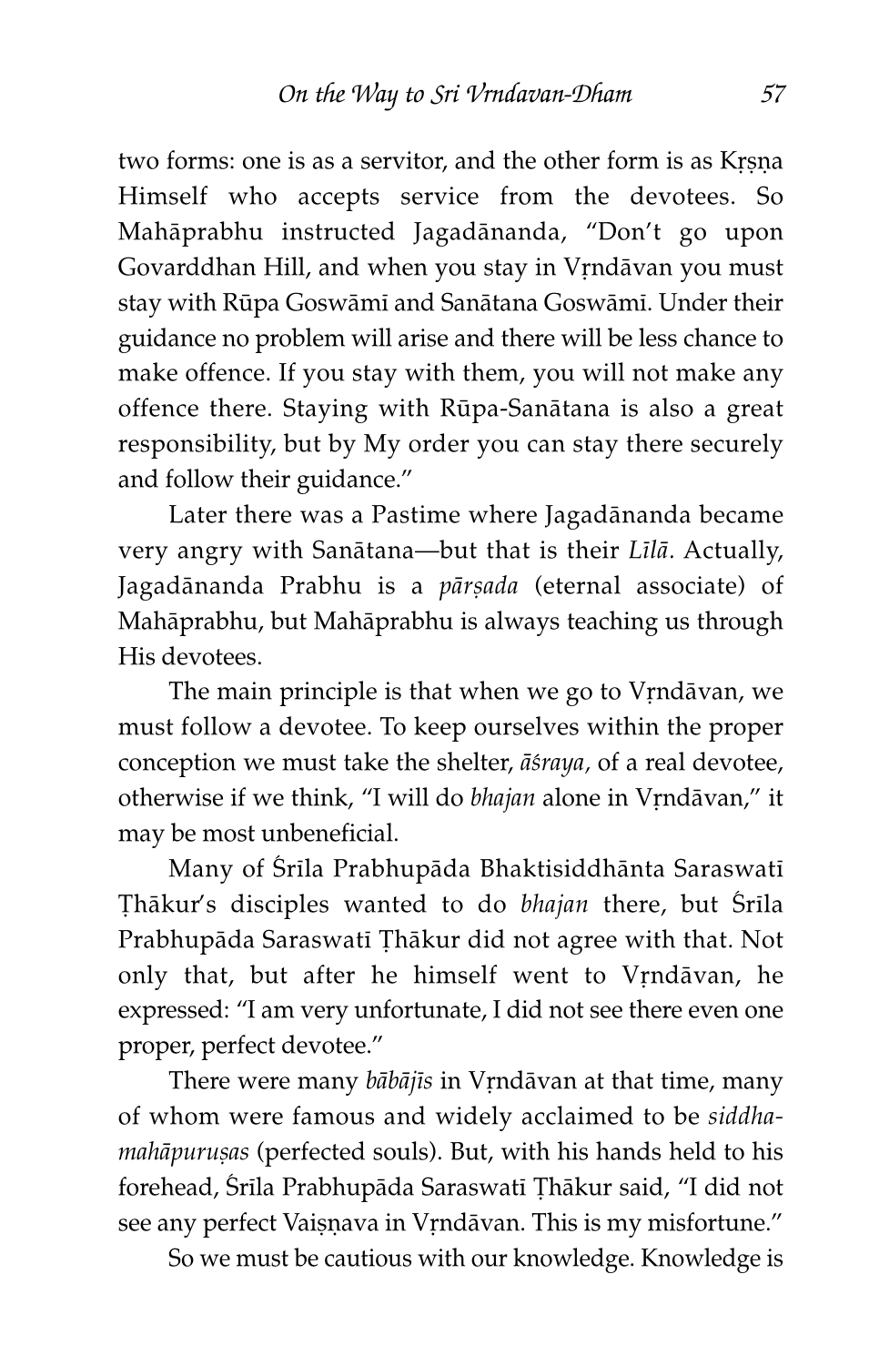two forms: one is as a servitor, and the other form is as Kṛṣṇa Himself who accepts service from the devotees. So Mahāprabhu instructed Jagadānanda, "Don't go upon Govarddhan Hill, and when you stay in Vṛndāvan you must stay with Rūpa Goswāmī and Sanātana Goswāmī. Under their guidance no problem will arise and there will be less chance to make offence. If you stay with them, you will not make any offence there. Staying with Rūpa-Sanātana is also a great responsibility, but by My order you can stay there securely and follow their guidance."

Later there was a Pastime where Jagadānanda became very angry with Sanātana—but that is their *Līlā*. Actually, Jagadānanda Prabhu is a *pārṣada* (eternal associate) of Mahāprabhu, but Mahāprabhu is always teaching us through His devotees.

The main principle is that when we go to Vṛndāvan, we must follow a devotee. To keep ourselves within the proper conception we must take the shelter, *āśraya,* of a real devotee, otherwise if we think, "I will do *bhajan* alone in Vṛndāvan," it may be most unbeneficial.

Many of Śrīla Prabhupāda Bhaktisiddhānta Saraswatī Ṭhākur's disciples wanted to do *bhajan* there, but Śrīla Prabhupāda Saraswatī Ṭhākur did not agree with that. Not only that, but after he himself went to Vṛndāvan, he expressed: "I am very unfortunate, I did not see there even one proper, perfect devotee."

There were many *bābājīs* in Vṛndāvan at that time, many of whom were famous and widely acclaimed to be *siddha-mahāpuruṣas* (perfected souls). But, with his hands held to his forehead, Śrīla Prabhupāda Saraswatī Ṭhākur said, "I did not see any perfect Vaiṣṇava in Vṛndāvan. This is my misfortune."

So we must be cautious with our knowledge. Knowledge is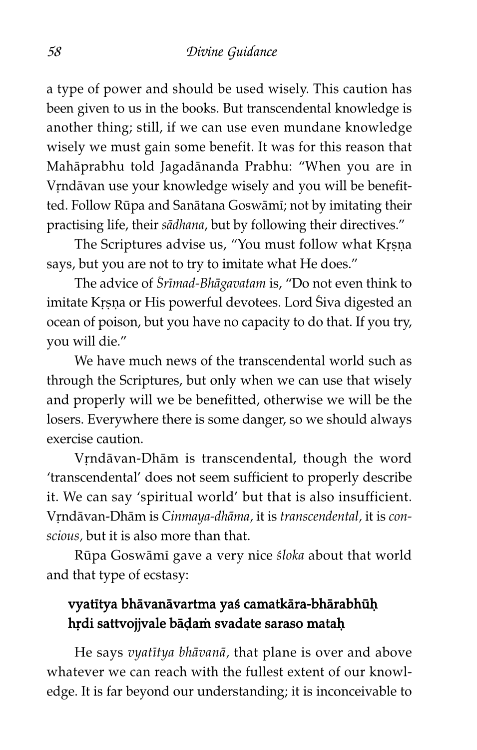a type of power and should be used wisely. This caution has been given to us in the books. But transcendental knowledge is another thing; still, if we can use even mundane knowledge wisely we must gain some benefit. It was for this reason that Mahāprabhu told Jagadānanda Prabhu: "When you are in Vṛndāvan use your knowledge wisely and you will be benefitted. Follow Rūpa and Sanātana Goswāmī; not by imitating their practising life, their *sādhana*, but by following their directives."

The Scriptures advise us, "You must follow what Kṛṣṇa says, but you are not to try to imitate what He does."

The advice of *Śrīmad-Bhāgavatam* is, "Do not even think to imitate Kṛṣṇa or His powerful devotees. Lord Śiva digested an ocean of poison, but you have no capacity to do that. If you try, you will die."

We have much news of the transcendental world such as through the Scriptures, but only when we can use that wisely and properly will we be benefitted, otherwise we will be the losers. Everywhere there is some danger, so we should always exercise caution.

Vṛndāvan-Dhām is transcendental, though the word 'transcendental' does not seem sufficient to properly describe it. We can say 'spiritual world' but that is also insufficient. Vṛndāvan-Dhām is *Cinmaya-dhāma*, it is *transcendental*, it is *conscious*, but it is also more than that.

Rūpa Goswāmī gave a very nice *śloka* about that world and that type of ecstasy:

**vyatītya bhāvanāvartma yaś camatkāra-bhārabhūḥ**
**hṛdi sattvojjvale bāḍhaṁ svadate saraso mataḥ**

He says *vyatītya bhāvanā*, that plane is over and above whatever we can reach with the fullest extent of our knowledge. It is far beyond our understanding; it is inconceivable to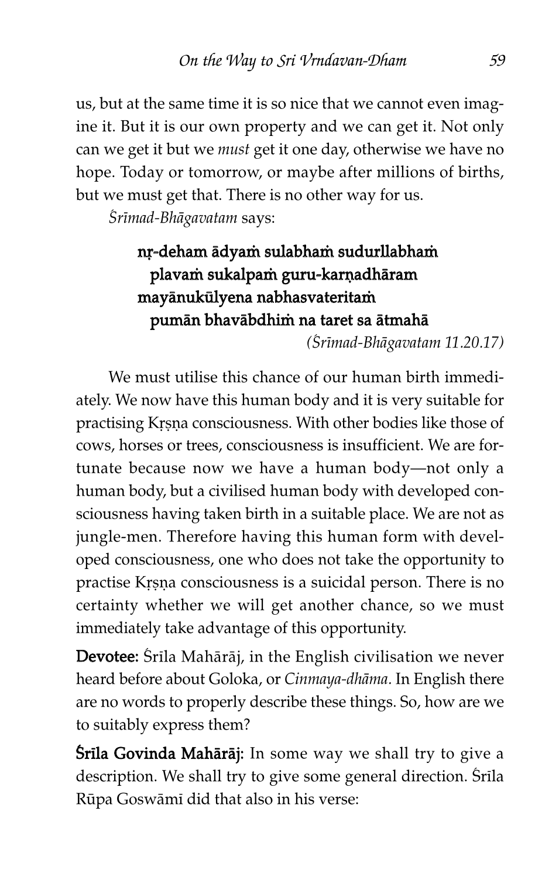us, but at the same time it is so nice that we cannot even imagine it. But it is our own property and we can get it. Not only can we get it but we *must* get it one day, otherwise we have no hope. Today or tomorrow, or maybe after millions of births, but we must get that. There is no other way for us.

*Śrīmad-Bhāgavatam* says:

> **nṛ-deham ādyaṁ sulabhaṁ sudurllabhaṁ**
> **plavaṁ sukalpaṁ guru-karṇadhāram**
> **mayānukūlyena nabhasvateritaṁ**
> **pumān bhavābdhiṁ na taret sa ātmahā**
>
> *(Śrīmad-Bhāgavatam 11.20.17)*

We must utilise this chance of our human birth immediately. We now have this human body and it is very suitable for practising Kṛṣṇa consciousness. With other bodies like those of cows, horses or trees, consciousness is insufficient. We are fortunate because now we have a human body—not only a human body, but a civilised human body with developed consciousness having taken birth in a suitable place. We are not as jungle-men. Therefore having this human form with developed consciousness, one who does not take the opportunity to practise Kṛṣṇa consciousness is a suicidal person. There is no certainty whether we will get another chance, so we must immediately take advantage of this opportunity.

**Devotee:** Śrīla Mahārāj, in the English civilisation we never heard before about Goloka, or *Cinmaya-dhāma.* In English there are no words to properly describe these things. So, how are we to suitably express them?

**Śrīla Govinda Mahārāj:** In some way we shall try to give a description. We shall try to give some general direction. Śrīla Rūpa Goswāmī did that also in his verse: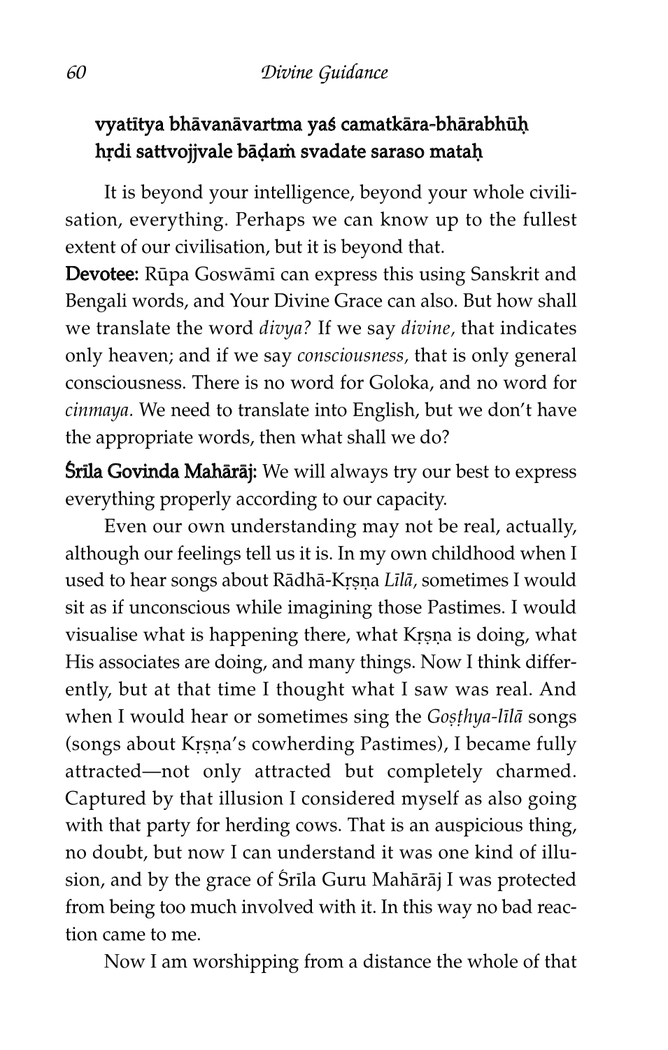**vyatītya bhāvanāvartma yaś camatkāra-bhārabhūḥ**
**hṛdi sattvojjvale bāḍaṁ svadate saraso mataḥ**

It is beyond your intelligence, beyond your whole civilisation, everything. Perhaps we can know up to the fullest extent of our civilisation, but it is beyond that.

**Devotee:** Rūpa Goswāmī can express this using Sanskrit and Bengali words, and Your Divine Grace can also. But how shall we translate the word *divya?* If we say *divine*, that indicates only heaven; and if we say *consciousness*, that is only general consciousness. There is no word for Goloka, and no word for *cinmaya*. We need to translate into English, but we don't have the appropriate words, then what shall we do?

**Śrīla Govinda Mahārāj:** We will always try our best to express everything properly according to our capacity.

Even our own understanding may not be real, actually, although our feelings tell us it is. In my own childhood when I used to hear songs about Rādhā-Kṛṣṇa *Līlā*, sometimes I would sit as if unconscious while imagining those Pastimes. I would visualise what is happening there, what Kṛṣṇa is doing, what His associates are doing, and many things. Now I think differently, but at that time I thought what I saw was real. And when I would hear or sometimes sing the *Goṣṭhya-līlā* songs (songs about Kṛṣṇa's cowherding Pastimes), I became fully attracted—not only attracted but completely charmed. Captured by that illusion I considered myself as also going with that party for herding cows. That is an auspicious thing, no doubt, but now I can understand it was one kind of illusion, and by the grace of Śrīla Guru Mahārāj I was protected from being too much involved with it. In this way no bad reaction came to me.

Now I am worshipping from a distance the whole of that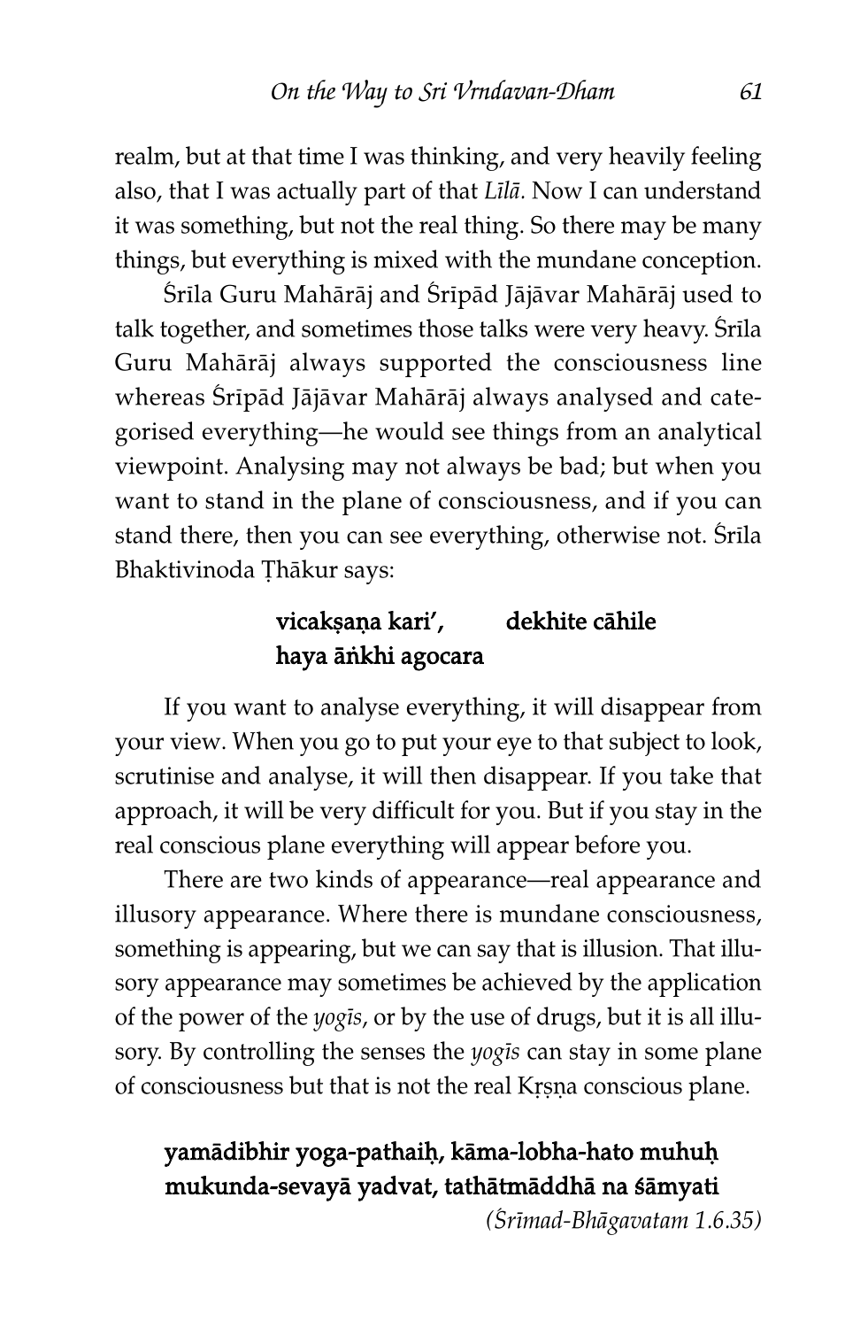realm, but at that time I was thinking, and very heavily feeling also, that I was actually part of that *Līlā.* Now I can understand it was something, but not the real thing. So there may be many things, but everything is mixed with the mundane conception.

Śrīla Guru Mahārāj and Śrīpād Jājāvar Mahārāj used to talk together, and sometimes those talks were very heavy. Śrīla Guru Mahārāj always supported the consciousness line whereas Śrīpād Jājāvar Mahārāj always analysed and categorised everything—he would see things from an analytical viewpoint. Analysing may not always be bad; but when you want to stand in the plane of consciousness, and if you can stand there, then you can see everything, otherwise not. Śrīla Bhaktivinoda Ṭhākur says:

> **vicakṣaṇa kari', dekhite cāhile**
> **haya āṅkhi agocara**

If you want to analyse everything, it will disappear from your view. When you go to put your eye to that subject to look, scrutinise and analyse, it will then disappear. If you take that approach, it will be very difficult for you. But if you stay in the real conscious plane everything will appear before you.

There are two kinds of appearance—real appearance and illusory appearance. Where there is mundane consciousness, something is appearing, but we can say that is illusion. That illusory appearance may sometimes be achieved by the application of the power of the *yogīs*, or by the use of drugs, but it is all illusory. By controlling the senses the *yogīs* can stay in some plane of consciousness but that is not the real Kṛṣṇa conscious plane.

> **yamādibhir yoga-pathaiḥ, kāma-lobha-hato muhuḥ**
> **mukunda-sevayā yadvat, tathātmāddhā na śāmyati**
>
> *(Śrīmad-Bhāgavatam 1.6.35)*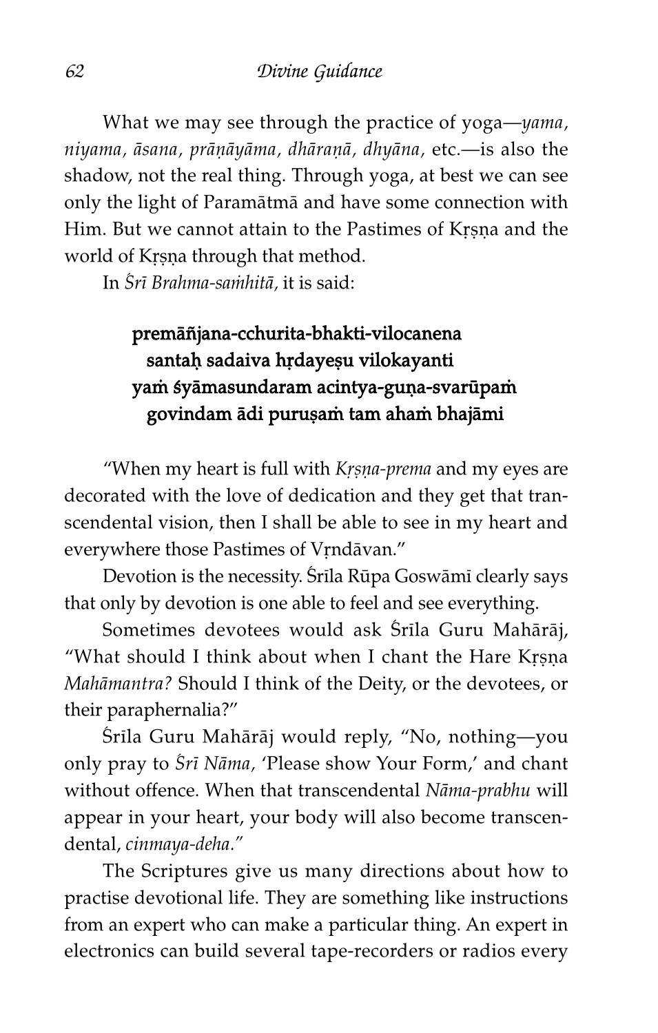What we may see through the practice of yoga—*yama, niyama, āsana, prāṇāyāma, dhāraṇā, dhyāna,* etc.—is also the shadow, not the real thing. Through yoga, at best we can see only the light of Paramātmā and have some connection with Him. But we cannot attain to the Pastimes of Kṛṣṇa and the world of Kṛṣṇa through that method.

In *Śrī Brahma-saṁhitā,* it is said:

> **premāñjana-cchurita-bhakti-vilocanena**
> **santaḥ sadaiva hṛdayeṣu vilokayanti**
> **yaṁ śyāmasundaram acintya-guṇa-svarūpaṁ**
> **govindam ādi puruṣaṁ tam ahaṁ bhajāmi**

"When my heart is full with *Kṛṣṇa-prema* and my eyes are decorated with the love of dedication and they get that transcendental vision, then I shall be able to see in my heart and everywhere those Pastimes of Vṛndāvan."

Devotion is the necessity. Śrīla Rūpa Goswāmī clearly says that only by devotion is one able to feel and see everything.

Sometimes devotees would ask Śrīla Guru Mahārāj, "What should I think about when I chant the Hare Kṛṣṇa *Mahāmantra?* Should I think of the Deity, or the devotees, or their paraphernalia?"

Śrīla Guru Mahārāj would reply, "No, nothing—you only pray to *Śrī Nāma,* 'Please show Your Form,' and chant without offence. When that transcendental *Nāma-prabhu* will appear in your heart, your body will also become transcendental, *cinmaya-deha.*"

The Scriptures give us many directions about how to practise devotional life. They are something like instructions from an expert who can make a particular thing. An expert in electronics can build several tape-recorders or radios every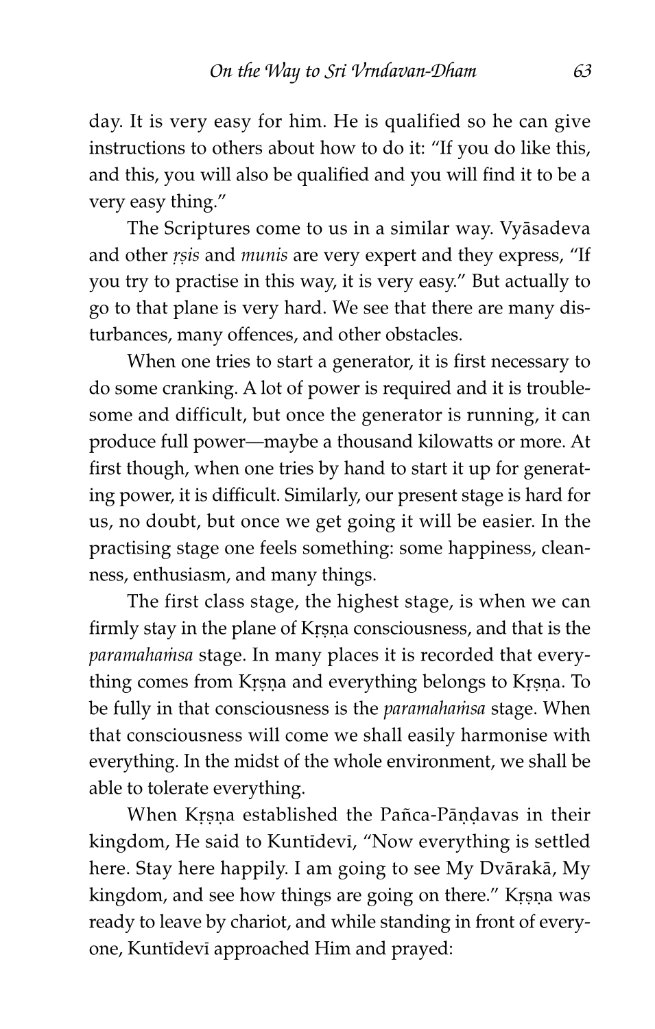day. It is very easy for him. He is qualified so he can give instructions to others about how to do it: "If you do like this, and this, you will also be qualified and you will find it to be a very easy thing."

The Scriptures come to us in a similar way. Vyāsadeva and other *ṛṣis* and *munis* are very expert and they express, "If you try to practise in this way, it is very easy." But actually to go to that plane is very hard. We see that there are many disturbances, many offences, and other obstacles.

When one tries to start a generator, it is first necessary to do some cranking. A lot of power is required and it is troublesome and difficult, but once the generator is running, it can produce full power—maybe a thousand kilowatts or more. At first though, when one tries by hand to start it up for generating power, it is difficult. Similarly, our present stage is hard for us, no doubt, but once we get going it will be easier. In the practising stage one feels something: some happiness, cleanness, enthusiasm, and many things.

The first class stage, the highest stage, is when we can firmly stay in the plane of Kṛṣṇa consciousness, and that is the *paramahaṁsa* stage. In many places it is recorded that everything comes from Kṛṣṇa and everything belongs to Kṛṣṇa. To be fully in that consciousness is the *paramahaṁsa* stage. When that consciousness will come we shall easily harmonise with everything. In the midst of the whole environment, we shall be able to tolerate everything.

When Kṛṣṇa established the Pañca-Pāṇḍavas in their kingdom, He said to Kuntīdevī, "Now everything is settled here. Stay here happily. I am going to see My Dvārakā, My kingdom, and see how things are going on there." Kṛṣṇa was ready to leave by chariot, and while standing in front of everyone, Kuntīdevī approached Him and prayed: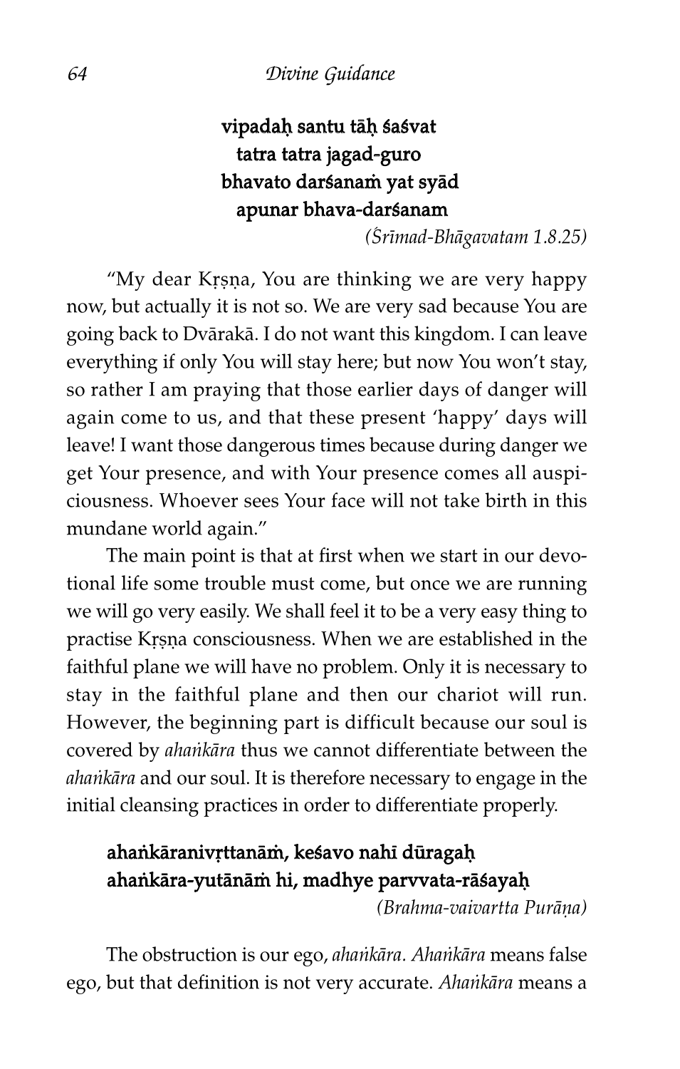**vipadaḥ santu tāḥ śaśvat**
**tatra tatra jagad-guro**
**bhavato darśanaṁ yat syād**
**apunar bhava-darśanam**

*(Śrīmad-Bhāgavatam 1.8.25)*

"My dear Kṛṣṇa, You are thinking we are very happy now, but actually it is not so. We are very sad because You are going back to Dvārakā. I do not want this kingdom. I can leave everything if only You will stay here; but now You won't stay, so rather I am praying that those earlier days of danger will again come to us, and that these present 'happy' days will leave! I want those dangerous times because during danger we get Your presence, and with Your presence comes all auspiciousness. Whoever sees Your face will not take birth in this mundane world again."

The main point is that at first when we start in our devotional life some trouble must come, but once we are running we will go very easily. We shall feel it to be a very easy thing to practise Kṛṣṇa consciousness. When we are established in the faithful plane we will have no problem. Only it is necessary to stay in the faithful plane and then our chariot will run. However, the beginning part is difficult because our soul is covered by *ahaṅkāra* thus we cannot differentiate between the *ahaṅkāra* and our soul. It is therefore necessary to engage in the initial cleansing practices in order to differentiate properly.

**ahaṅkāranivṛttanāṁ, keśavo nahī dūragaḥ**
**ahaṅkāra-yutānāṁ hi, madhye parvvata-rāśayaḥ**

*(Brahma-vaivartta Purāṇa)*

The obstruction is our ego, *ahaṅkāra*. *Ahaṅkāra* means false ego, but that definition is not very accurate. *Ahaṅkāra* means a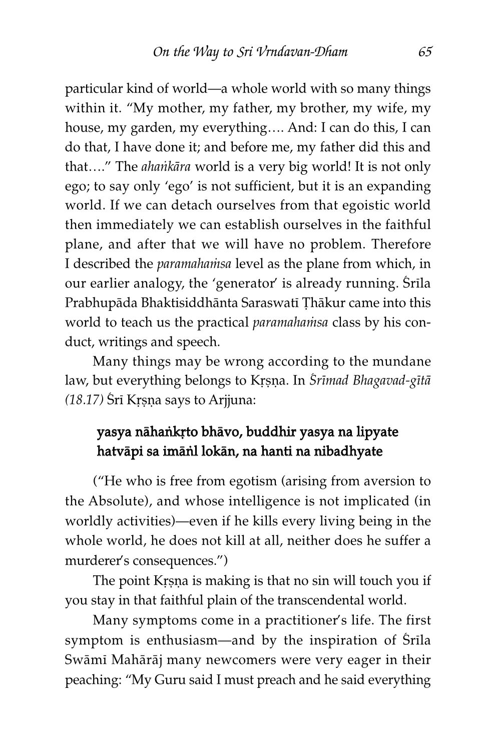particular kind of world—a whole world with so many things within it. "My mother, my father, my brother, my wife, my house, my garden, my everything…. And: I can do this, I can do that, I have done it; and before me, my father did this and that…." The *ahaṅkāra* world is a very big world! It is not only ego; to say only 'ego' is not sufficient, but it is an expanding world. If we can detach ourselves from that egoistic world then immediately we can establish ourselves in the faithful plane, and after that we will have no problem. Therefore I described the *paramahaṁsa* level as the plane from which, in our earlier analogy, the 'generator' is already running. Śrīla Prabhupāda Bhaktisiddhānta Saraswatī Ṭhākur came into this world to teach us the practical *paramahaṁsa* class by his conduct, writings and speech.

Many things may be wrong according to the mundane law, but everything belongs to Kṛṣṇa. In *Śrīmad Bhagavad-gītā (18.17)* Śrī Kṛṣṇa says to Arjjuna:

> **yasya nāhaṅkṛto bhāvo, buddhir yasya na lipyate**
> **hatvāpi sa imāṅl lokān, na hanti na nibadhyate**

("He who is free from egotism (arising from aversion to the Absolute), and whose intelligence is not implicated (in worldly activities)—even if he kills every living being in the whole world, he does not kill at all, neither does he suffer a murderer's consequences.")

The point Kṛṣṇa is making is that no sin will touch you if you stay in that faithful plain of the transcendental world.

Many symptoms come in a practitioner's life. The first symptom is enthusiasm—and by the inspiration of Śrīla Swāmī Mahārāj many newcomers were very eager in their peaching: "My Guru said I must preach and he said everything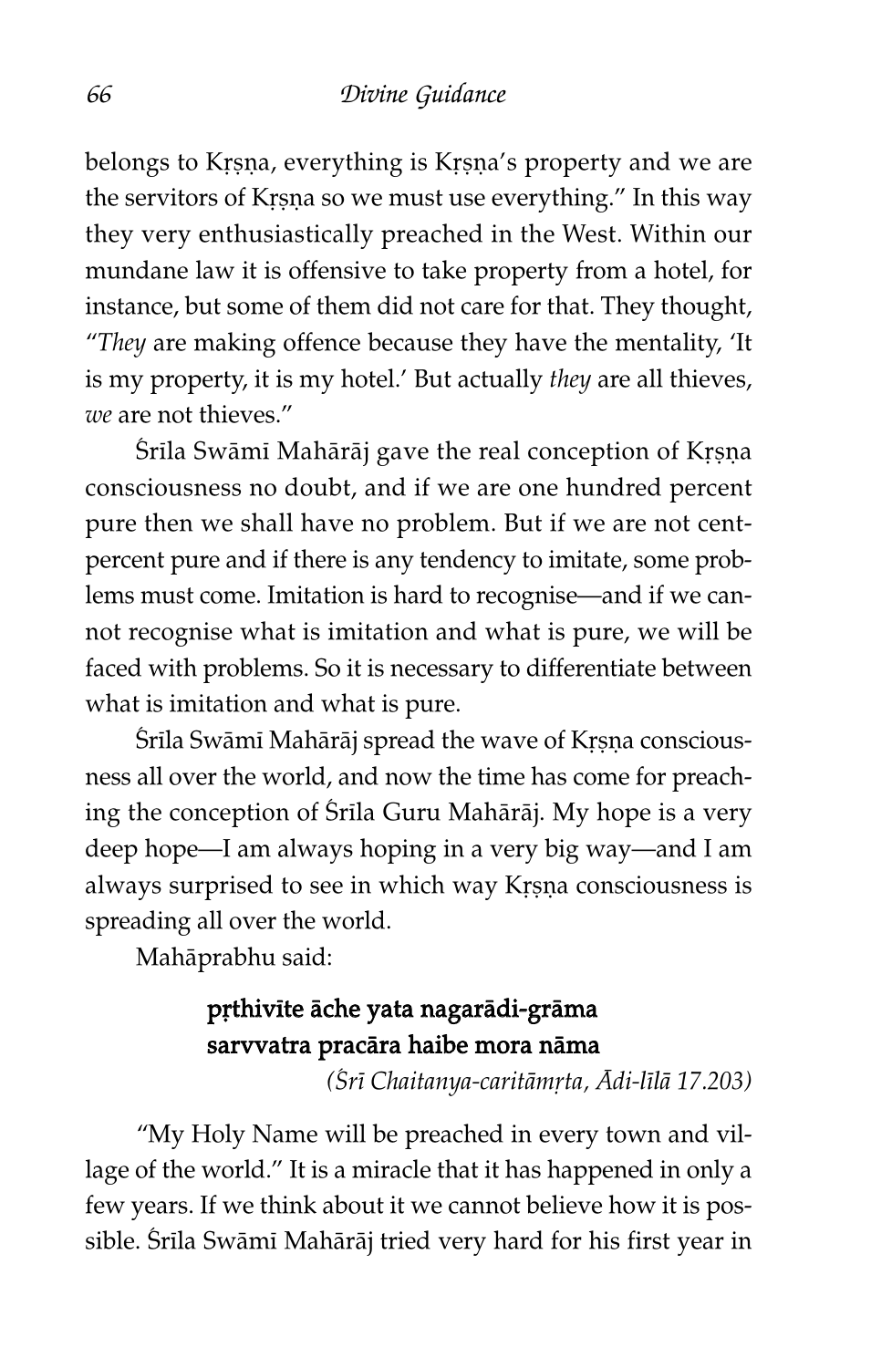belongs to Kṛṣṇa, everything is Kṛṣṇa's property and we are the servitors of Kṛṣṇa so we must use everything." In this way they very enthusiastically preached in the West. Within our mundane law it is offensive to take property from a hotel, for instance, but some of them did not care for that. They thought, "*They* are making offence because they have the mentality, 'It is my property, it is my hotel.' But actually *they* are all thieves, *we* are not thieves."

Śrīla Swāmī Mahārāj gave the real conception of Kṛṣṇa consciousness no doubt, and if we are one hundred percent pure then we shall have no problem. But if we are not cent-percent pure and if there is any tendency to imitate, some problems must come. Imitation is hard to recognise—and if we cannot recognise what is imitation and what is pure, we will be faced with problems. So it is necessary to differentiate between what is imitation and what is pure.

Śrīla Swāmī Mahārāj spread the wave of Kṛṣṇa consciousness all over the world, and now the time has come for preaching the conception of Śrīla Guru Mahārāj. My hope is a very deep hope—I am always hoping in a very big way—and I am always surprised to see in which way Kṛṣṇa consciousness is spreading all over the world.

Mahāprabhu said:

> **pṛthivīte āche yata nagarādi-grāma**
> **sarvvatra pracāra haibe mora nāma**
>
> *(Śrī Chaitanya-caritāmṛta, Ādi-līlā 17.203)*

"My Holy Name will be preached in every town and village of the world." It is a miracle that it has happened in only a few years. If we think about it we cannot believe how it is possible. Śrīla Swāmī Mahārāj tried very hard for his first year in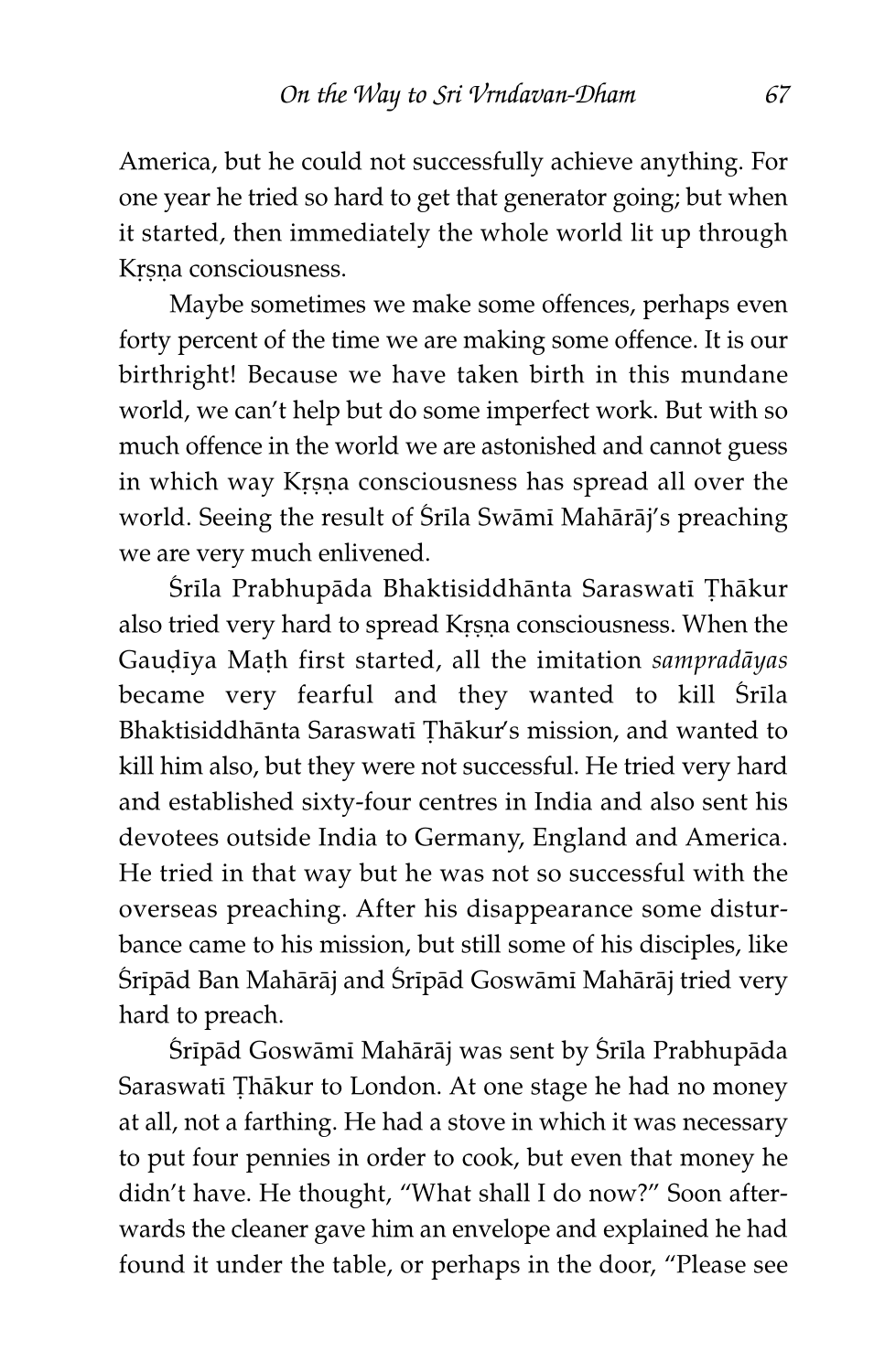America, but he could not successfully achieve anything. For one year he tried so hard to get that generator going; but when it started, then immediately the whole world lit up through Kṛṣṇa consciousness.

Maybe sometimes we make some offences, perhaps even forty percent of the time we are making some offence. It is our birthright! Because we have taken birth in this mundane world, we can't help but do some imperfect work. But with so much offence in the world we are astonished and cannot guess in which way Kṛṣṇa consciousness has spread all over the world. Seeing the result of Śrīla Swāmī Mahārāj's preaching we are very much enlivened.

Śrīla Prabhupāda Bhaktisiddhānta Saraswatī Ṭhākur also tried very hard to spread Kṛṣṇa consciousness. When the Gauḍīya Maṭh first started, all the imitation *sampradāyas* became very fearful and they wanted to kill Śrīla Bhaktisiddhānta Saraswatī Ṭhākur's mission, and wanted to kill him also, but they were not successful. He tried very hard and established sixty-four centres in India and also sent his devotees outside India to Germany, England and America. He tried in that way but he was not so successful with the overseas preaching. After his disappearance some disturbance came to his mission, but still some of his disciples, like Śrīpād Ban Mahārāj and Śrīpād Goswāmī Mahārāj tried very hard to preach.

Śrīpād Goswāmī Mahārāj was sent by Śrīla Prabhupāda Saraswatī Ṭhākur to London. At one stage he had no money at all, not a farthing. He had a stove in which it was necessary to put four pennies in order to cook, but even that money he didn't have. He thought, "What shall I do now?" Soon afterwards the cleaner gave him an envelope and explained he had found it under the table, or perhaps in the door, "Please see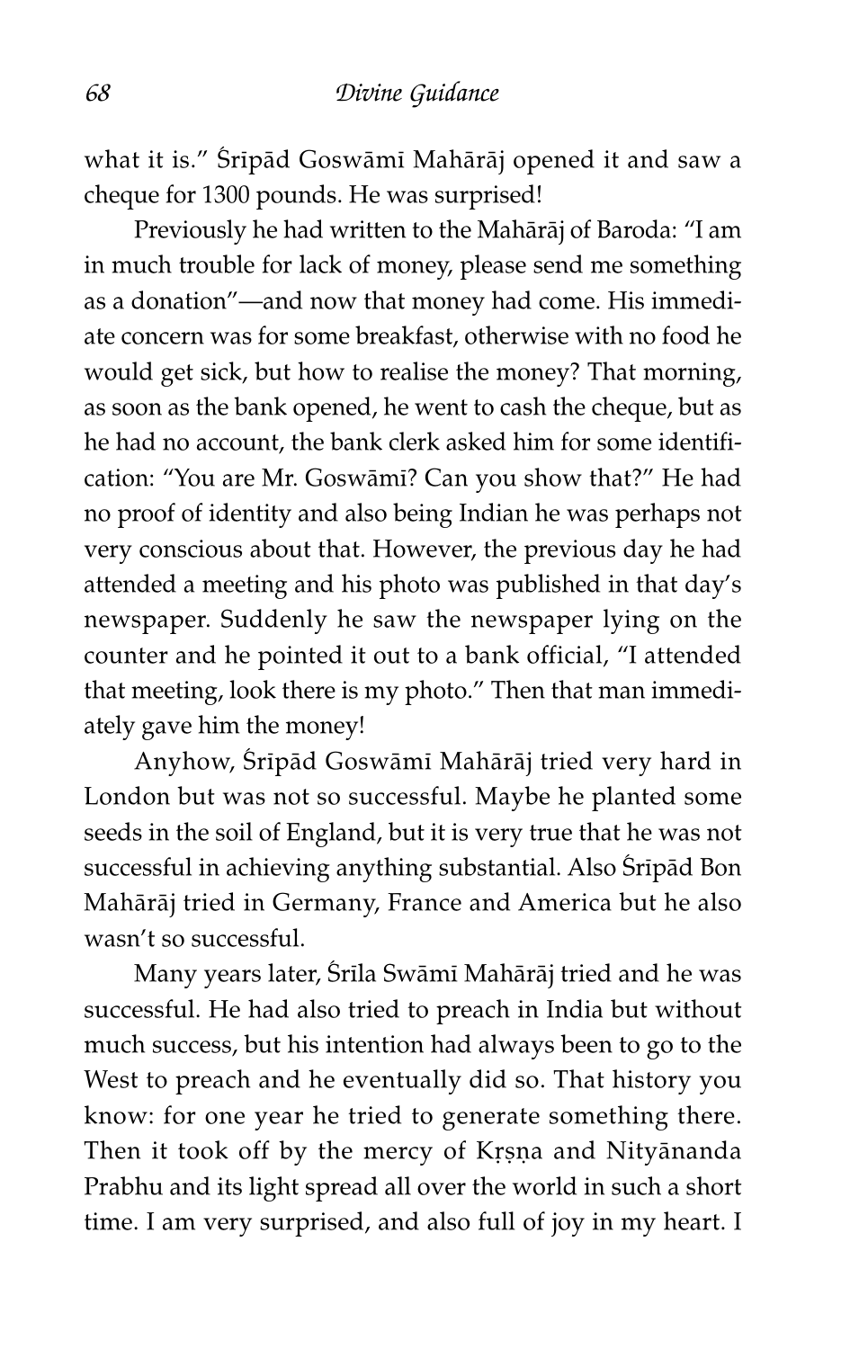what it is." Śrīpād Goswāmī Mahārāj opened it and saw a cheque for 1300 pounds. He was surprised!

Previously he had written to the Mahārāj of Baroda: "I am in much trouble for lack of money, please send me something as a donation"—and now that money had come. His immediate concern was for some breakfast, otherwise with no food he would get sick, but how to realise the money? That morning, as soon as the bank opened, he went to cash the cheque, but as he had no account, the bank clerk asked him for some identification: "You are Mr. Goswāmī? Can you show that?" He had no proof of identity and also being Indian he was perhaps not very conscious about that. However, the previous day he had attended a meeting and his photo was published in that day's newspaper. Suddenly he saw the newspaper lying on the counter and he pointed it out to a bank official, "I attended that meeting, look there is my photo." Then that man immediately gave him the money!

Anyhow, Śrīpād Goswāmī Mahārāj tried very hard in London but was not so successful. Maybe he planted some seeds in the soil of England, but it is very true that he was not successful in achieving anything substantial. Also Śrīpād Bon Mahārāj tried in Germany, France and America but he also wasn't so successful.

Many years later, Śrīla Swāmī Mahārāj tried and he was successful. He had also tried to preach in India but without much success, but his intention had always been to go to the West to preach and he eventually did so. That history you know: for one year he tried to generate something there. Then it took off by the mercy of Kṛṣṇa and Nityānanda Prabhu and its light spread all over the world in such a short time. I am very surprised, and also full of joy in my heart. I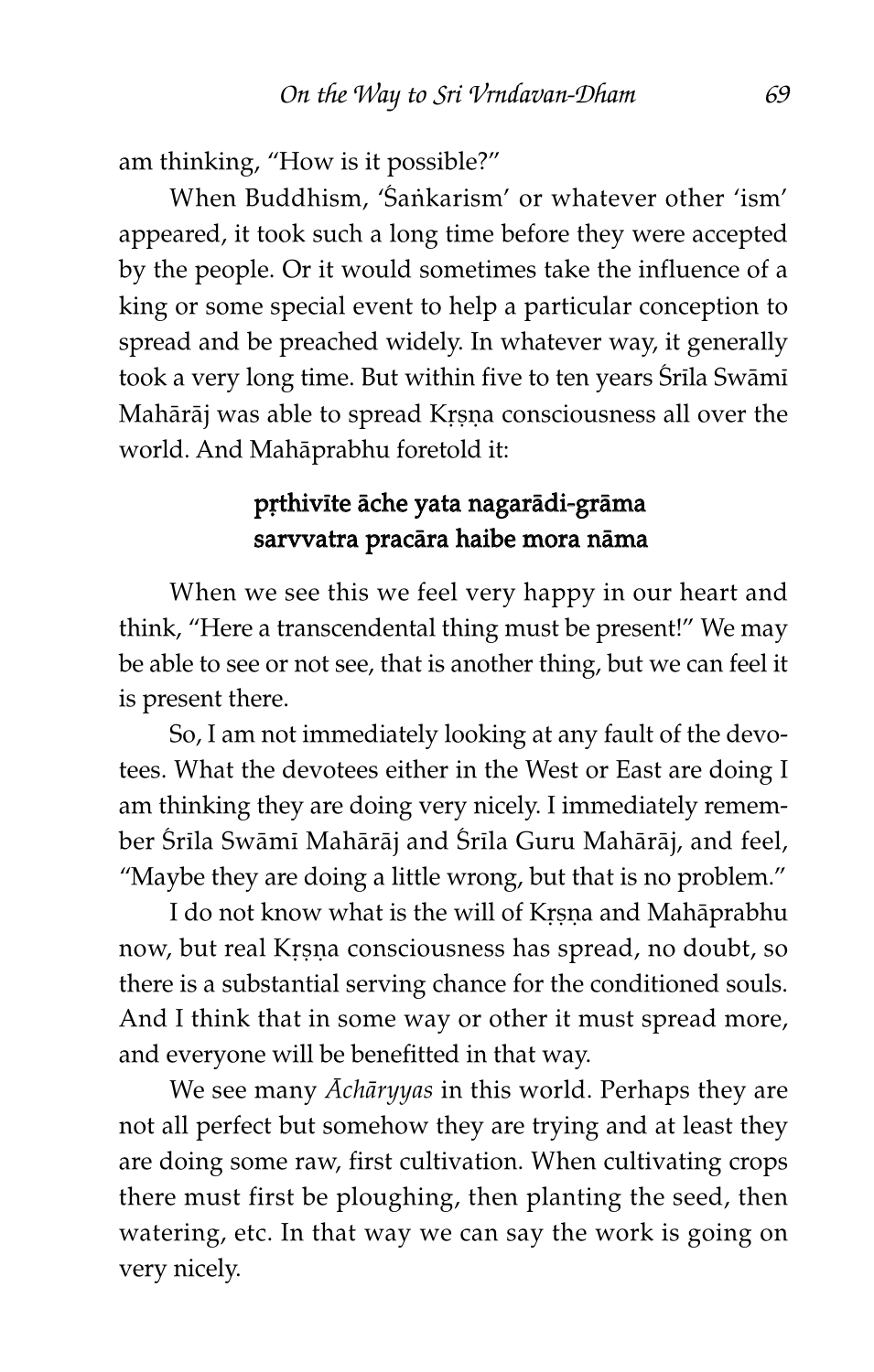am thinking, "How is it possible?"

When Buddhism, 'Śaṅkarism' or whatever other 'ism' appeared, it took such a long time before they were accepted by the people. Or it would sometimes take the influence of a king or some special event to help a particular conception to spread and be preached widely. In whatever way, it generally took a very long time. But within five to ten years Śrīla Swāmī Mahārāj was able to spread Kṛṣṇa consciousness all over the world. And Mahāprabhu foretold it:

**pṛthivīte āche yata nagarādi-grāma**
**sarvvatra pracāra haibe mora nāma**

When we see this we feel very happy in our heart and think, "Here a transcendental thing must be present!" We may be able to see or not see, that is another thing, but we can feel it is present there.

So, I am not immediately looking at any fault of the devotees. What the devotees either in the West or East are doing I am thinking they are doing very nicely. I immediately remember Śrīla Swāmī Mahārāj and Śrīla Guru Mahārāj, and feel, "Maybe they are doing a little wrong, but that is no problem."

I do not know what is the will of Kṛṣṇa and Mahāprabhu now, but real Kṛṣṇa consciousness has spread, no doubt, so there is a substantial serving chance for the conditioned souls. And I think that in some way or other it must spread more, and everyone will be benefitted in that way.

We see many *Āchāryyas* in this world. Perhaps they are not all perfect but somehow they are trying and at least they are doing some raw, first cultivation. When cultivating crops there must first be ploughing, then planting the seed, then watering, etc. In that way we can say the work is going on very nicely.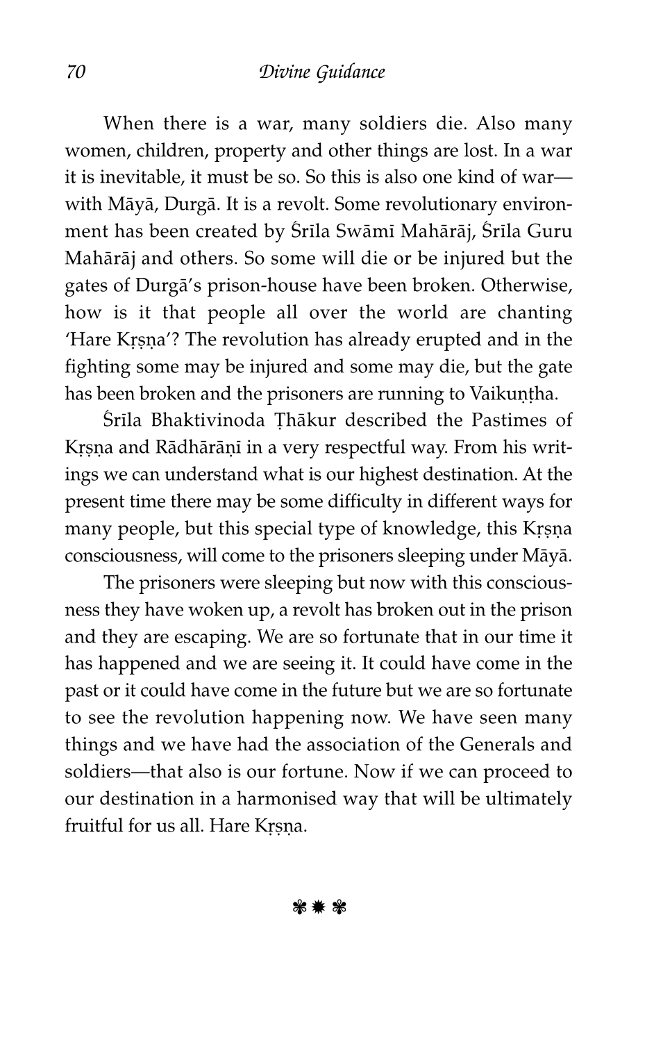When there is a war, many soldiers die. Also many women, children, property and other things are lost. In a war it is inevitable, it must be so. So this is also one kind of war—with Māyā, Durgā. It is a revolt. Some revolutionary environment has been created by Śrīla Swāmī Mahārāj, Śrīla Guru Mahārāj and others. So some will die or be injured but the gates of Durgā's prison-house have been broken. Otherwise, how is it that people all over the world are chanting 'Hare Kṛṣṇa'? The revolution has already erupted and in the fighting some may be injured and some may die, but the gate has been broken and the prisoners are running to Vaikuṇṭha.

Śrīla Bhaktivinoda Ṭhākur described the Pastimes of Kṛṣṇa and Rādhārāṇī in a very respectful way. From his writings we can understand what is our highest destination. At the present time there may be some difficulty in different ways for many people, but this special type of knowledge, this Kṛṣṇa consciousness, will come to the prisoners sleeping under Māyā.

The prisoners were sleeping but now with this consciousness they have woken up, a revolt has broken out in the prison and they are escaping. We are so fortunate that in our time it has happened and we are seeing it. It could have come in the past or it could have come in the future but we are so fortunate to see the revolution happening now. We have seen many things and we have had the association of the Generals and soldiers—that also is our fortune. Now if we can proceed to our destination in a harmonised way that will be ultimately fruitful for us all. Hare Kṛṣṇa.

❃ ✹ ❃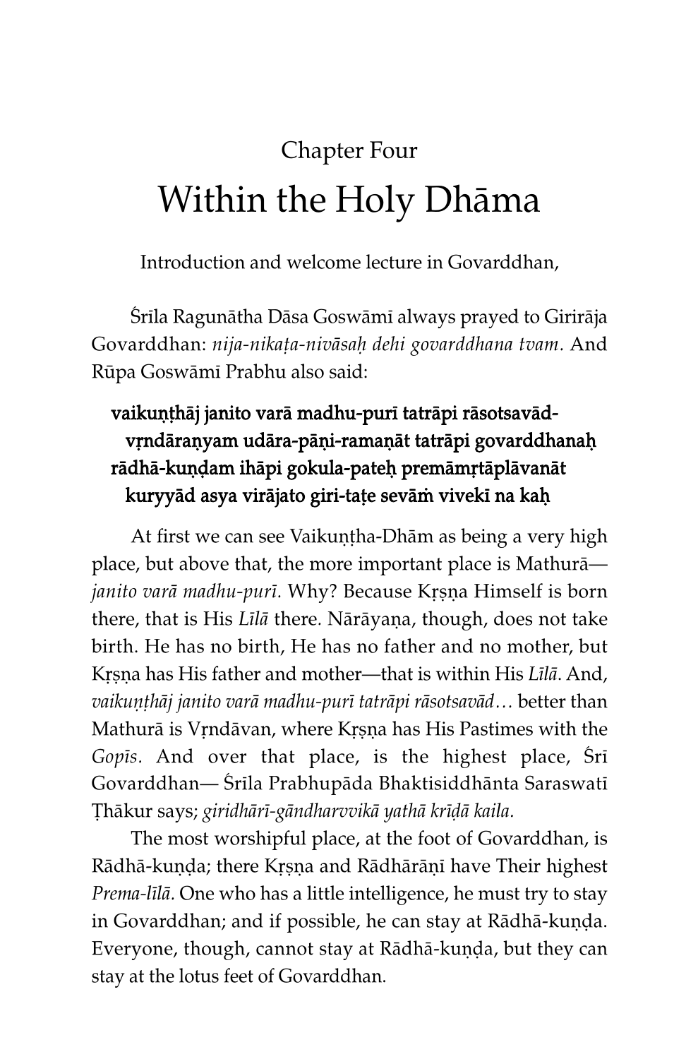Chapter Four

# Within the Holy Dhāma

Introduction and welcome lecture in Govarddhan,

Śrīla Ragunātha Dāsa Goswāmī always prayed to Girirāja Govarddhan: *nija-nikaṭa-nivāsaḥ dehi govarddhana tvam.* And Rūpa Goswāmī Prabhu also said:

**vaikuṇṭhāj janito varā madhu-purī tatrāpi rāsotsavād-**
**vṛndāraṇyam udāra-pāṇi-ramaṇāt tatrāpi govarddhanaḥ**
**rādhā-kuṇḍam ihāpi gokula-pateḥ premāmṛtāplāvanāt**
**kuryyād asya virājato giri-taṭe sevāṁ vivekī na kaḥ**

At first we can see Vaikuṇṭha-Dhām as being a very high place, but above that, the more important place is Mathurā—*janito varā madhu-purī*. Why? Because Kṛṣṇa Himself is born there, that is His *Līlā* there. Nārāyaṇa, though, does not take birth. He has no birth, He has no father and no mother, but Kṛṣṇa has His father and mother—that is within His *Līlā*. And, *vaikuṇṭhāj janito varā madhu-purī tatrāpi rāsotsavād…* better than Mathurā is Vṛndāvan, where Kṛṣṇa has His Pastimes with the *Gopīs.* And over that place, is the highest place, Śrī Govarddhan— Śrīla Prabhupāda Bhaktisiddhānta Saraswatī Ṭhākur says; *giridhārī-gāndharvvikā yathā krīḍā kaila.*

The most worshipful place, at the foot of Govarddhan, is Rādhā-kuṇḍa; there Kṛṣṇa and Rādhārāṇī have Their highest *Prema-līlā*. One who has a little intelligence, he must try to stay in Govarddhan; and if possible, he can stay at Rādhā-kuṇḍa. Everyone, though, cannot stay at Rādhā-kuṇḍa, but they can stay at the lotus feet of Govarddhan.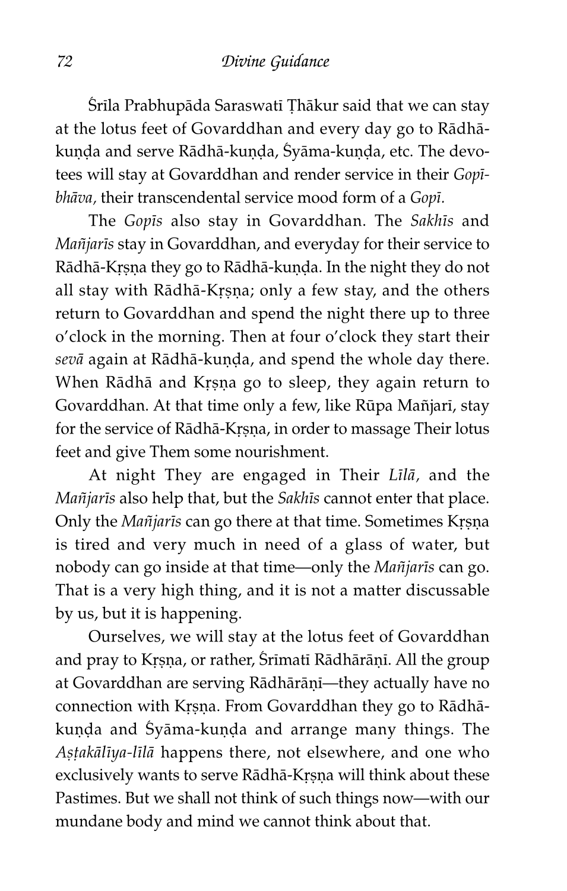Śrīla Prabhupāda Saraswatī Ṭhākur said that we can stay at the lotus feet of Govarddhan and every day go to Rādhā-kuṇḍa and serve Rādhā-kuṇḍa, Śyāma-kuṇḍa, etc. The devotees will stay at Govarddhan and render service in their *Gopī-bhāva,* their transcendental service mood form of a *Gopī.*

The *Gopīs* also stay in Govarddhan. The *Sakhīs* and *Mañjarīs* stay in Govarddhan, and everyday for their service to Rādhā-Kṛṣṇa they go to Rādhā-kuṇḍa. In the night they do not all stay with Rādhā-Kṛṣṇa; only a few stay, and the others return to Govarddhan and spend the night there up to three o'clock in the morning. Then at four o'clock they start their *sevā* again at Rādhā-kuṇḍa, and spend the whole day there. When Rādhā and Kṛṣṇa go to sleep, they again return to Govarddhan. At that time only a few, like Rūpa Mañjarī, stay for the service of Rādhā-Kṛṣṇa, in order to massage Their lotus feet and give Them some nourishment.

At night They are engaged in Their *Līlā,* and the *Mañjarīs* also help that, but the *Sakhīs* cannot enter that place. Only the *Mañjarīs* can go there at that time. Sometimes Kṛṣṇa is tired and very much in need of a glass of water, but nobody can go inside at that time—only the *Mañjarīs* can go. That is a very high thing, and it is not a matter discussable by us, but it is happening.

Ourselves, we will stay at the lotus feet of Govarddhan and pray to Kṛṣṇa, or rather, Śrīmatī Rādhārāṇī. All the group at Govarddhan are serving Rādhārāṇī—they actually have no connection with Kṛṣṇa. From Govarddhan they go to Rādhā-kuṇḍa and Śyāma-kuṇḍa and arrange many things. The *Aṣṭakālīya-līlā* happens there, not elsewhere, and one who exclusively wants to serve Rādhā-Kṛṣṇa will think about these Pastimes. But we shall not think of such things now—with our mundane body and mind we cannot think about that.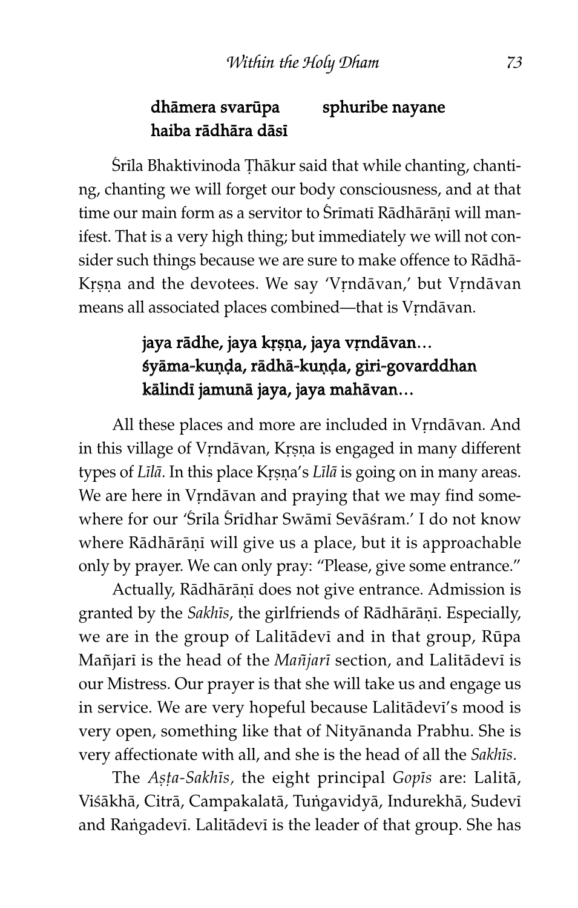**dhāmera svarūpa sphuribe nayane**
**haiba rādhāra dāsī**

Śrīla Bhaktivinoda Ṭhākur said that while chanting, chanting, chanting we will forget our body consciousness, and at that time our main form as a servitor to Śrīmatī Rādhārāṇī will manifest. That is a very high thing; but immediately we will not consider such things because we are sure to make offence to Rādhā-Kṛṣṇa and the devotees. We say 'Vṛndāvan,' but Vṛndāvan means all associated places combined—that is Vṛndāvan.

**jaya rādhe, jaya kṛṣṇa, jaya vṛndāvan...**
**śyāma-kuṇḍa, rādhā-kuṇḍa, giri-govarddhan**
**kālindī jamunā jaya, jaya mahāvan...**

All these places and more are included in Vṛndāvan. And in this village of Vṛndāvan, Kṛṣṇa is engaged in many different types of *Līlā.* In this place Kṛṣṇa's *Līlā* is going on in many areas. We are here in Vṛndāvan and praying that we may find somewhere for our 'Śrīla Śrīdhar Swāmī Sevāśram.' I do not know where Rādhārāṇī will give us a place, but it is approachable only by prayer. We can only pray: "Please, give some entrance."

Actually, Rādhārāṇī does not give entrance. Admission is granted by the *Sakhīs*, the girlfriends of Rādhārāṇī. Especially, we are in the group of Lalitādevī and in that group, Rūpa Mañjarī is the head of the *Mañjarī* section, and Lalitādevī is our Mistress. Our prayer is that she will take us and engage us in service. We are very hopeful because Lalitādevī's mood is very open, something like that of Nityānanda Prabhu. She is very affectionate with all, and she is the head of all the *Sakhīs.*

The *Aṣṭa-Sakhīs*, the eight principal *Gopīs* are: Lalitā, Viśākhā, Citrā, Campakalatā, Tuṅgavidyā, Indurekhā, Sudevī and Raṅgadevī. Lalitādevī is the leader of that group. She has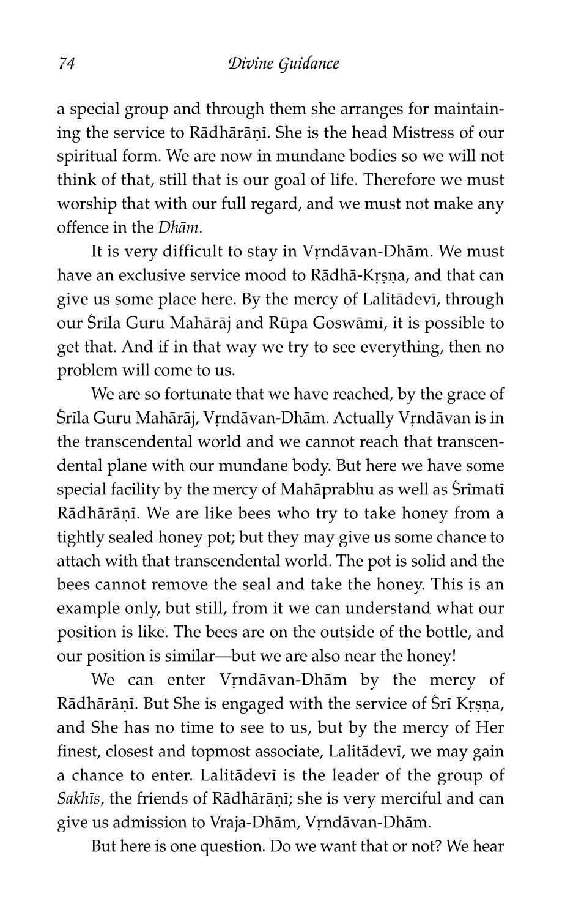a special group and through them she arranges for maintaining the service to Rādhārāṇī. She is the head Mistress of our spiritual form. We are now in mundane bodies so we will not think of that, still that is our goal of life. Therefore we must worship that with our full regard, and we must not make any offence in the *Dhām.*

It is very difficult to stay in Vṛndāvan-Dhām. We must have an exclusive service mood to Rādhā-Kṛṣṇa, and that can give us some place here. By the mercy of Lalitādevī, through our Śrīla Guru Mahārāj and Rūpa Goswāmī, it is possible to get that. And if in that way we try to see everything, then no problem will come to us.

We are so fortunate that we have reached, by the grace of Śrīla Guru Mahārāj, Vṛndāvan-Dhām. Actually Vṛndāvan is in the transcendental world and we cannot reach that transcendental plane with our mundane body. But here we have some special facility by the mercy of Mahāprabhu as well as Śrīmatī Rādhārāṇī. We are like bees who try to take honey from a tightly sealed honey pot; but they may give us some chance to attach with that transcendental world. The pot is solid and the bees cannot remove the seal and take the honey. This is an example only, but still, from it we can understand what our position is like. The bees are on the outside of the bottle, and our position is similar—but we are also near the honey!

We can enter Vṛndāvan-Dhām by the mercy of Rādhārāṇī. But She is engaged with the service of Śrī Kṛṣṇa, and She has no time to see to us, but by the mercy of Her finest, closest and topmost associate, Lalitādevī, we may gain a chance to enter. Lalitādevī is the leader of the group of *Sakhīs,* the friends of Rādhārāṇī; she is very merciful and can give us admission to Vraja-Dhām, Vṛndāvan-Dhām.

But here is one question. Do we want that or not? We hear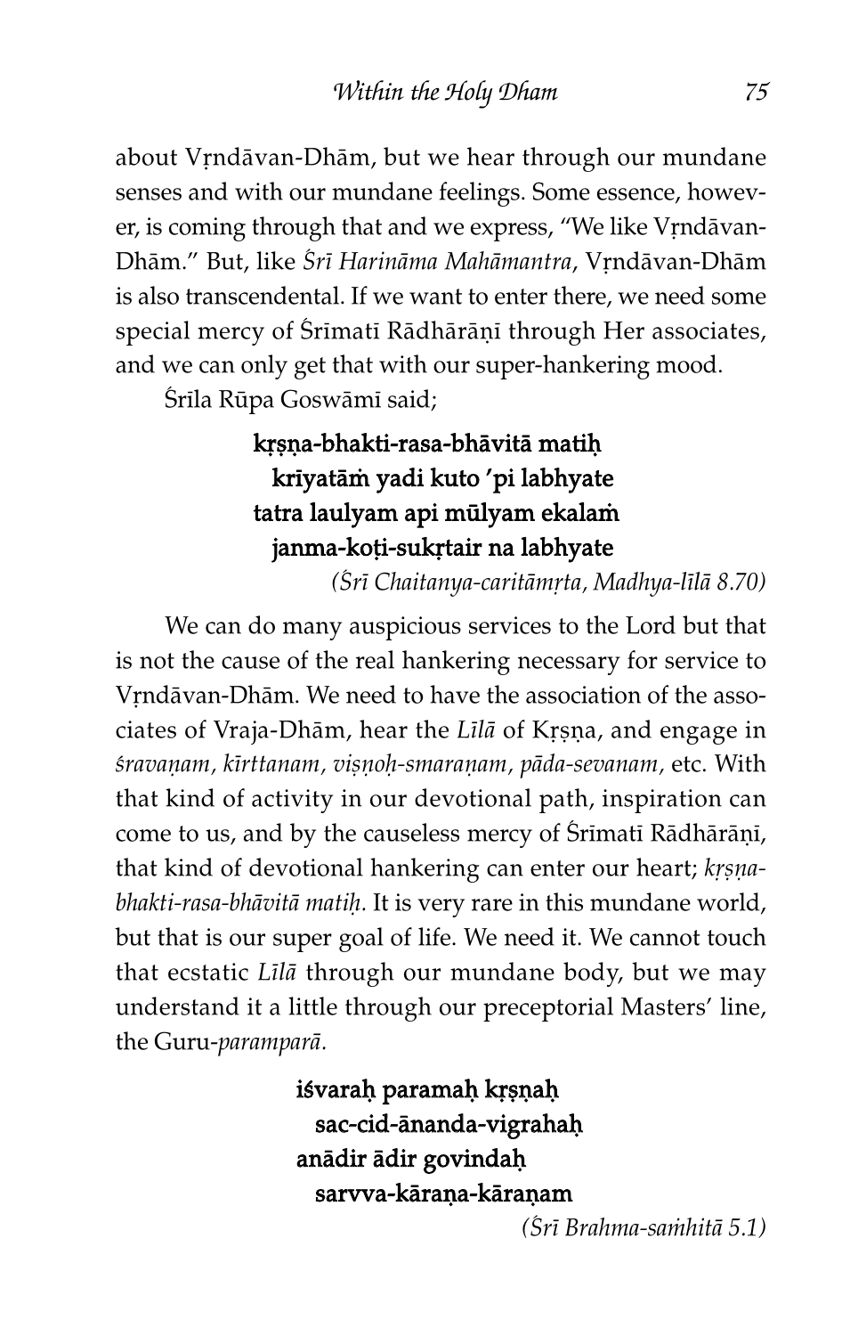about Vṛndāvan-Dhām, but we hear through our mundane senses and with our mundane feelings. Some essence, however, is coming through that and we express, "We like Vṛndāvan-Dhām." But, like *Śrī Harināma Mahāmantra*, Vṛndāvan-Dhām is also transcendental. If we want to enter there, we need some special mercy of Śrīmatī Rādhārāṇī through Her associates, and we can only get that with our super-hankering mood.

Śrīla Rūpa Goswāmī said;

> **kṛṣṇa-bhakti-rasa-bhāvitā matiḥ**
> **krīyatāṁ yadi kuto 'pi labhyate**
> **tatra laulyam api mūlyam ekalaṁ**
> **janma-koṭi-sukṛtair na labhyate**
>
> *(Śrī Chaitanya-caritāmṛta, Madhya-līlā 8.70)*

We can do many auspicious services to the Lord but that is not the cause of the real hankering necessary for service to Vṛndāvan-Dhām. We need to have the association of the associates of Vraja-Dhām, hear the *Līlā* of Kṛṣṇa, and engage in *śravaṇam, kīrttanam, viṣṇoḥ-smaraṇam, pāda-sevanam,* etc. With that kind of activity in our devotional path, inspiration can come to us, and by the causeless mercy of Śrīmatī Rādhārāṇī, that kind of devotional hankering can enter our heart; *kṛṣṇa-bhakti-rasa-bhāvitā matiḥ.* It is very rare in this mundane world, but that is our super goal of life. We need it. We cannot touch that ecstatic *Līlā* through our mundane body, but we may understand it a little through our preceptorial Masters' line, the Guru-*paramparā.*

> **iśvaraḥ paramaḥ kṛṣṇaḥ**
> **sac-cid-ānanda-vigrahaḥ**
> **anādir ādir govindaḥ**
> **sarvva-kāraṇa-kāraṇam**
>
> *(Śrī Brahma-saṁhitā 5.1)*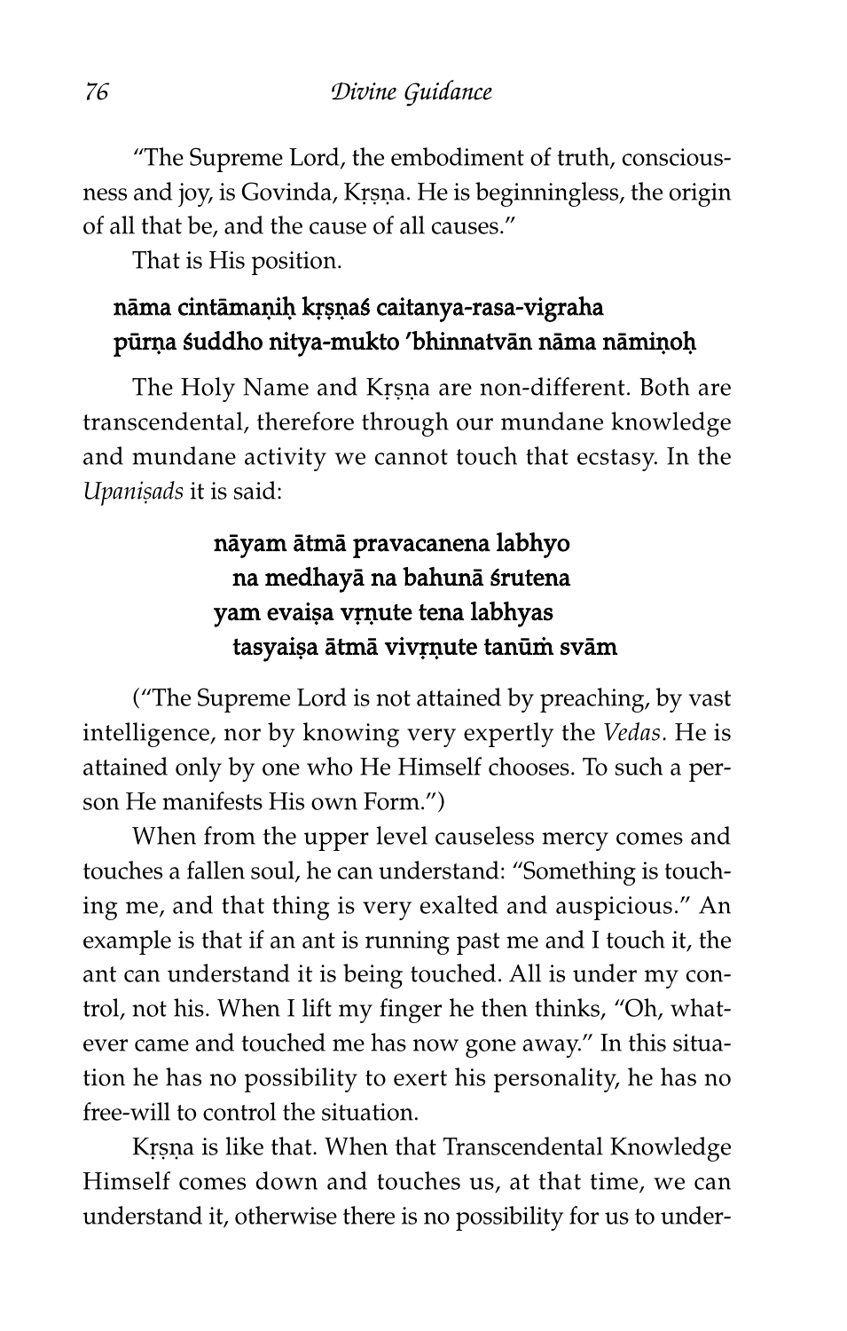"The Supreme Lord, the embodiment of truth, consciousness and joy, is Govinda, Kṛṣṇa. He is beginningless, the origin of all that be, and the cause of all causes."

That is His position.

**nāma cintāmaṇiḥ kṛṣṇaś caitanya-rasa-vigraha**
**pūrṇa śuddho nitya-mukto 'bhinnatvān nāma nāmiṇoḥ**

The Holy Name and Kṛṣṇa are non-different. Both are transcendental, therefore through our mundane knowledge and mundane activity we cannot touch that ecstasy. In the *Upaniṣads* it is said:

**nāyam ātmā pravacanena labhyo**
**na medhayā na bahunā śrutena**
**yam evaiṣa vṛṇute tena labhyas**
**tasyaiṣa ātmā vivṛṇute tanūṁ svām**

("The Supreme Lord is not attained by preaching, by vast intelligence, nor by knowing very expertly the *Vedas.* He is attained only by one who He Himself chooses. To such a person He manifests His own Form.")

When from the upper level causeless mercy comes and touches a fallen soul, he can understand: "Something is touching me, and that thing is very exalted and auspicious." An example is that if an ant is running past me and I touch it, the ant can understand it is being touched. All is under my control, not his. When I lift my finger he then thinks, "Oh, whatever came and touched me has now gone away." In this situation he has no possibility to exert his personality, he has no free-will to control the situation.

Kṛṣṇa is like that. When that Transcendental Knowledge Himself comes down and touches us, at that time, we can understand it, otherwise there is no possibility for us to under-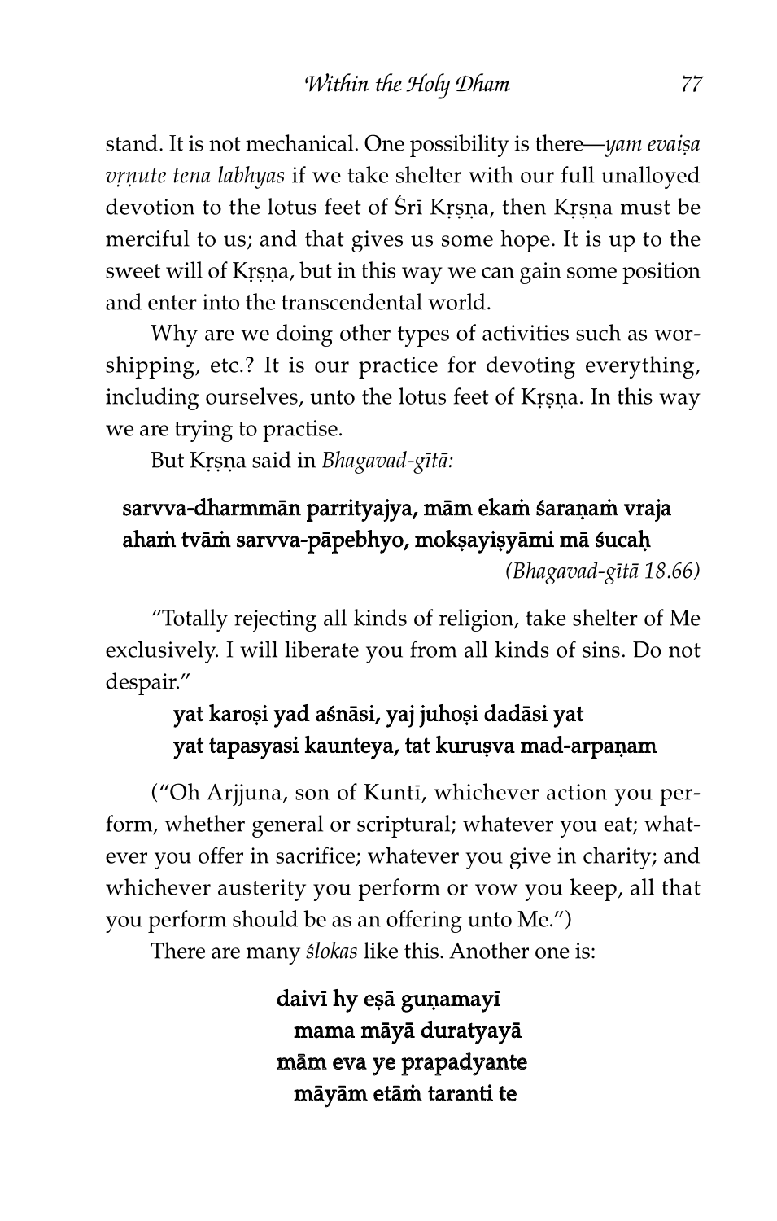stand. It is not mechanical. One possibility is there—*yam evaiṣa vṛṇute tena labhyas* if we take shelter with our full unalloyed devotion to the lotus feet of Śrī Kṛṣṇa, then Kṛṣṇa must be merciful to us; and that gives us some hope. It is up to the sweet will of Kṛṣṇa, but in this way we can gain some position and enter into the transcendental world.

Why are we doing other types of activities such as worshipping, etc.? It is our practice for devoting everything, including ourselves, unto the lotus feet of Kṛṣṇa. In this way we are trying to practise.

But Kṛṣṇa said in *Bhagavad-gītā:*

**sarvva-dharmmān parrityajya, mām ekaṁ śaraṇaṁ vraja**
**ahaṁ tvāṁ sarvva-pāpebhyo, mokṣayiṣyāmi mā śucaḥ**

*(Bhagavad-gītā 18.66)*

"Totally rejecting all kinds of religion, take shelter of Me exclusively. I will liberate you from all kinds of sins. Do not despair."

**yat karoṣi yad aśnāsi, yaj juhoṣi dadāsi yat**
**yat tapasyasi kaunteya, tat kuruṣva mad-arpaṇam**

("Oh Arjjuna, son of Kuntī, whichever action you perform, whether general or scriptural; whatever you eat; whatever you offer in sacrifice; whatever you give in charity; and whichever austerity you perform or vow you keep, all that you perform should be as an offering unto Me.")

There are many *ślokas* like this. Another one is:

**daivī hy eṣā guṇamayī**
**mama māyā duratyayā**
**mām eva ye prapadyante**
**māyām etāṁ taranti te**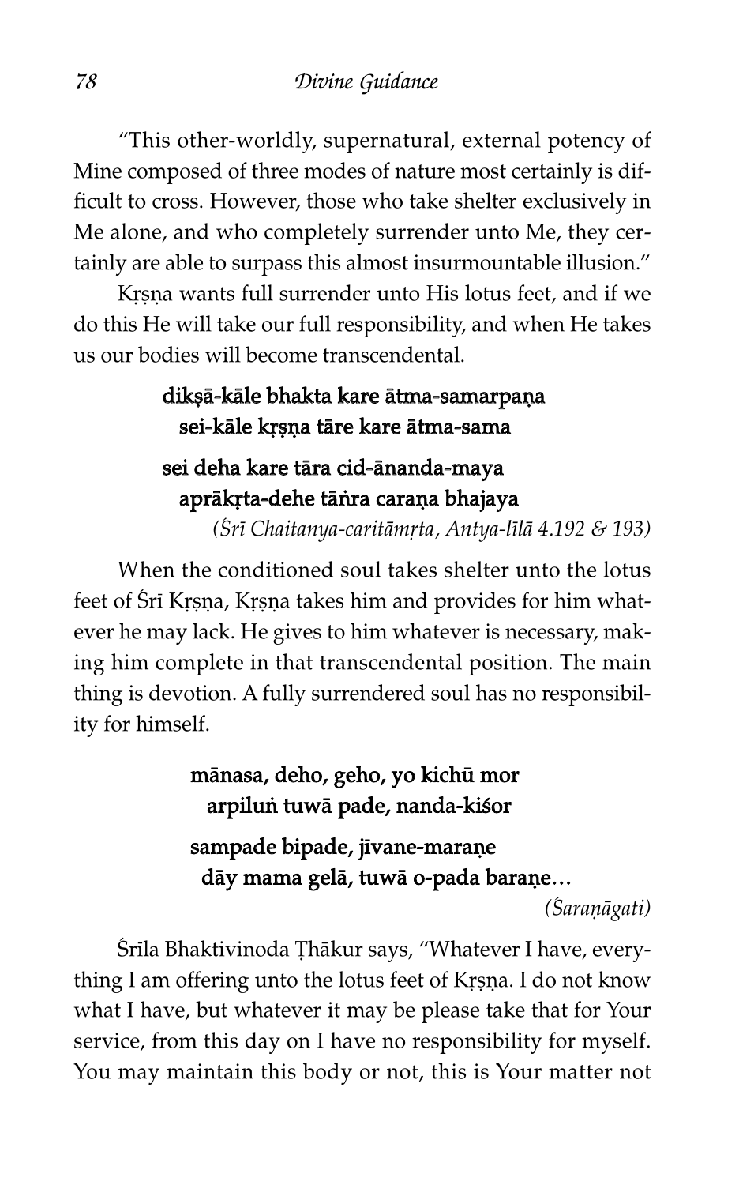"This other-worldly, supernatural, external potency of Mine composed of three modes of nature most certainly is difficult to cross. However, those who take shelter exclusively in Me alone, and who completely surrender unto Me, they certainly are able to surpass this almost insurmountable illusion."

Kṛṣṇa wants full surrender unto His lotus feet, and if we do this He will take our full responsibility, and when He takes us our bodies will become transcendental.

> **dikṣā-kāle bhakta kare ātma-samarpaṇa**
> **sei-kāle kṛṣṇa tāre kare ātma-sama**
>
> **sei deha kare tāra cid-ānanda-maya**
> **aprākṛta-dehe tāṅra caraṇa bhajaya**
>
> *(Śrī Chaitanya-caritāmṛta, Antya-līlā 4.192 & 193)*

When the conditioned soul takes shelter unto the lotus feet of Śrī Kṛṣṇa, Kṛṣṇa takes him and provides for him whatever he may lack. He gives to him whatever is necessary, making him complete in that transcendental position. The main thing is devotion. A fully surrendered soul has no responsibility for himself.

> **mānasa, deho, geho, yo kichū mor**
> **arpiluṅ tuwā pade, nanda-kiśor**
>
> **sampade bipade, jīvane-maraṇe**
> **dāy mama gelā, tuwā o-pada baraṇe…**
>
> *(Śaraṇāgati)*

Śrīla Bhaktivinoda Ṭhākur says, "Whatever I have, everything I am offering unto the lotus feet of Kṛṣṇa. I do not know what I have, but whatever it may be please take that for Your service, from this day on I have no responsibility for myself. You may maintain this body or not, this is Your matter not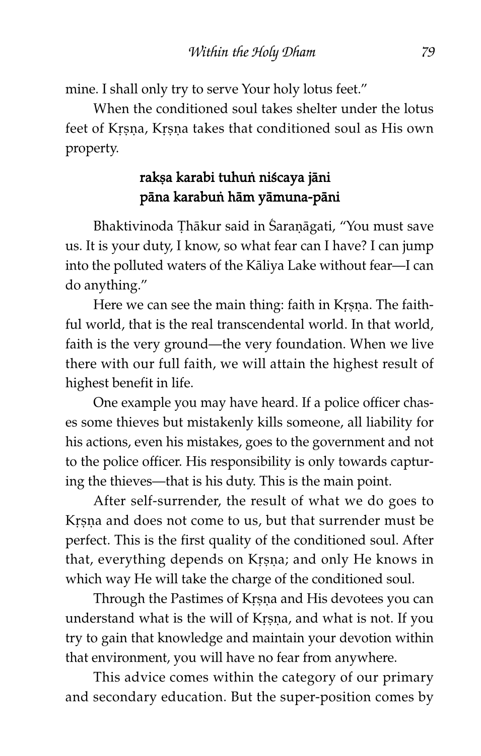mine. I shall only try to serve Your holy lotus feet."

When the conditioned soul takes shelter under the lotus feet of Kṛṣṇa, Kṛṣṇa takes that conditioned soul as His own property.

**rakṣa karabi tuhuṅ niścaya jāni**
**pāna karabuṅ hām yāmuna-pāni**

Bhaktivinoda Ṭhākur said in Śaraṇāgati, "You must save us. It is your duty, I know, so what fear can I have? I can jump into the polluted waters of the Kāliya Lake without fear—I can do anything."

Here we can see the main thing: faith in Kṛṣṇa. The faithful world, that is the real transcendental world. In that world, faith is the very ground—the very foundation. When we live there with our full faith, we will attain the highest result of highest benefit in life.

One example you may have heard. If a police officer chases some thieves but mistakenly kills someone, all liability for his actions, even his mistakes, goes to the government and not to the police officer. His responsibility is only towards capturing the thieves—that is his duty. This is the main point.

After self-surrender, the result of what we do goes to Kṛṣṇa and does not come to us, but that surrender must be perfect. This is the first quality of the conditioned soul. After that, everything depends on Kṛṣṇa; and only He knows in which way He will take the charge of the conditioned soul.

Through the Pastimes of Kṛṣṇa and His devotees you can understand what is the will of Kṛṣṇa, and what is not. If you try to gain that knowledge and maintain your devotion within that environment, you will have no fear from anywhere.

This advice comes within the category of our primary and secondary education. But the super-position comes by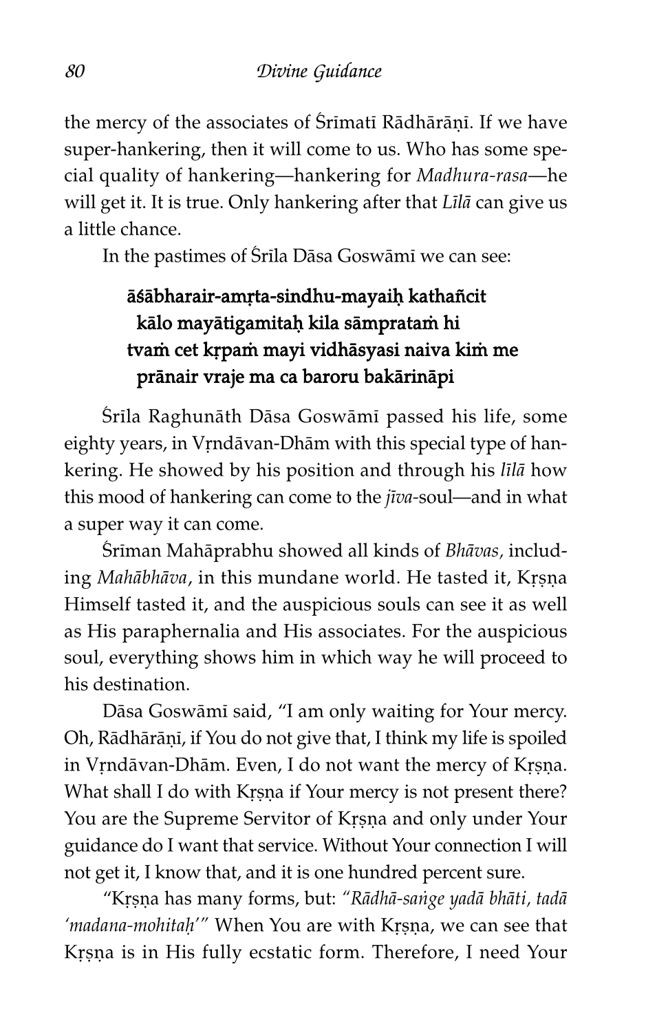the mercy of the associates of Śrīmatī Rādhārāṇī. If we have super-hankering, then it will come to us. Who has some special quality of hankering—hankering for *Madhura-rasa*—he will get it. It is true. Only hankering after that *Līlā* can give us a little chance.

In the pastimes of Śrīla Dāsa Goswāmī we can see:

> **āśābharair-amṛta-sindhu-mayaiḥ kathañcit**
> **kālo mayātigamitaḥ kila sāmpratam hi**
> **tvaṁ cet kṛpaṁ mayi vidhāsyasi naiva kiṁ me**
> **prānair vraje ma ca baroru bakārināpi**

Śrīla Raghunāth Dāsa Goswāmī passed his life, some eighty years, in Vṛndāvan-Dhām with this special type of hankering. He showed by his position and through his *līlā* how this mood of hankering can come to the *jīva*-soul—and in what a super way it can come.

Śrīman Mahāprabhu showed all kinds of *Bhāvas,* including *Mahābhāva*, in this mundane world. He tasted it, Kṛṣṇa Himself tasted it, and the auspicious souls can see it as well as His paraphernalia and His associates. For the auspicious soul, everything shows him in which way he will proceed to his destination.

Dāsa Goswāmī said, "I am only waiting for Your mercy. Oh, Rādhārāṇī, if You do not give that, I think my life is spoiled in Vṛndāvan-Dhām. Even, I do not want the mercy of Kṛṣṇa. What shall I do with Kṛṣṇa if Your mercy is not present there? You are the Supreme Servitor of Kṛṣṇa and only under Your guidance do I want that service. Without Your connection I will not get it, I know that, and it is one hundred percent sure.

"Kṛṣṇa has many forms, but: *"Rādhā-saṅge yadā bhāti, tadā 'madana-mohitaḥ'"* When You are with Kṛṣṇa, we can see that Kṛṣṇa is in His fully ecstatic form. Therefore, I need Your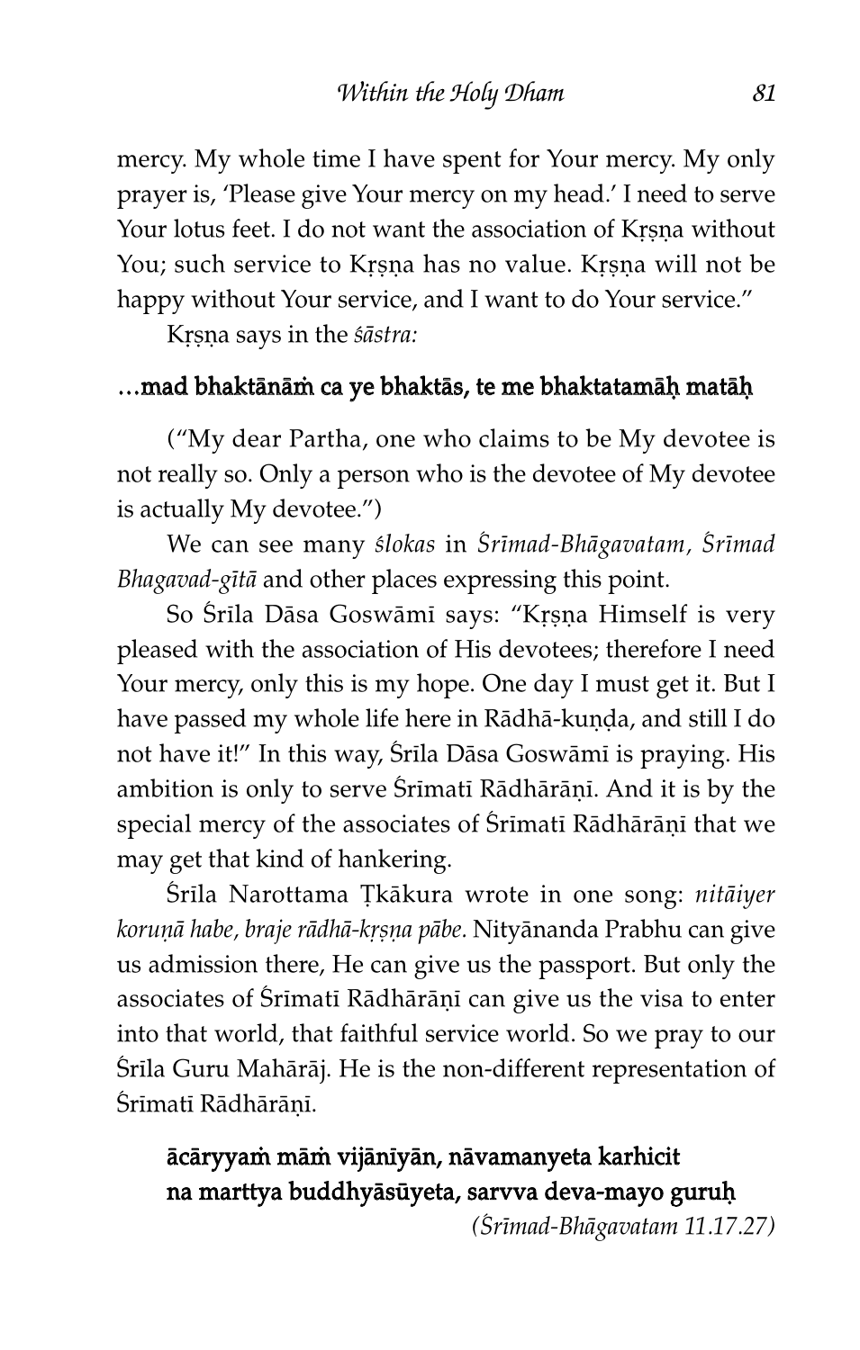mercy. My whole time I have spent for Your mercy. My only prayer is, 'Please give Your mercy on my head.' I need to serve Your lotus feet. I do not want the association of Kṛṣṇa without You; such service to Kṛṣṇa has no value. Kṛṣṇa will not be happy without Your service, and I want to do Your service."

Kṛṣṇa says in the *śāstra:*

**...mad bhaktānāṁ ca ye bhaktās, te me bhaktatamāḥ matāḥ**

("My dear Partha, one who claims to be My devotee is not really so. Only a person who is the devotee of My devotee is actually My devotee.")

We can see many *ślokas* in *Śrīmad-Bhāgavatam, Śrīmad Bhagavad-gītā* and other places expressing this point.

So Śrīla Dāsa Goswāmī says: "Kṛṣṇa Himself is very pleased with the association of His devotees; therefore I need Your mercy, only this is my hope. One day I must get it. But I have passed my whole life here in Rādhā-kuṇḍa, and still I do not have it!" In this way, Śrīla Dāsa Goswāmī is praying. His ambition is only to serve Śrīmatī Rādhārāṇī. And it is by the special mercy of the associates of Śrīmatī Rādhārāṇī that we may get that kind of hankering.

Śrīla Narottama Ṭkākura wrote in one song: *nitāiyer koruṇā habe, braje rādhā-kṛṣṇa pābe.* Nityānanda Prabhu can give us admission there, He can give us the passport. But only the associates of Śrīmatī Rādhārāṇī can give us the visa to enter into that world, that faithful service world. So we pray to our Śrīla Guru Mahārāj. He is the non-different representation of Śrīmatī Rādhārāṇī.

**ācāryyaṁ māṁ vijānīyān, nāvamanyeta karhicit**
**na marttya buddhyāsūyeta, sarvva deva-mayo guruḥ**

*(Śrīmad-Bhāgavatam 11.17.27)*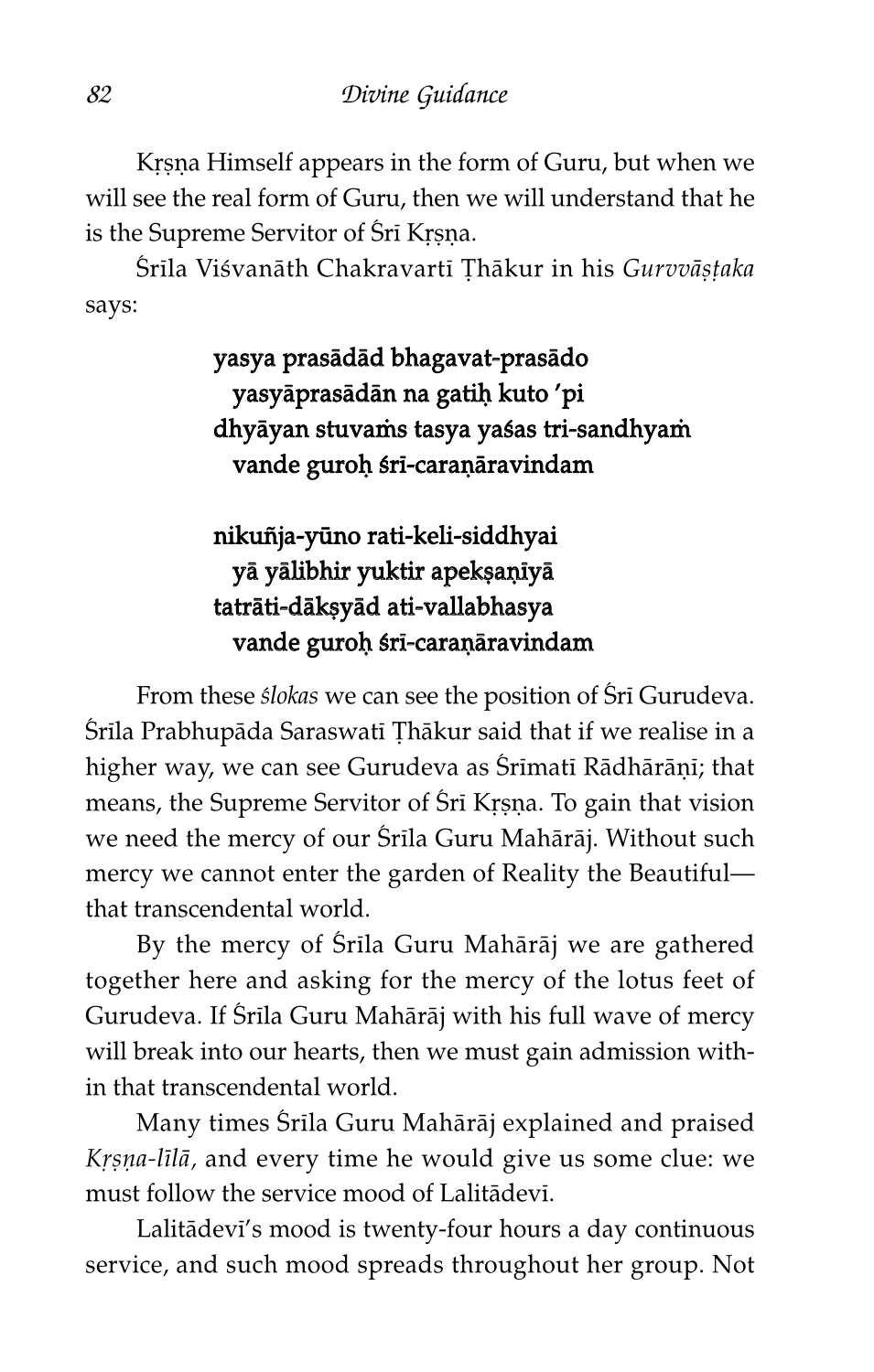Kṛṣṇa Himself appears in the form of Guru, but when we will see the real form of Guru, then we will understand that he is the Supreme Servitor of Śrī Kṛṣṇa.

Śrīla Viśvanāth Chakravartī Ṭhākur in his *Gurvvāṣṭaka* says:

> **yasya prasādād bhagavat-prasādo**
> **yasyāprasādān na gatiḥ kuto 'pi**
> **dhyāyan stuvaṁs tasya yaśas tri-sandhyaṁ**
> **vande guroḥ śrī-caraṇāravindam**
>
> **nikuñja-yūno rati-keli-siddhyai**
> **yā yālibhir yuktir apekṣaṇīyā**
> **tatrāti-dākṣyād ati-vallabhasya**
> **vande guroḥ śrī-caraṇāravindam**

From these *ślokas* we can see the position of Śrī Gurudeva. Śrīla Prabhupāda Saraswatī Ṭhākur said that if we realise in a higher way, we can see Gurudeva as Śrīmatī Rādhārāṇī; that means, the Supreme Servitor of Śrī Kṛṣṇa. To gain that vision we need the mercy of our Śrīla Guru Mahārāj. Without such mercy we cannot enter the garden of Reality the Beautiful—that transcendental world.

By the mercy of Śrīla Guru Mahārāj we are gathered together here and asking for the mercy of the lotus feet of Gurudeva. If Śrīla Guru Mahārāj with his full wave of mercy will break into our hearts, then we must gain admission within that transcendental world.

Many times Śrīla Guru Mahārāj explained and praised *Kṛṣṇa-līlā*, and every time he would give us some clue: we must follow the service mood of Lalitādevī.

Lalitādevī's mood is twenty-four hours a day continuous service, and such mood spreads throughout her group. Not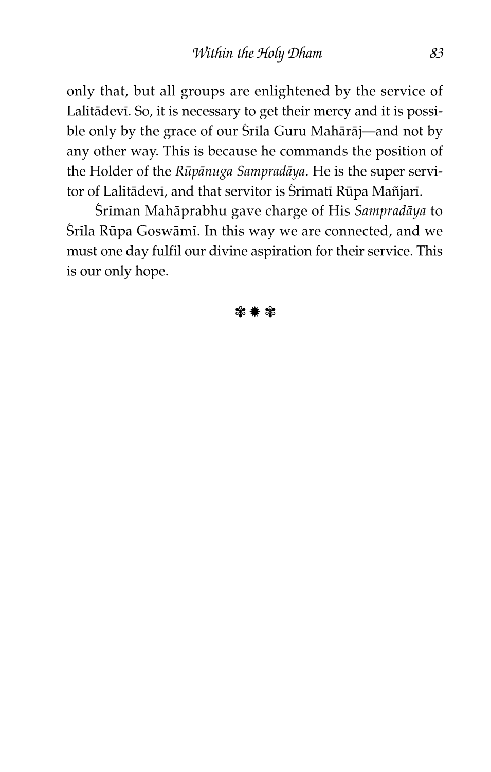only that, but all groups are enlightened by the service of Lalitādevī. So, it is necessary to get their mercy and it is possible only by the grace of our Śrīla Guru Mahārāj—and not by any other way. This is because he commands the position of the Holder of the *Rūpānuga Sampradāya*. He is the super servitor of Lalitādevī, and that servitor is Śrīmatī Rūpa Mañjarī.

Śrīman Mahāprabhu gave charge of His *Sampradāya* to Śrīla Rūpa Goswāmī. In this way we are connected, and we must one day fulfil our divine aspiration for their service. This is our only hope.

❃ ✹ ❃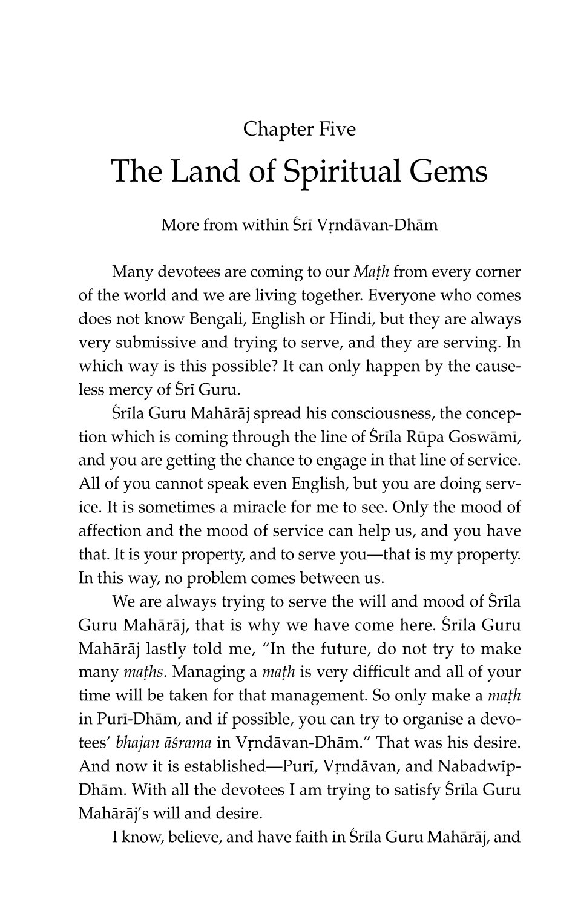Chapter Five

# The Land of Spiritual Gems

More from within Śrī Vṛndāvan-Dhām

Many devotees are coming to our *Maṭh* from every corner of the world and we are living together. Everyone who comes does not know Bengali, English or Hindi, but they are always very submissive and trying to serve, and they are serving. In which way is this possible? It can only happen by the causeless mercy of Śrī Guru.

Śrīla Guru Mahārāj spread his consciousness, the conception which is coming through the line of Śrīla Rūpa Goswāmī, and you are getting the chance to engage in that line of service. All of you cannot speak even English, but you are doing service. It is sometimes a miracle for me to see. Only the mood of affection and the mood of service can help us, and you have that. It is your property, and to serve you—that is my property. In this way, no problem comes between us.

We are always trying to serve the will and mood of Śrīla Guru Mahārāj, that is why we have come here. Śrīla Guru Mahārāj lastly told me, "In the future, do not try to make many *maṭhs.* Managing a *maṭh* is very difficult and all of your time will be taken for that management. So only make a *maṭh* in Purī-Dhām, and if possible, you can try to organise a devotees' *bhajan āśrama* in Vṛndāvan-Dhām." That was his desire. And now it is established—Purī, Vṛndāvan, and Nabadwīp-Dhām. With all the devotees I am trying to satisfy Śrīla Guru Mahārāj's will and desire.

I know, believe, and have faith in Śrīla Guru Mahārāj, and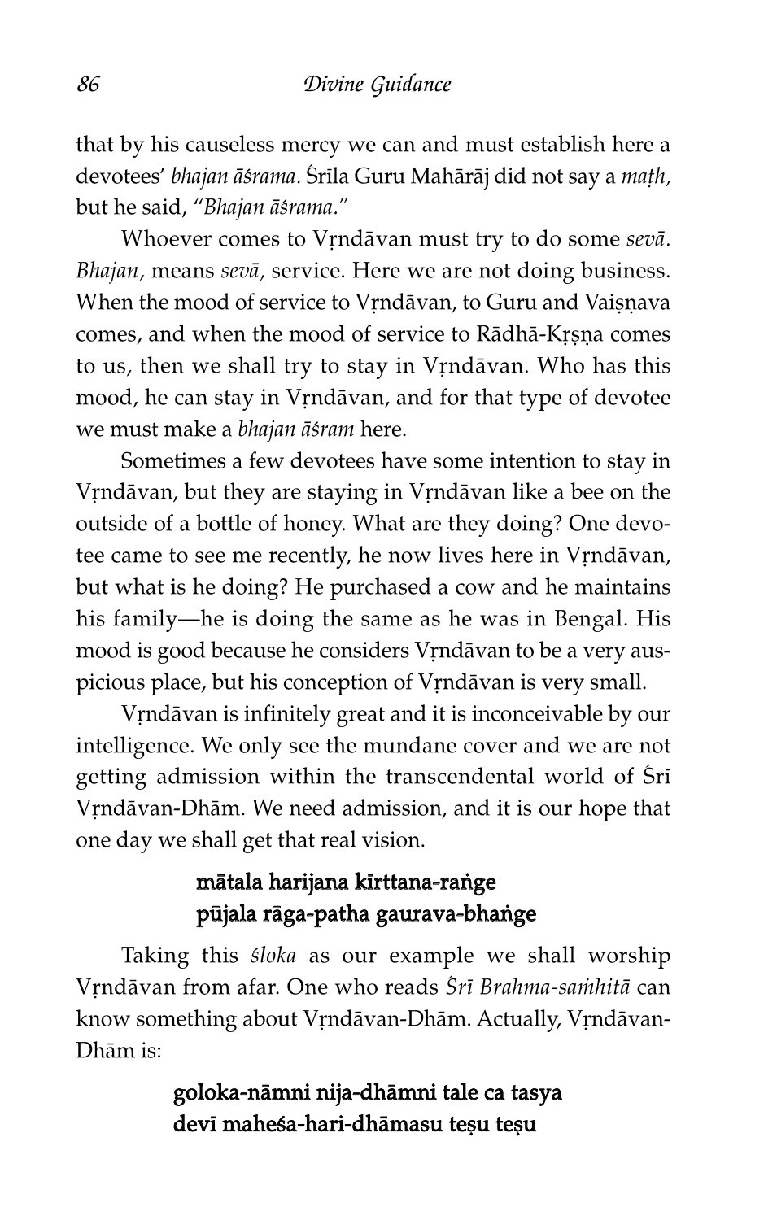that by his causeless mercy we can and must establish here a devotees' *bhajan āśrama.* Śrīla Guru Mahārāj did not say a *maṭh,* but he said, "*Bhajan āśrama.*"

Whoever comes to Vṛndāvan must try to do some *sevā. Bhajan,* means *sevā,* service. Here we are not doing business. When the mood of service to Vṛndāvan, to Guru and Vaiṣṇava comes, and when the mood of service to Rādhā-Kṛṣṇa comes to us, then we shall try to stay in Vṛndāvan. Who has this mood, he can stay in Vṛndāvan, and for that type of devotee we must make a *bhajan āśram* here.

Sometimes a few devotees have some intention to stay in Vṛndāvan, but they are staying in Vṛndāvan like a bee on the outside of a bottle of honey. What are they doing? One devotee came to see me recently, he now lives here in Vṛndāvan, but what is he doing? He purchased a cow and he maintains his family—he is doing the same as he was in Bengal. His mood is good because he considers Vṛndāvan to be a very auspicious place, but his conception of Vṛndāvan is very small.

Vṛndāvan is infinitely great and it is inconceivable by our intelligence. We only see the mundane cover and we are not getting admission within the transcendental world of Śrī Vṛndāvan-Dhām. We need admission, and it is our hope that one day we shall get that real vision.

**mātala harijana kīrttana-raṅge**
**pūjala rāga-patha gaurava-bhaṅge**

Taking this *śloka* as our example we shall worship Vṛndāvan from afar. One who reads *Śrī Brahma-saṁhitā* can know something about Vṛndāvan-Dhām. Actually, Vṛndāvan-Dhām is:

**goloka-nāmni nija-dhāmni tale ca tasya**
**devī maheśa-hari-dhāmasu teṣu teṣu**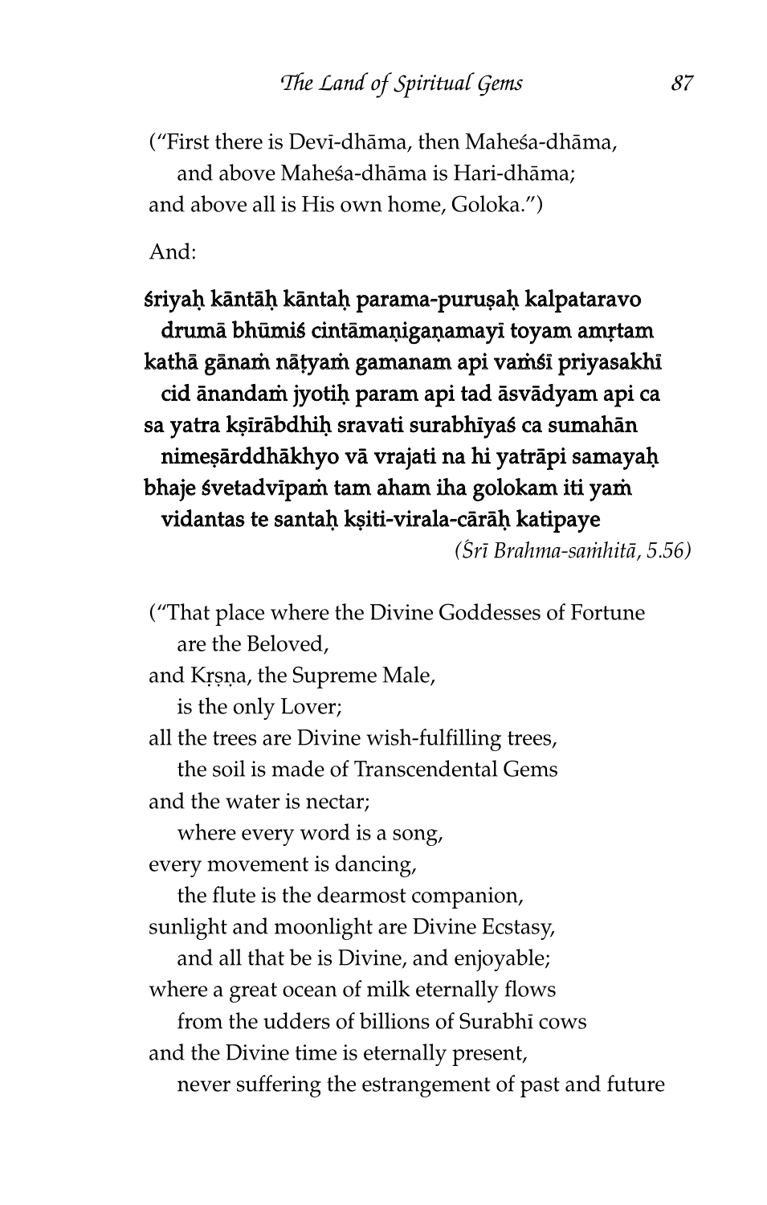("First there is Devī-dhāma, then Maheśa-dhāma,
 and above Maheśa-dhāma is Hari-dhāma;
and above all is His own home, Goloka.")

And:

**śriyaḥ kāntāḥ kāntaḥ parama-puruṣaḥ kalpataravo**
**drumā bhūmiś cintāmaṇigaṇamayī toyam amṛtam**
**kathā gānaṁ nāṭyaṁ gamanam api vaṁśī priyasakhī**
**cid ānandaṁ jyotiḥ param api tad āsvādyam api ca**
**sa yatra kṣīrābdhiḥ sravati surabhīyaś ca sumahān**
**nimeṣārddhākhyo vā vrajati na hi yatrāpi samayaḥ**
**bhaje śvetadvīpaṁ tam aham iha golokam iti yaṁ**
**vidantas te santaḥ kṣiti-virala-cārāḥ katipaye**

*(Śrī Brahma-saṁhitā, 5.56)*

("That place where the Divine Goddesses of Fortune
 are the Beloved,
and Kṛṣṇa, the Supreme Male,
 is the only Lover;
all the trees are Divine wish-fulfilling trees,
 the soil is made of Transcendental Gems
and the water is nectar;
 where every word is a song,
every movement is dancing,
 the flute is the dearmost companion,
sunlight and moonlight are Divine Ecstasy,
 and all that be is Divine, and enjoyable;
where a great ocean of milk eternally flows
 from the udders of billions of Surabhī cows
and the Divine time is eternally present,
 never suffering the estrangement of past and future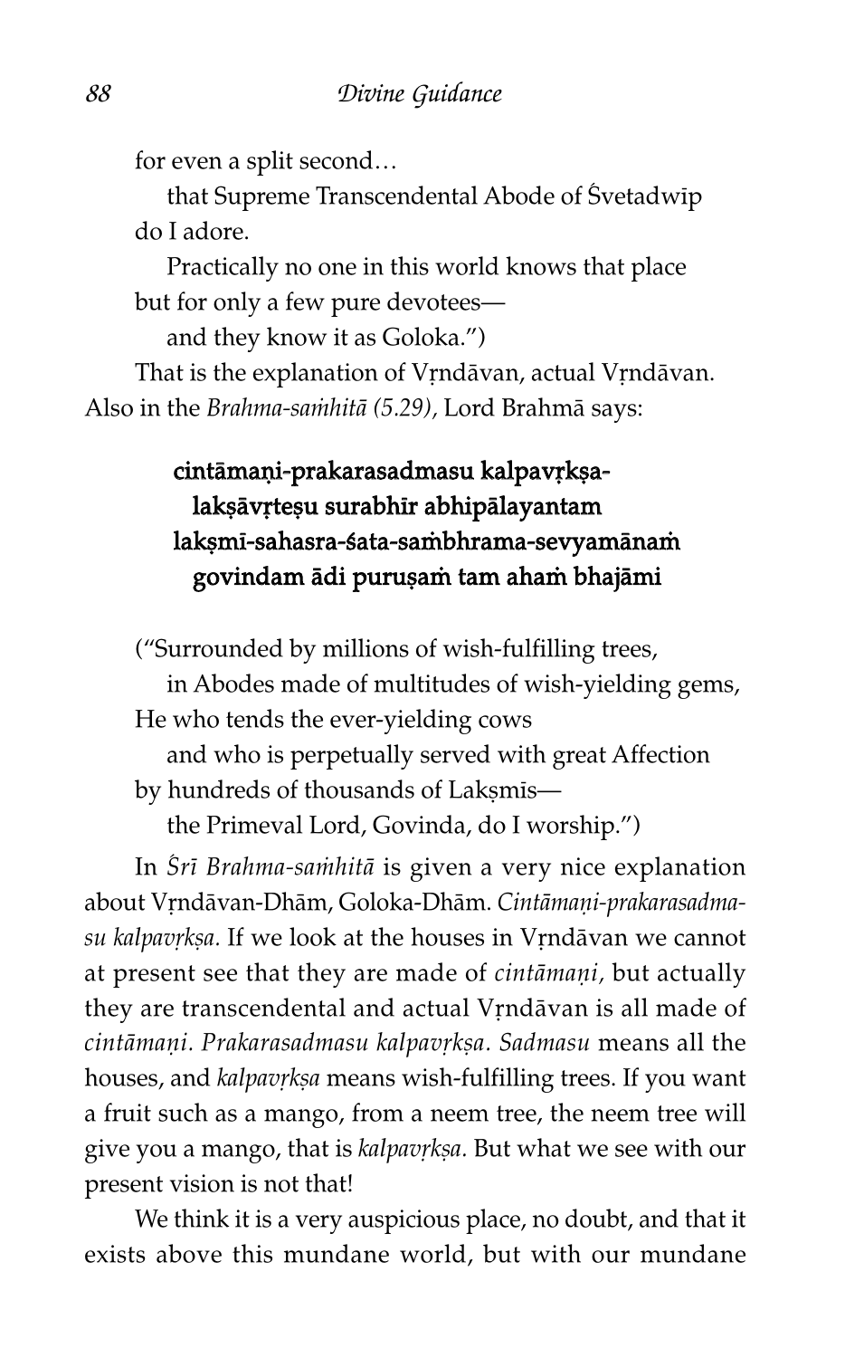for even a split second…

that Supreme Transcendental Abode of Śvetadwīp do I adore.

Practically no one in this world knows that place but for only a few pure devotees—

and they know it as Goloka.")

That is the explanation of Vṛndāvan, actual Vṛndāvan. Also in the *Brahma-saṁhitā (5.29),* Lord Brahmā says:

> **cintāmaṇi-prakarasadmasu kalpavṛkṣa-**
> **lakṣāvṛteṣu surabhīr abhipālayantam**
> **lakṣmī-sahasra-śata-saṁbhrama-sevyamānaṁ**
> **govindam ādi puruṣaṁ tam ahaṁ bhajāmi**

("Surrounded by millions of wish-fulfilling trees,
in Abodes made of multitudes of wish-yielding gems,
He who tends the ever-yielding cows
and who is perpetually served with great Affection
by hundreds of thousands of Lakṣmīs—
the Primeval Lord, Govinda, do I worship.")

In *Śrī Brahma-saṁhitā* is given a very nice explanation about Vṛndāvan-Dhām, Goloka-Dhām. *Cintāmaṇi-prakarasadmasu kalpavṛkṣa.* If we look at the houses in Vṛndāvan we cannot at present see that they are made of *cintāmaṇi,* but actually they are transcendental and actual Vṛndāvan is all made of *cintāmaṇi. Prakarasadmasu kalpavṛkṣa. Sadmasu* means all the houses, and *kalpavṛkṣa* means wish-fulfilling trees. If you want a fruit such as a mango, from a neem tree, the neem tree will give you a mango, that is *kalpavṛkṣa.* But what we see with our present vision is not that!

We think it is a very auspicious place, no doubt, and that it exists above this mundane world, but with our mundane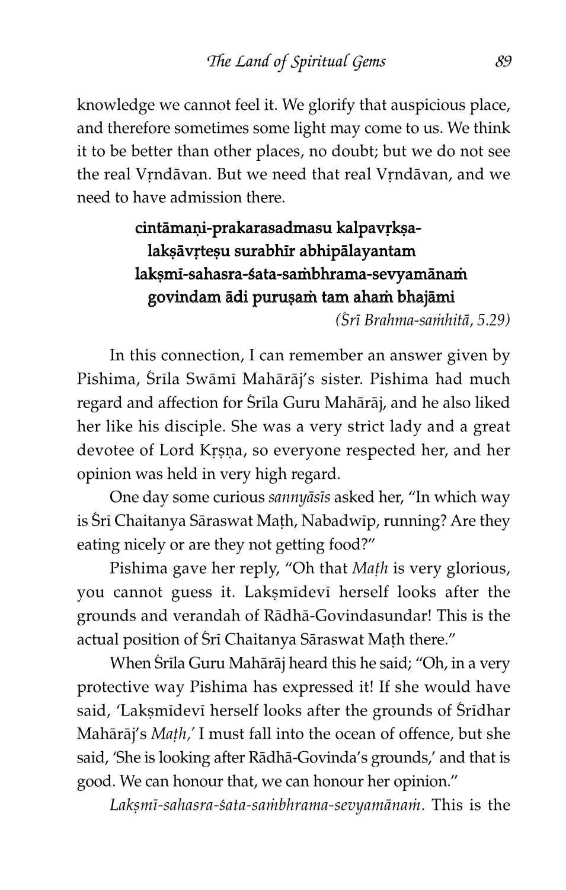knowledge we cannot feel it. We glorify that auspicious place, and therefore sometimes some light may come to us. We think it to be better than other places, no doubt; but we do not see the real Vṛndāvan. But we need that real Vṛndāvan, and we need to have admission there.

> **cintāmaṇi-prakarasadmasu kalpavṛkṣa-**
> **lakṣāvṛteṣu surabhīr abhipālayantam**
> **lakṣmī-sahasra-śata-sambhrama-sevyamānaṁ**
> **govindam ādi puruṣaṁ tam ahaṁ bhajāmi**
>
> *(Śrī Brahma-saṁhitā, 5.29)*

In this connection, I can remember an answer given by Pishima, Śrīla Swāmī Mahārāj's sister. Pishima had much regard and affection for Śrīla Guru Mahārāj, and he also liked her like his disciple. She was a very strict lady and a great devotee of Lord Kṛṣṇa, so everyone respected her, and her opinion was held in very high regard.

One day some curious *sannyāsīs* asked her, "In which way is Śrī Chaitanya Sāraswat Maṭh, Nabadwīp, running? Are they eating nicely or are they not getting food?"

Pishima gave her reply, "Oh that *Maṭh* is very glorious, you cannot guess it. Lakṣmīdevī herself looks after the grounds and verandah of Rādhā-Govindasundar! This is the actual position of Śrī Chaitanya Sāraswat Maṭh there."

When Śrīla Guru Mahārāj heard this he said; "Oh, in a very protective way Pishima has expressed it! If she would have said, 'Lakṣmīdevī herself looks after the grounds of Śrīdhar Mahārāj's *Maṭh,'* I must fall into the ocean of offence, but she said, 'She is looking after Rādhā-Govinda's grounds,' and that is good. We can honour that, we can honour her opinion."

*Lakṣmī-sahasra-śata-saṁbhrama-sevyamānaṁ.* This is the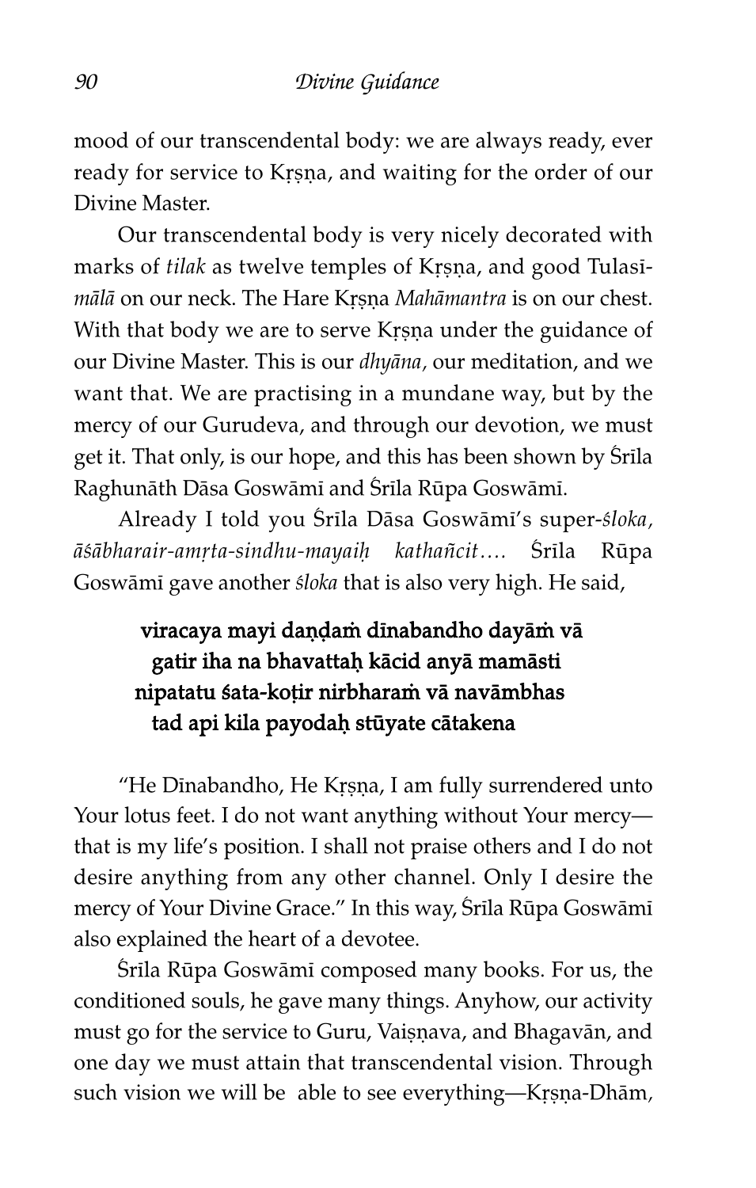mood of our transcendental body: we are always ready, ever ready for service to Kṛṣṇa, and waiting for the order of our Divine Master.

Our transcendental body is very nicely decorated with marks of *tilak* as twelve temples of Kṛṣṇa, and good Tulasī-*mālā* on our neck. The Hare Kṛṣṇa *Mahāmantra* is on our chest. With that body we are to serve Kṛṣṇa under the guidance of our Divine Master. This is our *dhyāna*, our meditation, and we want that. We are practising in a mundane way, but by the mercy of our Gurudeva, and through our devotion, we must get it. That only, is our hope, and this has been shown by Śrīla Raghunāth Dāsa Goswāmī and Śrīla Rūpa Goswāmī.

Already I told you Śrīla Dāsa Goswāmī's super-*śloka*, *āśābharair-amṛta-sindhu-mayaiḥ kathañcit....* Śrīla Rūpa Goswāmī gave another *śloka* that is also very high. He said,

> **viracaya mayi daṇḍaṁ dīnabandho dayāṁ vā**
> **gatir iha na bhavattaḥ kācid anyā mamāsti**
> **nipatatu śata-koṭir nirbharaṁ vā navāmbhas**
> **tad api kila payodaḥ stūyate cātakena**

"He Dīnabandho, He Kṛṣṇa, I am fully surrendered unto Your lotus feet. I do not want anything without Your mercy—that is my life's position. I shall not praise others and I do not desire anything from any other channel. Only I desire the mercy of Your Divine Grace." In this way, Śrīla Rūpa Goswāmī also explained the heart of a devotee.

Śrīla Rūpa Goswāmī composed many books. For us, the conditioned souls, he gave many things. Anyhow, our activity must go for the service to Guru, Vaiṣṇava, and Bhagavān, and one day we must attain that transcendental vision. Through such vision we will be able to see everything—Kṛṣṇa-Dhām,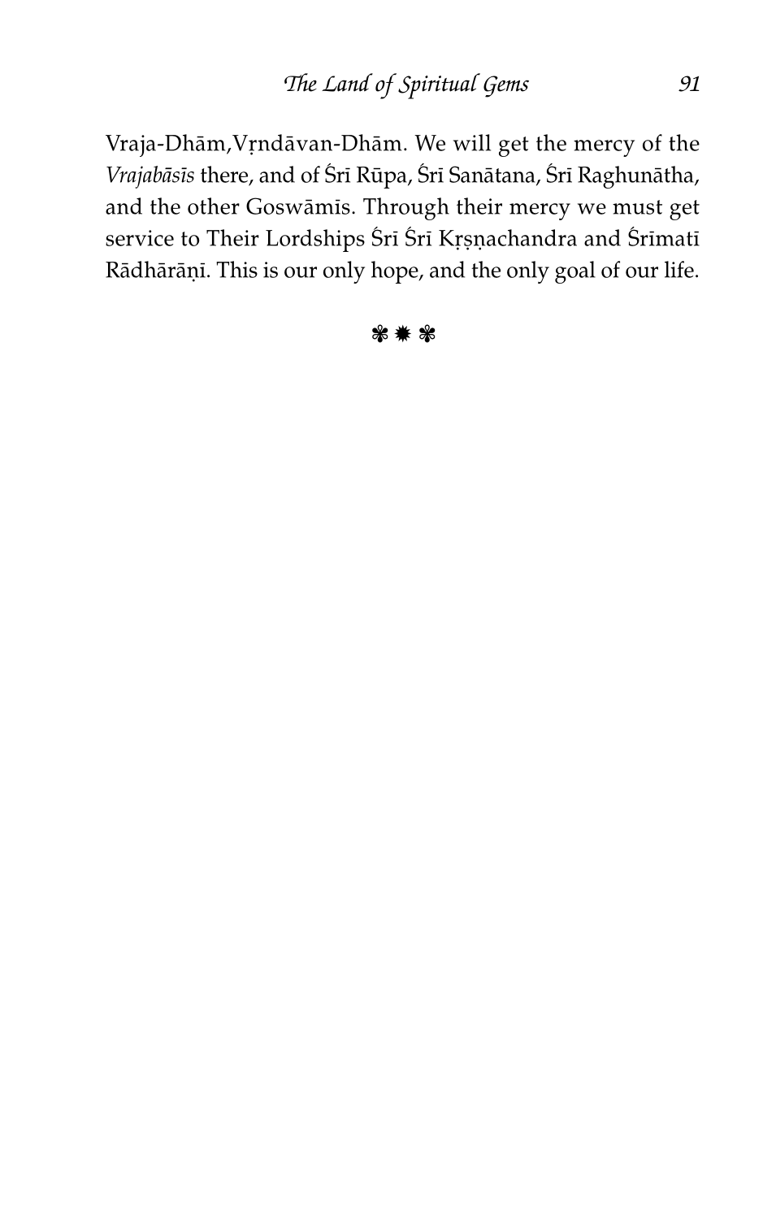Vraja-Dhām,Vṛndāvan-Dhām. We will get the mercy of the *Vrajabāsīs* there, and of Śrī Rūpa, Śrī Sanātana, Śrī Raghunātha, and the other Goswāmīs. Through their mercy we must get service to Their Lordships Śrī Śrī Kṛṣṇachandra and Śrīmatī Rādhārāṇī. This is our only hope, and the only goal of our life.

❃ ✹ ❃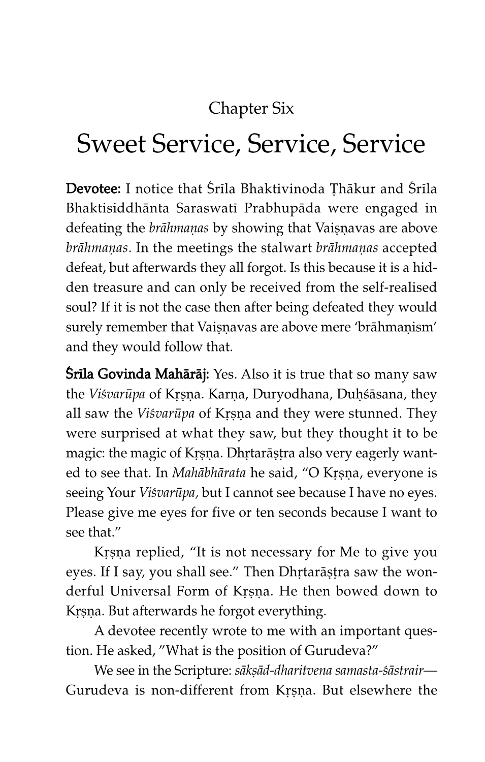Chapter Six

# Sweet Service, Service, Service

**Devotee:** I notice that Śrīla Bhaktivinoda Ṭhākur and Śrīla Bhaktisiddhānta Saraswatī Prabhupāda were engaged in defeating the *brāhmaṇas* by showing that Vaiṣṇavas are above *brāhmaṇas*. In the meetings the stalwart *brāhmaṇas* accepted defeat, but afterwards they all forgot. Is this because it is a hidden treasure and can only be received from the self-realised soul? If it is not the case then after being defeated they would surely remember that Vaiṣṇavas are above mere 'brāhmaṇism' and they would follow that.

**Śrīla Govinda Mahārāj:** Yes. Also it is true that so many saw the *Viśvarūpa* of Kṛṣṇa. Karṇa, Duryodhana, Duḥśāsana, they all saw the *Viśvarūpa* of Kṛṣṇa and they were stunned. They were surprised at what they saw, but they thought it to be magic: the magic of Kṛṣṇa. Dhṛtarāṣṭra also very eagerly wanted to see that. In *Mahābhārata* he said, "O Kṛṣṇa, everyone is seeing Your *Viśvarūpa,* but I cannot see because I have no eyes. Please give me eyes for five or ten seconds because I want to see that."

Kṛṣṇa replied, "It is not necessary for Me to give you eyes. If I say, you shall see." Then Dhṛtarāṣṭra saw the wonderful Universal Form of Kṛṣṇa. He then bowed down to Kṛṣṇa. But afterwards he forgot everything.

A devotee recently wrote to me with an important question. He asked, "What is the position of Gurudeva?"

We see in the Scripture: *sākṣād-dharitvena samasta-śāstrair*—Gurudeva is non-different from Kṛṣṇa. But elsewhere the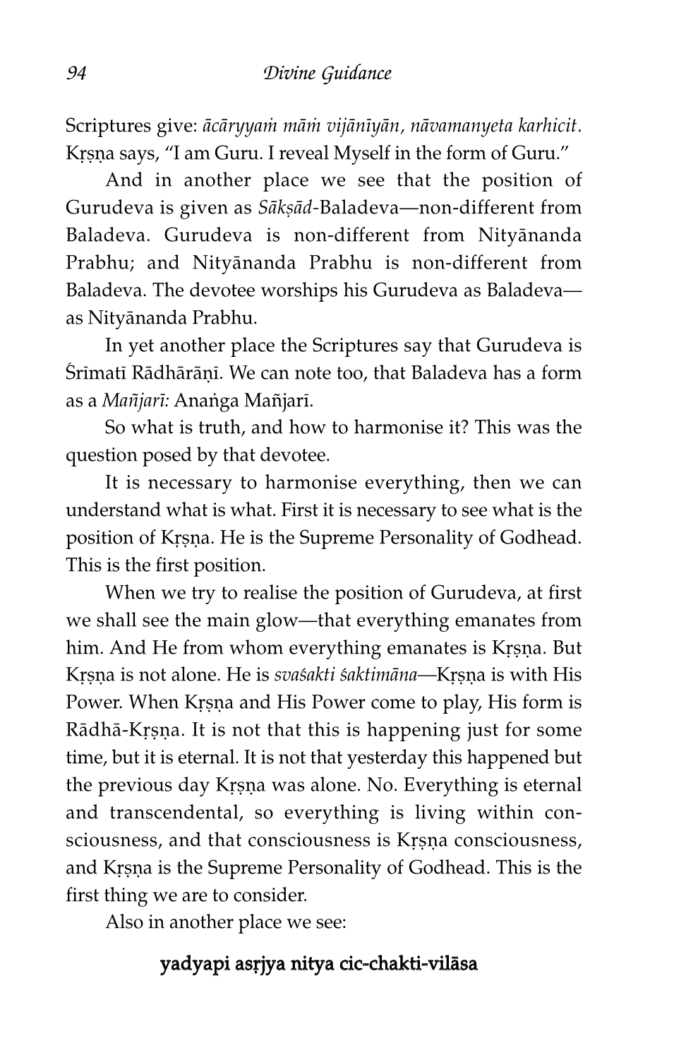Scriptures give: *ācāryyaṁ māṁ vijānīyān, nāvamanyeta karhicit.* Kṛṣṇa says, "I am Guru. I reveal Myself in the form of Guru."

And in another place we see that the position of Gurudeva is given as *Sākṣād*-Baladeva—non-different from Baladeva. Gurudeva is non-different from Nityānanda Prabhu; and Nityānanda Prabhu is non-different from Baladeva. The devotee worships his Gurudeva as Baladeva—as Nityānanda Prabhu.

In yet another place the Scriptures say that Gurudeva is Śrīmatī Rādhārāṇī. We can note too, that Baladeva has a form as a *Mañjarī:* Anaṅga Mañjarī.

So what is truth, and how to harmonise it? This was the question posed by that devotee.

It is necessary to harmonise everything, then we can understand what is what. First it is necessary to see what is the position of Kṛṣṇa. He is the Supreme Personality of Godhead. This is the first position.

When we try to realise the position of Gurudeva, at first we shall see the main glow—that everything emanates from him. And He from whom everything emanates is Kṛṣṇa. But Kṛṣṇa is not alone. He is *svaśakti śaktimāna*—Kṛṣṇa is with His Power. When Kṛṣṇa and His Power come to play, His form is Rādhā-Kṛṣṇa. It is not that this is happening just for some time, but it is eternal. It is not that yesterday this happened but the previous day Kṛṣṇa was alone. No. Everything is eternal and transcendental, so everything is living within consciousness, and that consciousness is Kṛṣṇa consciousness, and Kṛṣṇa is the Supreme Personality of Godhead. This is the first thing we are to consider.

Also in another place we see:

**yadyapi asṛjya nitya cic-chakti-vilāsa**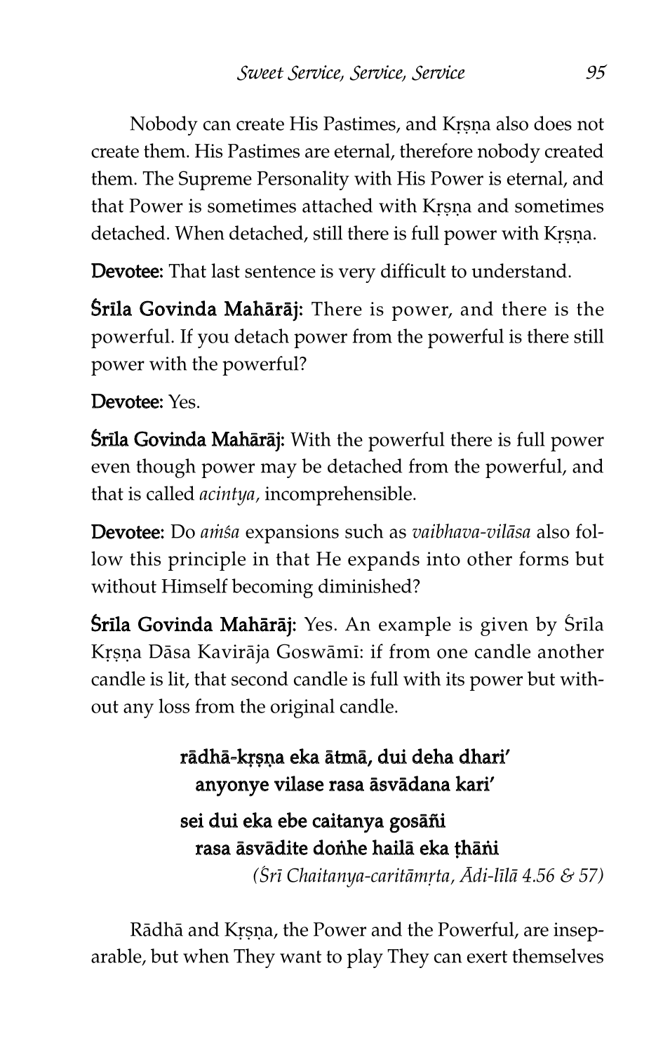Nobody can create His Pastimes, and Kṛṣṇa also does not create them. His Pastimes are eternal, therefore nobody created them. The Supreme Personality with His Power is eternal, and that Power is sometimes attached with Kṛṣṇa and sometimes detached. When detached, still there is full power with Kṛṣṇa.

**Devotee:** That last sentence is very difficult to understand.

**Śrīla Govinda Mahārāj:** There is power, and there is the powerful. If you detach power from the powerful is there still power with the powerful?

**Devotee:** Yes.

**Śrīla Govinda Mahārāj:** With the powerful there is full power even though power may be detached from the powerful, and that is called *acintya,* incomprehensible.

**Devotee:** Do *aṁśa* expansions such as *vaibhava-vilāsa* also follow this principle in that He expands into other forms but without Himself becoming diminished?

**Śrīla Govinda Mahārāj:** Yes. An example is given by Śrīla Kṛṣṇa Dāsa Kavirāja Goswāmī: if from one candle another candle is lit, that second candle is full with its power but without any loss from the original candle.

> **rādhā-kṛṣṇa eka ātmā, dui deha dhari'**
> **anyonye vilase rasa āsvādana kari'**
>
> **sei dui eka ebe caitanya gosāñi**
> **rasa āsvādite doṅhe hailā eka ṭhāṅi**
>
> *(Śrī Chaitanya-caritāmṛta, Ādi-līlā 4.56 & 57)*

Rādhā and Kṛṣṇa, the Power and the Powerful, are inseparable, but when They want to play They can exert themselves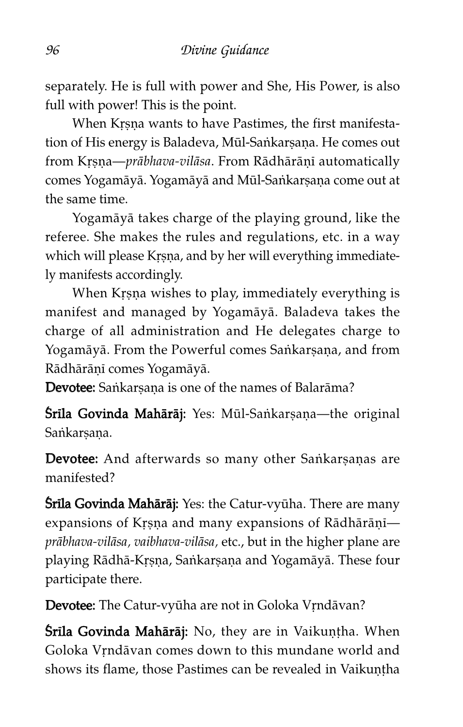separately. He is full with power and She, His Power, is also full with power! This is the point.

When Kṛṣṇa wants to have Pastimes, the first manifestation of His energy is Baladeva, Mūl-Saṅkarṣaṇa. He comes out from Kṛṣṇa—*prābhava-vilāsa*. From Rādhārāṇī automatically comes Yogamāyā. Yogamāyā and Mūl-Saṅkarṣaṇa come out at the same time.

Yogamāyā takes charge of the playing ground, like the referee. She makes the rules and regulations, etc. in a way which will please Kṛṣṇa, and by her will everything immediately manifests accordingly.

When Kṛṣṇa wishes to play, immediately everything is manifest and managed by Yogamāyā. Baladeva takes the charge of all administration and He delegates charge to Yogamāyā. From the Powerful comes Saṅkarṣaṇa, and from Rādhārāṇī comes Yogamāyā.

**Devotee:** Saṅkarṣaṇa is one of the names of Balarāma?

**Śrīla Govinda Mahārāj:** Yes: Mūl-Saṅkarṣaṇa—the original Saṅkarṣaṇa.

**Devotee:** And afterwards so many other Saṅkarṣaṇas are manifested?

**Śrīla Govinda Mahārāj:** Yes: the Catur-vyūha. There are many expansions of Kṛṣṇa and many expansions of Rādhārāṇī—*prābhava-vilāsa, vaibhava-vilāsa*, etc., but in the higher plane are playing Rādhā-Kṛṣṇa, Saṅkarṣaṇa and Yogamāyā. These four participate there.

**Devotee:** The Catur-vyūha are not in Goloka Vṛndāvan?

**Śrīla Govinda Mahārāj:** No, they are in Vaikuṇṭha. When Goloka Vṛndāvan comes down to this mundane world and shows its flame, those Pastimes can be revealed in Vaikuṇṭha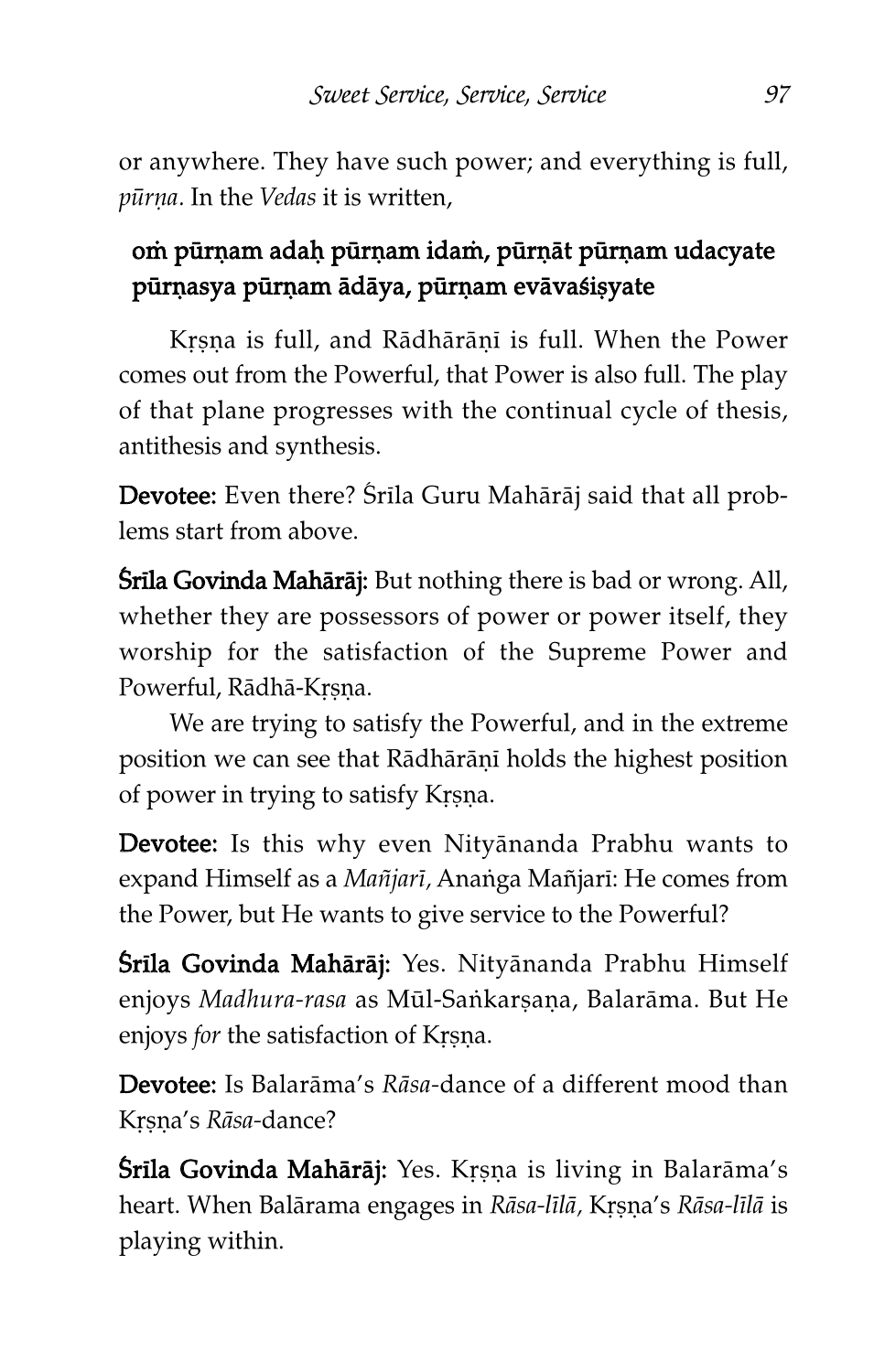or anywhere. They have such power; and everything is full, *pūrṇa*. In the *Vedas* it is written,

**oṁ pūrṇam adaḥ pūrṇam idaṁ, pūrṇāt pūrṇam udacyate**
**pūrṇasya pūrṇam ādāya, pūrṇam evāvaśiṣyate**

Kṛṣṇa is full, and Rādhārāṇī is full. When the Power comes out from the Powerful, that Power is also full. The play of that plane progresses with the continual cycle of thesis, antithesis and synthesis.

**Devotee:** Even there? Śrīla Guru Mahārāj said that all problems start from above.

**Śrīla Govinda Mahārāj:** But nothing there is bad or wrong. All, whether they are possessors of power or power itself, they worship for the satisfaction of the Supreme Power and Powerful, Rādhā-Kṛṣṇa.

We are trying to satisfy the Powerful, and in the extreme position we can see that Rādhārāṇī holds the highest position of power in trying to satisfy Kṛṣṇa.

**Devotee:** Is this why even Nityānanda Prabhu wants to expand Himself as a *Mañjarī*, Anaṅga Mañjarī: He comes from the Power, but He wants to give service to the Powerful?

**Śrīla Govinda Mahārāj:** Yes. Nityānanda Prabhu Himself enjoys *Madhura-rasa* as Mūl-Saṅkarṣaṇa, Balarāma. But He enjoys *for* the satisfaction of Kṛṣṇa.

**Devotee:** Is Balarāma's *Rāsa*-dance of a different mood than Kṛṣṇa's *Rāsa*-dance?

**Śrīla Govinda Mahārāj:** Yes. Kṛṣṇa is living in Balarāma's heart. When Balārama engages in *Rāsa-līlā*, Kṛṣṇa's *Rāsa-līlā* is playing within.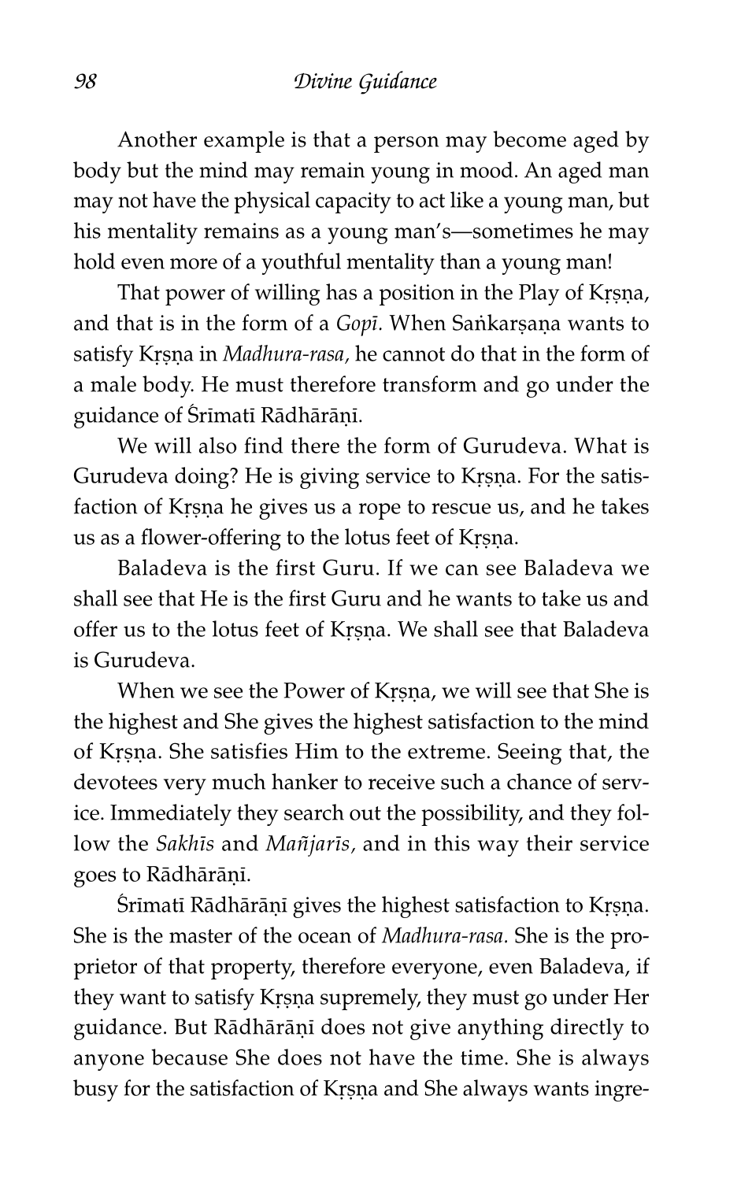Another example is that a person may become aged by body but the mind may remain young in mood. An aged man may not have the physical capacity to act like a young man, but his mentality remains as a young man's—sometimes he may hold even more of a youthful mentality than a young man!

That power of willing has a position in the Play of Kṛṣṇa, and that is in the form of a *Gopī.* When Saṅkarṣaṇa wants to satisfy Kṛṣṇa in *Madhura-rasa,* he cannot do that in the form of a male body. He must therefore transform and go under the guidance of Śrīmatī Rādhārāṇī.

We will also find there the form of Gurudeva. What is Gurudeva doing? He is giving service to Kṛṣṇa. For the satisfaction of Kṛṣṇa he gives us a rope to rescue us, and he takes us as a flower-offering to the lotus feet of Kṛṣṇa.

Baladeva is the first Guru. If we can see Baladeva we shall see that He is the first Guru and he wants to take us and offer us to the lotus feet of Kṛṣṇa. We shall see that Baladeva is Gurudeva.

When we see the Power of Kṛṣṇa, we will see that She is the highest and She gives the highest satisfaction to the mind of Kṛṣṇa. She satisfies Him to the extreme. Seeing that, the devotees very much hanker to receive such a chance of service. Immediately they search out the possibility, and they follow the *Sakhīs* and *Mañjarīs*, and in this way their service goes to Rādhārāṇī.

Śrīmatī Rādhārāṇī gives the highest satisfaction to Kṛṣṇa. She is the master of the ocean of *Madhura-rasa.* She is the proprietor of that property, therefore everyone, even Baladeva, if they want to satisfy Kṛṣṇa supremely, they must go under Her guidance. But Rādhārāṇī does not give anything directly to anyone because She does not have the time. She is always busy for the satisfaction of Kṛṣṇa and She always wants ingre-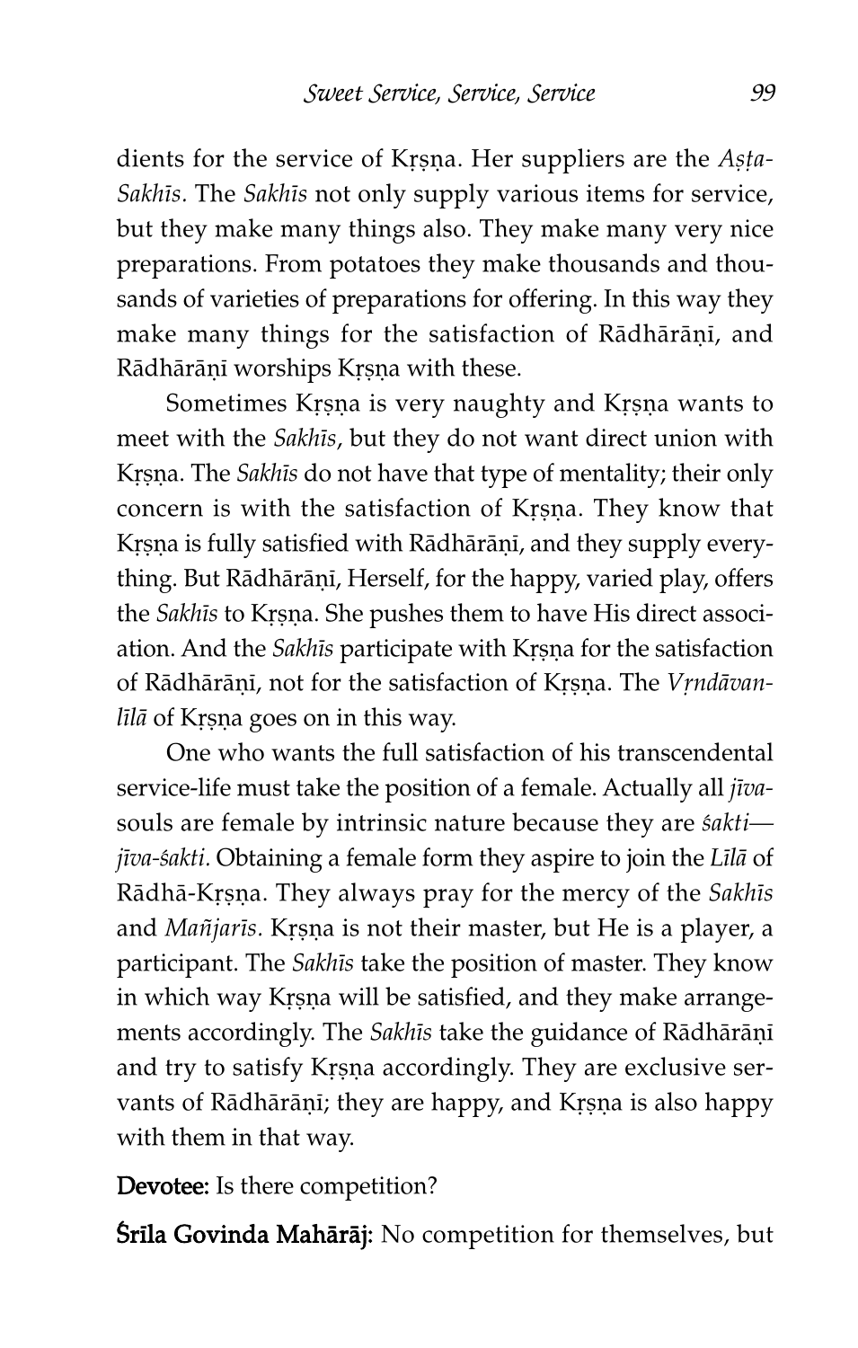dients for the service of Kṛṣṇa. Her suppliers are the *Aṣṭa-Sakhīs*. The *Sakhīs* not only supply various items for service, but they make many things also. They make many very nice preparations. From potatoes they make thousands and thousands of varieties of preparations for offering. In this way they make many things for the satisfaction of Rādhārāṇī, and Rādhārāṇī worships Kṛṣṇa with these.

Sometimes Kṛṣṇa is very naughty and Kṛṣṇa wants to meet with the *Sakhīs*, but they do not want direct union with Kṛṣṇa. The *Sakhīs* do not have that type of mentality; their only concern is with the satisfaction of Kṛṣṇa. They know that Kṛṣṇa is fully satisfied with Rādhārāṇī, and they supply everything. But Rādhārāṇī, Herself, for the happy, varied play, offers the *Sakhīs* to Kṛṣṇa. She pushes them to have His direct association. And the *Sakhīs* participate with Kṛṣṇa for the satisfaction of Rādhārāṇī, not for the satisfaction of Kṛṣṇa. The *Vṛndāvan-līlā* of Kṛṣṇa goes on in this way.

One who wants the full satisfaction of his transcendental service-life must take the position of a female. Actually all *jīva*-souls are female by intrinsic nature because they are *śakti*—*jīva-śakti*. Obtaining a female form they aspire to join the *Līlā* of Rādhā-Kṛṣṇa. They always pray for the mercy of the *Sakhīs* and *Mañjarīs*. Kṛṣṇa is not their master, but He is a player, a participant. The *Sakhīs* take the position of master. They know in which way Kṛṣṇa will be satisfied, and they make arrangements accordingly. The *Sakhīs* take the guidance of Rādhārāṇī and try to satisfy Kṛṣṇa accordingly. They are exclusive servants of Rādhārāṇī; they are happy, and Kṛṣṇa is also happy with them in that way.

**Devotee:** Is there competition?

**Śrīla Govinda Mahārāj:** No competition for themselves, but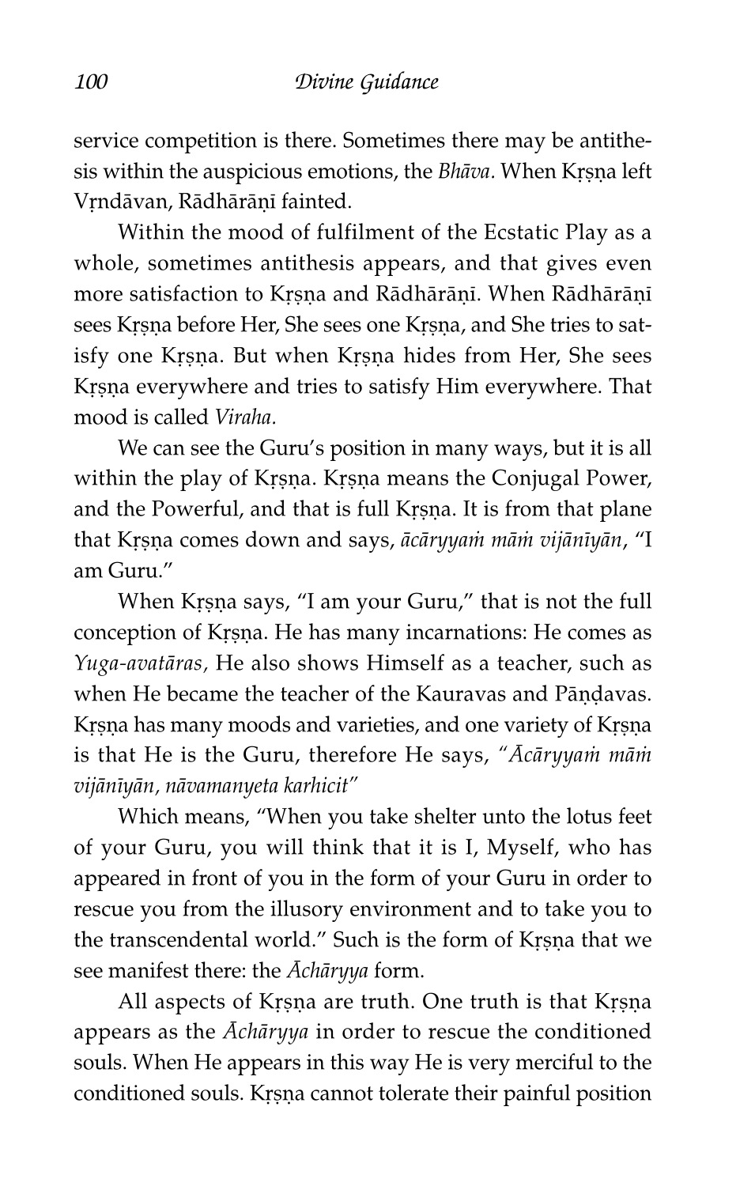service competition is there. Sometimes there may be antithesis within the auspicious emotions, the *Bhāva.* When Kṛṣṇa left Vṛndāvan, Rādhārāṇī fainted.

Within the mood of fulfilment of the Ecstatic Play as a whole, sometimes antithesis appears, and that gives even more satisfaction to Kṛṣṇa and Rādhārāṇī. When Rādhārāṇī sees Kṛṣṇa before Her, She sees one Kṛṣṇa, and She tries to satisfy one Kṛṣṇa. But when Kṛṣṇa hides from Her, She sees Kṛṣṇa everywhere and tries to satisfy Him everywhere. That mood is called *Viraha.*

We can see the Guru's position in many ways, but it is all within the play of Kṛṣṇa. Kṛṣṇa means the Conjugal Power, and the Powerful, and that is full Kṛṣṇa. It is from that plane that Kṛṣṇa comes down and says, *ācāryyaṁ māṁ vijānīyān*, "I am Guru."

When Kṛṣṇa says, "I am your Guru," that is not the full conception of Kṛṣṇa. He has many incarnations: He comes as *Yuga-avatāras,* He also shows Himself as a teacher, such as when He became the teacher of the Kauravas and Pāṇḍavas. Kṛṣṇa has many moods and varieties, and one variety of Kṛṣṇa is that He is the Guru, therefore He says, *"Ācāryyaṁ māṁ vijānīyān, nāvamanyeta karhicit"*

Which means, "When you take shelter unto the lotus feet of your Guru, you will think that it is I, Myself, who has appeared in front of you in the form of your Guru in order to rescue you from the illusory environment and to take you to the transcendental world." Such is the form of Kṛṣṇa that we see manifest there: the *Āchāryya* form.

All aspects of Kṛṣṇa are truth. One truth is that Kṛṣṇa appears as the *Āchāryya* in order to rescue the conditioned souls. When He appears in this way He is very merciful to the conditioned souls. Kṛṣṇa cannot tolerate their painful position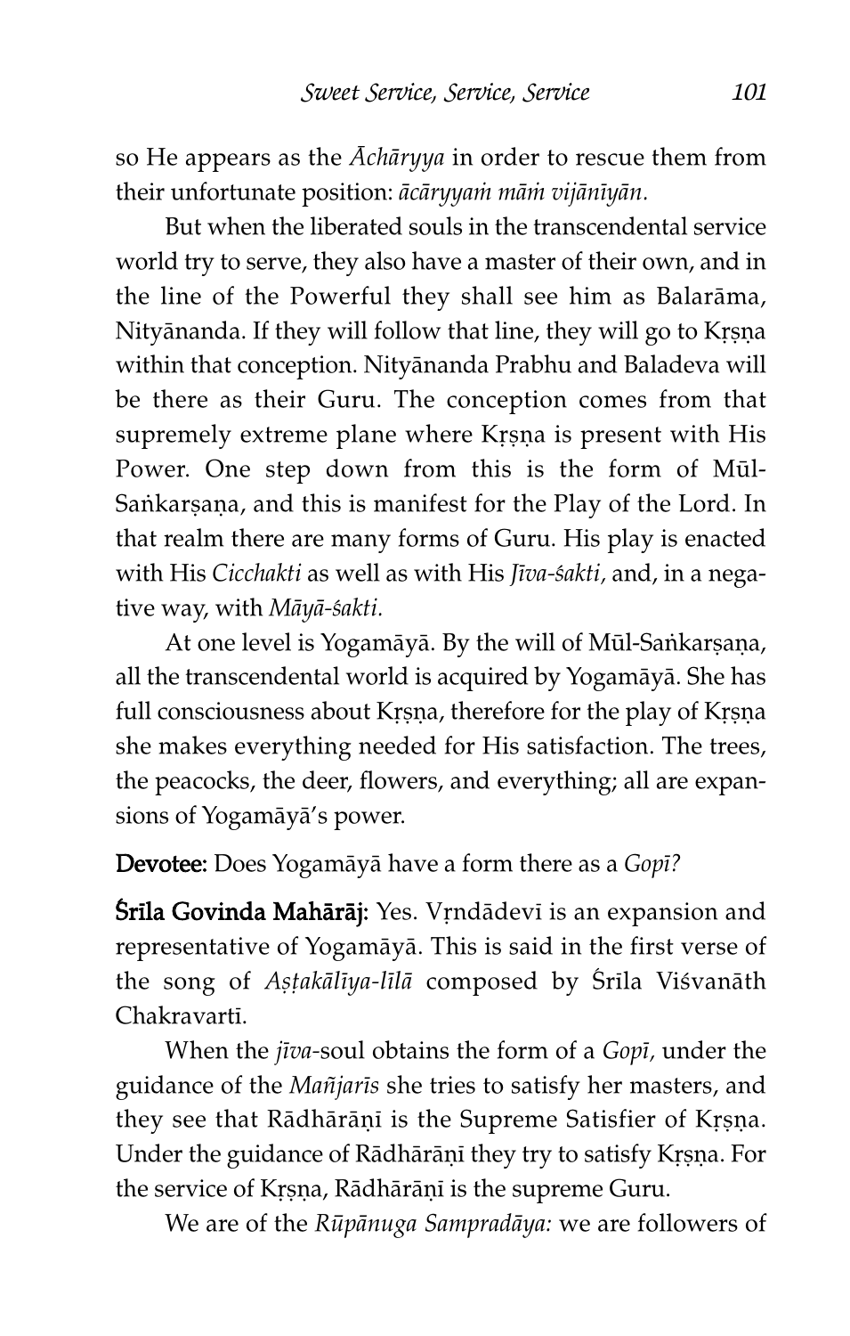so He appears as the *Āchāryya* in order to rescue them from their unfortunate position: *ācāryyaṁ māṁ vijānīyān.*

But when the liberated souls in the transcendental service world try to serve, they also have a master of their own, and in the line of the Powerful they shall see him as Balarāma, Nityānanda. If they will follow that line, they will go to Kṛṣṇa within that conception. Nityānanda Prabhu and Baladeva will be there as their Guru. The conception comes from that supremely extreme plane where Kṛṣṇa is present with His Power. One step down from this is the form of Mūl-Saṅkarṣaṇa, and this is manifest for the Play of the Lord. In that realm there are many forms of Guru. His play is enacted with His *Cicchakti* as well as with His *Jīva-śakti,* and, in a negative way, with *Māyā-śakti.*

At one level is Yogamāyā. By the will of Mūl-Saṅkarṣaṇa, all the transcendental world is acquired by Yogamāyā. She has full consciousness about Kṛṣṇa, therefore for the play of Kṛṣṇa she makes everything needed for His satisfaction. The trees, the peacocks, the deer, flowers, and everything; all are expansions of Yogamāyā's power.

**Devotee:** Does Yogamāyā have a form there as a *Gopī?*

**Śrīla Govinda Mahārāj:** Yes. Vṛndādevī is an expansion and representative of Yogamāyā. This is said in the first verse of the song of *Aṣṭakālīya-līlā* composed by Śrīla Viśvanāth Chakravartī.

When the *jīva*-soul obtains the form of a *Gopī,* under the guidance of the *Mañjarīs* she tries to satisfy her masters, and they see that Rādhārāṇī is the Supreme Satisfier of Kṛṣṇa. Under the guidance of Rādhārāṇī they try to satisfy Kṛṣṇa. For the service of Kṛṣṇa, Rādhārāṇī is the supreme Guru.

We are of the *Rūpānuga Sampradāya:* we are followers of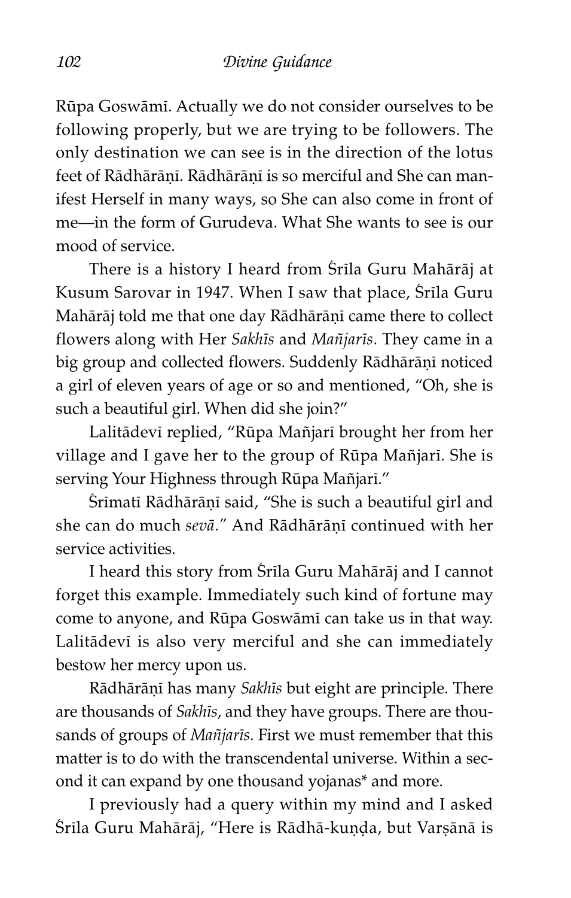Rūpa Goswāmī. Actually we do not consider ourselves to be following properly, but we are trying to be followers. The only destination we can see is in the direction of the lotus feet of Rādhārāṇī. Rādhārāṇī is so merciful and She can manifest Herself in many ways, so She can also come in front of me—in the form of Gurudeva. What She wants to see is our mood of service.

There is a history I heard from Śrīla Guru Mahārāj at Kusum Sarovar in 1947. When I saw that place, Śrīla Guru Mahārāj told me that one day Rādhārāṇī came there to collect flowers along with Her *Sakhīs* and *Mañjarīs*. They came in a big group and collected flowers. Suddenly Rādhārāṇī noticed a girl of eleven years of age or so and mentioned, "Oh, she is such a beautiful girl. When did she join?"

Lalitādevī replied, "Rūpa Mañjarī brought her from her village and I gave her to the group of Rūpa Mañjarī. She is serving Your Highness through Rūpa Mañjarī."

Śrīmatī Rādhārāṇī said, "She is such a beautiful girl and she can do much *sevā*." And Rādhārāṇī continued with her service activities.

I heard this story from Śrīla Guru Mahārāj and I cannot forget this example. Immediately such kind of fortune may come to anyone, and Rūpa Goswāmī can take us in that way. Lalitādevī is also very merciful and she can immediately bestow her mercy upon us.

Rādhārāṇī has many *Sakhīs* but eight are principle. There are thousands of *Sakhīs*, and they have groups. There are thousands of groups of *Mañjarīs*. First we must remember that this matter is to do with the transcendental universe. Within a second it can expand by one thousand yojanas* and more.

I previously had a query within my mind and I asked Śrīla Guru Mahārāj, "Here is Rādhā-kuṇḍa, but Varṣānā is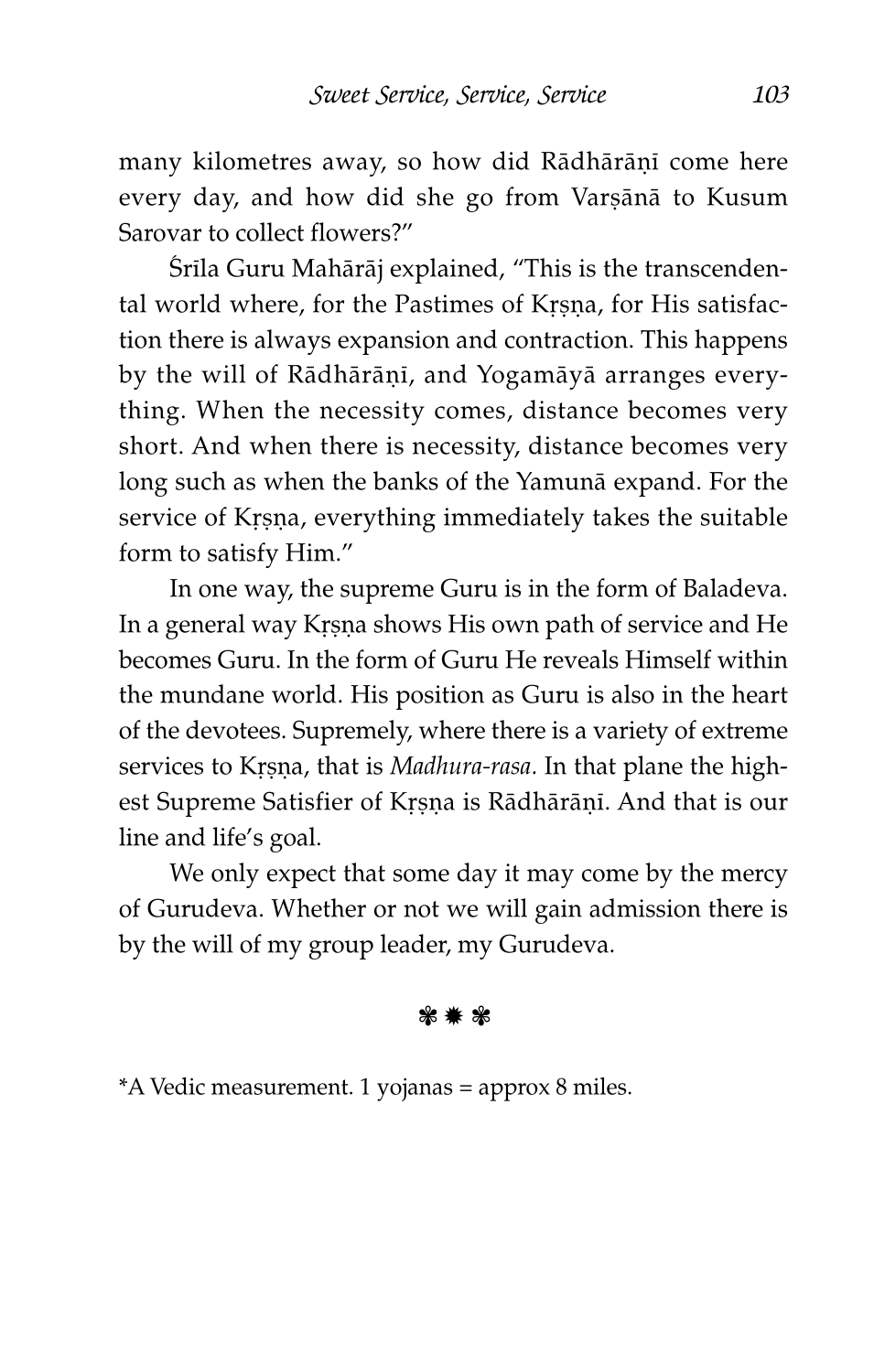many kilometres away, so how did Rādhārāṇī come here every day, and how did she go from Varṣānā to Kusum Sarovar to collect flowers?"

Śrīla Guru Mahārāj explained, "This is the transcendental world where, for the Pastimes of Kṛṣṇa, for His satisfaction there is always expansion and contraction. This happens by the will of Rādhārāṇī, and Yogamāyā arranges everything. When the necessity comes, distance becomes very short. And when there is necessity, distance becomes very long such as when the banks of the Yamunā expand. For the service of Kṛṣṇa, everything immediately takes the suitable form to satisfy Him."

In one way, the supreme Guru is in the form of Baladeva. In a general way Kṛṣṇa shows His own path of service and He becomes Guru. In the form of Guru He reveals Himself within the mundane world. His position as Guru is also in the heart of the devotees. Supremely, where there is a variety of extreme services to Kṛṣṇa, that is *Madhura-rasa.* In that plane the highest Supreme Satisfier of Kṛṣṇa is Rādhārāṇī. And that is our line and life's goal.

We only expect that some day it may come by the mercy of Gurudeva. Whether or not we will gain admission there is by the will of my group leader, my Gurudeva.

❃ ✹ ❃

*A Vedic measurement. 1 yojanas = approx 8 miles.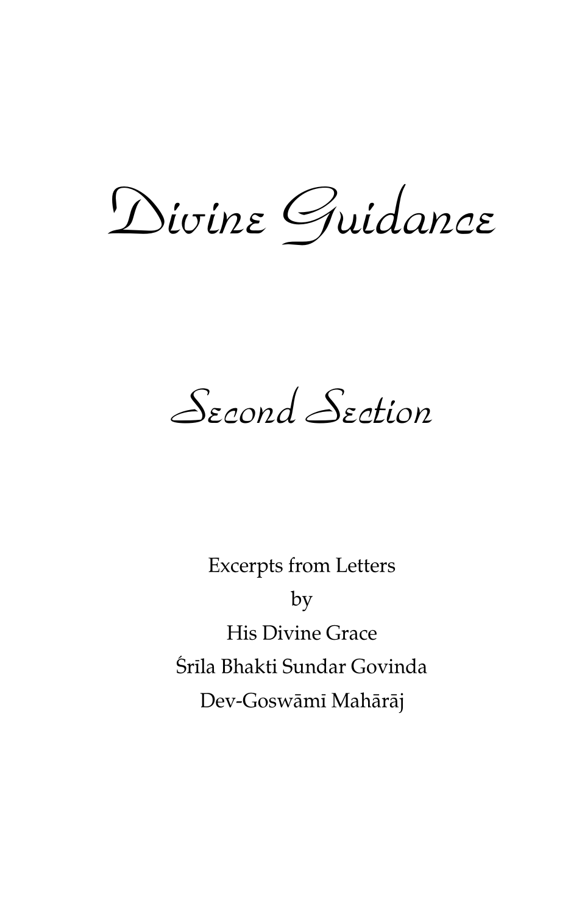# Divine Guidance

## Second Section

Excerpts from Letters
by
His Divine Grace
Śrīla Bhakti Sundar Govinda
Dev-Goswāmī Mahārāj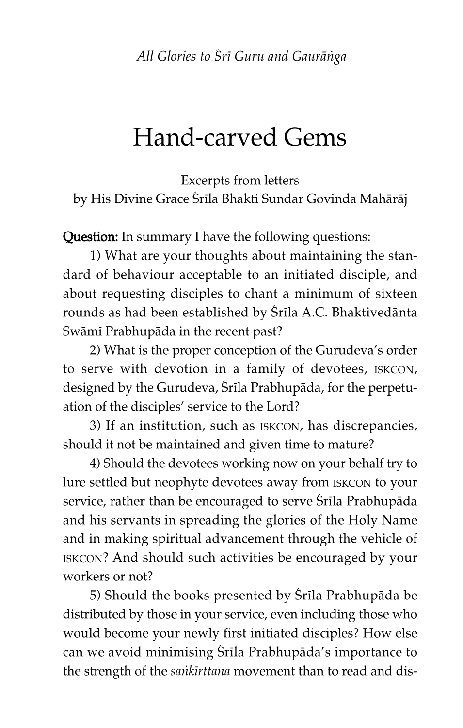*All Glories to Śrī Guru and Gaurāṅga*

# Hand-carved Gems

Excerpts from letters
by His Divine Grace Śrīla Bhakti Sundar Govinda Mahārāj

**Question:** In summary I have the following questions:

1) What are your thoughts about maintaining the standard of behaviour acceptable to an initiated disciple, and about requesting disciples to chant a minimum of sixteen rounds as had been established by Śrīla A.C. Bhaktivedānta Swāmī Prabhupāda in the recent past?

2) What is the proper conception of the Gurudeva's order to serve with devotion in a family of devotees, ISKCON, designed by the Gurudeva, Śrīla Prabhupāda, for the perpetuation of the disciples' service to the Lord?

3) If an institution, such as ISKCON, has discrepancies, should it not be maintained and given time to mature?

4) Should the devotees working now on your behalf try to lure settled but neophyte devotees away from ISKCON to your service, rather than be encouraged to serve Śrīla Prabhupāda and his servants in spreading the glories of the Holy Name and in making spiritual advancement through the vehicle of ISKCON? And should such activities be encouraged by your workers or not?

5) Should the books presented by Śrīla Prabhupāda be distributed by those in your service, even including those who would become your newly first initiated disciples? How else can we avoid minimising Śrīla Prabhupāda's importance to the strength of the *saṅkīrttana* movement than to read and dis-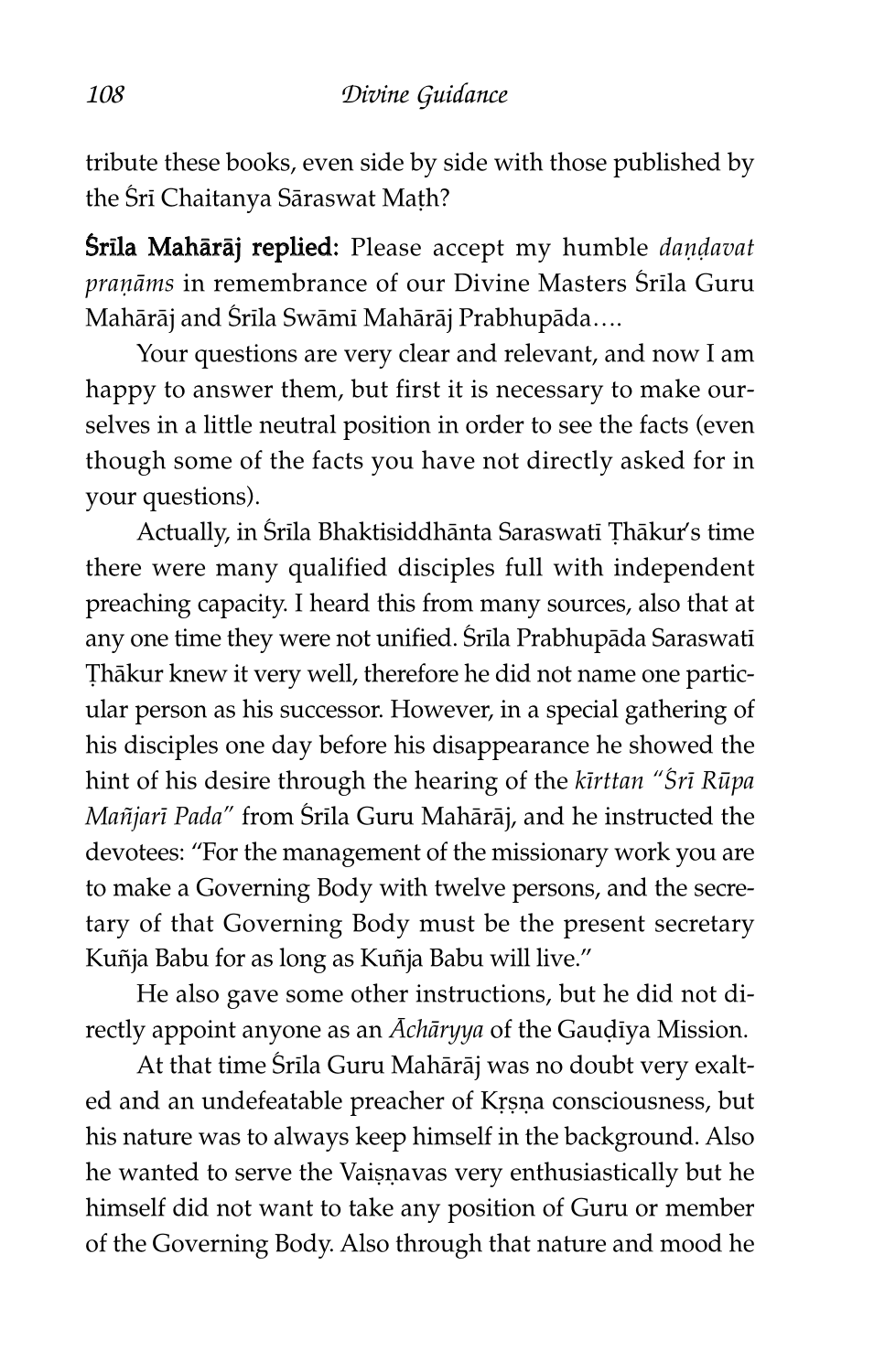tribute these books, even side by side with those published by the Śrī Chaitanya Sāraswat Maṭh?

**Śrīla Mahārāj replied:** Please accept my humble *daṇḍavat praṇāms* in remembrance of our Divine Masters Śrīla Guru Mahārāj and Śrīla Swāmī Mahārāj Prabhupāda….

Your questions are very clear and relevant, and now I am happy to answer them, but first it is necessary to make ourselves in a little neutral position in order to see the facts (even though some of the facts you have not directly asked for in your questions).

Actually, in Śrīla Bhaktisiddhānta Saraswatī Ṭhākur's time there were many qualified disciples full with independent preaching capacity. I heard this from many sources, also that at any one time they were not unified. Śrīla Prabhupāda Saraswatī Ṭhākur knew it very well, therefore he did not name one particular person as his successor. However, in a special gathering of his disciples one day before his disappearance he showed the hint of his desire through the hearing of the *kīrttan "Śrī Rūpa Mañjarī Pada"* from Śrīla Guru Mahārāj, and he instructed the devotees: "For the management of the missionary work you are to make a Governing Body with twelve persons, and the secretary of that Governing Body must be the present secretary Kuñja Babu for as long as Kuñja Babu will live."

He also gave some other instructions, but he did not directly appoint anyone as an *Āchāryya* of the Gauḍīya Mission.

At that time Śrīla Guru Mahārāj was no doubt very exalted and an undefeatable preacher of Kṛṣṇa consciousness, but his nature was to always keep himself in the background. Also he wanted to serve the Vaiṣṇavas very enthusiastically but he himself did not want to take any position of Guru or member of the Governing Body. Also through that nature and mood he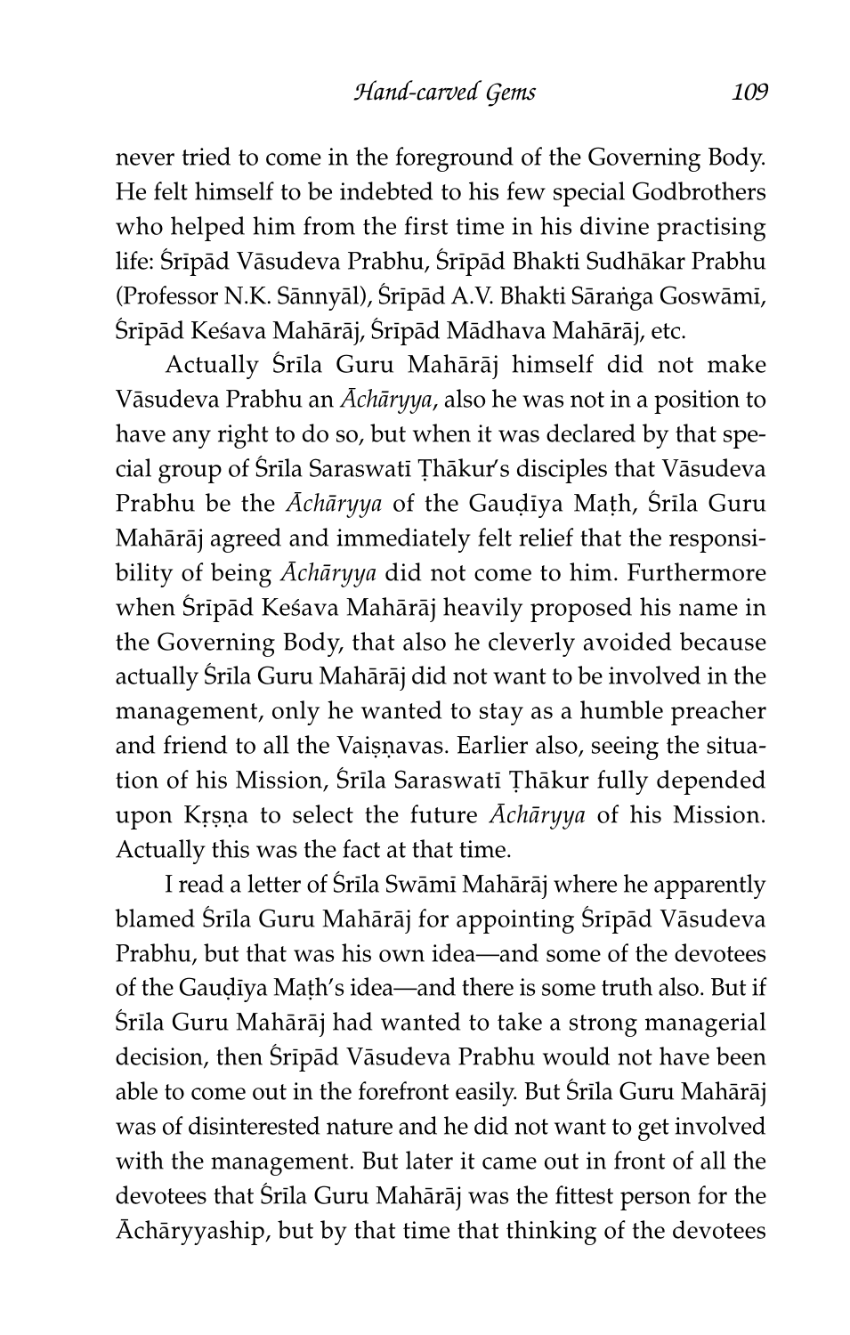never tried to come in the foreground of the Governing Body. He felt himself to be indebted to his few special Godbrothers who helped him from the first time in his divine practising life: Śrīpād Vāsudeva Prabhu, Śrīpād Bhakti Sudhākar Prabhu (Professor N.K. Sānnyāl), Śrīpād A.V. Bhakti Sāraṅga Goswāmī, Śrīpād Keśava Mahārāj, Śrīpād Mādhava Mahārāj, etc.

Actually Śrīla Guru Mahārāj himself did not make Vāsudeva Prabhu an *Āchāryya*, also he was not in a position to have any right to do so, but when it was declared by that special group of Śrīla Saraswatī Ṭhākur's disciples that Vāsudeva Prabhu be the *Āchāryya* of the Gauḍīya Maṭh, Śrīla Guru Mahārāj agreed and immediately felt relief that the responsibility of being *Āchāryya* did not come to him. Furthermore when Śrīpād Keśava Mahārāj heavily proposed his name in the Governing Body, that also he cleverly avoided because actually Śrīla Guru Mahārāj did not want to be involved in the management, only he wanted to stay as a humble preacher and friend to all the Vaiṣṇavas. Earlier also, seeing the situation of his Mission, Śrīla Saraswatī Ṭhākur fully depended upon Kṛṣṇa to select the future *Āchāryya* of his Mission. Actually this was the fact at that time.

I read a letter of Śrīla Swāmī Mahārāj where he apparently blamed Śrīla Guru Mahārāj for appointing Śrīpād Vāsudeva Prabhu, but that was his own idea—and some of the devotees of the Gauḍīya Maṭh's idea—and there is some truth also. But if Śrīla Guru Mahārāj had wanted to take a strong managerial decision, then Śrīpād Vāsudeva Prabhu would not have been able to come out in the forefront easily. But Śrīla Guru Mahārāj was of disinterested nature and he did not want to get involved with the management. But later it came out in front of all the devotees that Śrīla Guru Mahārāj was the fittest person for the Āchāryyaship, but by that time that thinking of the devotees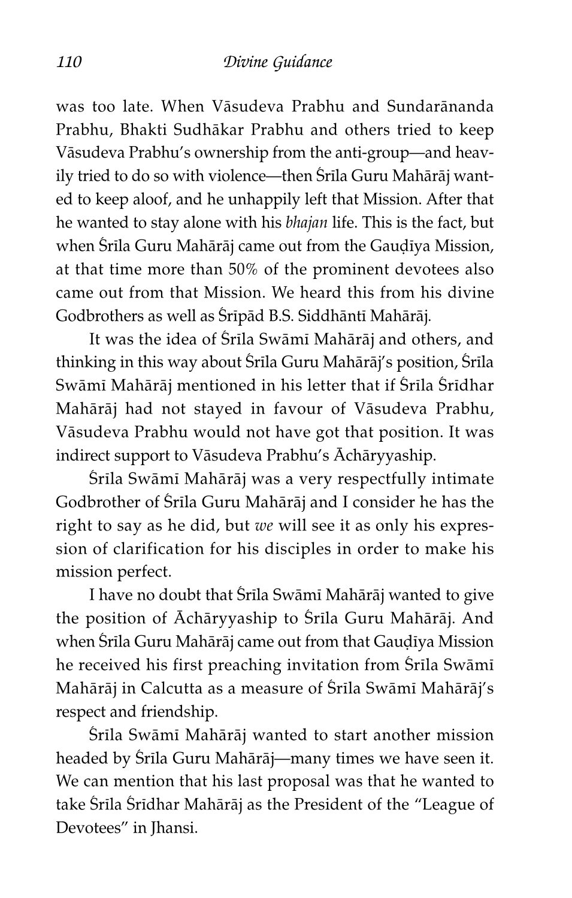was too late. When Vāsudeva Prabhu and Sundarānanda Prabhu, Bhakti Sudhākar Prabhu and others tried to keep Vāsudeva Prabhu's ownership from the anti-group—and heavily tried to do so with violence—then Śrīla Guru Mahārāj wanted to keep aloof, and he unhappily left that Mission. After that he wanted to stay alone with his *bhajan* life. This is the fact, but when Śrīla Guru Mahārāj came out from the Gauḍīya Mission, at that time more than 50% of the prominent devotees also came out from that Mission. We heard this from his divine Godbrothers as well as Śrīpād B.S. Siddhāntī Mahārāj.

It was the idea of Śrīla Swāmī Mahārāj and others, and thinking in this way about Śrīla Guru Mahārāj's position, Śrīla Swāmī Mahārāj mentioned in his letter that if Śrīla Śrīdhar Mahārāj had not stayed in favour of Vāsudeva Prabhu, Vāsudeva Prabhu would not have got that position. It was indirect support to Vāsudeva Prabhu's Āchāryyaship.

Śrīla Swāmī Mahārāj was a very respectfully intimate Godbrother of Śrīla Guru Mahārāj and I consider he has the right to say as he did, but *we* will see it as only his expression of clarification for his disciples in order to make his mission perfect.

I have no doubt that Śrīla Swāmī Mahārāj wanted to give the position of Āchāryyaship to Śrīla Guru Mahārāj. And when Śrīla Guru Mahārāj came out from that Gauḍīya Mission he received his first preaching invitation from Śrīla Swāmī Mahārāj in Calcutta as a measure of Śrīla Swāmī Mahārāj's respect and friendship.

Śrīla Swāmī Mahārāj wanted to start another mission headed by Śrīla Guru Mahārāj—many times we have seen it. We can mention that his last proposal was that he wanted to take Śrīla Śrīdhar Mahārāj as the President of the "League of Devotees" in Jhansi.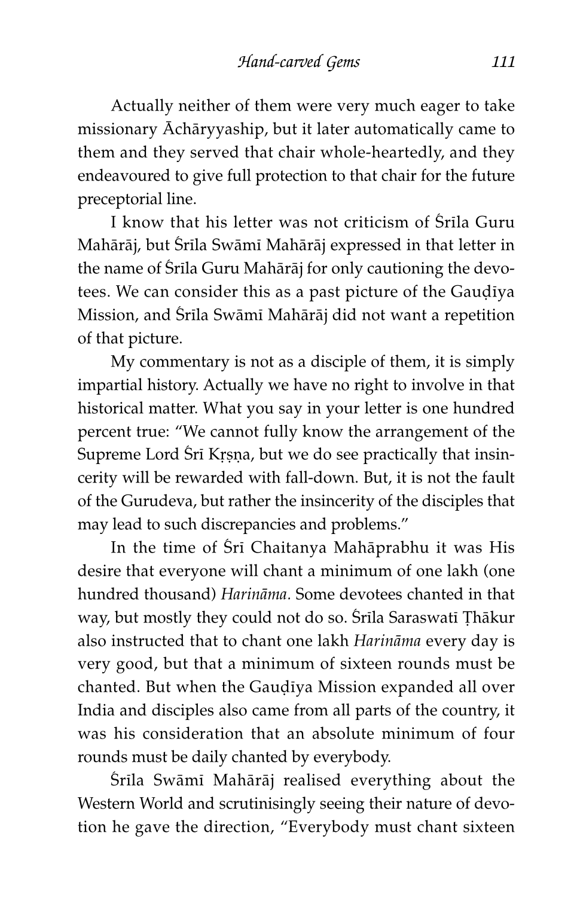Actually neither of them were very much eager to take missionary Āchāryyaship, but it later automatically came to them and they served that chair whole-heartedly, and they endeavoured to give full protection to that chair for the future preceptorial line.

I know that his letter was not criticism of Śrīla Guru Mahārāj, but Śrīla Swāmī Mahārāj expressed in that letter in the name of Śrīla Guru Mahārāj for only cautioning the devotees. We can consider this as a past picture of the Gauḍīya Mission, and Śrīla Swāmī Mahārāj did not want a repetition of that picture.

My commentary is not as a disciple of them, it is simply impartial history. Actually we have no right to involve in that historical matter. What you say in your letter is one hundred percent true: "We cannot fully know the arrangement of the Supreme Lord Śrī Kṛṣṇa, but we do see practically that insincerity will be rewarded with fall-down. But, it is not the fault of the Gurudeva, but rather the insincerity of the disciples that may lead to such discrepancies and problems."

In the time of Śrī Chaitanya Mahāprabhu it was His desire that everyone will chant a minimum of one lakh (one hundred thousand) *Harināma.* Some devotees chanted in that way, but mostly they could not do so. Śrīla Saraswatī Ṭhākur also instructed that to chant one lakh *Harināma* every day is very good, but that a minimum of sixteen rounds must be chanted. But when the Gauḍīya Mission expanded all over India and disciples also came from all parts of the country, it was his consideration that an absolute minimum of four rounds must be daily chanted by everybody.

Śrīla Swāmī Mahārāj realised everything about the Western World and scrutinisingly seeing their nature of devotion he gave the direction, "Everybody must chant sixteen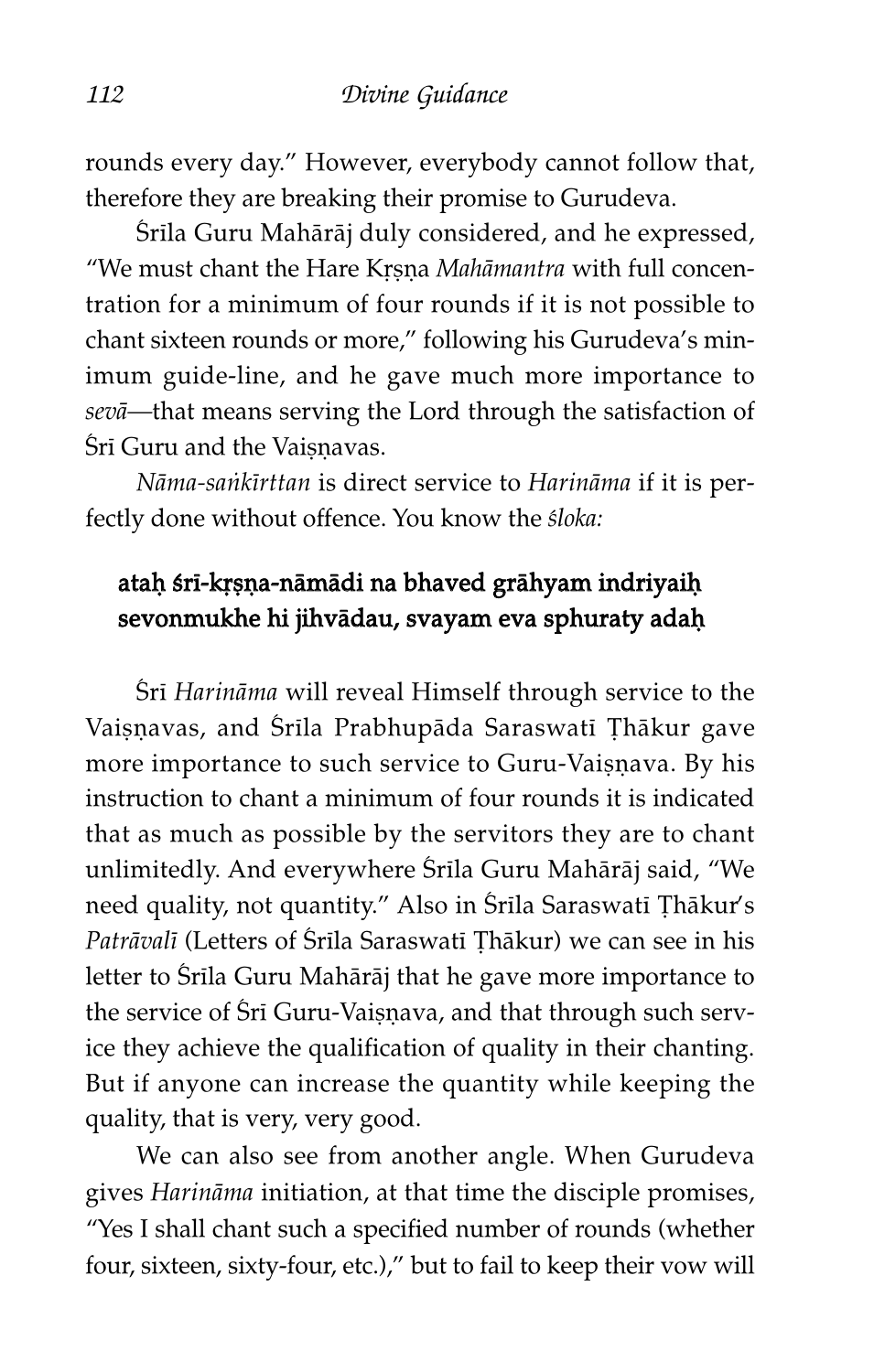rounds every day." However, everybody cannot follow that, therefore they are breaking their promise to Gurudeva.

Śrīla Guru Mahārāj duly considered, and he expressed, "We must chant the Hare Kṛṣṇa *Mahāmantra* with full concentration for a minimum of four rounds if it is not possible to chant sixteen rounds or more," following his Gurudeva's minimum guide-line, and he gave much more importance to *sevā*—that means serving the Lord through the satisfaction of Śrī Guru and the Vaiṣṇavas.

*Nāma-saṅkīrttan* is direct service to *Harināma* if it is perfectly done without offence. You know the *śloka:*

> **ataḥ śrī-kṛṣṇa-nāmādi na bhaved grāhyam indriyaiḥ**
> **sevonmukhe hi jihvādau, svayam eva sphuraty adaḥ**

Śrī *Harināma* will reveal Himself through service to the Vaiṣṇavas, and Śrīla Prabhupāda Saraswatī Ṭhākur gave more importance to such service to Guru-Vaiṣṇava. By his instruction to chant a minimum of four rounds it is indicated that as much as possible by the servitors they are to chant unlimitedly. And everywhere Śrīla Guru Mahārāj said, "We need quality, not quantity." Also in Śrīla Saraswatī Ṭhākur's *Patrāvalī* (Letters of Śrīla Saraswatī Ṭhākur) we can see in his letter to Śrīla Guru Mahārāj that he gave more importance to the service of Śrī Guru-Vaiṣṇava, and that through such service they achieve the qualification of quality in their chanting. But if anyone can increase the quantity while keeping the quality, that is very, very good.

We can also see from another angle. When Gurudeva gives *Harināma* initiation, at that time the disciple promises, "Yes I shall chant such a specified number of rounds (whether four, sixteen, sixty-four, etc.)," but to fail to keep their vow will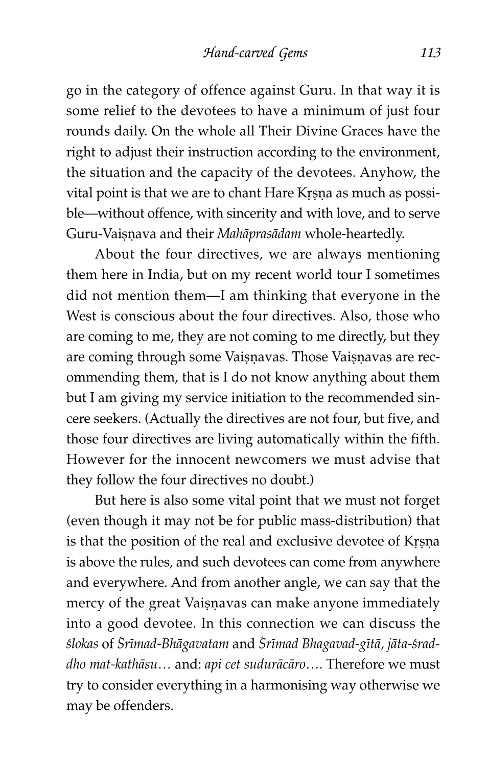go in the category of offence against Guru. In that way it is some relief to the devotees to have a minimum of just four rounds daily. On the whole all Their Divine Graces have the right to adjust their instruction according to the environment, the situation and the capacity of the devotees. Anyhow, the vital point is that we are to chant Hare Kṛṣṇa as much as possible—without offence, with sincerity and with love, and to serve Guru-Vaiṣṇava and their *Mahāprasādam* whole-heartedly.

About the four directives, we are always mentioning them here in India, but on my recent world tour I sometimes did not mention them—I am thinking that everyone in the West is conscious about the four directives. Also, those who are coming to me, they are not coming to me directly, but they are coming through some Vaiṣṇavas. Those Vaiṣṇavas are recommending them, that is I do not know anything about them but I am giving my service initiation to the recommended sincere seekers. (Actually the directives are not four, but five, and those four directives are living automatically within the fifth. However for the innocent newcomers we must advise that they follow the four directives no doubt.)

But here is also some vital point that we must not forget (even though it may not be for public mass-distribution) that is that the position of the real and exclusive devotee of Kṛṣṇa is above the rules, and such devotees can come from anywhere and everywhere. And from another angle, we can say that the mercy of the great Vaiṣṇavas can make anyone immediately into a good devotee. In this connection we can discuss the *ślokas* of *Śrīmad-Bhāgavatam* and *Śrīmad Bhagavad-gītā*, *jāta-śraddho mat-kathāsu…* and: *api cet sudurācāro….* Therefore we must try to consider everything in a harmonising way otherwise we may be offenders.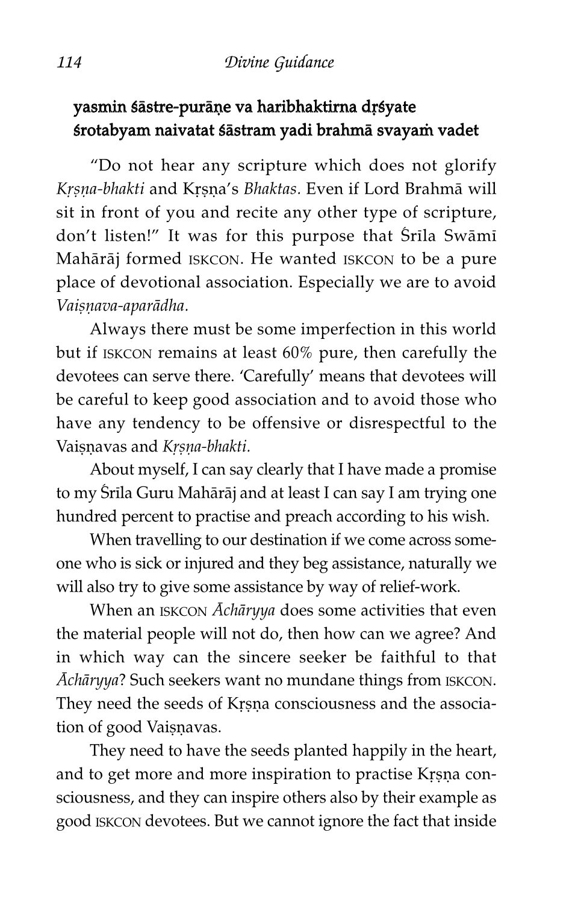**yasmin śāstre-purāṇe va haribhaktirna dṛśyate**
**śrotabyam naivatat śāstram yadi brahmā svayaṁ vadet**

"Do not hear any scripture which does not glorify *Kṛṣṇa-bhakti* and Kṛṣṇa's *Bhaktas.* Even if Lord Brahmā will sit in front of you and recite any other type of scripture, don't listen!" It was for this purpose that Śrīla Swāmī Mahārāj formed ISKCON. He wanted ISKCON to be a pure place of devotional association. Especially we are to avoid *Vaiṣṇava-aparādha.*

Always there must be some imperfection in this world but if ISKCON remains at least 60% pure, then carefully the devotees can serve there. 'Carefully' means that devotees will be careful to keep good association and to avoid those who have any tendency to be offensive or disrespectful to the Vaiṣṇavas and *Kṛṣṇa-bhakti.*

About myself, I can say clearly that I have made a promise to my Śrīla Guru Mahārāj and at least I can say I am trying one hundred percent to practise and preach according to his wish.

When travelling to our destination if we come across someone who is sick or injured and they beg assistance, naturally we will also try to give some assistance by way of relief-work.

When an ISKCON *Āchāryya* does some activities that even the material people will not do, then how can we agree? And in which way can the sincere seeker be faithful to that *Āchāryya*? Such seekers want no mundane things from ISKCON. They need the seeds of Kṛṣṇa consciousness and the association of good Vaiṣṇavas.

They need to have the seeds planted happily in the heart, and to get more and more inspiration to practise Kṛṣṇa consciousness, and they can inspire others also by their example as good ISKCON devotees. But we cannot ignore the fact that inside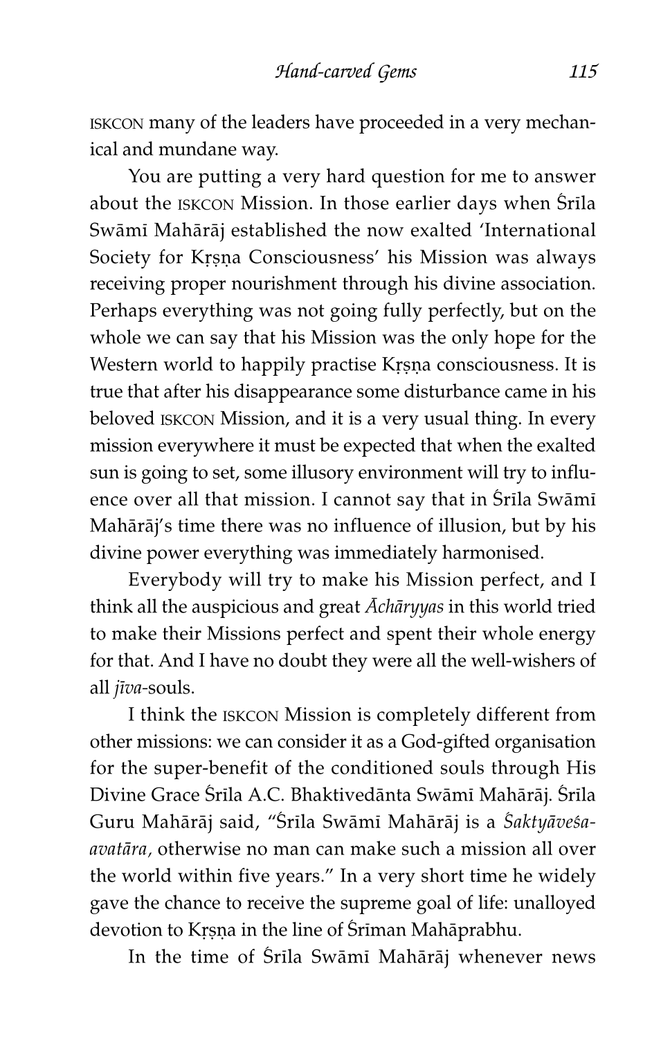ISKCON many of the leaders have proceeded in a very mechanical and mundane way.

You are putting a very hard question for me to answer about the ISKCON Mission. In those earlier days when Śrīla Swāmī Mahārāj established the now exalted 'International Society for Kṛṣṇa Consciousness' his Mission was always receiving proper nourishment through his divine association. Perhaps everything was not going fully perfectly, but on the whole we can say that his Mission was the only hope for the Western world to happily practise Kṛṣṇa consciousness. It is true that after his disappearance some disturbance came in his beloved ISKCON Mission, and it is a very usual thing. In every mission everywhere it must be expected that when the exalted sun is going to set, some illusory environment will try to influence over all that mission. I cannot say that in Śrīla Swāmī Mahārāj's time there was no influence of illusion, but by his divine power everything was immediately harmonised.

Everybody will try to make his Mission perfect, and I think all the auspicious and great *Āchāryyas* in this world tried to make their Missions perfect and spent their whole energy for that. And I have no doubt they were all the well-wishers of all *jīva*-souls.

I think the ISKCON Mission is completely different from other missions: we can consider it as a God-gifted organisation for the super-benefit of the conditioned souls through His Divine Grace Śrīla A.C. Bhaktivedānta Swāmī Mahārāj. Śrīla Guru Mahārāj said, "Śrīla Swāmī Mahārāj is a *Śaktyāveśa-avatāra*, otherwise no man can make such a mission all over the world within five years." In a very short time he widely gave the chance to receive the supreme goal of life: unalloyed devotion to Kṛṣṇa in the line of Śrīman Mahāprabhu.

In the time of Śrīla Swāmī Mahārāj whenever news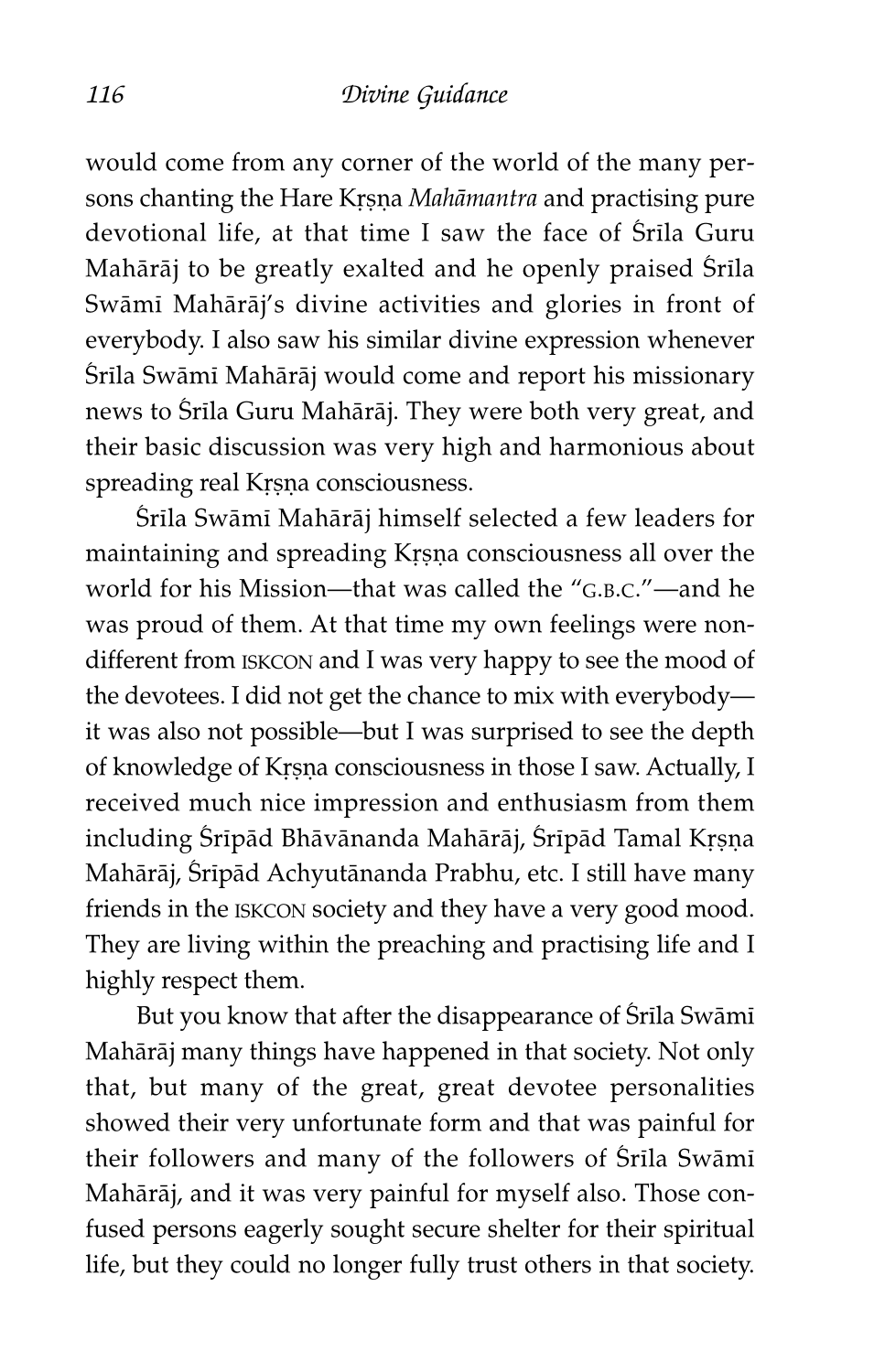would come from any corner of the world of the many persons chanting the Hare Kṛṣṇa *Mahāmantra* and practising pure devotional life, at that time I saw the face of Śrīla Guru Mahārāj to be greatly exalted and he openly praised Śrīla Swāmī Mahārāj's divine activities and glories in front of everybody. I also saw his similar divine expression whenever Śrīla Swāmī Mahārāj would come and report his missionary news to Śrīla Guru Mahārāj. They were both very great, and their basic discussion was very high and harmonious about spreading real Kṛṣṇa consciousness.

Śrīla Swāmī Mahārāj himself selected a few leaders for maintaining and spreading Kṛṣṇa consciousness all over the world for his Mission—that was called the "G.B.C."—and he was proud of them. At that time my own feelings were non-different from ISKCON and I was very happy to see the mood of the devotees. I did not get the chance to mix with everybody—it was also not possible—but I was surprised to see the depth of knowledge of Kṛṣṇa consciousness in those I saw. Actually, I received much nice impression and enthusiasm from them including Śrīpād Bhāvānanda Mahārāj, Śrīpād Tamal Kṛṣṇa Mahārāj, Śrīpād Achyutānanda Prabhu, etc. I still have many friends in the ISKCON society and they have a very good mood. They are living within the preaching and practising life and I highly respect them.

But you know that after the disappearance of Śrīla Swāmī Mahārāj many things have happened in that society. Not only that, but many of the great, great devotee personalities showed their very unfortunate form and that was painful for their followers and many of the followers of Śrīla Swāmī Mahārāj, and it was very painful for myself also. Those confused persons eagerly sought secure shelter for their spiritual life, but they could no longer fully trust others in that society.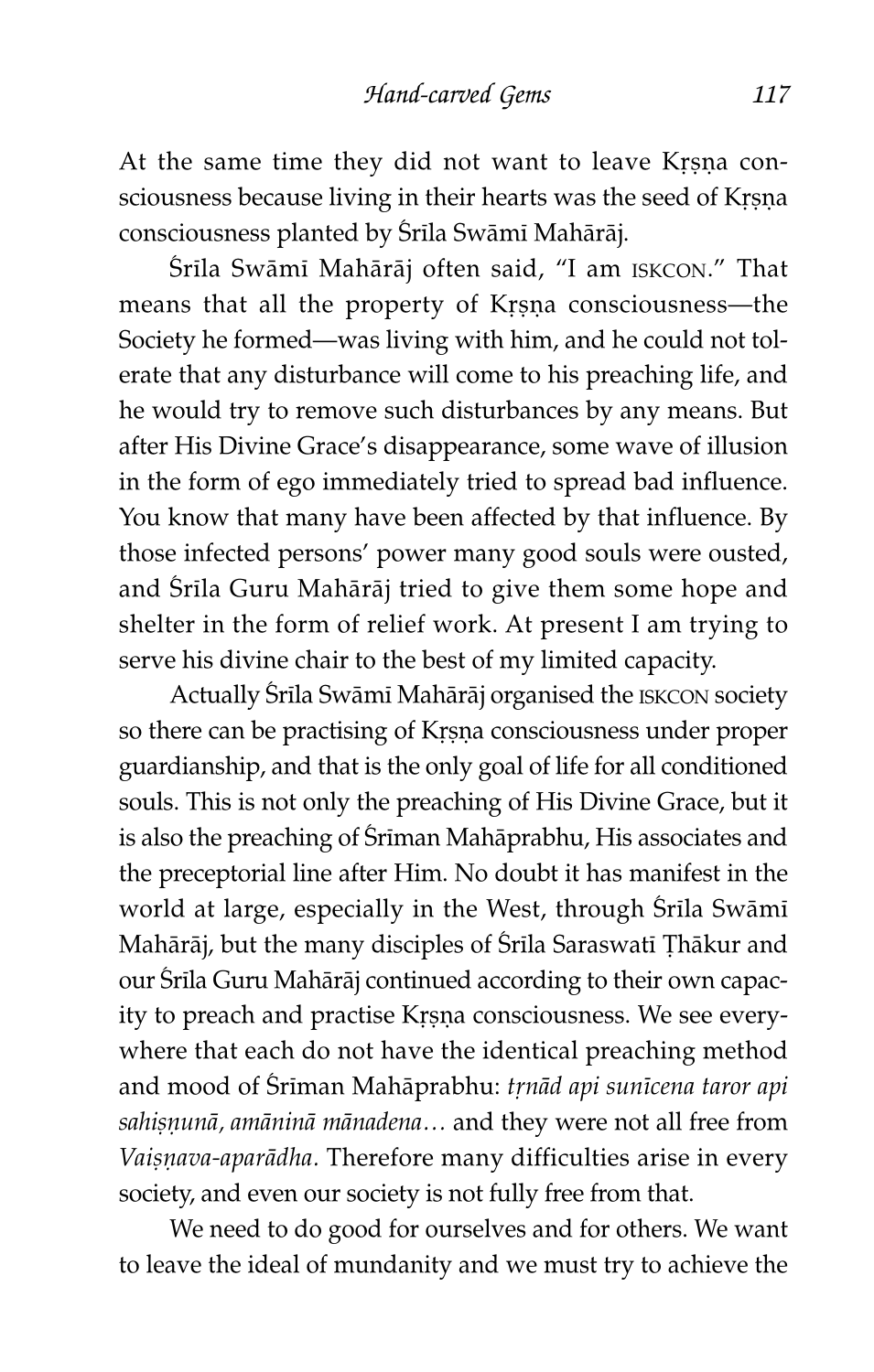At the same time they did not want to leave Kṛṣṇa consciousness because living in their hearts was the seed of Kṛṣṇa consciousness planted by Śrīla Swāmī Mahārāj.

Śrīla Swāmī Mahārāj often said, "I am ISKCON." That means that all the property of Kṛṣṇa consciousness—the Society he formed—was living with him, and he could not tolerate that any disturbance will come to his preaching life, and he would try to remove such disturbances by any means. But after His Divine Grace's disappearance, some wave of illusion in the form of ego immediately tried to spread bad influence. You know that many have been affected by that influence. By those infected persons' power many good souls were ousted, and Śrīla Guru Mahārāj tried to give them some hope and shelter in the form of relief work. At present I am trying to serve his divine chair to the best of my limited capacity.

Actually Śrīla Swāmī Mahārāj organised the ISKCON society so there can be practising of Kṛṣṇa consciousness under proper guardianship, and that is the only goal of life for all conditioned souls. This is not only the preaching of His Divine Grace, but it is also the preaching of Śrīman Mahāprabhu, His associates and the preceptorial line after Him. No doubt it has manifest in the world at large, especially in the West, through Śrīla Swāmī Mahārāj, but the many disciples of Śrīla Saraswatī Ṭhākur and our Śrīla Guru Mahārāj continued according to their own capacity to preach and practise Kṛṣṇa consciousness. We see everywhere that each do not have the identical preaching method and mood of Śrīman Mahāprabhu: *tṛṇād api sunīcena taror api sahiṣṇunā, amāninā mānadena…* and they were not all free from *Vaiṣṇava-aparādha*. Therefore many difficulties arise in every society, and even our society is not fully free from that.

We need to do good for ourselves and for others. We want to leave the ideal of mundanity and we must try to achieve the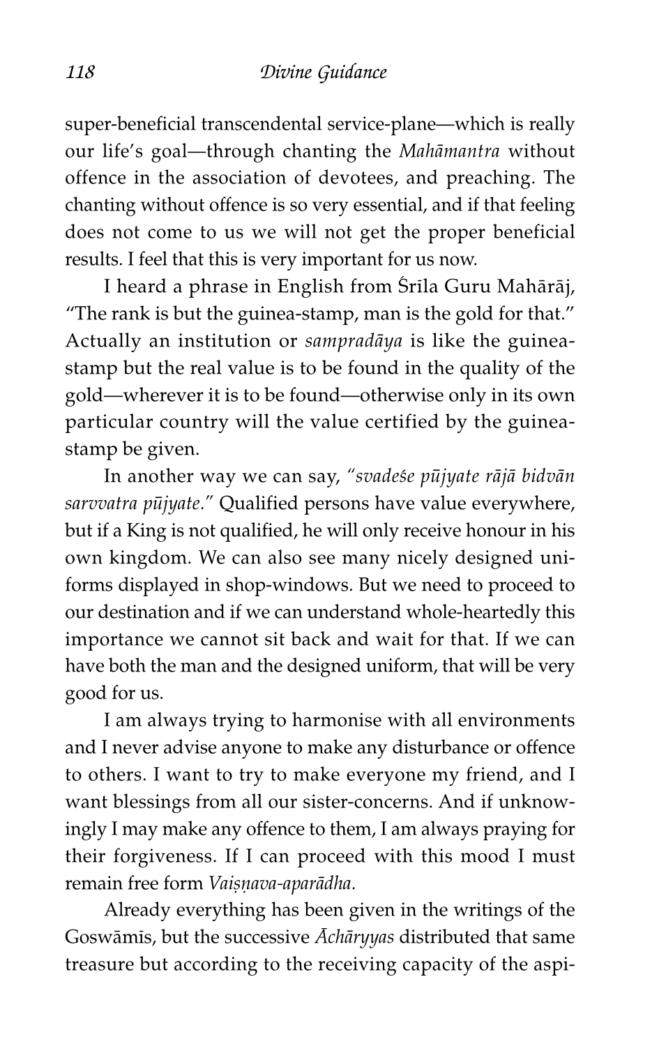super-beneficial transcendental service-plane—which is really our life's goal—through chanting the *Mahāmantra* without offence in the association of devotees, and preaching. The chanting without offence is so very essential, and if that feeling does not come to us we will not get the proper beneficial results. I feel that this is very important for us now.

I heard a phrase in English from Śrīla Guru Mahārāj, "The rank is but the guinea-stamp, man is the gold for that." Actually an institution or *sampradāya* is like the guinea-stamp but the real value is to be found in the quality of the gold—wherever it is to be found—otherwise only in its own particular country will the value certified by the guinea-stamp be given.

In another way we can say, "*svadeśe pūjyate rājā bidvān sarvvatra pūjyate.*" Qualified persons have value everywhere, but if a King is not qualified, he will only receive honour in his own kingdom. We can also see many nicely designed uniforms displayed in shop-windows. But we need to proceed to our destination and if we can understand whole-heartedly this importance we cannot sit back and wait for that. If we can have both the man and the designed uniform, that will be very good for us.

I am always trying to harmonise with all environments and I never advise anyone to make any disturbance or offence to others. I want to try to make everyone my friend, and I want blessings from all our sister-concerns. And if unknowingly I may make any offence to them, I am always praying for their forgiveness. If I can proceed with this mood I must remain free form *Vaiṣṇava-aparādha.*

Already everything has been given in the writings of the Goswāmīs, but the successive *Āchāryyas* distributed that same treasure but according to the receiving capacity of the aspi-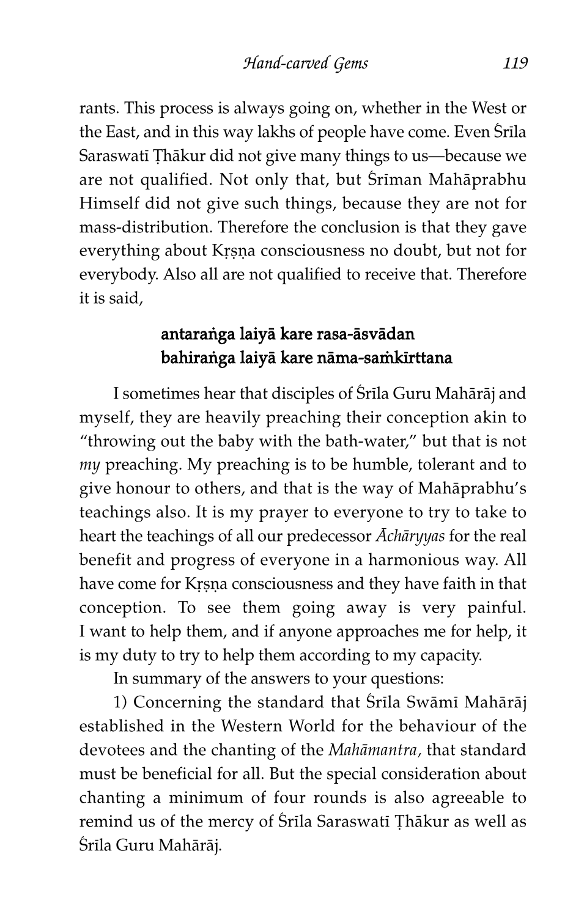rants. This process is always going on, whether in the West or the East, and in this way lakhs of people have come. Even Śrīla Saraswatī Ṭhākur did not give many things to us—because we are not qualified. Not only that, but Śrīman Mahāprabhu Himself did not give such things, because they are not for mass-distribution. Therefore the conclusion is that they gave everything about Kṛṣṇa consciousness no doubt, but not for everybody. Also all are not qualified to receive that. Therefore it is said,

> **antaraṅga laiyā kare rasa-āsvādan**
> **bahiraṅga laiyā kare nāma-saṁkīrttana**

I sometimes hear that disciples of Śrīla Guru Mahārāj and myself, they are heavily preaching their conception akin to "throwing out the baby with the bath-water," but that is not *my* preaching. My preaching is to be humble, tolerant and to give honour to others, and that is the way of Mahāprabhu's teachings also. It is my prayer to everyone to try to take to heart the teachings of all our predecessor *Āchāryyas* for the real benefit and progress of everyone in a harmonious way. All have come for Kṛṣṇa consciousness and they have faith in that conception. To see them going away is very painful. I want to help them, and if anyone approaches me for help, it is my duty to try to help them according to my capacity.

In summary of the answers to your questions:

1) Concerning the standard that Śrīla Swāmī Mahārāj established in the Western World for the behaviour of the devotees and the chanting of the *Mahāmantra*, that standard must be beneficial for all. But the special consideration about chanting a minimum of four rounds is also agreeable to remind us of the mercy of Śrīla Saraswatī Ṭhākur as well as Śrīla Guru Mahārāj.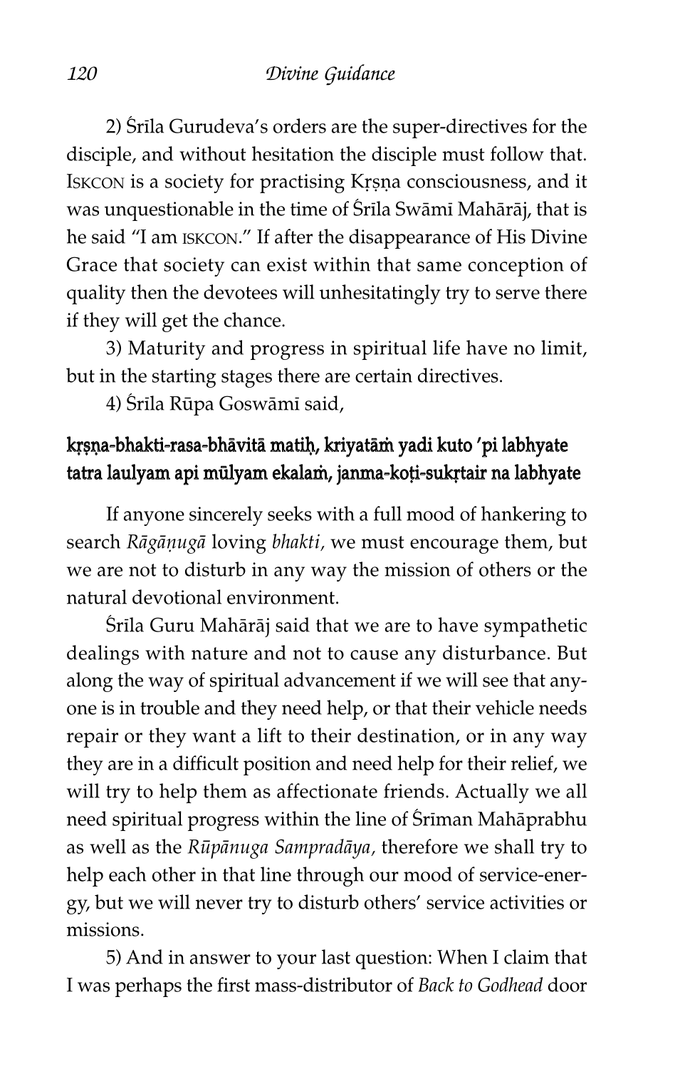2) Śrīla Gurudeva's orders are the super-directives for the disciple, and without hesitation the disciple must follow that. ISKCON is a society for practising Kṛṣṇa consciousness, and it was unquestionable in the time of Śrīla Swāmī Mahārāj, that is he said "I am ISKCON." If after the disappearance of His Divine Grace that society can exist within that same conception of quality then the devotees will unhesitatingly try to serve there if they will get the chance.

3) Maturity and progress in spiritual life have no limit, but in the starting stages there are certain directives.

4) Śrīla Rūpa Goswāmī said,

**kṛṣṇa-bhakti-rasa-bhāvitā matiḥ, kriyatāṁ yadi kuto 'pi labhyate**
**tatra laulyam api mūlyam ekalaṁ, janma-koṭi-sukṛtair na labhyate**

If anyone sincerely seeks with a full mood of hankering to search *Rāgāṇugā* loving *bhakti,* we must encourage them, but we are not to disturb in any way the mission of others or the natural devotional environment.

Śrīla Guru Mahārāj said that we are to have sympathetic dealings with nature and not to cause any disturbance. But along the way of spiritual advancement if we will see that anyone is in trouble and they need help, or that their vehicle needs repair or they want a lift to their destination, or in any way they are in a difficult position and need help for their relief, we will try to help them as affectionate friends. Actually we all need spiritual progress within the line of Śrīman Mahāprabhu as well as the *Rūpānuga Sampradāya,* therefore we shall try to help each other in that line through our mood of service-energy, but we will never try to disturb others' service activities or missions.

5) And in answer to your last question: When I claim that I was perhaps the first mass-distributor of *Back to Godhead* door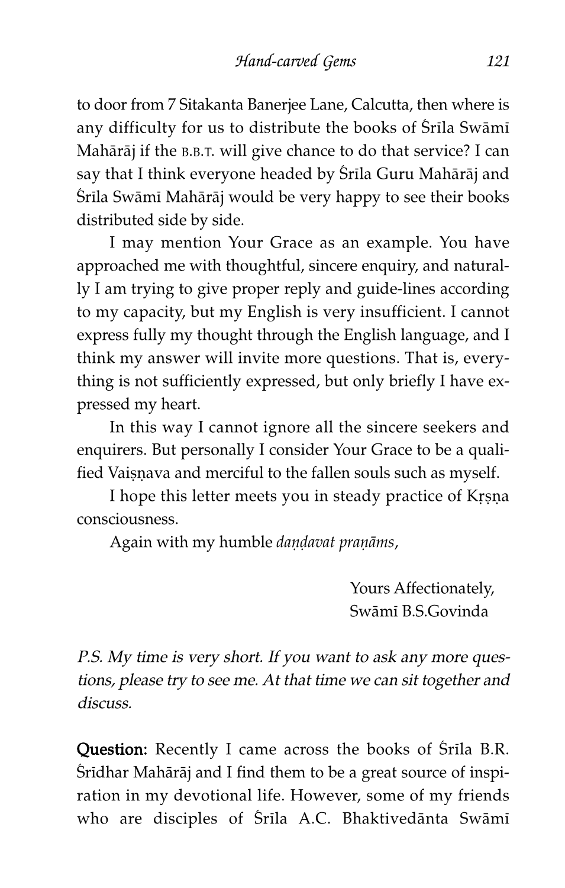to door from 7 Sitakanta Banerjee Lane, Calcutta, then where is any difficulty for us to distribute the books of Śrīla Swāmī Mahārāj if the B.B.T. will give chance to do that service? I can say that I think everyone headed by Śrīla Guru Mahārāj and Śrīla Swāmī Mahārāj would be very happy to see their books distributed side by side.

I may mention Your Grace as an example. You have approached me with thoughtful, sincere enquiry, and naturally I am trying to give proper reply and guide-lines according to my capacity, but my English is very insufficient. I cannot express fully my thought through the English language, and I think my answer will invite more questions. That is, everything is not sufficiently expressed, but only briefly I have expressed my heart.

In this way I cannot ignore all the sincere seekers and enquirers. But personally I consider Your Grace to be a qualified Vaiṣṇava and merciful to the fallen souls such as myself.

I hope this letter meets you in steady practice of Kṛṣṇa consciousness.

Again with my humble *daṇḍavat praṇāms*,

Yours Affectionately,
Swāmī B.S.Govinda

*P.S. My time is very short. If you want to ask any more questions, please try to see me. At that time we can sit together and discuss.*

**Question:** Recently I came across the books of Śrīla B.R. Śrīdhar Mahārāj and I find them to be a great source of inspiration in my devotional life. However, some of my friends who are disciples of Śrīla A.C. Bhaktivedānta Swāmī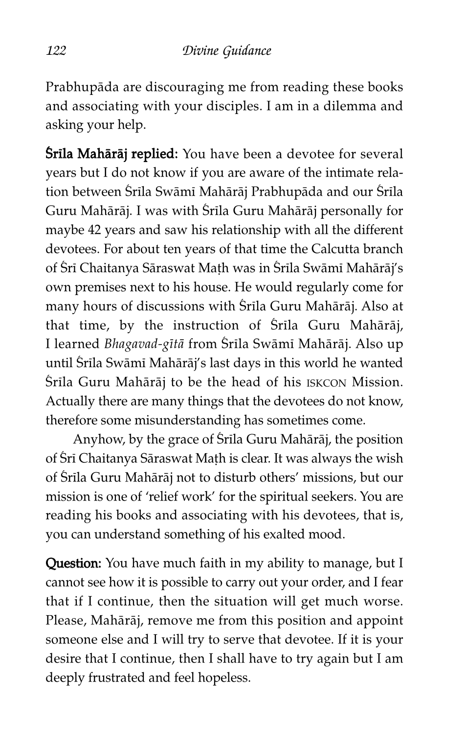Prabhupāda are discouraging me from reading these books and associating with your disciples. I am in a dilemma and asking your help.

**Śrīla Mahārāj replied:** You have been a devotee for several years but I do not know if you are aware of the intimate relation between Śrīla Swāmī Mahārāj Prabhupāda and our Śrīla Guru Mahārāj. I was with Śrīla Guru Mahārāj personally for maybe 42 years and saw his relationship with all the different devotees. For about ten years of that time the Calcutta branch of Śrī Chaitanya Sāraswat Maṭh was in Śrīla Swāmī Mahārāj's own premises next to his house. He would regularly come for many hours of discussions with Śrīla Guru Mahārāj. Also at that time, by the instruction of Śrīla Guru Mahārāj, I learned *Bhagavad-gītā* from Śrīla Swāmī Mahārāj. Also up until Śrīla Swāmī Mahārāj's last days in this world he wanted Śrīla Guru Mahārāj to be the head of his ISKCON Mission. Actually there are many things that the devotees do not know, therefore some misunderstanding has sometimes come.

Anyhow, by the grace of Śrīla Guru Mahārāj, the position of Śrī Chaitanya Sāraswat Maṭh is clear. It was always the wish of Śrīla Guru Mahārāj not to disturb others' missions, but our mission is one of 'relief work' for the spiritual seekers. You are reading his books and associating with his devotees, that is, you can understand something of his exalted mood.

**Question:** You have much faith in my ability to manage, but I cannot see how it is possible to carry out your order, and I fear that if I continue, then the situation will get much worse. Please, Mahārāj, remove me from this position and appoint someone else and I will try to serve that devotee. If it is your desire that I continue, then I shall have to try again but I am deeply frustrated and feel hopeless.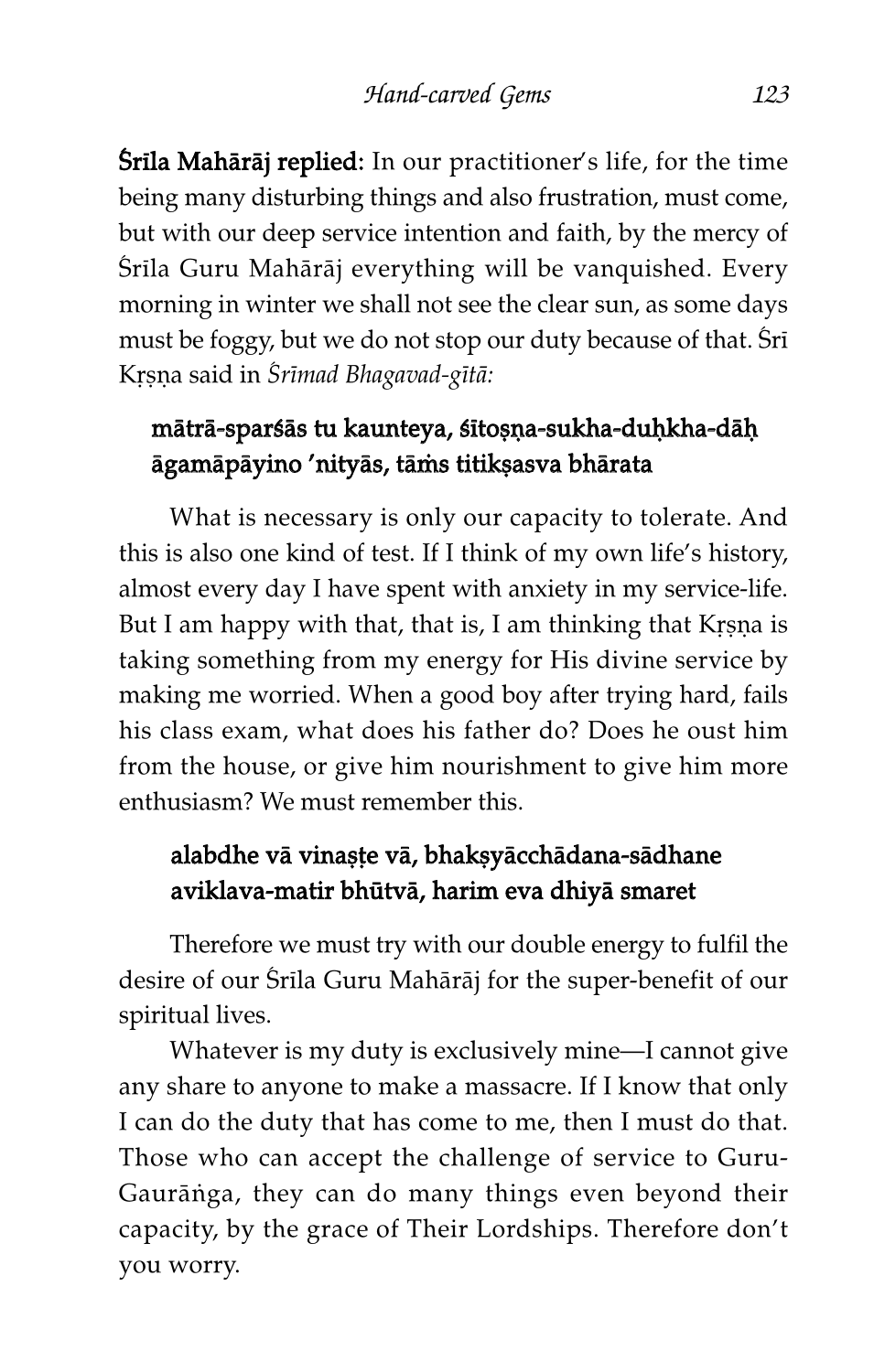**Śrīla Mahārāj replied:** In our practitioner's life, for the time being many disturbing things and also frustration, must come, but with our deep service intention and faith, by the mercy of Śrīla Guru Mahārāj everything will be vanquished. Every morning in winter we shall not see the clear sun, as some days must be foggy, but we do not stop our duty because of that. Śrī Kṛṣṇa said in *Śrīmad Bhagavad-gītā:*

> **mātrā-sparśās tu kaunteya, śītoṣṇa-sukha-duḥkha-dāḥ**
> **āgamāpāyino 'nityās, tāṁs titikṣasva bhārata**

What is necessary is only our capacity to tolerate. And this is also one kind of test. If I think of my own life's history, almost every day I have spent with anxiety in my service-life. But I am happy with that, that is, I am thinking that Kṛṣṇa is taking something from my energy for His divine service by making me worried. When a good boy after trying hard, fails his class exam, what does his father do? Does he oust him from the house, or give him nourishment to give him more enthusiasm? We must remember this.

> **alabdhe vā vinaṣṭe vā, bhakṣyācchādana-sādhane**
> **aviklava-matir bhūtvā, harim eva dhiyā smaret**

Therefore we must try with our double energy to fulfil the desire of our Śrīla Guru Mahārāj for the super-benefit of our spiritual lives.

Whatever is my duty is exclusively mine—I cannot give any share to anyone to make a massacre. If I know that only I can do the duty that has come to me, then I must do that. Those who can accept the challenge of service to Guru-Gaurāṅga, they can do many things even beyond their capacity, by the grace of Their Lordships. Therefore don't you worry.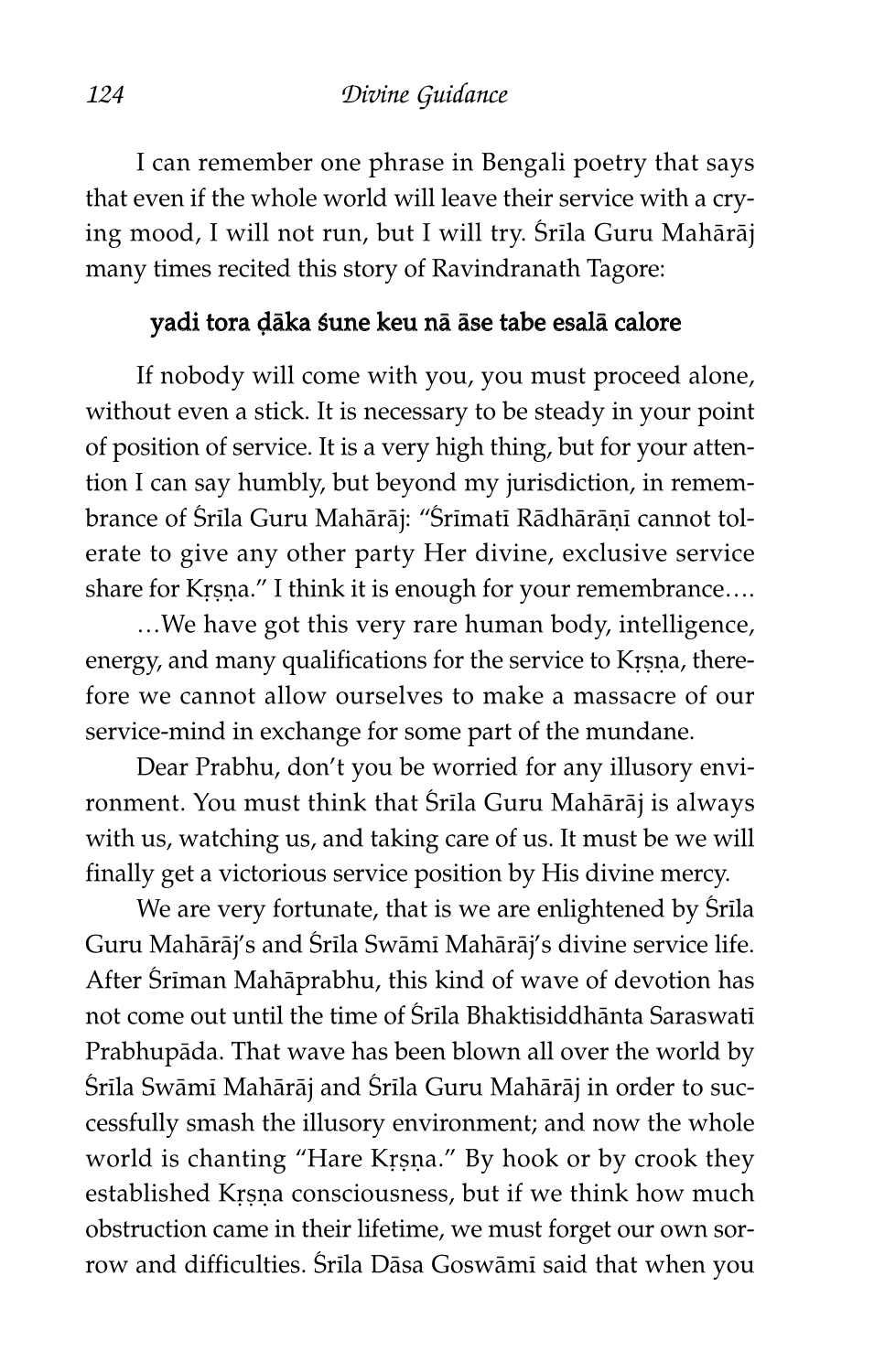I can remember one phrase in Bengali poetry that says that even if the whole world will leave their service with a crying mood, I will not run, but I will try. Śrīla Guru Mahārāj many times recited this story of Ravindranath Tagore:

**yadi tora ḍāka śune keu nā āse tabe esalā calore**

If nobody will come with you, you must proceed alone, without even a stick. It is necessary to be steady in your point of position of service. It is a very high thing, but for your attention I can say humbly, but beyond my jurisdiction, in remembrance of Śrīla Guru Mahārāj: "Śrīmatī Rādhārāṇī cannot tolerate to give any other party Her divine, exclusive service share for Kṛṣṇa." I think it is enough for your remembrance….

…We have got this very rare human body, intelligence, energy, and many qualifications for the service to Kṛṣṇa, therefore we cannot allow ourselves to make a massacre of our service-mind in exchange for some part of the mundane.

Dear Prabhu, don't you be worried for any illusory environment. You must think that Śrīla Guru Mahārāj is always with us, watching us, and taking care of us. It must be we will finally get a victorious service position by His divine mercy.

We are very fortunate, that is we are enlightened by Śrīla Guru Mahārāj's and Śrīla Swāmī Mahārāj's divine service life. After Śrīman Mahāprabhu, this kind of wave of devotion has not come out until the time of Śrīla Bhaktisiddhānta Saraswatī Prabhupāda. That wave has been blown all over the world by Śrīla Swāmī Mahārāj and Śrīla Guru Mahārāj in order to successfully smash the illusory environment; and now the whole world is chanting "Hare Kṛṣṇa." By hook or by crook they established Kṛṣṇa consciousness, but if we think how much obstruction came in their lifetime, we must forget our own sorrow and difficulties. Śrīla Dāsa Goswāmī said that when you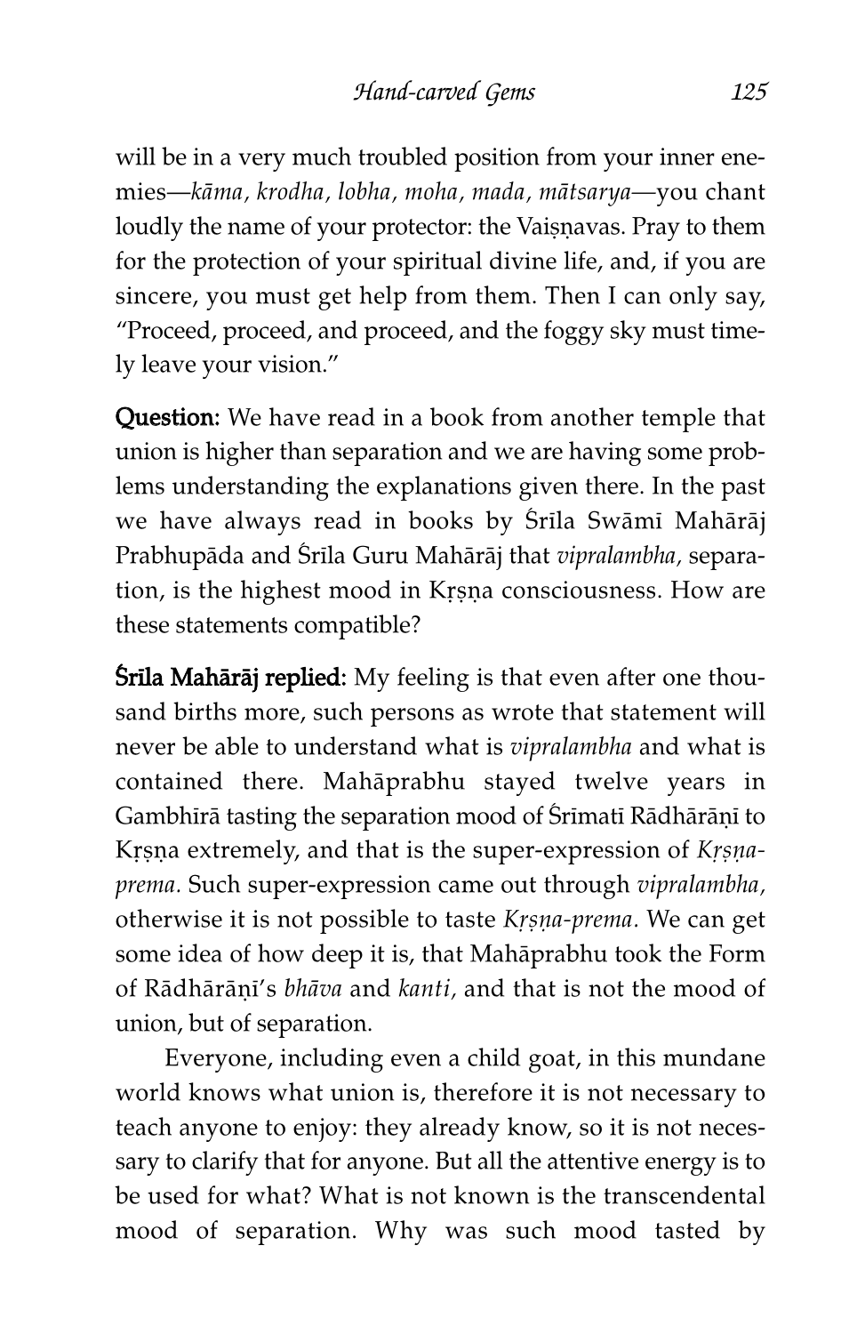will be in a very much troubled position from your inner enemies—*kāma, krodha, lobha, moha, mada, mātsarya*—you chant loudly the name of your protector: the Vaiṣṇavas. Pray to them for the protection of your spiritual divine life, and, if you are sincere, you must get help from them. Then I can only say, "Proceed, proceed, and proceed, and the foggy sky must timely leave your vision."

**Question:** We have read in a book from another temple that union is higher than separation and we are having some problems understanding the explanations given there. In the past we have always read in books by Śrīla Swāmī Mahārāj Prabhupāda and Śrīla Guru Mahārāj that *vipralambha,* separation, is the highest mood in Kṛṣṇa consciousness. How are these statements compatible?

**Śrīla Mahārāj replied:** My feeling is that even after one thousand births more, such persons as wrote that statement will never be able to understand what is *vipralambha* and what is contained there. Mahāprabhu stayed twelve years in Gambhīrā tasting the separation mood of Śrīmatī Rādhārāṇī to Kṛṣṇa extremely, and that is the super-expression of *Kṛṣṇa-prema.* Such super-expression came out through *vipralambha,* otherwise it is not possible to taste *Kṛṣṇa-prema.* We can get some idea of how deep it is, that Mahāprabhu took the Form of Rādhārāṇī's *bhāva* and *kanti,* and that is not the mood of union, but of separation.

Everyone, including even a child goat, in this mundane world knows what union is, therefore it is not necessary to teach anyone to enjoy: they already know, so it is not necessary to clarify that for anyone. But all the attentive energy is to be used for what? What is not known is the transcendental mood of separation. Why was such mood tasted by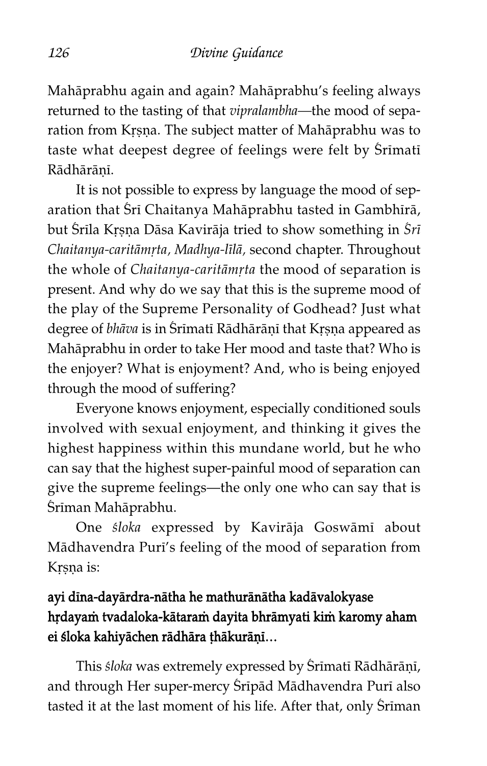Mahāprabhu again and again? Mahāprabhu's feeling always returned to the tasting of that *vipralambha*—the mood of separation from Kṛṣṇa. The subject matter of Mahāprabhu was to taste what deepest degree of feelings were felt by Śrīmatī Rādhārāṇī.

It is not possible to express by language the mood of separation that Śrī Chaitanya Mahāprabhu tasted in Gambhīrā, but Śrīla Kṛṣṇa Dāsa Kavirāja tried to show something in *Śrī Chaitanya-caritāmṛta, Madhya-līlā,* second chapter. Throughout the whole of *Chaitanya-caritāmṛta* the mood of separation is present. And why do we say that this is the supreme mood of the play of the Supreme Personality of Godhead? Just what degree of *bhāva* is in Śrīmatī Rādhārāṇī that Kṛṣṇa appeared as Mahāprabhu in order to take Her mood and taste that? Who is the enjoyer? What is enjoyment? And, who is being enjoyed through the mood of suffering?

Everyone knows enjoyment, especially conditioned souls involved with sexual enjoyment, and thinking it gives the highest happiness within this mundane world, but he who can say that the highest super-painful mood of separation can give the supreme feelings—the only one who can say that is Śrīman Mahāprabhu.

One *śloka* expressed by Kavirāja Goswāmī about Mādhavendra Purī's feeling of the mood of separation from Kṛṣṇa is:

**ayi dīna-dayārdra-nātha he mathurānātha kadāvalokyase**
**hṛdayaṁ tvadaloka-kātaraṁ dayita bhrāmyati kiṁ karomy aham**
**ei śloka kahiyāchen rādhāra ṭhākurāṇī...**

This *śloka* was extremely expressed by Śrīmatī Rādhārāṇī, and through Her super-mercy Śrīpād Mādhavendra Purī also tasted it at the last moment of his life. After that, only Śrīman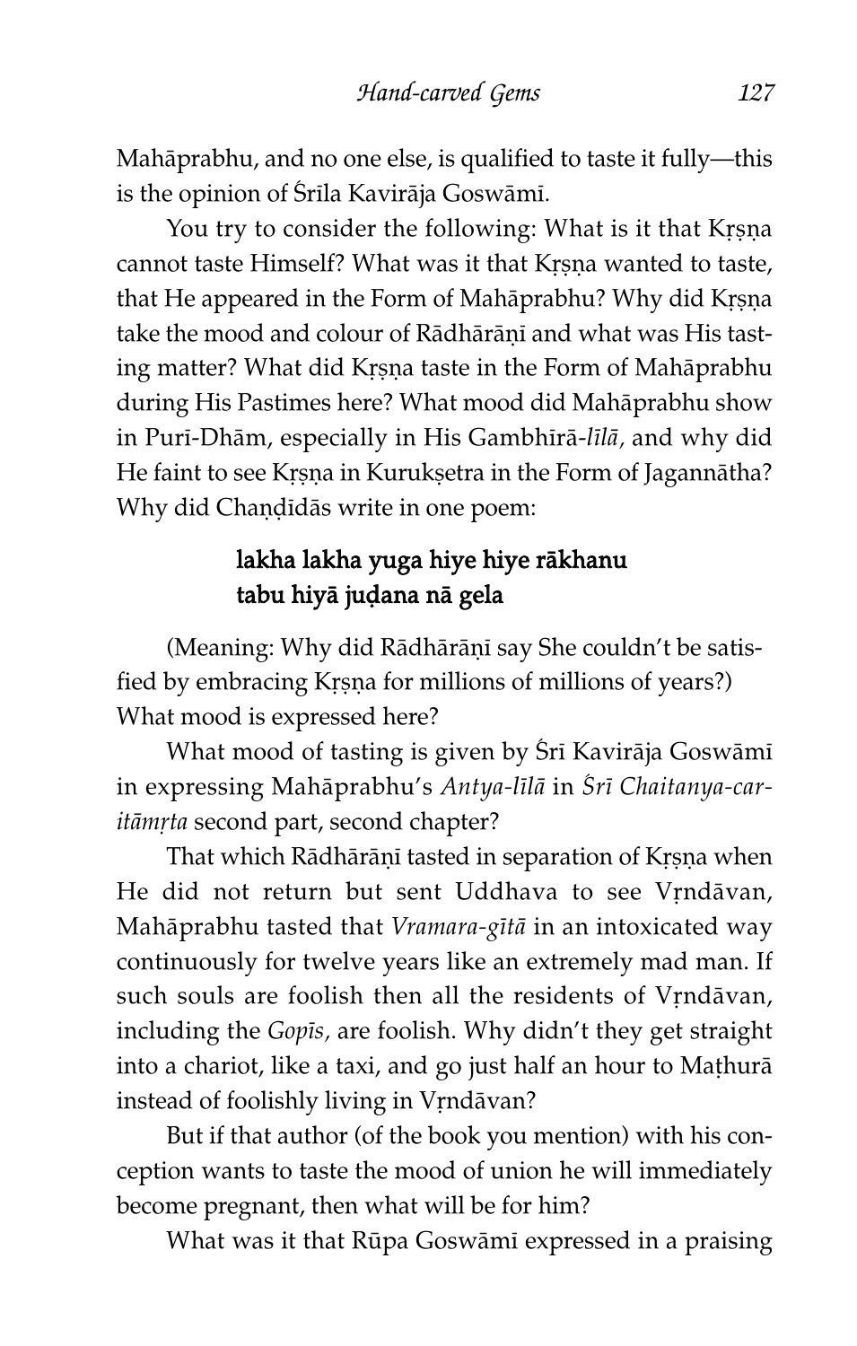Mahāprabhu, and no one else, is qualified to taste it fully—this is the opinion of Śrīla Kavirāja Goswāmī.

You try to consider the following: What is it that Kṛṣṇa cannot taste Himself? What was it that Kṛṣṇa wanted to taste, that He appeared in the Form of Mahāprabhu? Why did Kṛṣṇa take the mood and colour of Rādhārāṇī and what was His tasting matter? What did Kṛṣṇa taste in the Form of Mahāprabhu during His Pastimes here? What mood did Mahāprabhu show in Purī-Dhām, especially in His Gambhīrā-*līlā,* and why did He faint to see Kṛṣṇa in Kurukṣetra in the Form of Jagannātha? Why did Chaṇḍīdās write in one poem:

> **lakha lakha yuga hiye hiye rākhanu**
> **tabu hiyā juḍana nā gela**

(Meaning: Why did Rādhārāṇī say She couldn't be satisfied by embracing Kṛṣṇa for millions of millions of years?) What mood is expressed here?

What mood of tasting is given by Śrī Kavirāja Goswāmī in expressing Mahāprabhu's *Antya-līlā* in *Śrī Chaitanya-caritāmṛta* second part, second chapter?

That which Rādhārāṇī tasted in separation of Kṛṣṇa when He did not return but sent Uddhava to see Vṛndāvan, Mahāprabhu tasted that *Vramara-gītā* in an intoxicated way continuously for twelve years like an extremely mad man. If such souls are foolish then all the residents of Vṛndāvan, including the *Gopīs,* are foolish. Why didn't they get straight into a chariot, like a taxi, and go just half an hour to Maṭhurā instead of foolishly living in Vṛndāvan?

But if that author (of the book you mention) with his conception wants to taste the mood of union he will immediately become pregnant, then what will be for him?

What was it that Rūpa Goswāmī expressed in a praising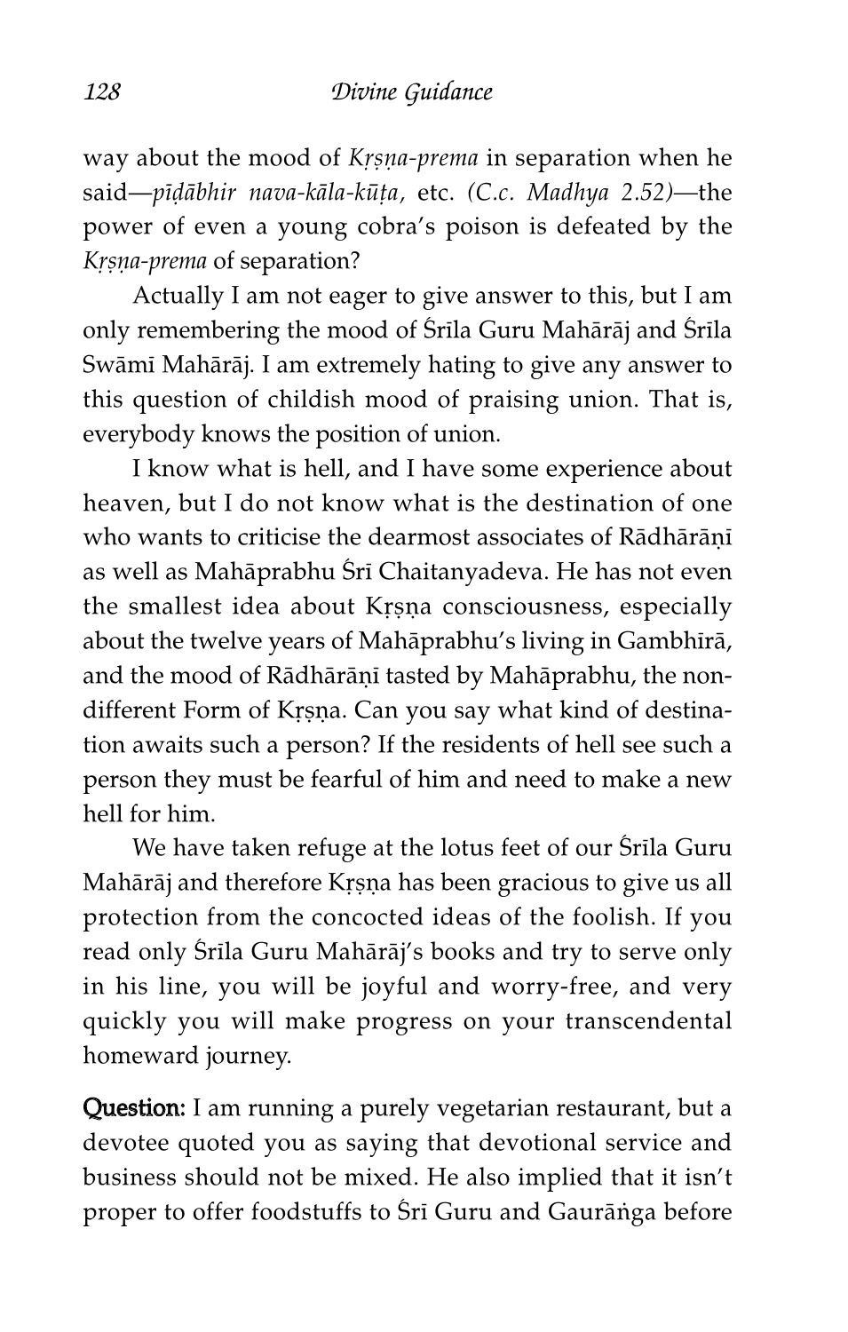way about the mood of *Kṛṣṇa-prema* in separation when he said—*pīḍābhir nava-kāla-kūṭa,* etc. *(C.c. Madhya 2.52)*—the power of even a young cobra's poison is defeated by the *Kṛṣṇa-prema* of separation?

Actually I am not eager to give answer to this, but I am only remembering the mood of Śrīla Guru Mahārāj and Śrīla Swāmī Mahārāj. I am extremely hating to give any answer to this question of childish mood of praising union. That is, everybody knows the position of union.

I know what is hell, and I have some experience about heaven, but I do not know what is the destination of one who wants to criticise the dearmost associates of Rādhārāṇī as well as Mahāprabhu Śrī Chaitanyadeva. He has not even the smallest idea about Kṛṣṇa consciousness, especially about the twelve years of Mahāprabhu's living in Gambhīrā, and the mood of Rādhārāṇī tasted by Mahāprabhu, the non-different Form of Kṛṣṇa. Can you say what kind of destination awaits such a person? If the residents of hell see such a person they must be fearful of him and need to make a new hell for him.

We have taken refuge at the lotus feet of our Śrīla Guru Mahārāj and therefore Kṛṣṇa has been gracious to give us all protection from the concocted ideas of the foolish. If you read only Śrīla Guru Mahārāj's books and try to serve only in his line, you will be joyful and worry-free, and very quickly you will make progress on your transcendental homeward journey.

**Question:** I am running a purely vegetarian restaurant, but a devotee quoted you as saying that devotional service and business should not be mixed. He also implied that it isn't proper to offer foodstuffs to Śrī Guru and Gaurāṅga before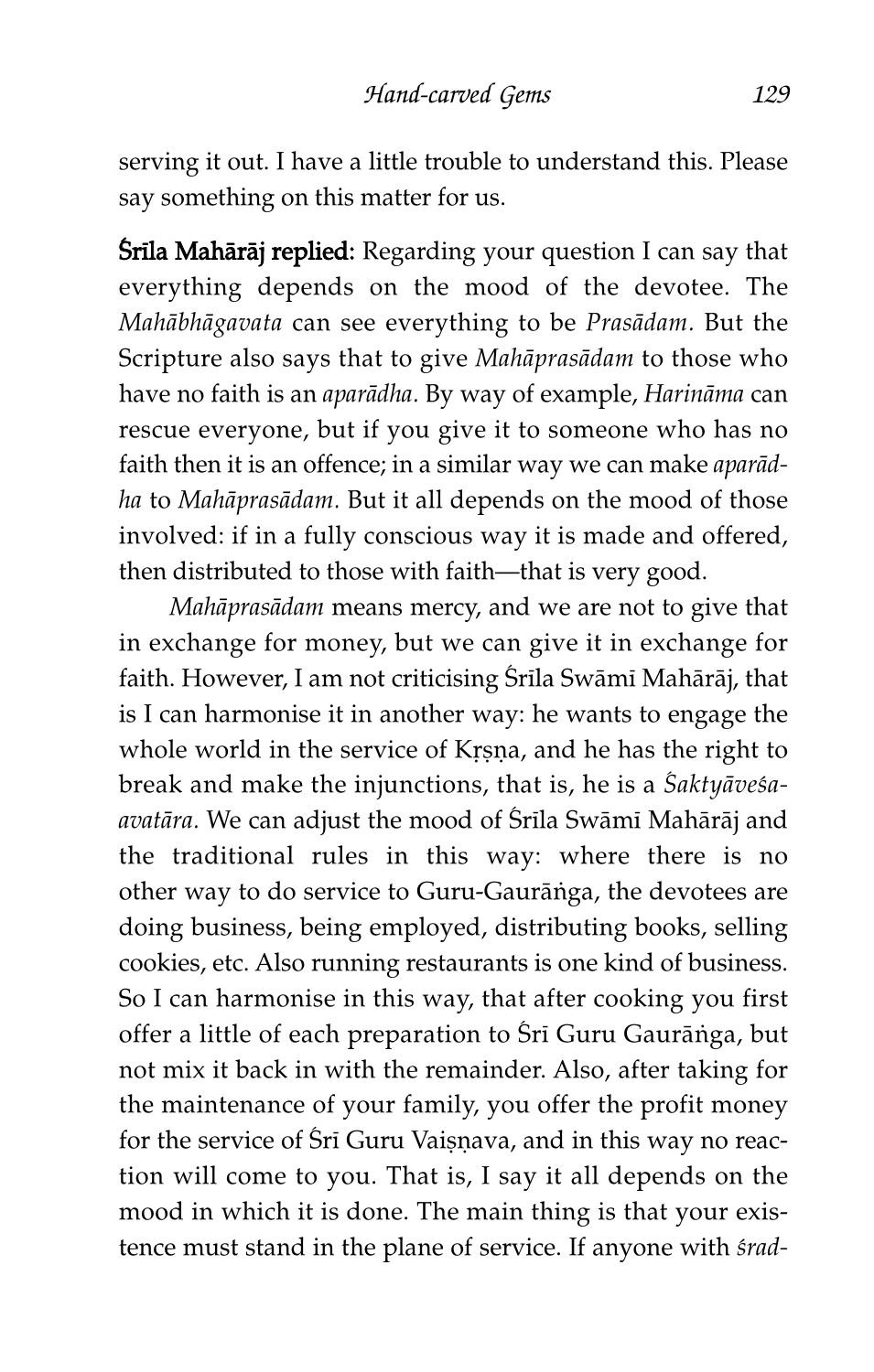serving it out. I have a little trouble to understand this. Please say something on this matter for us.

**Śrīla Mahārāj replied:** Regarding your question I can say that everything depends on the mood of the devotee. The *Mahābhāgavata* can see everything to be *Prasādam.* But the Scripture also says that to give *Mahāprasādam* to those who have no faith is an *aparādha.* By way of example, *Harināma* can rescue everyone, but if you give it to someone who has no faith then it is an offence; in a similar way we can make *aparādha* to *Mahāprasādam.* But it all depends on the mood of those involved: if in a fully conscious way it is made and offered, then distributed to those with faith—that is very good.

*Mahāprasādam* means mercy, and we are not to give that in exchange for money, but we can give it in exchange for faith. However, I am not criticising Śrīla Swāmī Mahārāj, that is I can harmonise it in another way: he wants to engage the whole world in the service of Kṛṣṇa, and he has the right to break and make the injunctions, that is, he is a *Śaktyāveśa-avatāra.* We can adjust the mood of Śrīla Swāmī Mahārāj and the traditional rules in this way: where there is no other way to do service to Guru-Gaurāṅga, the devotees are doing business, being employed, distributing books, selling cookies, etc. Also running restaurants is one kind of business. So I can harmonise in this way, that after cooking you first offer a little of each preparation to Śrī Guru Gaurāṅga, but not mix it back in with the remainder. Also, after taking for the maintenance of your family, you offer the profit money for the service of Śrī Guru Vaiṣṇava, and in this way no reaction will come to you. That is, I say it all depends on the mood in which it is done. The main thing is that your existence must stand in the plane of service. If anyone with *śrad-*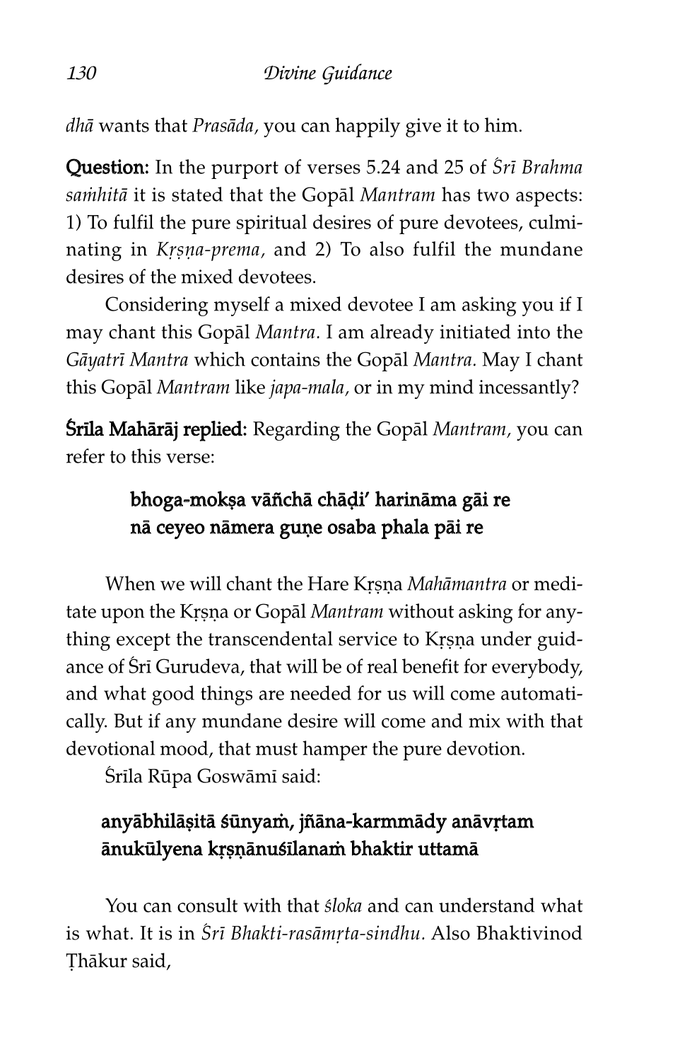*dhā* wants that *Prasāda*, you can happily give it to him.

**Question:** In the purport of verses 5.24 and 25 of *Śrī Brahma saṁhitā* it is stated that the Gopāl *Mantram* has two aspects: 1) To fulfil the pure spiritual desires of pure devotees, culminating in *Kṛṣṇa-prema*, and 2) To also fulfil the mundane desires of the mixed devotees.

Considering myself a mixed devotee I am asking you if I may chant this Gopāl *Mantra*. I am already initiated into the *Gāyatrī Mantra* which contains the Gopāl *Mantra*. May I chant this Gopāl *Mantram* like *japa-mala*, or in my mind incessantly?

**Śrīla Mahārāj replied:** Regarding the Gopāl *Mantram*, you can refer to this verse:

> **bhoga-mokṣa vāñchā chāḍi' harināma gāi re**
> **nā ceyeo nāmera guṇe osaba phala pāi re**

When we will chant the Hare Kṛṣṇa *Mahāmantra* or meditate upon the Kṛṣṇa or Gopāl *Mantram* without asking for anything except the transcendental service to Kṛṣṇa under guidance of Śrī Gurudeva, that will be of real benefit for everybody, and what good things are needed for us will come automatically. But if any mundane desire will come and mix with that devotional mood, that must hamper the pure devotion.

Śrīla Rūpa Goswāmī said:

> **anyābhilāṣitā śūnyaṁ, jñāna-karmmādy anāvṛtam**
> **ānukūlyena kṛṣṇānuśīlanaṁ bhaktir uttamā**

You can consult with that *śloka* and can understand what is what. It is in *Śrī Bhakti-rasāmṛta-sindhu*. Also Bhaktivinod Ṭhākur said,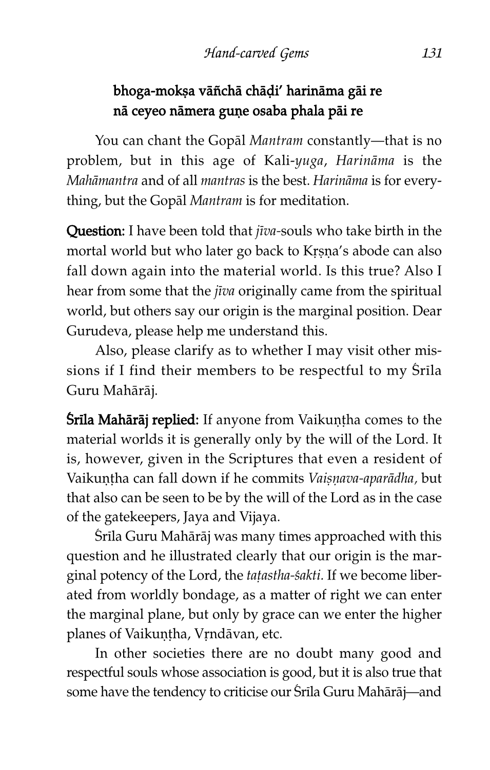**bhoga-mokṣa vāñchā chāḍi' harināma gāi re**
**nā ceyeo nāmera guṇe osaba phala pāi re**

You can chant the Gopāl *Mantram* constantly—that is no problem, but in this age of Kali-*yuga*, *Harināma* is the *Mahāmantra* and of all *mantras* is the best. *Harināma* is for everything, but the Gopāl *Mantram* is for meditation.

**Question:** I have been told that *jīva*-souls who take birth in the mortal world but who later go back to Kṛṣṇa's abode can also fall down again into the material world. Is this true? Also I hear from some that the *jīva* originally came from the spiritual world, but others say our origin is the marginal position. Dear Gurudeva, please help me understand this.

Also, please clarify as to whether I may visit other missions if I find their members to be respectful to my Śrīla Guru Mahārāj.

**Śrīla Mahārāj replied:** If anyone from Vaikuṇṭha comes to the material worlds it is generally only by the will of the Lord. It is, however, given in the Scriptures that even a resident of Vaikuṇṭha can fall down if he commits *Vaiṣṇava-aparādha*, but that also can be seen to be by the will of the Lord as in the case of the gatekeepers, Jaya and Vijaya.

Śrīla Guru Mahārāj was many times approached with this question and he illustrated clearly that our origin is the marginal potency of the Lord, the *taṭastha-śakti.* If we become liberated from worldly bondage, as a matter of right we can enter the marginal plane, but only by grace can we enter the higher planes of Vaikuṇṭha, Vṛndāvan, etc.

In other societies there are no doubt many good and respectful souls whose association is good, but it is also true that some have the tendency to criticise our Śrīla Guru Mahārāj—and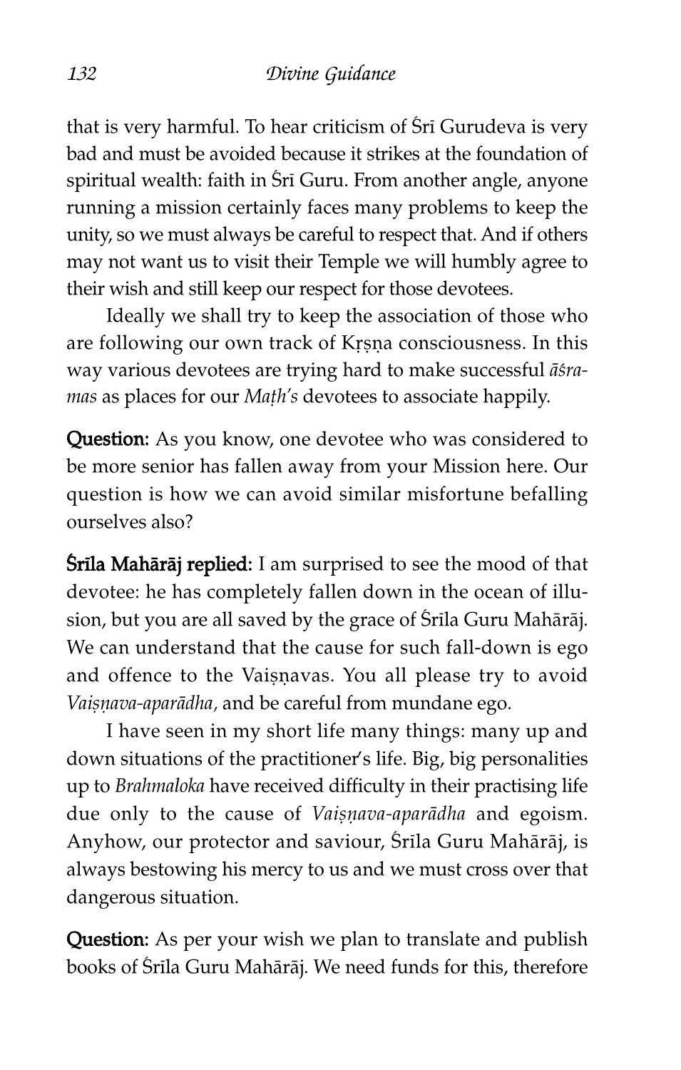that is very harmful. To hear criticism of Śrī Gurudeva is very bad and must be avoided because it strikes at the foundation of spiritual wealth: faith in Śrī Guru. From another angle, anyone running a mission certainly faces many problems to keep the unity, so we must always be careful to respect that. And if others may not want us to visit their Temple we will humbly agree to their wish and still keep our respect for those devotees.

Ideally we shall try to keep the association of those who are following our own track of Kṛṣṇa consciousness. In this way various devotees are trying hard to make successful *āśramas* as places for our *Maṭh's* devotees to associate happily.

**Question:** As you know, one devotee who was considered to be more senior has fallen away from your Mission here. Our question is how we can avoid similar misfortune befalling ourselves also?

**Śrīla Mahārāj replied:** I am surprised to see the mood of that devotee: he has completely fallen down in the ocean of illusion, but you are all saved by the grace of Śrīla Guru Mahārāj. We can understand that the cause for such fall-down is ego and offence to the Vaiṣṇavas. You all please try to avoid *Vaiṣṇava-aparādha*, and be careful from mundane ego.

I have seen in my short life many things: many up and down situations of the practitioner's life. Big, big personalities up to *Brahmaloka* have received difficulty in their practising life due only to the cause of *Vaiṣṇava-aparādha* and egoism. Anyhow, our protector and saviour, Śrīla Guru Mahārāj, is always bestowing his mercy to us and we must cross over that dangerous situation.

**Question:** As per your wish we plan to translate and publish books of Śrīla Guru Mahārāj. We need funds for this, therefore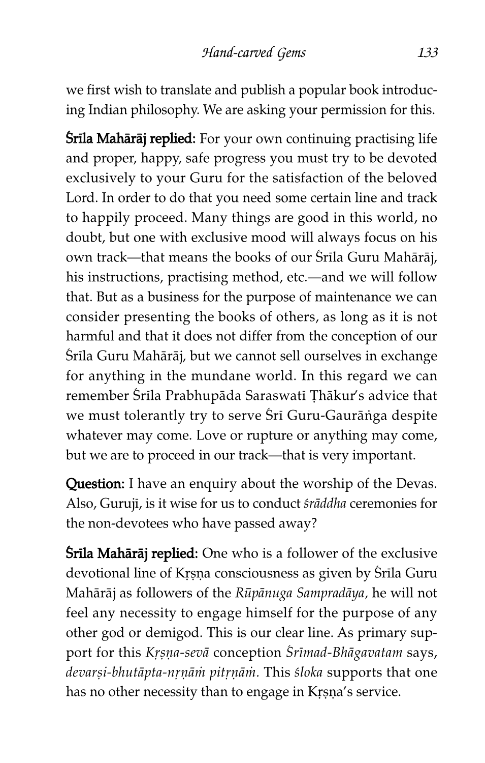we first wish to translate and publish a popular book introducing Indian philosophy. We are asking your permission for this.

**Śrīla Mahārāj replied:** For your own continuing practising life and proper, happy, safe progress you must try to be devoted exclusively to your Guru for the satisfaction of the beloved Lord. In order to do that you need some certain line and track to happily proceed. Many things are good in this world, no doubt, but one with exclusive mood will always focus on his own track—that means the books of our Śrīla Guru Mahārāj, his instructions, practising method, etc.—and we will follow that. But as a business for the purpose of maintenance we can consider presenting the books of others, as long as it is not harmful and that it does not differ from the conception of our Śrīla Guru Mahārāj, but we cannot sell ourselves in exchange for anything in the mundane world. In this regard we can remember Śrīla Prabhupāda Saraswatī Ṭhākur's advice that we must tolerantly try to serve Śrī Guru-Gaurāṅga despite whatever may come. Love or rupture or anything may come, but we are to proceed in our track—that is very important.

**Question:** I have an enquiry about the worship of the Devas. Also, Gurujī, is it wise for us to conduct *śrāddha* ceremonies for the non-devotees who have passed away?

**Śrīla Mahārāj replied:** One who is a follower of the exclusive devotional line of Kṛṣṇa consciousness as given by Śrīla Guru Mahārāj as followers of the *Rūpānuga Sampradāya*, he will not feel any necessity to engage himself for the purpose of any other god or demigod. This is our clear line. As primary support for this *Kṛṣṇa-sevā* conception *Śrīmad-Bhāgavatam* says, *devarṣi-bhutāpta-nṛṇāṁ pitṛṇāṁ.* This *śloka* supports that one has no other necessity than to engage in Kṛṣṇa's service.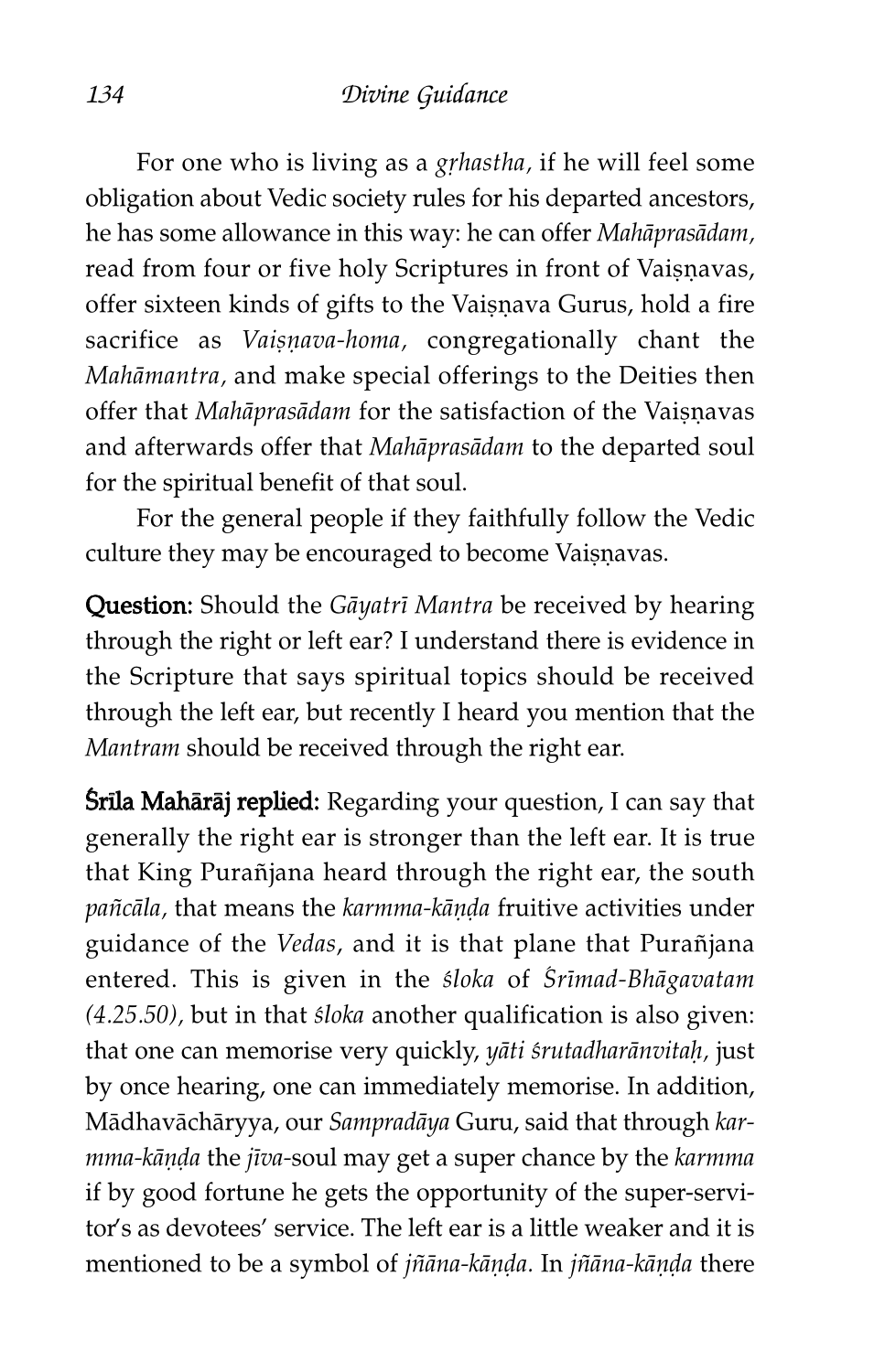For one who is living as a *gṛhastha*, if he will feel some obligation about Vedic society rules for his departed ancestors, he has some allowance in this way: he can offer *Mahāprasādam*, read from four or five holy Scriptures in front of Vaiṣṇavas, offer sixteen kinds of gifts to the Vaiṣṇava Gurus, hold a fire sacrifice as *Vaiṣṇava-homa*, congregationally chant the *Mahāmantra*, and make special offerings to the Deities then offer that *Mahāprasādam* for the satisfaction of the Vaiṣṇavas and afterwards offer that *Mahāprasādam* to the departed soul for the spiritual benefit of that soul.

For the general people if they faithfully follow the Vedic culture they may be encouraged to become Vaiṣṇavas.

**Question:** Should the *Gāyatrī Mantra* be received by hearing through the right or left ear? I understand there is evidence in the Scripture that says spiritual topics should be received through the left ear, but recently I heard you mention that the *Mantram* should be received through the right ear.

**Śrīla Mahārāj replied:** Regarding your question, I can say that generally the right ear is stronger than the left ear. It is true that King Purañjana heard through the right ear, the south *pañcāla*, that means the *karmma-kāṇḍa* fruitive activities under guidance of the *Vedas*, and it is that plane that Purañjana entered. This is given in the *śloka* of *Śrīmad-Bhāgavatam (4.25.50)*, but in that *śloka* another qualification is also given: that one can memorise very quickly, *yāti śrutadharānvitaḥ,* just by once hearing, one can immediately memorise. In addition, Mādhavāchāryya, our *Sampradāya* Guru, said that through *karmma-kāṇḍa* the *jīva*-soul may get a super chance by the *karmma* if by good fortune he gets the opportunity of the super-servitor's as devotees' service. The left ear is a little weaker and it is mentioned to be a symbol of *jñāna-kāṇḍa*. In *jñāna-kāṇḍa* there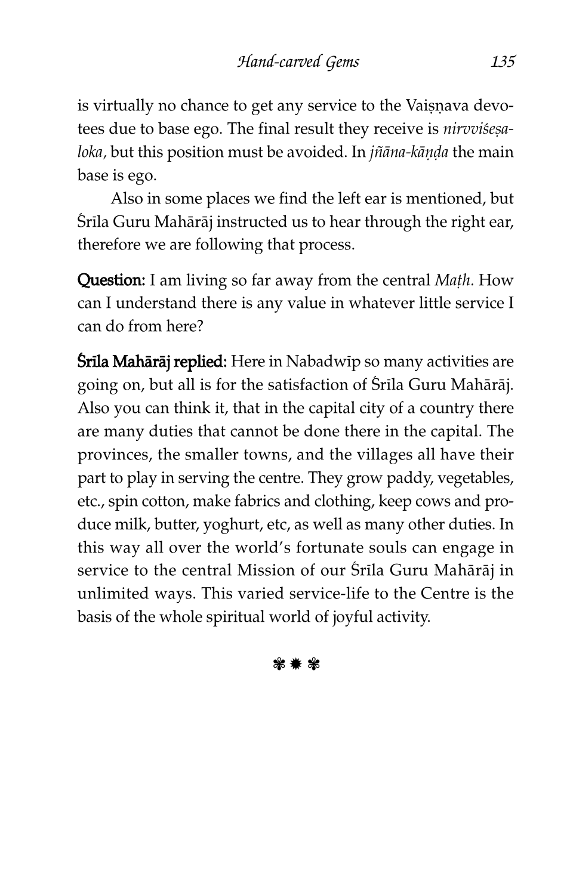is virtually no chance to get any service to the Vaiṣṇava devotees due to base ego. The final result they receive is *nirvviśeṣa-loka*, but this position must be avoided. In *jñāna-kāṇḍa* the main base is ego.

Also in some places we find the left ear is mentioned, but Śrīla Guru Mahārāj instructed us to hear through the right ear, therefore we are following that process.

**Question:** I am living so far away from the central *Maṭh*. How can I understand there is any value in whatever little service I can do from here?

**Śrīla Mahārāj replied:** Here in Nabadwīp so many activities are going on, but all is for the satisfaction of Śrīla Guru Mahārāj. Also you can think it, that in the capital city of a country there are many duties that cannot be done there in the capital. The provinces, the smaller towns, and the villages all have their part to play in serving the centre. They grow paddy, vegetables, etc., spin cotton, make fabrics and clothing, keep cows and produce milk, butter, yoghurt, etc, as well as many other duties. In this way all over the world's fortunate souls can engage in service to the central Mission of our Śrīla Guru Mahārāj in unlimited ways. This varied service-life to the Centre is the basis of the whole spiritual world of joyful activity.

❃ ✹ ❃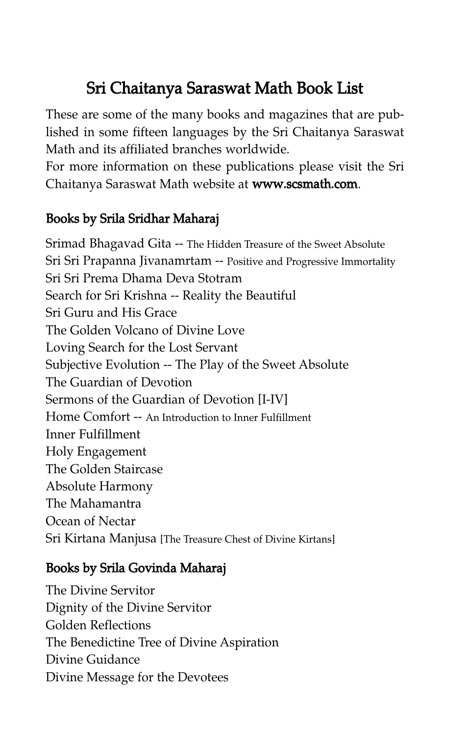# Sri Chaitanya Saraswat Math Book List

These are some of the many books and magazines that are published in some fifteen languages by the Sri Chaitanya Saraswat Math and its affiliated branches worldwide.
For more information on these publications please visit the Sri Chaitanya Saraswat Math website at **www.scsmath.com**.

## Books by Srila Sridhar Maharaj

Srimad Bhagavad Gita -- The Hidden Treasure of the Sweet Absolute
Sri Sri Prapanna Jivanamrtam -- Positive and Progressive Immortality
Sri Sri Prema Dhama Deva Stotram
Search for Sri Krishna -- Reality the Beautiful
Sri Guru and His Grace
The Golden Volcano of Divine Love
Loving Search for the Lost Servant
Subjective Evolution -- The Play of the Sweet Absolute
The Guardian of Devotion
Sermons of the Guardian of Devotion [I-IV]
Home Comfort -- An Introduction to Inner Fulfillment
Inner Fulfillment
Holy Engagement
The Golden Staircase
Absolute Harmony
The Mahamantra
Ocean of Nectar
Sri Kirtana Manjusa [The Treasure Chest of Divine Kirtans]

## Books by Srila Govinda Maharaj

The Divine Servitor
Dignity of the Divine Servitor
Golden Reflections
The Benedictine Tree of Divine Aspiration
Divine Guidance
Divine Message for the Devotees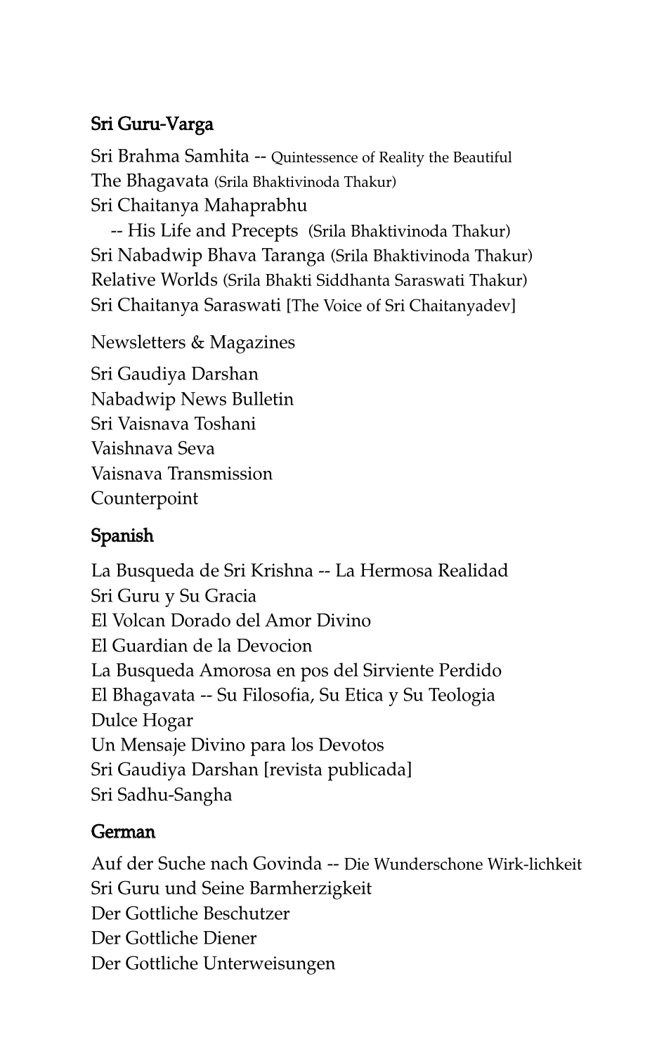### Sri Guru-Varga

Sri Brahma Samhita -- Quintessence of Reality the Beautiful
The Bhagavata (Srila Bhaktivinoda Thakur)
Sri Chaitanya Mahaprabhu
-- His Life and Precepts (Srila Bhaktivinoda Thakur)
Sri Nabadwip Bhava Taranga (Srila Bhaktivinoda Thakur)
Relative Worlds (Srila Bhakti Siddhanta Saraswati Thakur)
Sri Chaitanya Saraswati [The Voice of Sri Chaitanyadev]

Newsletters & Magazines

Sri Gaudiya Darshan
Nabadwip News Bulletin
Sri Vaisnava Toshani
Vaishnava Seva
Vaisnava Transmission
Counterpoint

### Spanish

La Busqueda de Sri Krishna -- La Hermosa Realidad
Sri Guru y Su Gracia
El Volcan Dorado del Amor Divino
El Guardian de la Devocion
La Busqueda Amorosa en pos del Sirviente Perdido
El Bhagavata -- Su Filosofia, Su Etica y Su Teologia
Dulce Hogar
Un Mensaje Divino para los Devotos
Sri Gaudiya Darshan [revista publicada]
Sri Sadhu-Sangha

### German

Auf der Suche nach Govinda -- Die Wunderschone Wirk-lichkeit
Sri Guru und Seine Barmherzigkeit
Der Gottliche Beschutzer
Der Gottliche Diener
Der Gottliche Unterweisungen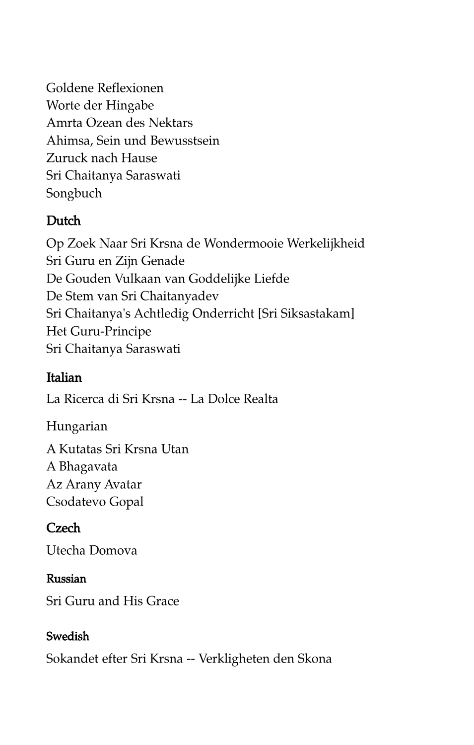Goldene Reflexionen
Worte der Hingabe
Amrta Ozean des Nektars
Ahimsa, Sein und Bewusstsein
Zuruck nach Hause
Sri Chaitanya Saraswati
Songbuch

### Dutch

Op Zoek Naar Sri Krsna de Wondermooie Werkelijkheid
Sri Guru en Zijn Genade
De Gouden Vulkaan van Goddelijke Liefde
De Stem van Sri Chaitanyadev
Sri Chaitanya's Achtledig Onderricht [Sri Siksastakam]
Het Guru-Principe
Sri Chaitanya Saraswati

### Italian

La Ricerca di Sri Krsna -- La Dolce Realta

Hungarian

A Kutatas Sri Krsna Utan
A Bhagavata
Az Arany Avatar
Csodatevo Gopal

### Czech

Utecha Domova

#### Russian

Sri Guru and His Grace

#### Swedish

Sokandet efter Sri Krsna -- Verkligheten den Skona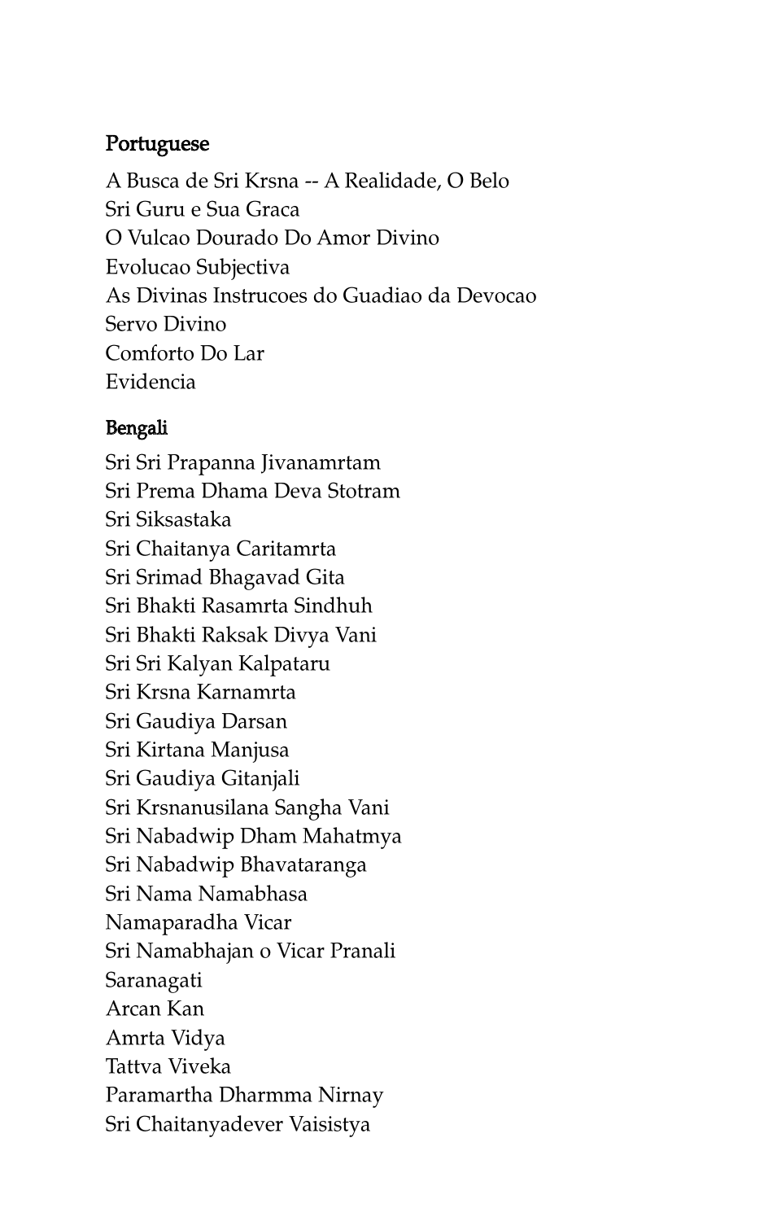**Portuguese**

A Busca de Sri Krsna -- A Realidade, O Belo
Sri Guru e Sua Graca
O Vulcao Dourado Do Amor Divino
Evolucao Subjectiva
As Divinas Instrucoes do Guadiao da Devocao
Servo Divino
Comforto Do Lar
Evidencia

**Bengali**

Sri Sri Prapanna Jivanamrtam
Sri Prema Dhama Deva Stotram
Sri Siksastaka
Sri Chaitanya Caritamrta
Sri Srimad Bhagavad Gita
Sri Bhakti Rasamrta Sindhuh
Sri Bhakti Raksak Divya Vani
Sri Sri Kalyan Kalpataru
Sri Krsna Karnamrta
Sri Gaudiya Darsan
Sri Kirtana Manjusa
Sri Gaudiya Gitanjali
Sri Krsnanusilana Sangha Vani
Sri Nabadwip Dham Mahatmya
Sri Nabadwip Bhavataranga
Sri Nama Namabhasa
Namaparadha Vicar
Sri Namabhajan o Vicar Pranali
Saranagati
Arcan Kan
Amrta Vidya
Tattva Viveka
Paramartha Dharmma Nirnay
Sri Chaitanyadever Vaisistya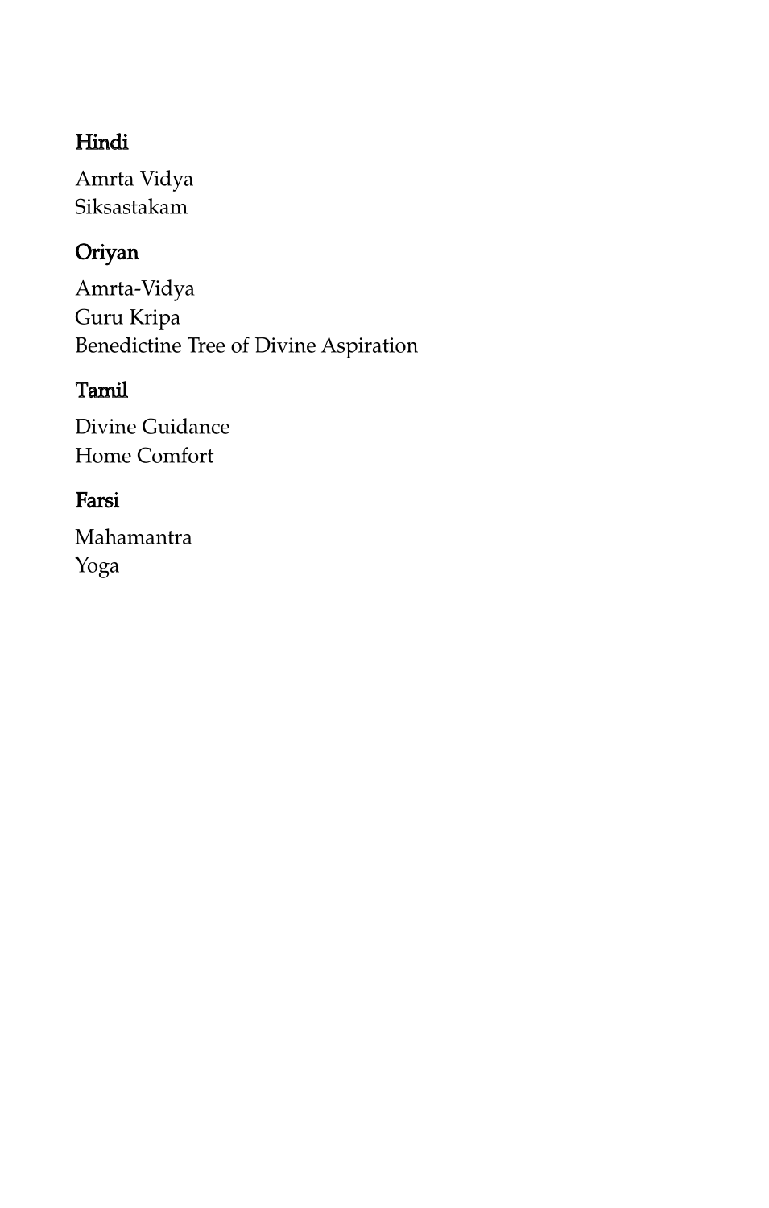### Hindi

Amrta Vidya
Siksastakam

### Oriyan

Amrta-Vidya
Guru Kripa
Benedictine Tree of Divine Aspiration

### Tamil

Divine Guidance
Home Comfort

### Farsi

Mahamantra
Yoga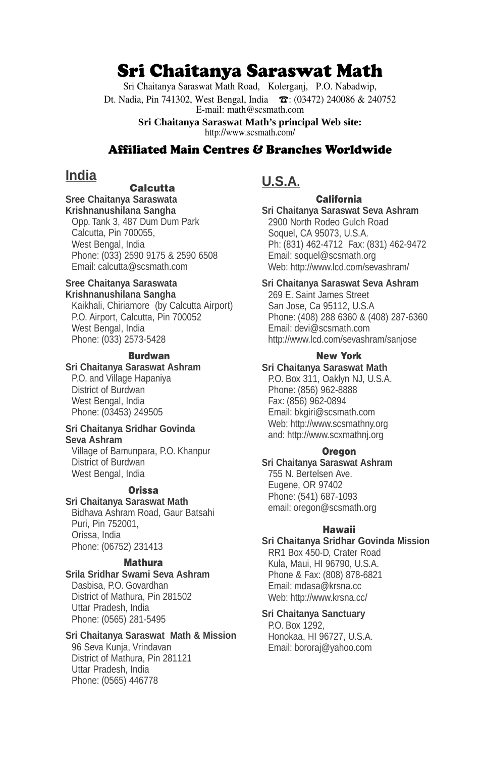# Sri Chaitanya Saraswat Math

Sri Chaitanya Saraswat Math Road, Kolerganj, P.O. Nabadwip,
Dt. Nadia, Pin 741302, West Bengal, India ☎: (03472) 240086 & 240752
E-mail: math@scsmath.com

**Sri Chaitanya Saraswat Math's principal Web site:**
http://www.scsmath.com/

## Affiliated Main Centres & Branches Worldwide

## India

### Calcutta

**Sree Chaitanya Saraswata Krishnanushilana Sangha**
Opp. Tank 3, 487 Dum Dum Park
Calcutta, Pin 700055,
West Bengal, India
Phone: (033) 2590 9175 & 2590 6508
Email: calcutta@scsmath.com

**Sree Chaitanya Saraswata Krishnanushilana Sangha**
Kaikhali, Chiriamore (by Calcutta Airport)
P.O. Airport, Calcutta, Pin 700052
West Bengal, India
Phone: (033) 2573-5428

### Burdwan

**Sri Chaitanya Saraswat Ashram**
P.O. and Village Hapaniya
District of Burdwan
West Bengal, India
Phone: (03453) 249505

**Sri Chaitanya Sridhar Govinda Seva Ashram**
Village of Bamunpara, P.O. Khanpur
District of Burdwan
West Bengal, India

### Orissa

**Sri Chaitanya Saraswat Math**
Bidhava Ashram Road, Gaur Batsahi
Puri, Pin 752001,
Orissa, India
Phone: (06752) 231413

### Mathura

**Srila Sridhar Swami Seva Ashram**
Dasbisa, P.O. Govardhan
District of Mathura, Pin 281502
Uttar Pradesh, India
Phone: (0565) 281-5495

**Sri Chaitanya Saraswat Math & Mission**
96 Seva Kunja, Vrindavan
District of Mathura, Pin 281121
Uttar Pradesh, India
Phone: (0565) 446778

## U.S.A.

### California

**Sri Chaitanya Saraswat Seva Ashram**
2900 North Rodeo Gulch Road
Soquel, CA 95073, U.S.A.
Ph: (831) 462-4712 Fax: (831) 462-9472
Email: soquel@scsmath.org
Web: http://www.lcd.com/sevashram/

**Sri Chaitanya Saraswat Seva Ashram**
269 E. Saint James Street
San Jose, Ca 95112, U.S.A
Phone: (408) 288 6360 & (408) 287-6360
Email: devi@scsmath.com
http://www.lcd.com/sevashram/sanjose

### New York

**Sri Chaitanya Saraswat Math**
P.O. Box 311, Oaklyn NJ, U.S.A.
Phone: (856) 962-8888
Fax: (856) 962-0894
Email: bkgiri@scsmath.com
Web: http://www.scsmathny.org
and: http://www.scxmathnj.org

### Oregon

**Sri Chaitanya Saraswat Ashram**
755 N. Bertelsen Ave.
Eugene, OR 97402
Phone: (541) 687-1093
email: oregon@scsmath.org

### Hawaii

**Sri Chaitanya Sridhar Govinda Mission**
RR1 Box 450-D, Crater Road
Kula, Maui, HI 96790, U.S.A.
Phone & Fax: (808) 878-6821
Email: mdasa@krsna.cc
Web: http://www.krsna.cc/

**Sri Chaitanya Sanctuary**
P.O. Box 1292,
Honokaa, HI 96727, U.S.A.
Email: bororaj@yahoo.com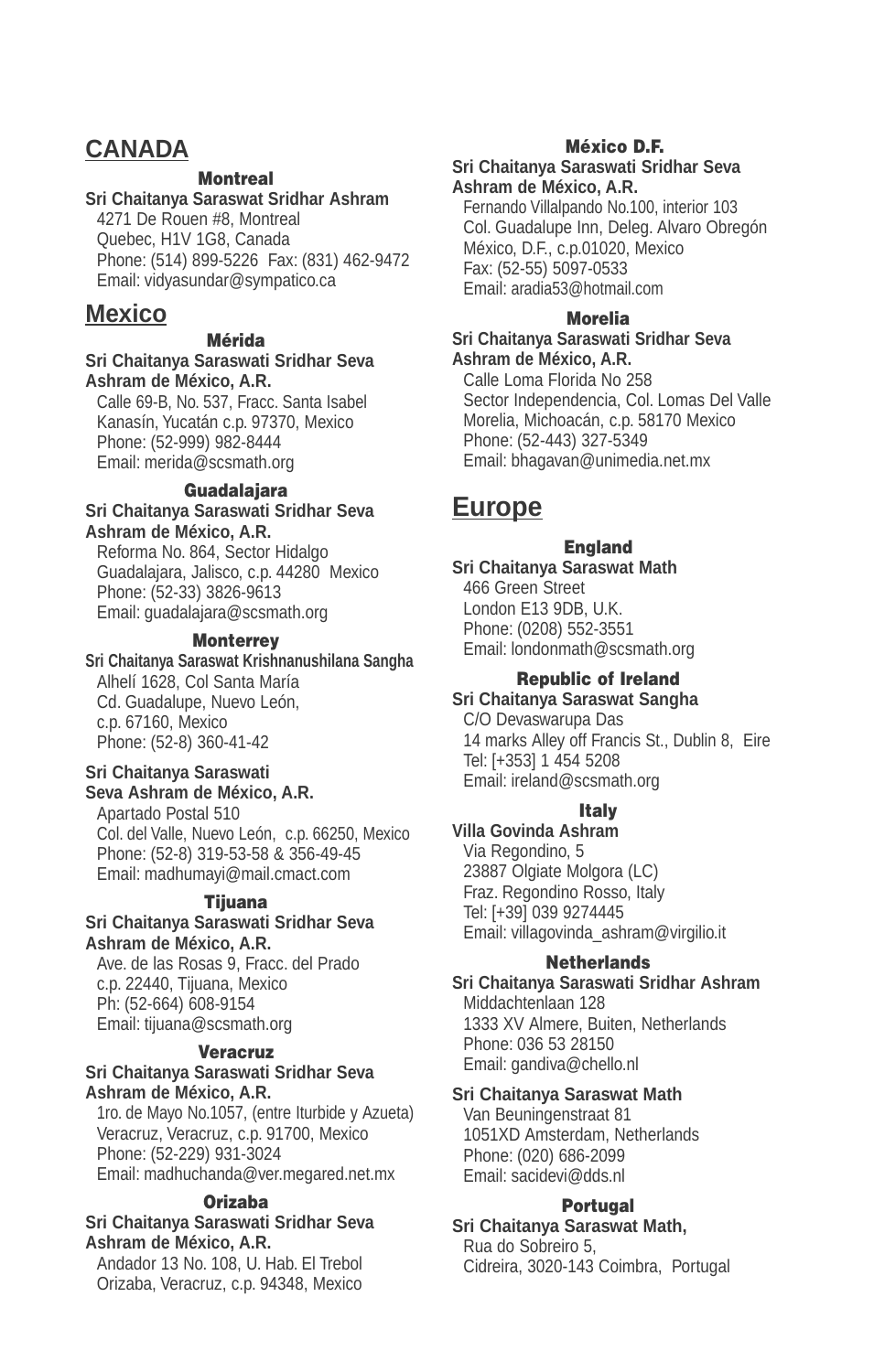## CANADA

### Montreal

**Sri Chaitanya Saraswat Sridhar Ashram**
4271 De Rouen #8, Montreal
Quebec, H1V 1G8, Canada
Phone: (514) 899-5226 Fax: (831) 462-9472
Email: vidyasundar@sympatico.ca

## Mexico

### Mérida

**Sri Chaitanya Saraswati Sridhar Seva Ashram de México, A.R.**
Calle 69-B, No. 537, Fracc. Santa Isabel
Kanasín, Yucatán c.p. 97370, Mexico
Phone: (52-999) 982-8444
Email: merida@scsmath.org

### Guadalajara

**Sri Chaitanya Saraswati Sridhar Seva Ashram de México, A.R.**
Reforma No. 864, Sector Hidalgo
Guadalajara, Jalisco, c.p. 44280 Mexico
Phone: (52-33) 3826-9613
Email: guadalajara@scsmath.org

### Monterrey

**Sri Chaitanya Saraswat Krishnanushilana Sangha**
Alhelí 1628, Col Santa María
Cd. Guadalupe, Nuevo León,
c.p. 67160, Mexico
Phone: (52-8) 360-41-42

**Sri Chaitanya Saraswati Seva Ashram de México, A.R.**
Apartado Postal 510
Col. del Valle, Nuevo León, c.p. 66250, Mexico
Phone: (52-8) 319-53-58 & 356-49-45
Email: madhumayi@mail.cmact.com

### Tijuana

**Sri Chaitanya Saraswati Sridhar Seva Ashram de México, A.R.**
Ave. de las Rosas 9, Fracc. del Prado
c.p. 22440, Tijuana, Mexico
Ph: (52-664) 608-9154
Email: tijuana@scsmath.org

### Veracruz

**Sri Chaitanya Saraswati Sridhar Seva Ashram de México, A.R.**
1ro. de Mayo No.1057, (entre Iturbide y Azueta)
Veracruz, Veracruz, c.p. 91700, Mexico
Phone: (52-229) 931-3024
Email: madhuchanda@ver.megared.net.mx

### Orizaba

**Sri Chaitanya Saraswati Sridhar Seva Ashram de México, A.R.**
Andador 13 No. 108, U. Hab. El Trebol
Orizaba, Veracruz, c.p. 94348, Mexico

### México D.F.

**Sri Chaitanya Saraswati Sridhar Seva Ashram de México, A.R.**
Fernando Villalpando No.100, interior 103
Col. Guadalupe Inn, Deleg. Alvaro Obregón
México, D.F., c.p.01020, Mexico
Fax: (52-55) 5097-0533
Email: aradia53@hotmail.com

### Morelia

**Sri Chaitanya Saraswati Sridhar Seva Ashram de México, A.R.**
Calle Loma Florida No 258
Sector Independencia, Col. Lomas Del Valle
Morelia, Michoacán, c.p. 58170 Mexico
Phone: (52-443) 327-5349
Email: bhagavan@unimedia.net.mx

## Europe

### England

**Sri Chaitanya Saraswat Math**
466 Green Street
London E13 9DB, U.K.
Phone: (0208) 552-3551
Email: londonmath@scsmath.org

### Republic of Ireland

**Sri Chaitanya Saraswat Sangha**
C/O Devaswarupa Das
14 marks Alley off Francis St., Dublin 8, Eire
Tel: [+353] 1 454 5208
Email: ireland@scsmath.org

### Italy

**Villa Govinda Ashram**
Via Regondino, 5
23887 Olgiate Molgora (LC)
Fraz. Regondino Rosso, Italy
Tel: [+39] 039 9274445
Email: villagovinda_ashram@virgilio.it

### Netherlands

**Sri Chaitanya Saraswati Sridhar Ashram**
Middachtenlaan 128
1333 XV Almere, Buiten, Netherlands
Phone: 036 53 28150
Email: gandiva@chello.nl

**Sri Chaitanya Saraswat Math**
Van Beuningenstraat 81
1051XD Amsterdam, Netherlands
Phone: (020) 686-2099
Email: sacidevi@dds.nl

### Portugal

**Sri Chaitanya Saraswat Math,**
Rua do Sobreiro 5,
Cidreira, 3020-143 Coimbra, Portugal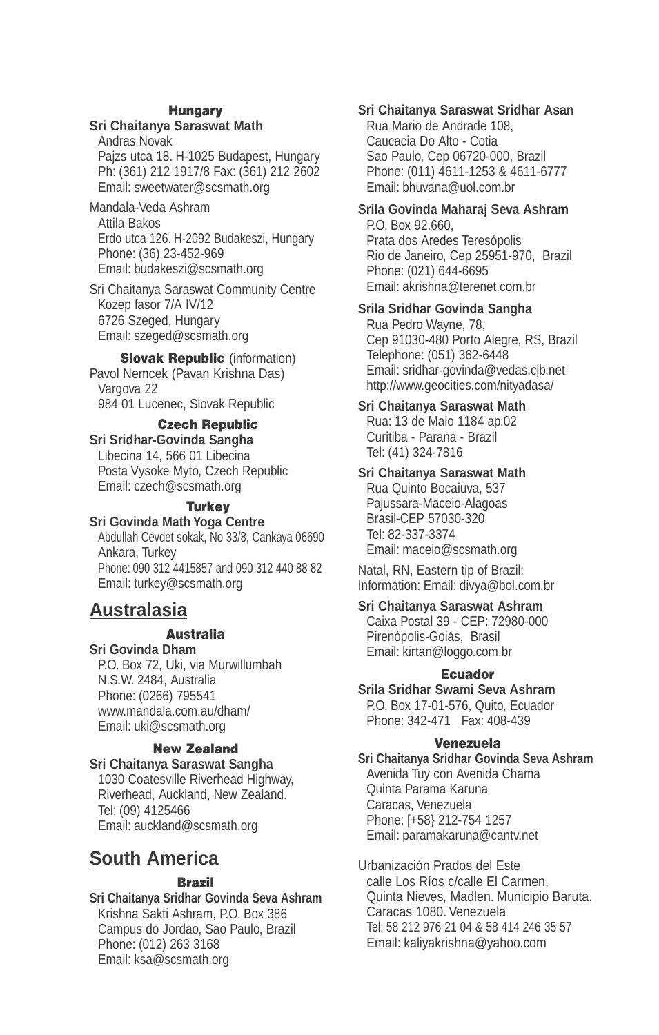### Hungary

**Sri Chaitanya Saraswat Math**
Andras Novak
Pajzs utca 18. H-1025 Budapest, Hungary
Ph: (361) 212 1917/8 Fax: (361) 212 2602
Email: sweetwater@scsmath.org

Mandala-Veda Ashram
Attila Bakos
Erdo utca 126. H-2092 Budakeszi, Hungary
Phone: (36) 23-452-969
Email: budakeszi@scsmath.org

Sri Chaitanya Saraswat Community Centre
Kozep fasor 7/A IV/12
6726 Szeged, Hungary
Email: szeged@scsmath.org

### Slovak Republic (information)

Pavol Nemcek (Pavan Krishna Das)
Vargova 22
984 01 Lucenec, Slovak Republic

### Czech Republic

**Sri Sridhar-Govinda Sangha**
Libecina 14, 566 01 Libecina
Posta Vysoke Myto, Czech Republic
Email: czech@scsmath.org

### Turkey

**Sri Govinda Math Yoga Centre**
Abdullah Cevdet sokak, No 33/8, Cankaya 06690
Ankara, Turkey
Phone: 090 312 4415857 and 090 312 440 88 82
Email: turkey@scsmath.org

## Australasia

### Australia

**Sri Govinda Dham**
P.O. Box 72, Uki, via Murwillumbah
N.S.W. 2484, Australia
Phone: (0266) 795541
www.mandala.com.au/dham/
Email: uki@scsmath.org

### New Zealand

**Sri Chaitanya Saraswat Sangha**
1030 Coatesville Riverhead Highway,
Riverhead, Auckland, New Zealand.
Tel: (09) 4125466
Email: auckland@scsmath.org

## South America

### Brazil

**Sri Chaitanya Sridhar Govinda Seva Ashram**
Krishna Sakti Ashram, P.O. Box 386
Campus do Jordao, Sao Paulo, Brazil
Phone: (012) 263 3168
Email: ksa@scsmath.org

**Sri Chaitanya Saraswat Sridhar Asan**
Rua Mario de Andrade 108,
Caucacia Do Alto - Cotia
Sao Paulo, Cep 06720-000, Brazil
Phone: (011) 4611-1253 & 4611-6777
Email: bhuvana@uol.com.br

**Srila Govinda Maharaj Seva Ashram**
P.O. Box 92.660,
Prata dos Aredes Teresópolis
Rio de Janeiro, Cep 25951-970, Brazil
Phone: (021) 644-6695
Email: akrishna@terenet.com.br

**Srila Sridhar Govinda Sangha**
Rua Pedro Wayne, 78,
Cep 91030-480 Porto Alegre, RS, Brazil
Telephone: (051) 362-6448
Email: sridhar-govinda@vedas.cjb.net
http://www.geocities.com/nityadasa/

**Sri Chaitanya Saraswat Math**
Rua: 13 de Maio 1184 ap.02
Curitiba - Parana - Brazil
Tel: (41) 324-7816

**Sri Chaitanya Saraswat Math**
Rua Quinto Bocaiuva, 537
Pajussara-Maceio-Alagoas
Brasil-CEP 57030-320
Tel: 82-337-3374
Email: maceio@scsmath.org

Natal, RN, Eastern tip of Brazil:
Information: Email: divya@bol.com.br

**Sri Chaitanya Saraswat Ashram**
Caixa Postal 39 - CEP: 72980-000
Pirenópolis-Goiás, Brasil
Email: kirtan@loggo.com.br

### Ecuador

**Srila Sridhar Swami Seva Ashram**
P.O. Box 17-01-576, Quito, Ecuador
Phone: 342-471 Fax: 408-439

### Venezuela

**Sri Chaitanya Sridhar Govinda Seva Ashram**
Avenida Tuy con Avenida Chama
Quinta Parama Karuna
Caracas, Venezuela
Phone: [+58} 212-754 1257
Email: paramakaruna@cantv.net

Urbanización Prados del Este
calle Los Ríos c/calle El Carmen,
Quinta Nieves, Madlen. Municipio Baruta.
Caracas 1080. Venezuela
Tel: 58 212 976 21 04 & 58 414 246 35 57
Email: kaliyakrishna@yahoo.com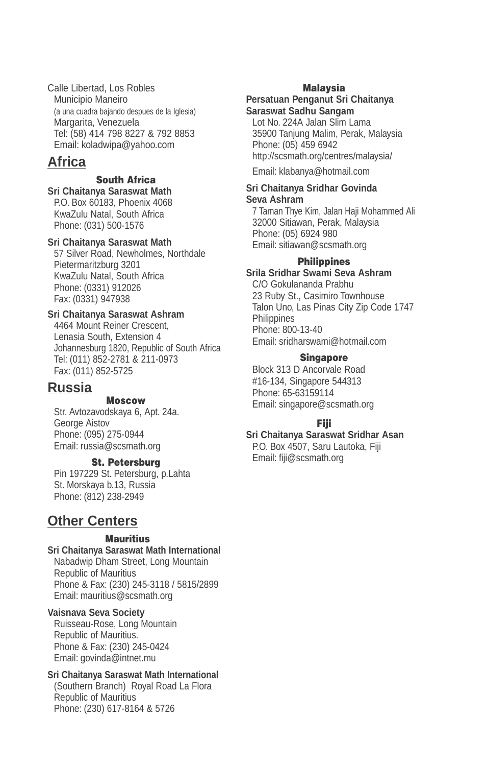Calle Libertad, Los Robles
Municipio Maneiro
(a una cuadra bajando despues de la Iglesia)
Margarita, Venezuela
Tel: (58) 414 798 8227 & 792 8853
Email: koladwipa@yahoo.com

## Africa

### South Africa

**Sri Chaitanya Saraswat Math**
P.O. Box 60183, Phoenix 4068
KwaZulu Natal, South Africa
Phone: (031) 500-1576

**Sri Chaitanya Saraswat Math**
57 Silver Road, Newholmes, Northdale
Pietermaritzburg 3201
KwaZulu Natal, South Africa
Phone: (0331) 912026
Fax: (0331) 947938

**Sri Chaitanya Saraswat Ashram**
4464 Mount Reiner Crescent,
Lenasia South, Extension 4
Johannesburg 1820, Republic of South Africa
Tel: (011) 852-2781 & 211-0973
Fax: (011) 852-5725

## Russia

### Moscow

Str. Avtozavodskaya 6, Apt. 24a.
George Aistov
Phone: (095) 275-0944
Email: russia@scsmath.org

### St. Petersburg

Pin 197229 St. Petersburg, p.Lahta
St. Morskaya b.13, Russia
Phone: (812) 238-2949

## Other Centers

### Mauritius

**Sri Chaitanya Saraswat Math International**
Nabadwip Dham Street, Long Mountain
Republic of Mauritius
Phone & Fax: (230) 245-3118 / 5815/2899
Email: mauritius@scsmath.org

**Vaisnava Seva Society**
Ruisseau-Rose, Long Mountain
Republic of Mauritius.
Phone & Fax: (230) 245-0424
Email: govinda@intnet.mu

**Sri Chaitanya Saraswat Math International**
(Southern Branch) Royal Road La Flora
Republic of Mauritius
Phone: (230) 617-8164 & 5726

### Malaysia

**Persatuan Penganut Sri Chaitanya Saraswat Sadhu Sangam**
Lot No. 224A Jalan Slim Lama
35900 Tanjung Malim, Perak, Malaysia
Phone: (05) 459 6942
http://scsmath.org/centres/malaysia/
Email: klabanya@hotmail.com

**Sri Chaitanya Sridhar Govinda Seva Ashram**
7 Taman Thye Kim, Jalan Haji Mohammed Ali
32000 Sitiawan, Perak, Malaysia
Phone: (05) 6924 980
Email: sitiawan@scsmath.org

### Philippines

**Srila Sridhar Swami Seva Ashram**
C/O Gokulananda Prabhu
23 Ruby St., Casimiro Townhouse
Talon Uno, Las Pinas City Zip Code 1747
Philippines
Phone: 800-13-40
Email: sridharswami@hotmail.com

### Singapore

Block 313 D Ancorvale Road
#16-134, Singapore 544313
Phone: 65-63159114
Email: singapore@scsmath.org

### Fiji

**Sri Chaitanya Saraswat Sridhar Asan**
P.O. Box 4507, Saru Lautoka, Fiji
Email: fiji@scsmath.org